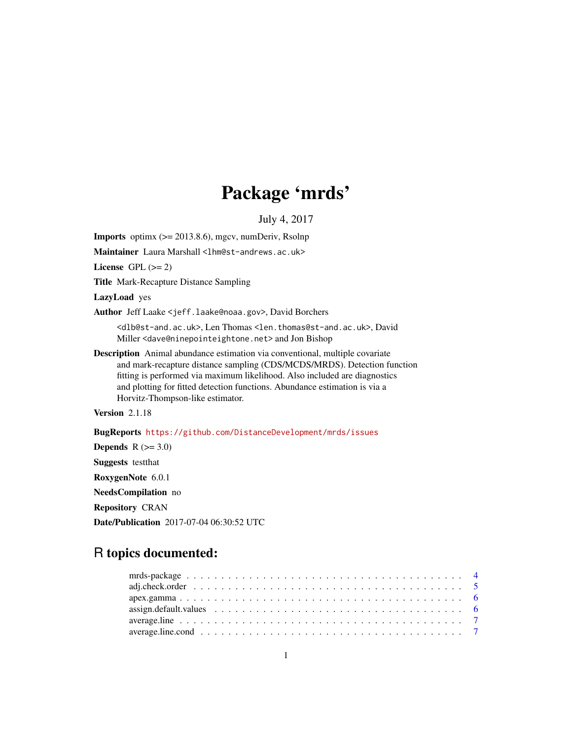# Package 'mrds'

July 4, 2017

**Imports** optimx (>= 2013.8.6), mgcv, numDeriv, Rsolnp

**Maintainer** Laura Marshall <lhm@st-andrews.ac.uk>

**License** GPL (>= 2)

**Title** Mark-Recapture Distance Sampling

**LazyLoad** yes

**Author** Jeff Laake <jeff.laake@noaa.gov>, David Borchers <dlb@st-and.ac.uk>, Len Thomas <len.thomas@st-and.ac.uk>, David Miller <dave@ninepointeightone.net> and Jon Bishop

**Description** Animal abundance estimation via conventional, multiple covariate and mark-recapture distance sampling (CDS/MCDS/MRDS). Detection function fitting is performed via maximum likelihood. Also included are diagnostics and plotting for fitted detection functions. Abundance estimation is via a Horvitz-Thompson-like estimator.

**Version** 2.1.18

**BugReports** https://github.com/DistanceDevelopment/mrds/issues

**Depends** R (>= 3.0)

**Suggests** testthat

**RoxygenNote** 6.0.1

**NeedsCompilation** no

**Repository** CRAN

**Date/Publication** 2017-07-04 06:30:52 UTC

## R topics documented:

- mrds-package . . . . . . . . . . 4
- adj.check.order . . . . . . . . . . 5
- apex.gamma . . . . . . . . . . 6
- assign.default.values . . . . . . . . . . 6
- average.line . . . . . . . . . . 7
- average.line.cond . . . . . . . . . . 7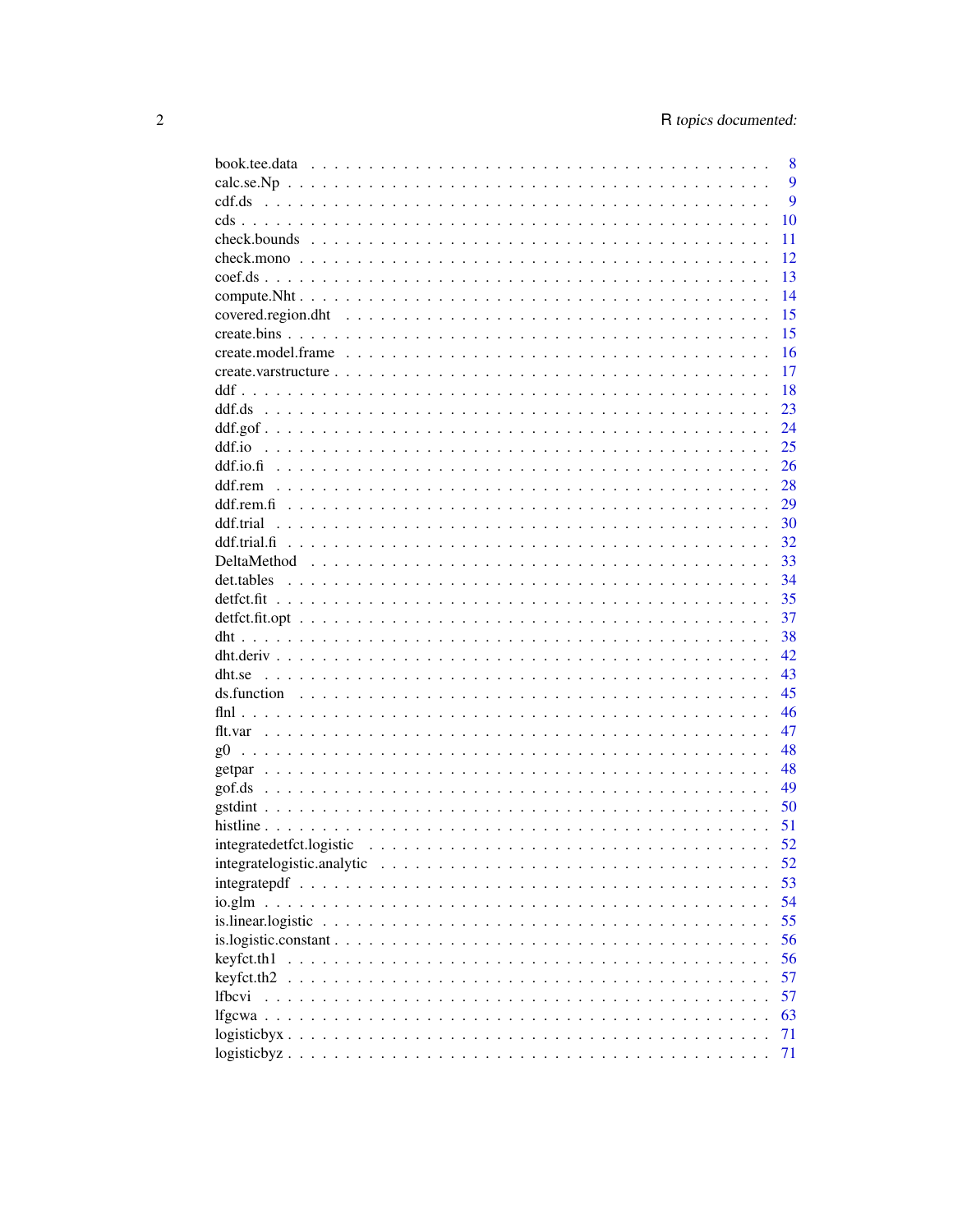| | |
|---|---|
| book.tee.data | 8 |
| calc.se.Np | 9 |
| cdf.ds | 9 |
| cds | 10 |
| check.bounds | 11 |
| check.mono | 12 |
| coef.ds | 13 |
| compute.Nht | 14 |
| covered.region.dht | 15 |
| create.bins | 15 |
| create.model.frame | 16 |
| create.varstructure | 17 |
| ddf | 18 |
| ddf.ds | 23 |
| ddf.gof | 24 |
| ddf.io | 25 |
| ddf.io.fi | 26 |
| ddf.rem | 28 |
| ddf.rem.fi | 29 |
| ddf.trial | 30 |
| ddf.trial.fi | 32 |
| DeltaMethod | 33 |
| det.tables | 34 |
| detfct.fit | 35 |
| detfct.fit.opt | 37 |
| dht | 38 |
| dht.deriv | 42 |
| dht.se | 43 |
| ds.function | 45 |
| flnl | 46 |
| flt.var | 47 |
| g0 | 48 |
| getpar | 48 |
| gof.ds | 49 |
| gstdint | 50 |
| histline | 51 |
| integratedetfct.logistic | 52 |
| integratelogistic.analytic | 52 |
| integratepdf | 53 |
| io.glm | 54 |
| is.linear.logistic | 55 |
| is.logistic.constant | 56 |
| keyfct.th1 | 56 |
| keyfct.th2 | 57 |
| lfbcvi | 57 |
| lfgcwa | 63 |
| logisticbyx | 71 |
| logisticbyz | 71 |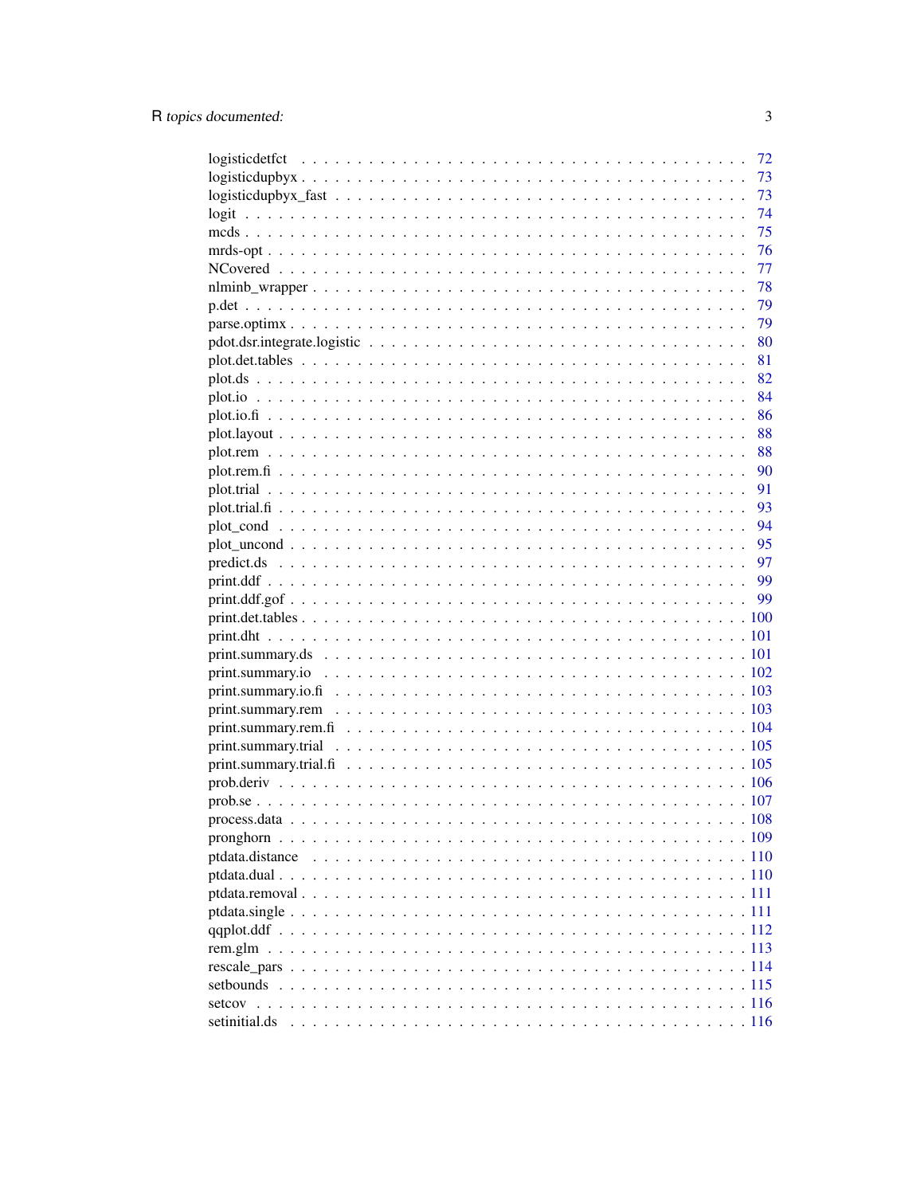logisticdetfct . . . . . . . . . . . . . . . . . . . . . . . . . . . . . . . . . . . . . 72
logisticdupbyx . . . . . . . . . . . . . . . . . . . . . . . . . . . . . . . . . . . . . 73
logisticdupbyx_fast . . . . . . . . . . . . . . . . . . . . . . . . . . . . . . . . . . 73
logit . . . . . . . . . . . . . . . . . . . . . . . . . . . . . . . . . . . . . . . . . . . 74
mcds . . . . . . . . . . . . . . . . . . . . . . . . . . . . . . . . . . . . . . . . . . . 75
mrds-opt . . . . . . . . . . . . . . . . . . . . . . . . . . . . . . . . . . . . . . . . 76
NCovered . . . . . . . . . . . . . . . . . . . . . . . . . . . . . . . . . . . . . . . 77
nlminb_wrapper . . . . . . . . . . . . . . . . . . . . . . . . . . . . . . . . . . . 78
p.det . . . . . . . . . . . . . . . . . . . . . . . . . . . . . . . . . . . . . . . . . . 79
parse.optimx . . . . . . . . . . . . . . . . . . . . . . . . . . . . . . . . . . . . . 79
pdot.dsr.integrate.logistic . . . . . . . . . . . . . . . . . . . . . . . . . . . . . 80
plot.det.tables . . . . . . . . . . . . . . . . . . . . . . . . . . . . . . . . . . . . 81
plot.ds . . . . . . . . . . . . . . . . . . . . . . . . . . . . . . . . . . . . . . . . . 82
plot.io . . . . . . . . . . . . . . . . . . . . . . . . . . . . . . . . . . . . . . . . . 84
plot.io.fi . . . . . . . . . . . . . . . . . . . . . . . . . . . . . . . . . . . . . . . . 86
plot.layout . . . . . . . . . . . . . . . . . . . . . . . . . . . . . . . . . . . . . . 88
plot.rem . . . . . . . . . . . . . . . . . . . . . . . . . . . . . . . . . . . . . . . 88
plot.rem.fi . . . . . . . . . . . . . . . . . . . . . . . . . . . . . . . . . . . . . . 90
plot.trial . . . . . . . . . . . . . . . . . . . . . . . . . . . . . . . . . . . . . . . 91
plot.trial.fi . . . . . . . . . . . . . . . . . . . . . . . . . . . . . . . . . . . . . . 93
plot_cond . . . . . . . . . . . . . . . . . . . . . . . . . . . . . . . . . . . . . . 94
plot_uncond . . . . . . . . . . . . . . . . . . . . . . . . . . . . . . . . . . . . . 95
predict.ds . . . . . . . . . . . . . . . . . . . . . . . . . . . . . . . . . . . . . . 97
print.ddf . . . . . . . . . . . . . . . . . . . . . . . . . . . . . . . . . . . . . . . 99
print.ddf.gof . . . . . . . . . . . . . . . . . . . . . . . . . . . . . . . . . . . . . 99
print.det.tables . . . . . . . . . . . . . . . . . . . . . . . . . . . . . . . . . . . 100
print.dht . . . . . . . . . . . . . . . . . . . . . . . . . . . . . . . . . . . . . . . 101
print.summary.ds . . . . . . . . . . . . . . . . . . . . . . . . . . . . . . . . . 101
print.summary.io . . . . . . . . . . . . . . . . . . . . . . . . . . . . . . . . . 102
print.summary.io.fi . . . . . . . . . . . . . . . . . . . . . . . . . . . . . . . . 103
print.summary.rem . . . . . . . . . . . . . . . . . . . . . . . . . . . . . . . . 103
print.summary.rem.fi . . . . . . . . . . . . . . . . . . . . . . . . . . . . . . . 104
print.summary.trial . . . . . . . . . . . . . . . . . . . . . . . . . . . . . . . . 105
print.summary.trial.fi . . . . . . . . . . . . . . . . . . . . . . . . . . . . . . . 105
prob.deriv . . . . . . . . . . . . . . . . . . . . . . . . . . . . . . . . . . . . . . 106
prob.se . . . . . . . . . . . . . . . . . . . . . . . . . . . . . . . . . . . . . . . . 107
process.data . . . . . . . . . . . . . . . . . . . . . . . . . . . . . . . . . . . . 108
pronghorn . . . . . . . . . . . . . . . . . . . . . . . . . . . . . . . . . . . . . . 109
ptdata.distance . . . . . . . . . . . . . . . . . . . . . . . . . . . . . . . . . . . 110
ptdata.dual . . . . . . . . . . . . . . . . . . . . . . . . . . . . . . . . . . . . . . 110
ptdata.removal . . . . . . . . . . . . . . . . . . . . . . . . . . . . . . . . . . . 111
ptdata.single . . . . . . . . . . . . . . . . . . . . . . . . . . . . . . . . . . . . 111
qqplot.ddf . . . . . . . . . . . . . . . . . . . . . . . . . . . . . . . . . . . . . . 112
rem.glm . . . . . . . . . . . . . . . . . . . . . . . . . . . . . . . . . . . . . . . 113
rescale_pars . . . . . . . . . . . . . . . . . . . . . . . . . . . . . . . . . . . . 114
setbounds . . . . . . . . . . . . . . . . . . . . . . . . . . . . . . . . . . . . . . 115
setcov . . . . . . . . . . . . . . . . . . . . . . . . . . . . . . . . . . . . . . . . . 116
setinitial.ds . . . . . . . . . . . . . . . . . . . . . . . . . . . . . . . . . . . . . 116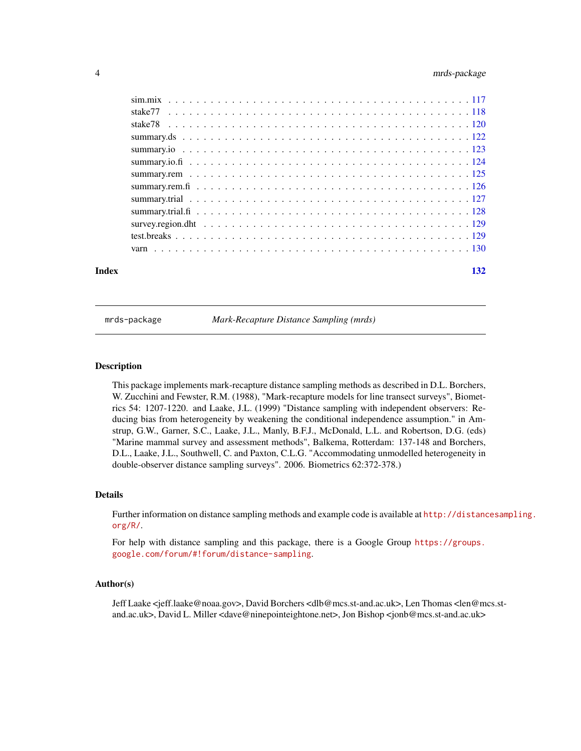sim.mix . . . . . . . . . . . . . . . . . . . . . . . . . . . . . . . . . . . . . . . . 117
stake77 . . . . . . . . . . . . . . . . . . . . . . . . . . . . . . . . . . . . . . . . 118
stake78 . . . . . . . . . . . . . . . . . . . . . . . . . . . . . . . . . . . . . . . . 120
summary.ds . . . . . . . . . . . . . . . . . . . . . . . . . . . . . . . . . . . . . . . 122
summary.io . . . . . . . . . . . . . . . . . . . . . . . . . . . . . . . . . . . . . . . 123
summary.io.fi . . . . . . . . . . . . . . . . . . . . . . . . . . . . . . . . . . . . . . 124
summary.rem . . . . . . . . . . . . . . . . . . . . . . . . . . . . . . . . . . . . . . 125
summary.rem.fi . . . . . . . . . . . . . . . . . . . . . . . . . . . . . . . . . . . . . 126
summary.trial . . . . . . . . . . . . . . . . . . . . . . . . . . . . . . . . . . . . . . 127
summary.trial.fi . . . . . . . . . . . . . . . . . . . . . . . . . . . . . . . . . . . . . 128
survey.region.dht . . . . . . . . . . . . . . . . . . . . . . . . . . . . . . . . . . . . 129
test.breaks . . . . . . . . . . . . . . . . . . . . . . . . . . . . . . . . . . . . . . . 129
varn . . . . . . . . . . . . . . . . . . . . . . . . . . . . . . . . . . . . . . . . . . 130

**Index** **132**

---

## mrds-package — *Mark-Recapture Distance Sampling (mrds)*

---

### Description

This package implements mark-recapture distance sampling methods as described in D.L. Borchers, W. Zucchini and Fewster, R.M. (1988), "Mark-recapture models for line transect surveys", Biometrics 54: 1207-1220. and Laake, J.L. (1999) "Distance sampling with independent observers: Reducing bias from heterogeneity by weakening the conditional independence assumption." in Amstrup, G.W., Garner, S.C., Laake, J.L., Manly, B.F.J., McDonald, L.L. and Robertson, D.G. (eds) "Marine mammal survey and assessment methods", Balkema, Rotterdam: 137-148 and Borchers, D.L., Laake, J.L., Southwell, C. and Paxton, C.L.G. "Accommodating unmodelled heterogeneity in double-observer distance sampling surveys". 2006. Biometrics 62:372-378.)

### Details

Further information on distance sampling methods and example code is available at `http://distancesampling.org/R/`.

For help with distance sampling and this package, there is a Google Group `https://groups.google.com/forum/#!forum/distance-sampling`.

### Author(s)

Jeff Laake <jeff.laake@noaa.gov>, David Borchers <dlb@mcs.st-and.ac.uk>, Len Thomas <len@mcs.st-and.ac.uk>, David L. Miller <dave@ninepointeightone.net>, Jon Bishop <jonb@mcs.st-and.ac.uk>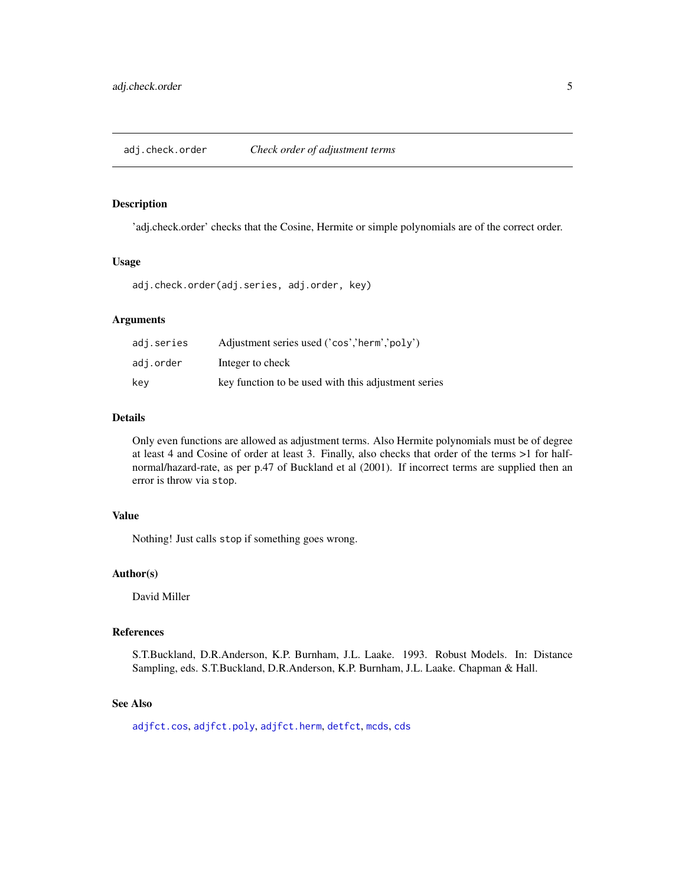## adj.check.order — *Check order of adjustment terms*

### Description

'adj.check.order' checks that the Cosine, Hermite or simple polynomials are of the correct order.

### Usage

```
adj.check.order(adj.series, adj.order, key)
```

### Arguments

| | |
|---|---|
| `adj.series` | Adjustment series used ('`cos`','`herm`','`poly`') |
| `adj.order` | Integer to check |
| `key` | key function to be used with this adjustment series |

### Details

Only even functions are allowed as adjustment terms. Also Hermite polynomials must be of degree at least 4 and Cosine of order at least 3. Finally, also checks that order of the terms >1 for half-normal/hazard-rate, as per p.47 of Buckland et al (2001). If incorrect terms are supplied then an error is throw via `stop`.

### Value

Nothing! Just calls `stop` if something goes wrong.

### Author(s)

David Miller

### References

S.T.Buckland, D.R.Anderson, K.P. Burnham, J.L. Laake. 1993. Robust Models. In: Distance Sampling, eds. S.T.Buckland, D.R.Anderson, K.P. Burnham, J.L. Laake. Chapman & Hall.

### See Also

`adjfct.cos`, `adjfct.poly`, `adjfct.herm`, `detfct`, `mcds`, `cds`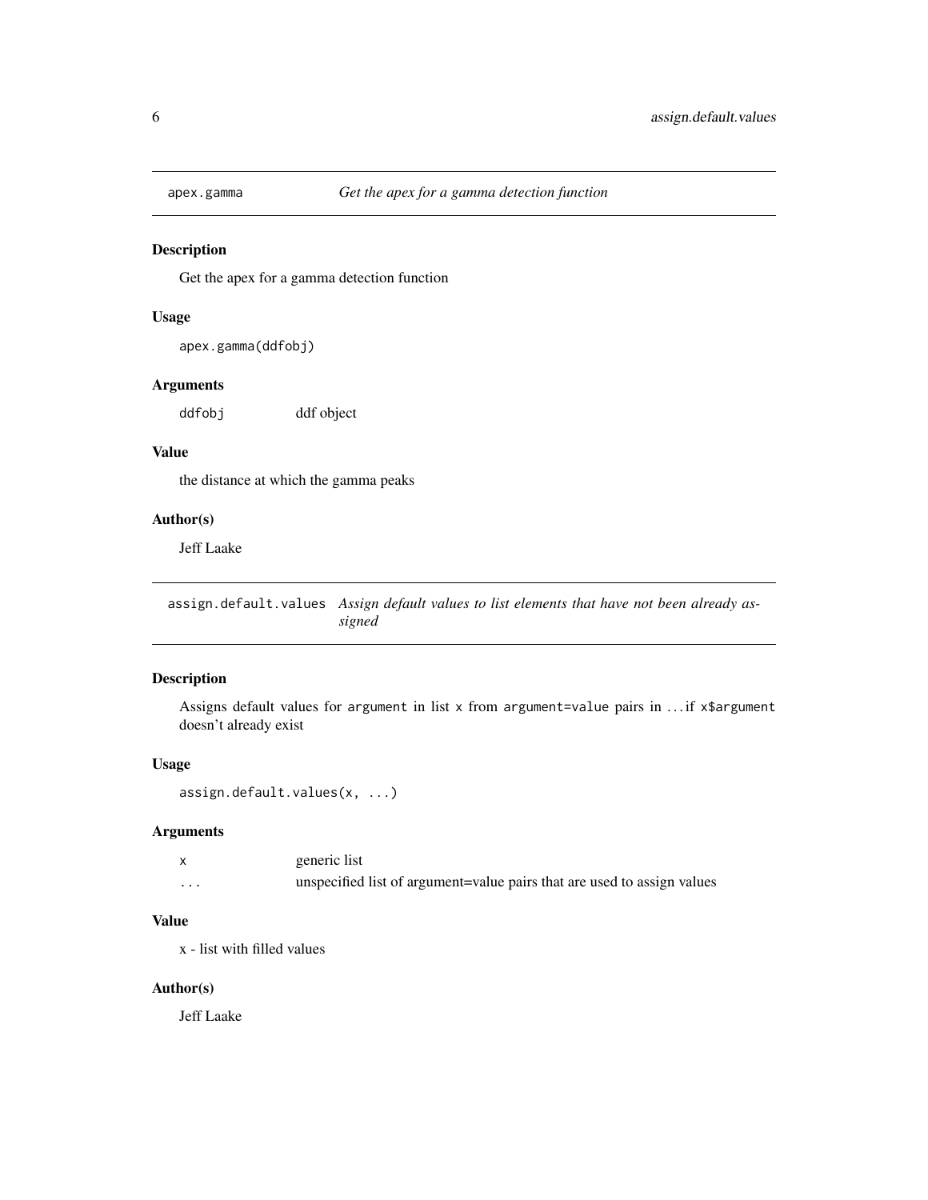## apex.gamma *Get the apex for a gamma detection function*

### Description

Get the apex for a gamma detection function

### Usage

```
apex.gamma(ddfobj)
```

### Arguments

| | |
|---|---|
| ddfobj | ddf object |

### Value

the distance at which the gamma peaks

### Author(s)

Jeff Laake

## assign.default.values *Assign default values to list elements that have not been already assigned*

### Description

Assigns default values for `argument` in list `x` from `argument=value` pairs in ... if `x$argument` doesn't already exist

### Usage

```
assign.default.values(x, ...)
```

### Arguments

| | |
|---|---|
| x | generic list |
| ... | unspecified list of argument=value pairs that are used to assign values |

### Value

x - list with filled values

### Author(s)

Jeff Laake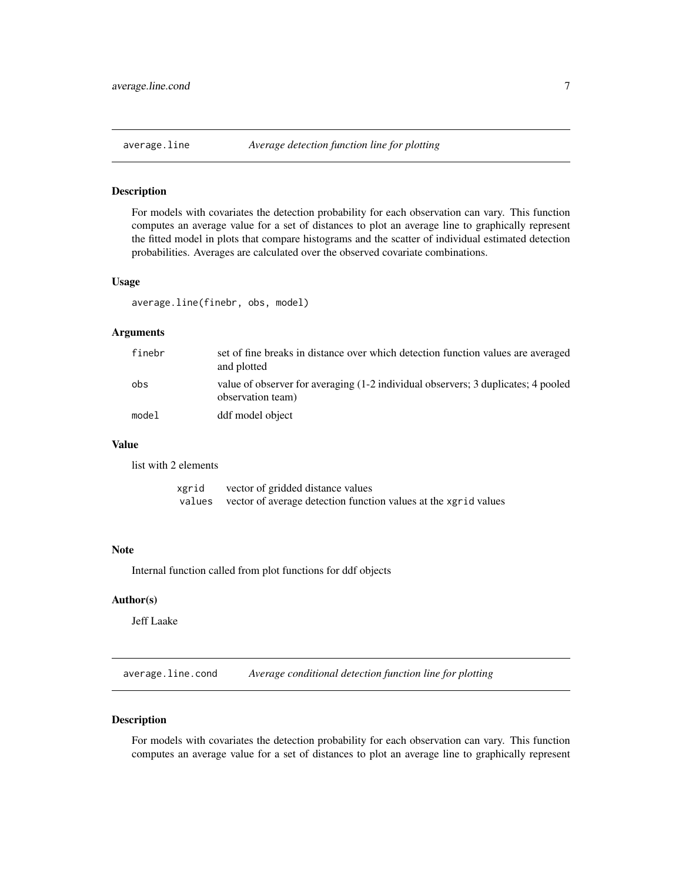## average.line — *Average detection function line for plotting*

### Description

For models with covariates the detection probability for each observation can vary. This function computes an average value for a set of distances to plot an average line to graphically represent the fitted model in plots that compare histograms and the scatter of individual estimated detection probabilities. Averages are calculated over the observed covariate combinations.

### Usage

```
average.line(finebr, obs, model)
```

### Arguments

| | |
|---|---|
| `finebr` | set of fine breaks in distance over which detection function values are averaged and plotted |
| `obs` | value of observer for averaging (1-2 individual observers; 3 duplicates; 4 pooled observation team) |
| `model` | ddf model object |

### Value

list with 2 elements

| | |
|---|---|
| `xgrid` | vector of gridded distance values |
| `values` | vector of average detection function values at the `xgrid` values |

### Note

Internal function called from plot functions for ddf objects

### Author(s)

Jeff Laake

## average.line.cond — *Average conditional detection function line for plotting*

### Description

For models with covariates the detection probability for each observation can vary. This function computes an average value for a set of distances to plot an average line to graphically represent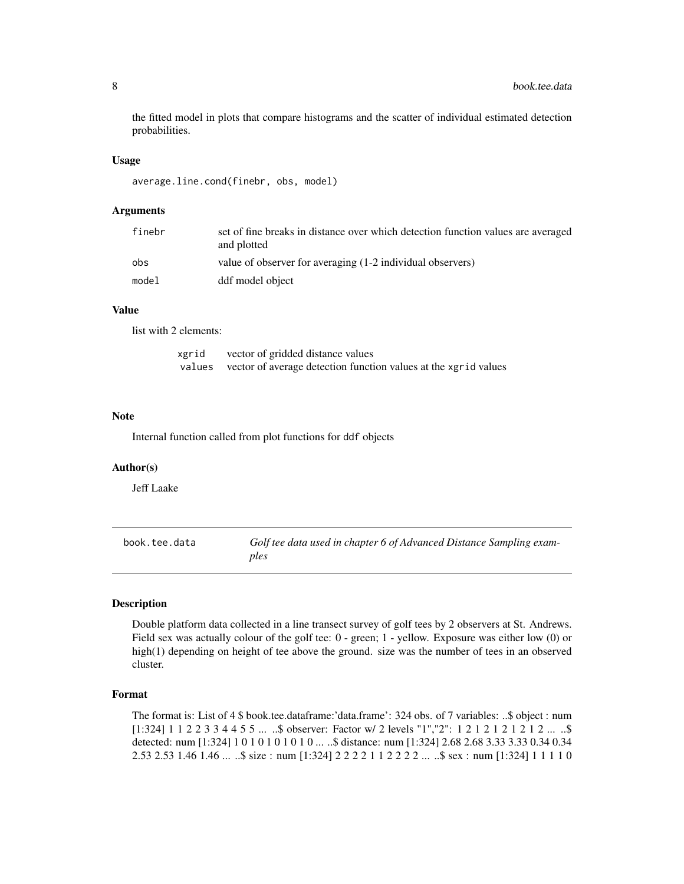the fitted model in plots that compare histograms and the scatter of individual estimated detection probabilities.

### Usage

```
average.line.cond(finebr, obs, model)
```

### Arguments

| | |
|---|---|
| finebr | set of fine breaks in distance over which detection function values are averaged and plotted |
| obs | value of observer for averaging (1-2 individual observers) |
| model | ddf model object |

### Value

list with 2 elements:

| | |
|---|---|
| xgrid | vector of gridded distance values |
| values | vector of average detection function values at the xgrid values |

### Note

Internal function called from plot functions for ddf objects

### Author(s)

Jeff Laake

---

## book.tee.data — *Golf tee data used in chapter 6 of Advanced Distance Sampling examples*

---

### Description

Double platform data collected in a line transect survey of golf tees by 2 observers at St. Andrews. Field sex was actually colour of the golf tee: 0 - green; 1 - yellow. Exposure was either low (0) or high(1) depending on height of tee above the ground. size was the number of tees in an observed cluster.

### Format

The format is: List of 4 $ book.tee.dataframe:'data.frame': 324 obs. of 7 variables: ..$ object : num [1:324] 1 1 2 2 3 3 4 4 5 5 ... ..$ observer: Factor w/ 2 levels "1","2": 1 2 1 2 1 2 1 2 1 2 ... ..$ detected: num [1:324] 1 0 1 0 1 0 1 0 1 0 ... ..$ distance: num [1:324] 2.68 2.68 3.33 3.33 0.34 0.34 2.53 2.53 1.46 1.46 ... ..$ size : num [1:324] 2 2 2 2 1 1 2 2 2 2 ... ..$ sex : num [1:324] 1 1 1 1 0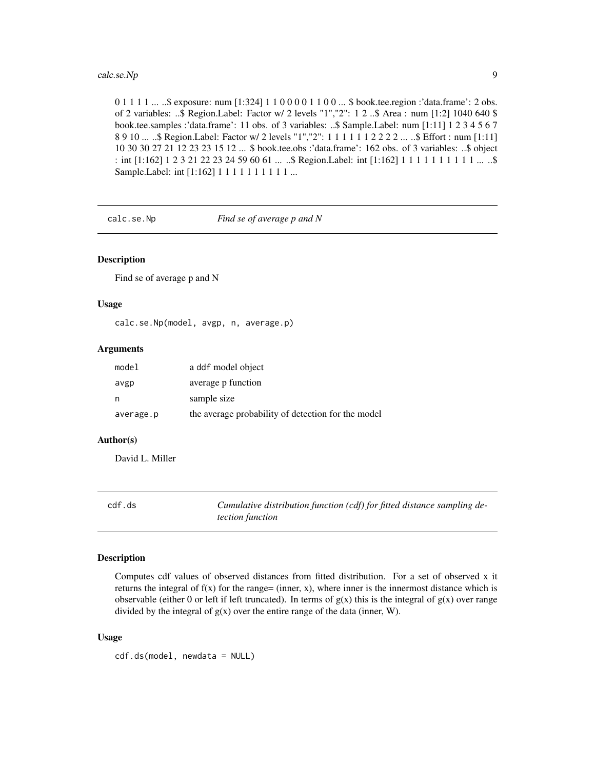0 1 1 1 1 ... ..$ exposure: num [1:324] 1 1 0 0 0 0 1 1 0 0 ... $ book.tee.region :'data.frame': 2 obs. of 2 variables: ..$ Region.Label: Factor w/ 2 levels "1","2": 1 2 ..$ Area : num [1:2] 1040 640 $ book.tee.samples :'data.frame': 11 obs. of 3 variables: ..$ Sample.Label: num [1:11] 1 2 3 4 5 6 7 8 9 10 ... ..$ Region.Label: Factor w/ 2 levels "1","2": 1 1 1 1 1 1 1 2 2 2 2 ... ..$ Effort : num [1:11] 10 30 30 27 21 12 23 23 15 12 ... $ book.tee.obs :'data.frame': 162 obs. of 3 variables: ..$ object : int [1:162] 1 2 3 21 22 23 24 59 60 61 ... ..$ Region.Label: int [1:162] 1 1 1 1 1 1 1 1 1 1 ... ..$ Sample.Label: int [1:162] 1 1 1 1 1 1 1 1 1 1 ...

## calc.se.Np — *Find se of average p and N*

### Description

Find se of average p and N

### Usage

```
calc.se.Np(model, avgp, n, average.p)
```

### Arguments

| | |
|---|---|
| model | a ddf model object |
| avgp | average p function |
| n | sample size |
| average.p | the average probability of detection for the model |

### Author(s)

David L. Miller

## cdf.ds — *Cumulative distribution function (cdf) for fitted distance sampling detection function*

### Description

Computes cdf values of observed distances from fitted distribution. For a set of observed x it returns the integral of f(x) for the range= (inner, x), where inner is the innermost distance which is observable (either 0 or left if left truncated). In terms of g(x) this is the integral of g(x) over range divided by the integral of g(x) over the entire range of the data (inner, W).

### Usage

```
cdf.ds(model, newdata = NULL)
```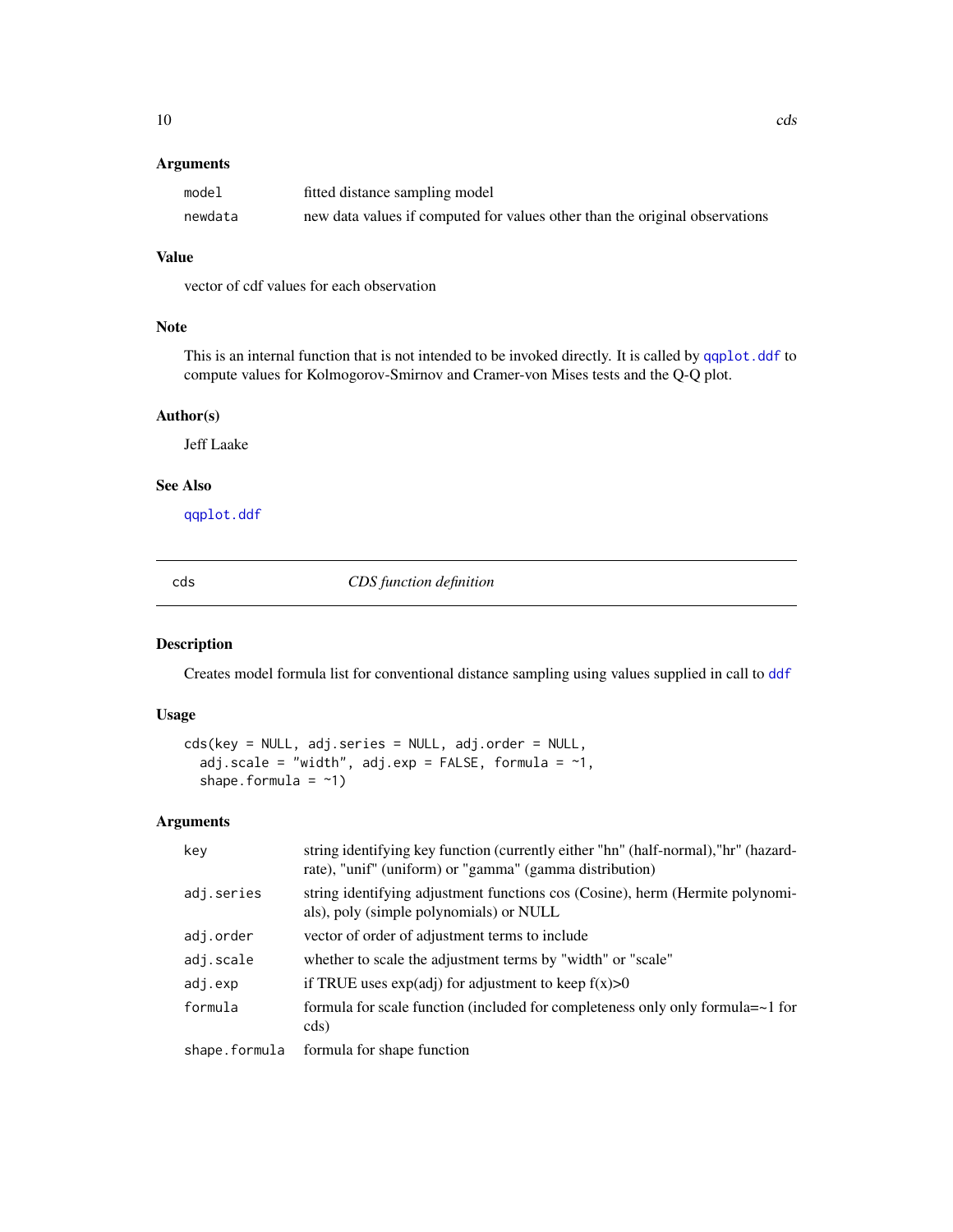### Arguments

| | |
|---|---|
| `model` | fitted distance sampling model |
| `newdata` | new data values if computed for values other than the original observations |

### Value

vector of cdf values for each observation

### Note

This is an internal function that is not intended to be invoked directly. It is called by `qqplot.ddf` to compute values for Kolmogorov-Smirnov and Cramer-von Mises tests and the Q-Q plot.

### Author(s)

Jeff Laake

### See Also

`qqplot.ddf`

---

## `cds` *CDS function definition*

---

### Description

Creates model formula list for conventional distance sampling using values supplied in call to `ddf`

### Usage

```
cds(key = NULL, adj.series = NULL, adj.order = NULL,
  adj.scale = "width", adj.exp = FALSE, formula = ~1,
  shape.formula = ~1)
```

### Arguments

| | |
|---|---|
| `key` | string identifying key function (currently either "hn" (half-normal),"hr" (hazard-rate), "unif" (uniform) or "gamma" (gamma distribution) |
| `adj.series` | string identifying adjustment functions cos (Cosine), herm (Hermite polynomials), poly (simple polynomials) or NULL |
| `adj.order` | vector of order of adjustment terms to include |
| `adj.scale` | whether to scale the adjustment terms by "width" or "scale" |
| `adj.exp` | if TRUE uses exp(adj) for adjustment to keep f(x)>0 |
| `formula` | formula for scale function (included for completeness only only formula=~1 for cds) |
| `shape.formula` | formula for shape function |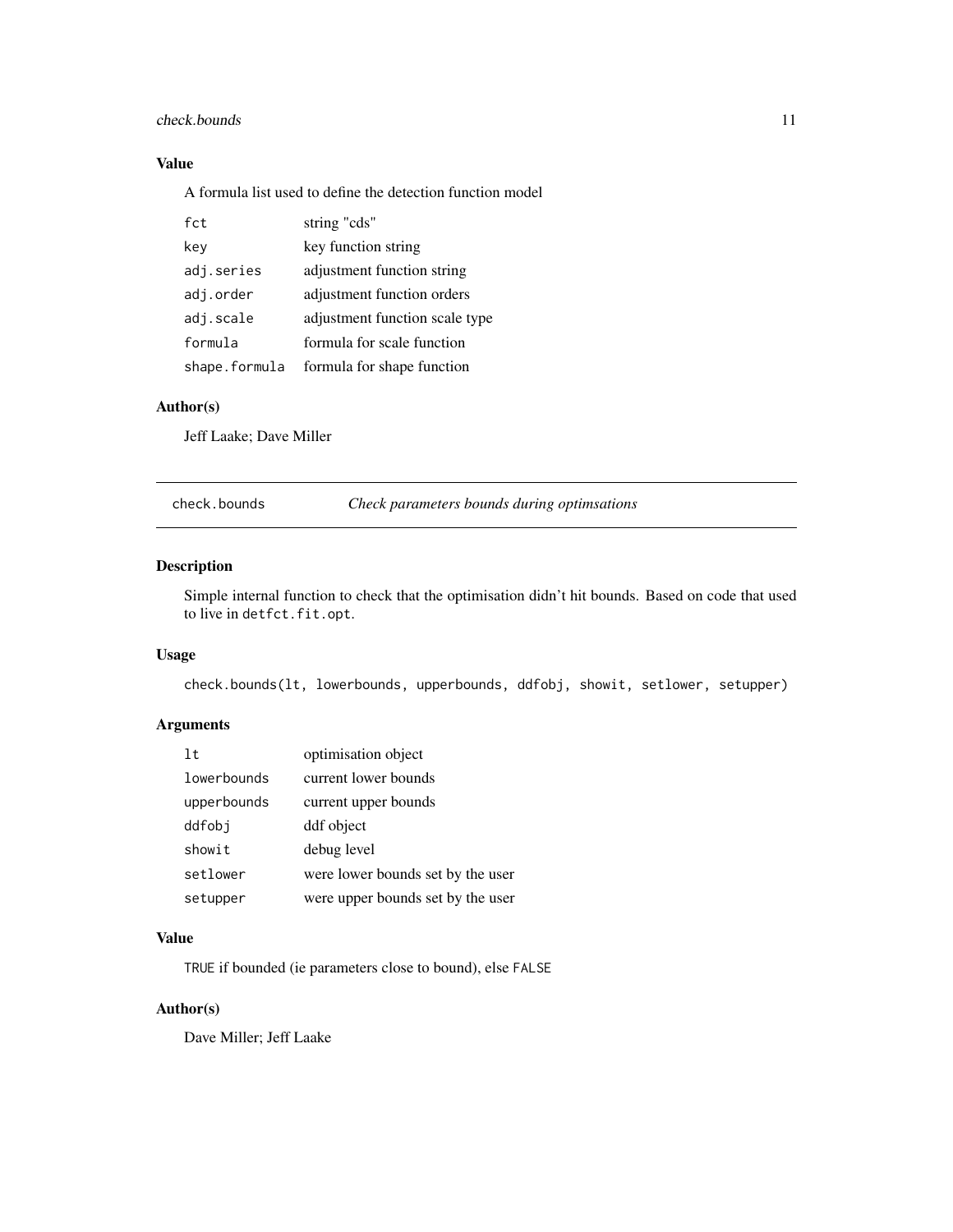### Value

A formula list used to define the detection function model

| | |
|---|---|
| `fct` | string "cds" |
| `key` | key function string |
| `adj.series` | adjustment function string |
| `adj.order` | adjustment function orders |
| `adj.scale` | adjustment function scale type |
| `formula` | formula for scale function |
| `shape.formula` | formula for shape function |

### Author(s)

Jeff Laake; Dave Miller

---

## check.bounds — *Check parameters bounds during optimsations*

---

### Description

Simple internal function to check that the optimisation didn't hit bounds. Based on code that used to live in `detfct.fit.opt`.

### Usage

```
check.bounds(lt, lowerbounds, upperbounds, ddfobj, showit, setlower, setupper)
```

### Arguments

| | |
|---|---|
| `lt` | optimisation object |
| `lowerbounds` | current lower bounds |
| `upperbounds` | current upper bounds |
| `ddfobj` | ddf object |
| `showit` | debug level |
| `setlower` | were lower bounds set by the user |
| `setupper` | were upper bounds set by the user |

### Value

`TRUE` if bounded (ie parameters close to bound), else `FALSE`

### Author(s)

Dave Miller; Jeff Laake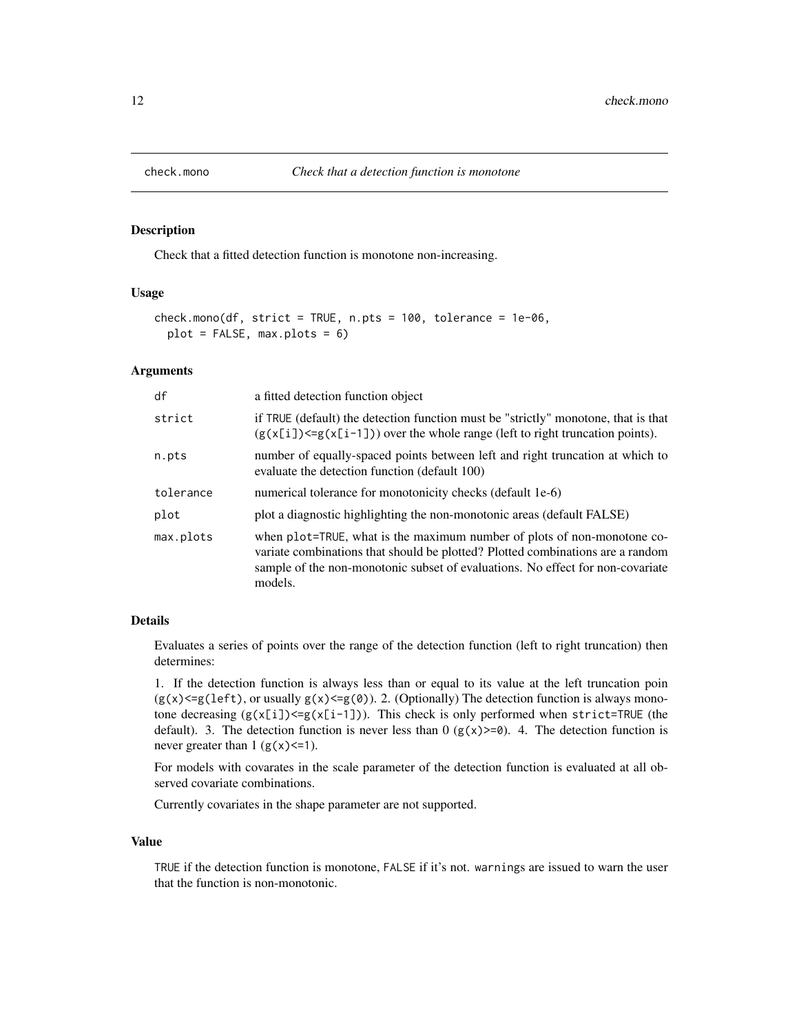# check.mono *Check that a detection function is monotone*

## Description

Check that a fitted detection function is monotone non-increasing.

## Usage

```
check.mono(df, strict = TRUE, n.pts = 100, tolerance = 1e-06,
  plot = FALSE, max.plots = 6)
```

## Arguments

| | |
|---|---|
| df | a fitted detection function object |
| strict | if TRUE (default) the detection function must be "strictly" monotone, that is that (g(x[i])<=g(x[i-1])) over the whole range (left to right truncation points). |
| n.pts | number of equally-spaced points between left and right truncation at which to evaluate the detection function (default 100) |
| tolerance | numerical tolerance for monotonicity checks (default 1e-6) |
| plot | plot a diagnostic highlighting the non-monotonic areas (default FALSE) |
| max.plots | when plot=TRUE, what is the maximum number of plots of non-monotone covariate combinations that should be plotted? Plotted combinations are a random sample of the non-monotonic subset of evaluations. No effect for non-covariate models. |

## Details

Evaluates a series of points over the range of the detection function (left to right truncation) then determines:

1. If the detection function is always less than or equal to its value at the left truncation poin (g(x)<=g(left), or usually g(x)<=g(0)). 2. (Optionally) The detection function is always monotone decreasing (g(x[i])<=g(x[i-1])). This check is only performed when strict=TRUE (the default). 3. The detection function is never less than 0 (g(x)>=0). 4. The detection function is never greater than 1 (g(x)<=1).

For models with covarates in the scale parameter of the detection function is evaluated at all observed covariate combinations.

Currently covariates in the shape parameter are not supported.

## Value

TRUE if the detection function is monotone, FALSE if it's not. warnings are issued to warn the user that the function is non-monotonic.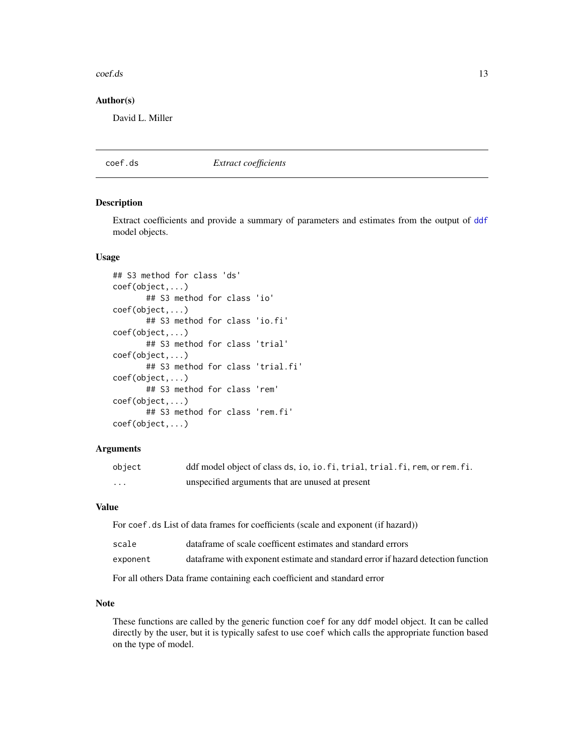## Author(s)

David L. Miller

---

# coef.ds *Extract coefficients*

## Description

Extract coefficients and provide a summary of parameters and estimates from the output of ddf model objects.

## Usage

```
## S3 method for class 'ds'
coef(object,...)
       ## S3 method for class 'io'
coef(object,...)
       ## S3 method for class 'io.fi'
coef(object,...)
       ## S3 method for class 'trial'
coef(object,...)
       ## S3 method for class 'trial.fi'
coef(object,...)
       ## S3 method for class 'rem'
coef(object,...)
       ## S3 method for class 'rem.fi'
coef(object,...)
```

## Arguments

| | |
|---|---|
| `object` | ddf model object of class `ds`, `io`, `io.fi`, `trial`, `trial.fi`, `rem`, or `rem.fi`. |
| `...` | unspecified arguments that are unused at present |

## Value

For `coef.ds` List of data frames for coefficients (scale and exponent (if hazard))

| | |
|---|---|
| `scale` | dataframe of scale coefficent estimates and standard errors |
| `exponent` | dataframe with exponent estimate and standard error if hazard detection function |

For all others Data frame containing each coefficient and standard error

## Note

These functions are called by the generic function `coef` for any `ddf` model object. It can be called directly by the user, but it is typically safest to use `coef` which calls the appropriate function based on the type of model.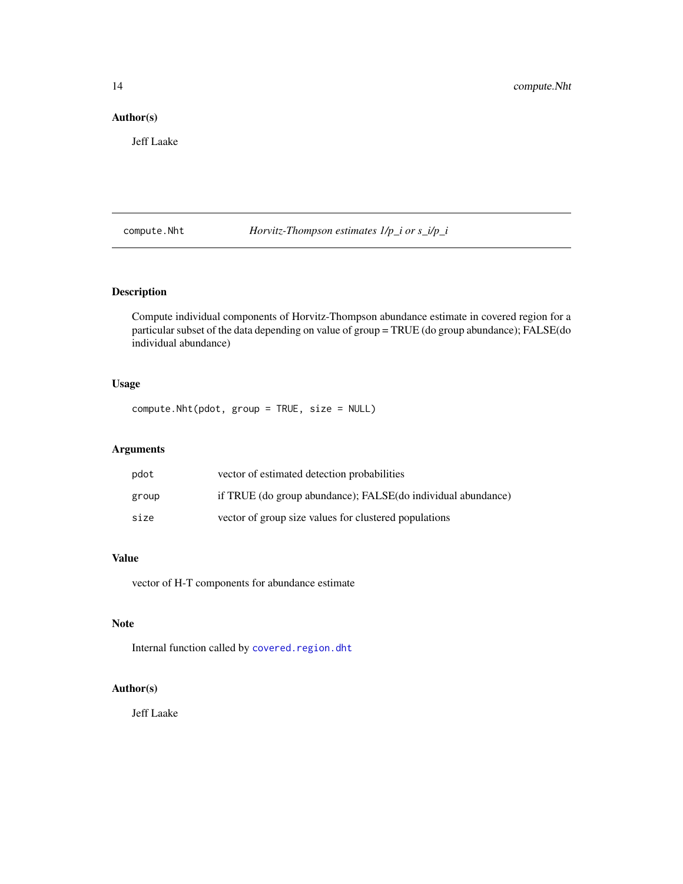## Author(s)

Jeff Laake

---

# compute.Nht    *Horvitz-Thompson estimates 1/p_i or s_i/p_i*

## Description

Compute individual components of Horvitz-Thompson abundance estimate in covered region for a particular subset of the data depending on value of group = TRUE (do group abundance); FALSE(do individual abundance)

## Usage

```
compute.Nht(pdot, group = TRUE, size = NULL)
```

## Arguments

| | |
|---|---|
| pdot | vector of estimated detection probabilities |
| group | if TRUE (do group abundance); FALSE(do individual abundance) |
| size | vector of group size values for clustered populations |

## Value

vector of H-T components for abundance estimate

## Note

Internal function called by covered.region.dht

## Author(s)

Jeff Laake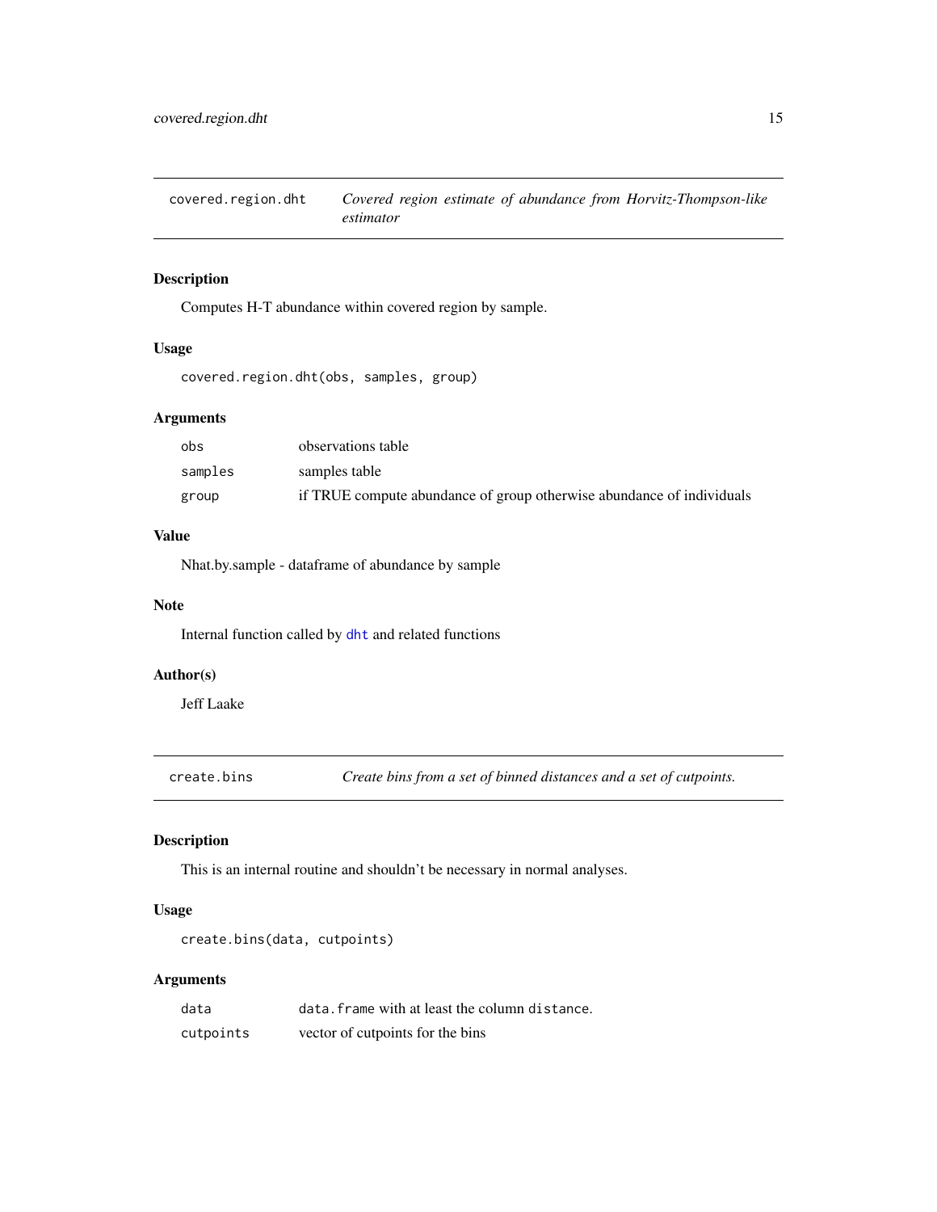## covered.region.dht — *Covered region estimate of abundance from Horvitz-Thompson-like estimator*

### Description

Computes H-T abundance within covered region by sample.

### Usage

```
covered.region.dht(obs, samples, group)
```

### Arguments

| | |
|---|---|
| obs | observations table |
| samples | samples table |
| group | if TRUE compute abundance of group otherwise abundance of individuals |

### Value

Nhat.by.sample - dataframe of abundance by sample

### Note

Internal function called by dht and related functions

### Author(s)

Jeff Laake

## create.bins — *Create bins from a set of binned distances and a set of cutpoints.*

### Description

This is an internal routine and shouldn't be necessary in normal analyses.

### Usage

```
create.bins(data, cutpoints)
```

### Arguments

| | |
|---|---|
| data | data.frame with at least the column distance. |
| cutpoints | vector of cutpoints for the bins |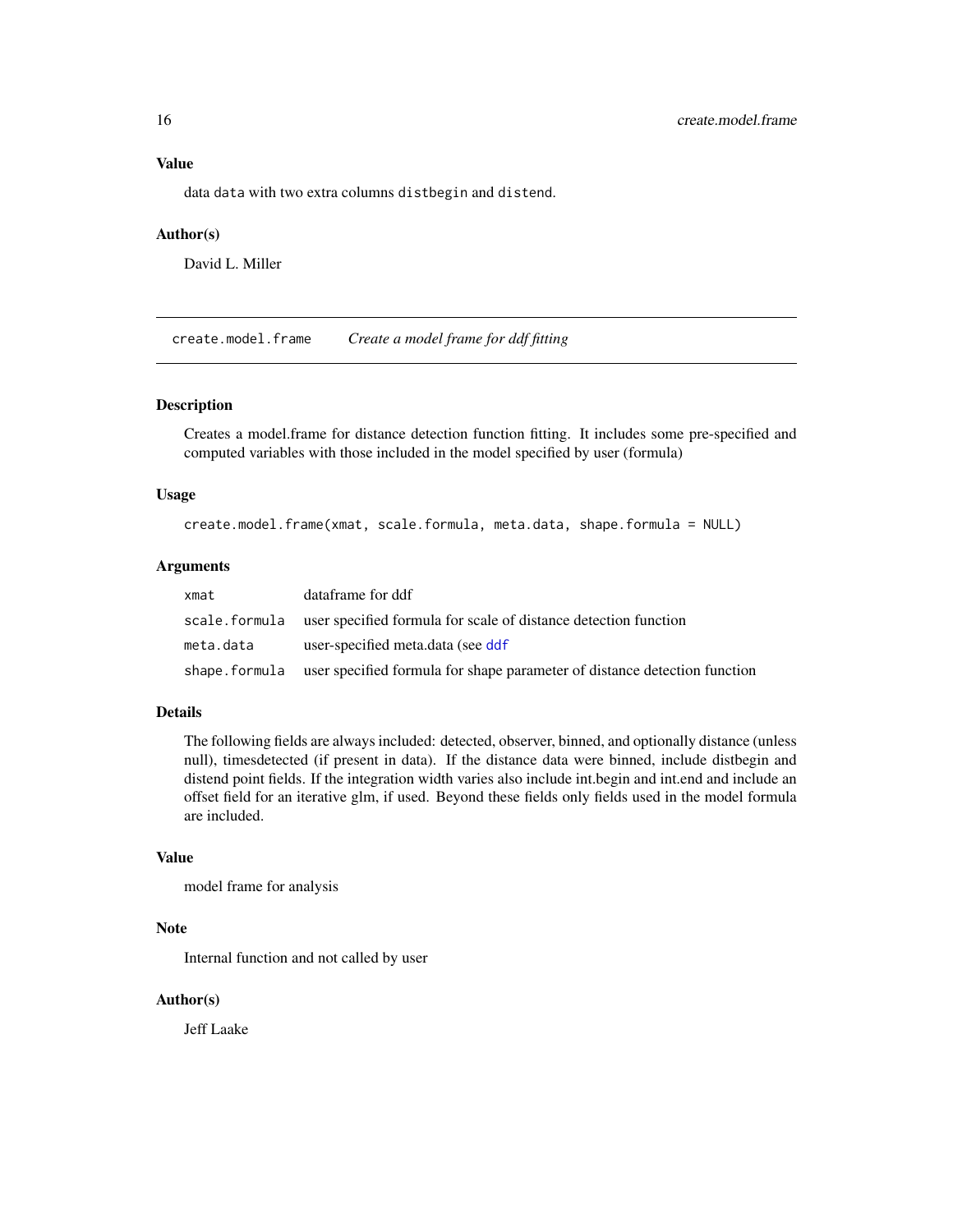### Value

data `data` with two extra columns `distbegin` and `distend`.

### Author(s)

David L. Miller

---

## create.model.frame — *Create a model frame for ddf fitting*

### Description

Creates a model.frame for distance detection function fitting. It includes some pre-specified and computed variables with those included in the model specified by user (formula)

### Usage

```
create.model.frame(xmat, scale.formula, meta.data, shape.formula = NULL)
```

### Arguments

| | |
|---|---|
| `xmat` | dataframe for ddf |
| `scale.formula` | user specified formula for scale of distance detection function |
| `meta.data` | user-specified meta.data (see `ddf` |
| `shape.formula` | user specified formula for shape parameter of distance detection function |

### Details

The following fields are always included: detected, observer, binned, and optionally distance (unless null), timesdetected (if present in data). If the distance data were binned, include distbegin and distend point fields. If the integration width varies also include int.begin and int.end and include an offset field for an iterative glm, if used. Beyond these fields only fields used in the model formula are included.

### Value

model frame for analysis

### Note

Internal function and not called by user

### Author(s)

Jeff Laake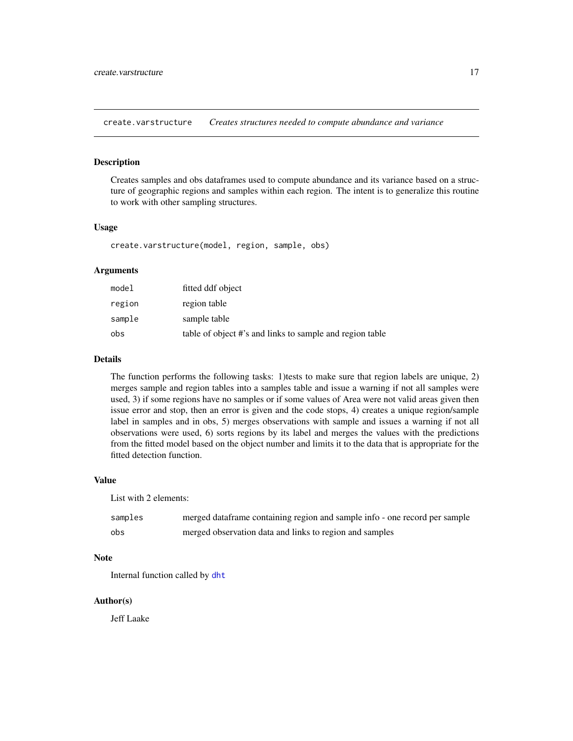## create.varstructure *Creates structures needed to compute abundance and variance*

### Description

Creates samples and obs dataframes used to compute abundance and its variance based on a structure of geographic regions and samples within each region. The intent is to generalize this routine to work with other sampling structures.

### Usage

```
create.varstructure(model, region, sample, obs)
```

### Arguments

| | |
|---|---|
| `model` | fitted ddf object |
| `region` | region table |
| `sample` | sample table |
| `obs` | table of object #'s and links to sample and region table |

### Details

The function performs the following tasks: 1)tests to make sure that region labels are unique, 2) merges sample and region tables into a samples table and issue a warning if not all samples were used, 3) if some regions have no samples or if some values of Area were not valid areas given then issue error and stop, then an error is given and the code stops, 4) creates a unique region/sample label in samples and in obs, 5) merges observations with sample and issues a warning if not all observations were used, 6) sorts regions by its label and merges the values with the predictions from the fitted model based on the object number and limits it to the data that is appropriate for the fitted detection function.

### Value

List with 2 elements:

| | |
|---|---|
| `samples` | merged dataframe containing region and sample info - one record per sample |
| `obs` | merged observation data and links to region and samples |

### Note

Internal function called by `dht`

### Author(s)

Jeff Laake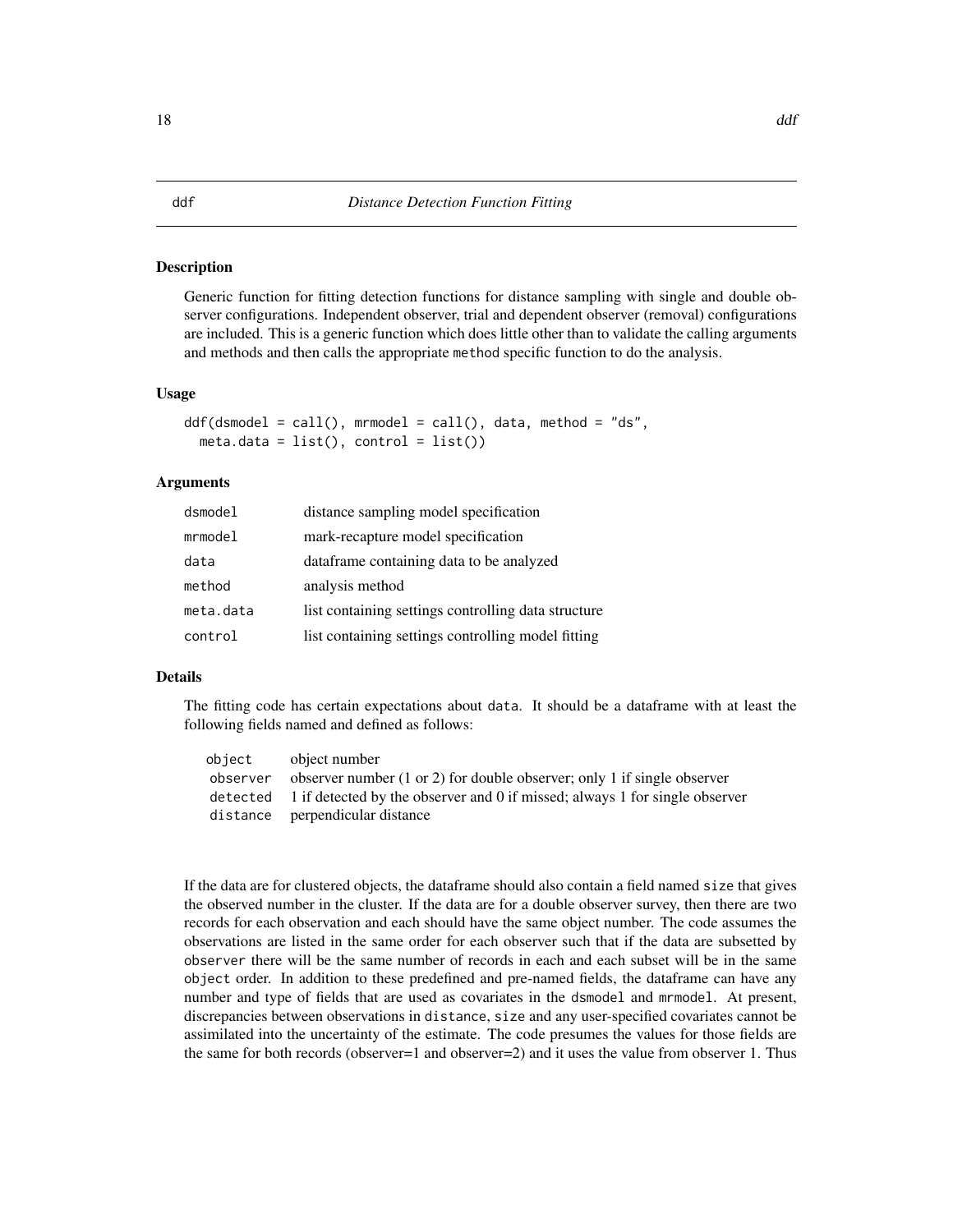# ddf — *Distance Detection Function Fitting*

## Description

Generic function for fitting detection functions for distance sampling with single and double observer configurations. Independent observer, trial and dependent observer (removal) configurations are included. This is a generic function which does little other than to validate the calling arguments and methods and then calls the appropriate `method` specific function to do the analysis.

## Usage

```
ddf(dsmodel = call(), mrmodel = call(), data, method = "ds",
  meta.data = list(), control = list())
```

## Arguments

| | |
|---|---|
| `dsmodel` | distance sampling model specification |
| `mrmodel` | mark-recapture model specification |
| `data` | dataframe containing data to be analyzed |
| `method` | analysis method |
| `meta.data` | list containing settings controlling data structure |
| `control` | list containing settings controlling model fitting |

## Details

The fitting code has certain expectations about `data`. It should be a dataframe with at least the following fields named and defined as follows:

| | |
|---|---|
| `object` | object number |
| `observer` | observer number (1 or 2) for double observer; only 1 if single observer |
| `detected` | 1 if detected by the observer and 0 if missed; always 1 for single observer |
| `distance` | perpendicular distance |

If the data are for clustered objects, the dataframe should also contain a field named `size` that gives the observed number in the cluster. If the data are for a double observer survey, then there are two records for each observation and each should have the same object number. The code assumes the observations are listed in the same order for each observer such that if the data are subsetted by `observer` there will be the same number of records in each and each subset will be in the same `object` order. In addition to these predefined and pre-named fields, the dataframe can have any number and type of fields that are used as covariates in the `dsmodel` and `mrmodel`. At present, discrepancies between observations in `distance`, `size` and any user-specified covariates cannot be assimilated into the uncertainty of the estimate. The code presumes the values for those fields are the same for both records (observer=1 and observer=2) and it uses the value from observer 1. Thus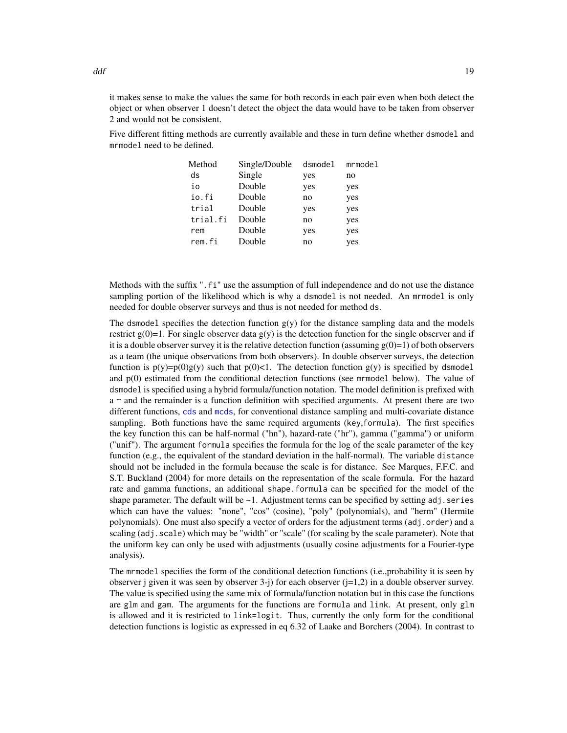it makes sense to make the values the same for both records in each pair even when both detect the object or when observer 1 doesn't detect the object the data would have to be taken from observer 2 and would not be consistent.

Five different fitting methods are currently available and these in turn define whether `dsmodel` and `mrmodel` need to be defined.

| Method | Single/Double | `dsmodel` | `mrmodel` |
|---|---|---|---|
| `ds` | Single | yes | no |
| `io` | Double | yes | yes |
| `io.fi` | Double | no | yes |
| `trial` | Double | yes | yes |
| `trial.fi` | Double | no | yes |
| `rem` | Double | yes | yes |
| `rem.fi` | Double | no | yes |

Methods with the suffix "`.fi`" use the assumption of full independence and do not use the distance sampling portion of the likelihood which is why a `dsmodel` is not needed. An `mrmodel` is only needed for double observer surveys and thus is not needed for method `ds`.

The `dsmodel` specifies the detection function g(y) for the distance sampling data and the models restrict g(0)=1. For single observer data g(y) is the detection function for the single observer and if it is a double observer survey it is the relative detection function (assuming g(0)=1) of both observers as a team (the unique observations from both observers). In double observer surveys, the detection function is p(y)=p(0)g(y) such that p(0)<1. The detection function g(y) is specified by `dsmodel` and p(0) estimated from the conditional detection functions (see `mrmodel` below). The value of `dsmodel` is specified using a hybrid formula/function notation. The model definition is prefixed with a ~ and the remainder is a function definition with specified arguments. At present there are two different functions, `cds` and `mcds`, for conventional distance sampling and multi-covariate distance sampling. Both functions have the same required arguments (`key`,`formula`). The first specifies the key function this can be half-normal ("hn"), hazard-rate ("hr"), gamma ("gamma") or uniform ("unif"). The argument `formula` specifies the formula for the log of the scale parameter of the key function (e.g., the equivalent of the standard deviation in the half-normal). The variable `distance` should not be included in the formula because the scale is for distance. See Marques, F.F.C. and S.T. Buckland (2004) for more details on the representation of the scale formula. For the hazard rate and gamma functions, an additional `shape.formula` can be specified for the model of the shape parameter. The default will be ~1. Adjustment terms can be specified by setting `adj.series` which can have the values: "none", "cos" (cosine), "poly" (polynomials), and "herm" (Hermite polynomials). One must also specify a vector of orders for the adjustment terms (`adj.order`) and a scaling (`adj.scale`) which may be "width" or "scale" (for scaling by the scale parameter). Note that the uniform key can only be used with adjustments (usually cosine adjustments for a Fourier-type analysis).

The `mrmodel` specifies the form of the conditional detection functions (i.e.,probability it is seen by observer j given it was seen by observer 3-j) for each observer (j=1,2) in a double observer survey. The value is specified using the same mix of formula/function notation but in this case the functions are `glm` and `gam`. The arguments for the functions are `formula` and `link`. At present, only `glm` is allowed and it is restricted to `link=logit`. Thus, currently the only form for the conditional detection functions is logistic as expressed in eq 6.32 of Laake and Borchers (2004). In contrast to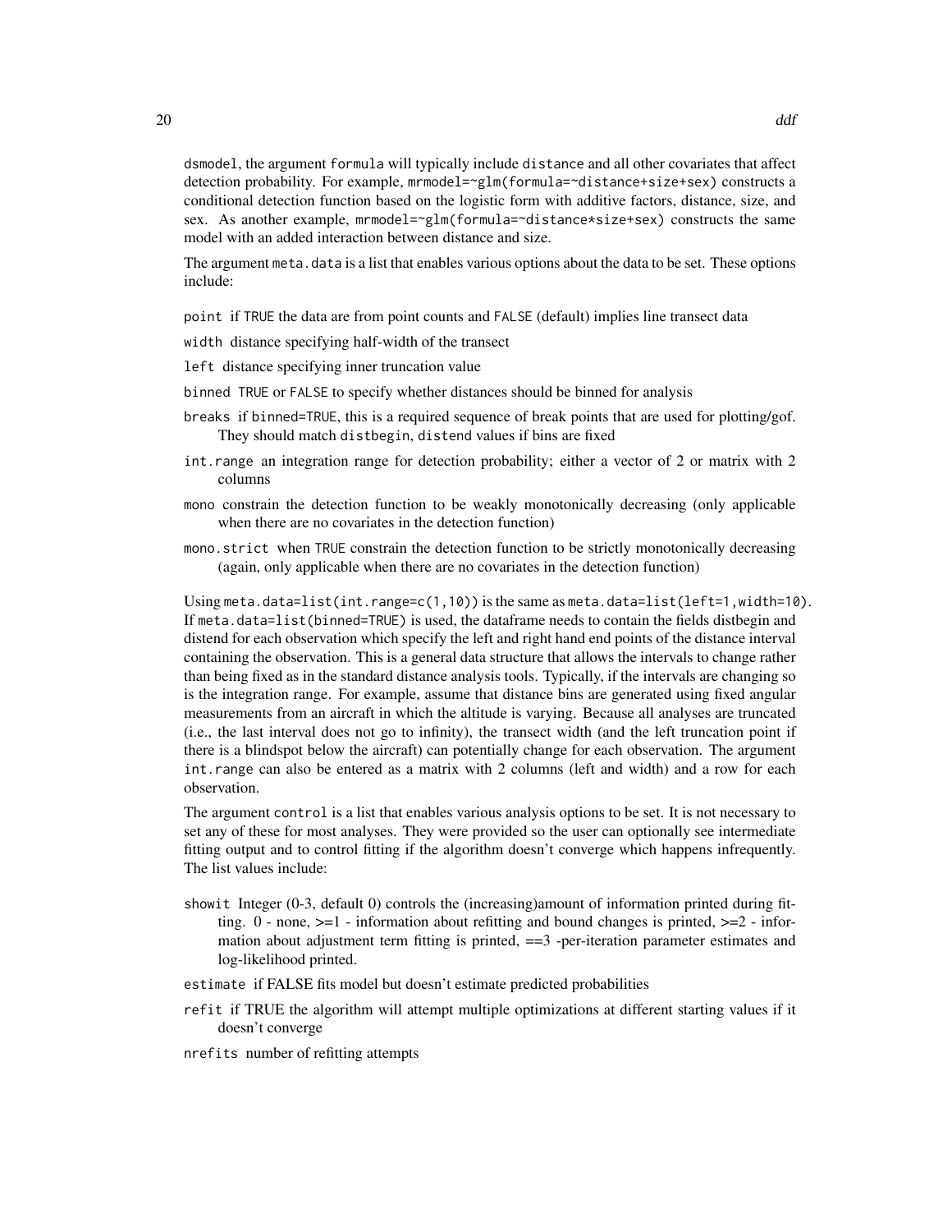`dsmodel`, the argument `formula` will typically include `distance` and all other covariates that affect detection probability. For example, `mrmodel=~glm(formula=~distance+size+sex)` constructs a conditional detection function based on the logistic form with additive factors, distance, size, and sex. As another example, `mrmodel=~glm(formula=~distance*size+sex)` constructs the same model with an added interaction between distance and size.

The argument `meta.data` is a list that enables various options about the data to be set. These options include:

- `point` if `TRUE` the data are from point counts and `FALSE` (default) implies line transect data
- `width` distance specifying half-width of the transect
- `left` distance specifying inner truncation value
- `binned` `TRUE` or `FALSE` to specify whether distances should be binned for analysis
- `breaks` if `binned=TRUE`, this is a required sequence of break points that are used for plotting/gof. They should match `distbegin`, `distend` values if bins are fixed
- `int.range` an integration range for detection probability; either a vector of 2 or matrix with 2 columns
- `mono` constrain the detection function to be weakly monotonically decreasing (only applicable when there are no covariates in the detection function)
- `mono.strict` when `TRUE` constrain the detection function to be strictly monotonically decreasing (again, only applicable when there are no covariates in the detection function)

Using `meta.data=list(int.range=c(1,10))` is the same as `meta.data=list(left=1,width=10)`. If `meta.data=list(binned=TRUE)` is used, the dataframe needs to contain the fields distbegin and distend for each observation which specify the left and right hand end points of the distance interval containing the observation. This is a general data structure that allows the intervals to change rather than being fixed as in the standard distance analysis tools. Typically, if the intervals are changing so is the integration range. For example, assume that distance bins are generated using fixed angular measurements from an aircraft in which the altitude is varying. Because all analyses are truncated (i.e., the last interval does not go to infinity), the transect width (and the left truncation point if there is a blindspot below the aircraft) can potentially change for each observation. The argument `int.range` can also be entered as a matrix with 2 columns (left and width) and a row for each observation.

The argument `control` is a list that enables various analysis options to be set. It is not necessary to set any of these for most analyses. They were provided so the user can optionally see intermediate fitting output and to control fitting if the algorithm doesn't converge which happens infrequently. The list values include:

- `showit` Integer (0-3, default 0) controls the (increasing)amount of information printed during fitting. 0 - none, >=1 - information about refitting and bound changes is printed, >=2 - information about adjustment term fitting is printed, ==3 -per-iteration parameter estimates and log-likelihood printed.
- `estimate` if FALSE fits model but doesn't estimate predicted probabilities
- `refit` if TRUE the algorithm will attempt multiple optimizations at different starting values if it doesn't converge
- `nrefits` number of refitting attempts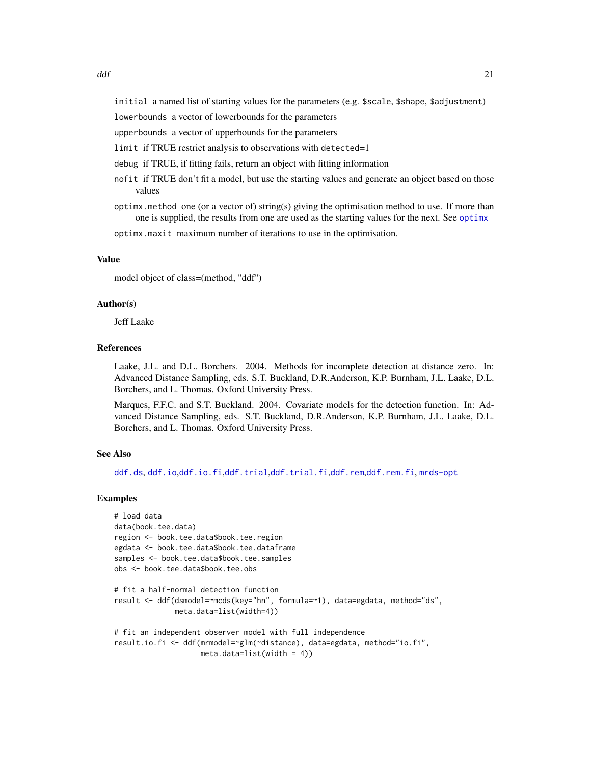`initial` a named list of starting values for the parameters (e.g. `$scale`, `$shape`, `$adjustment`)

`lowerbounds` a vector of lowerbounds for the parameters

`upperbounds` a vector of upperbounds for the parameters

`limit` if TRUE restrict analysis to observations with `detected`=1

`debug` if TRUE, if fitting fails, return an object with fitting information

`nofit` if TRUE don't fit a model, but use the starting values and generate an object based on those values

`optimx.method` one (or a vector of) string(s) giving the optimisation method to use. If more than one is supplied, the results from one are used as the starting values for the next. See `optimx`

`optimx.maxit` maximum number of iterations to use in the optimisation.

## Value

model object of class=(method, "ddf")

## Author(s)

Jeff Laake

## References

Laake, J.L. and D.L. Borchers. 2004. Methods for incomplete detection at distance zero. In: Advanced Distance Sampling, eds. S.T. Buckland, D.R.Anderson, K.P. Burnham, J.L. Laake, D.L. Borchers, and L. Thomas. Oxford University Press.

Marques, F.F.C. and S.T. Buckland. 2004. Covariate models for the detection function. In: Advanced Distance Sampling, eds. S.T. Buckland, D.R.Anderson, K.P. Burnham, J.L. Laake, D.L. Borchers, and L. Thomas. Oxford University Press.

## See Also

`ddf.ds`, `ddf.io`, `ddf.io.fi`, `ddf.trial`, `ddf.trial.fi`, `ddf.rem`, `ddf.rem.fi`, `mrds-opt`

## Examples

```
# load data
data(book.tee.data)
region <- book.tee.data$book.tee.region
egdata <- book.tee.data$book.tee.dataframe
samples <- book.tee.data$book.tee.samples
obs <- book.tee.data$book.tee.obs

# fit a half-normal detection function
result <- ddf(dsmodel=~mcds(key="hn", formula=~1), data=egdata, method="ds",
              meta.data=list(width=4))

# fit an independent observer model with full independence
result.io.fi <- ddf(mrmodel=~glm(~distance), data=egdata, method="io.fi",
                    meta.data=list(width = 4))
```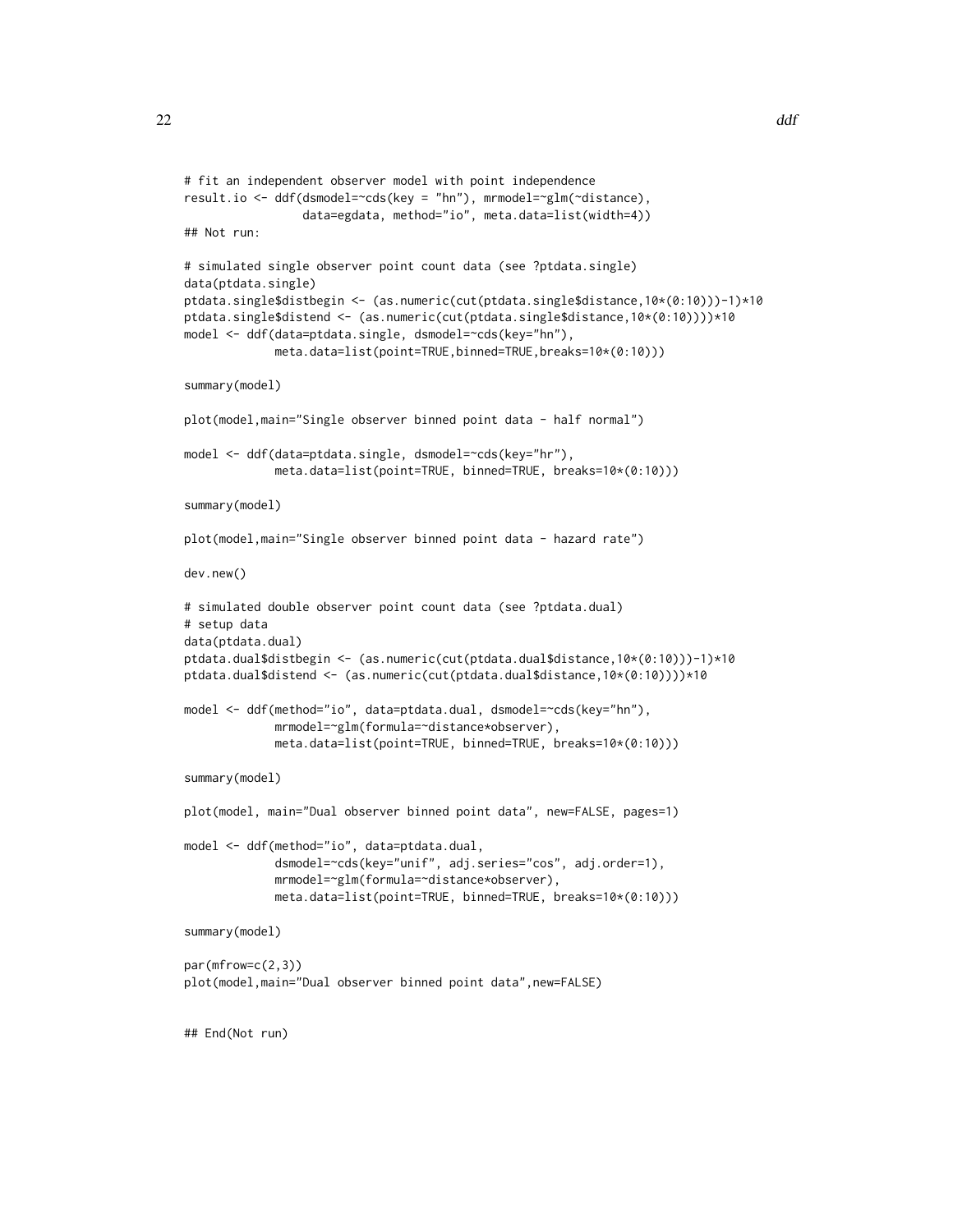```
# fit an independent observer model with point independence
result.io <- ddf(dsmodel=~cds(key = "hn"), mrmodel=~glm(~distance),
                 data=egdata, method="io", meta.data=list(width=4))
## Not run:

# simulated single observer point count data (see ?ptdata.single)
data(ptdata.single)
ptdata.single$distbegin <- (as.numeric(cut(ptdata.single$distance,10*(0:10)))-1)*10
ptdata.single$distend <- (as.numeric(cut(ptdata.single$distance,10*(0:10))))*10
model <- ddf(data=ptdata.single, dsmodel=~cds(key="hn"),
             meta.data=list(point=TRUE,binned=TRUE,breaks=10*(0:10)))

summary(model)

plot(model,main="Single observer binned point data - half normal")

model <- ddf(data=ptdata.single, dsmodel=~cds(key="hr"),
             meta.data=list(point=TRUE, binned=TRUE, breaks=10*(0:10)))

summary(model)

plot(model,main="Single observer binned point data - hazard rate")

dev.new()

# simulated double observer point count data (see ?ptdata.dual)
# setup data
data(ptdata.dual)
ptdata.dual$distbegin <- (as.numeric(cut(ptdata.dual$distance,10*(0:10)))-1)*10
ptdata.dual$distend <- (as.numeric(cut(ptdata.dual$distance,10*(0:10))))*10

model <- ddf(method="io", data=ptdata.dual, dsmodel=~cds(key="hn"),
             mrmodel=~glm(formula=~distance*observer),
             meta.data=list(point=TRUE, binned=TRUE, breaks=10*(0:10)))

summary(model)

plot(model, main="Dual observer binned point data", new=FALSE, pages=1)

model <- ddf(method="io", data=ptdata.dual,
             dsmodel=~cds(key="unif", adj.series="cos", adj.order=1),
             mrmodel=~glm(formula=~distance*observer),
             meta.data=list(point=TRUE, binned=TRUE, breaks=10*(0:10)))

summary(model)

par(mfrow=c(2,3))
plot(model,main="Dual observer binned point data",new=FALSE)


## End(Not run)
```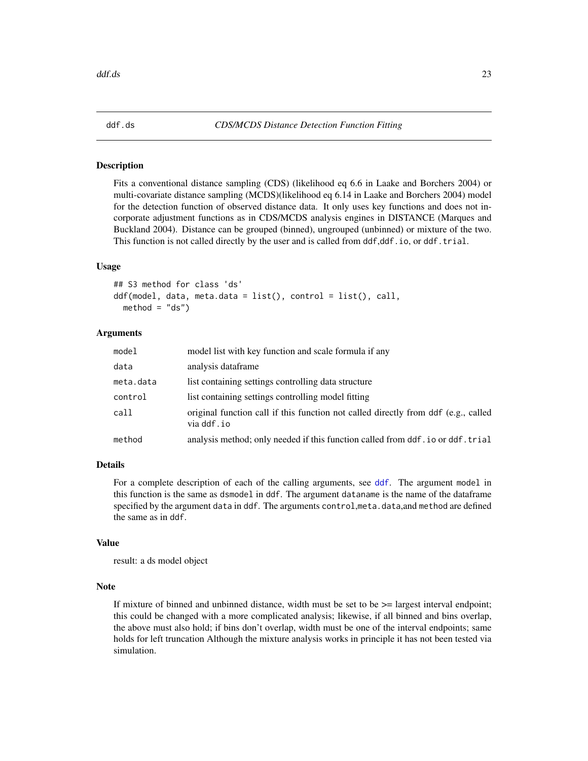## ddf.ds — *CDS/MCDS Distance Detection Function Fitting*

### Description

Fits a conventional distance sampling (CDS) (likelihood eq 6.6 in Laake and Borchers 2004) or multi-covariate distance sampling (MCDS)(likelihood eq 6.14 in Laake and Borchers 2004) model for the detection function of observed distance data. It only uses key functions and does not incorporate adjustment functions as in CDS/MCDS analysis engines in DISTANCE (Marques and Buckland 2004). Distance can be grouped (binned), ungrouped (unbinned) or mixture of the two. This function is not called directly by the user and is called from `ddf`,`ddf.io`, or `ddf.trial`.

### Usage

```
## S3 method for class 'ds'
ddf(model, data, meta.data = list(), control = list(), call,
  method = "ds")
```

### Arguments

| | |
|---|---|
| `model` | model list with key function and scale formula if any |
| `data` | analysis dataframe |
| `meta.data` | list containing settings controlling data structure |
| `control` | list containing settings controlling model fitting |
| `call` | original function call if this function not called directly from `ddf` (e.g., called via `ddf.io` |
| `method` | analysis method; only needed if this function called from `ddf.io` or `ddf.trial` |

### Details

For a complete description of each of the calling arguments, see `ddf`. The argument `model` in this function is the same as `dsmodel` in `ddf`. The argument `dataname` is the name of the dataframe specified by the argument `data` in `ddf`. The arguments `control`,`meta.data`,and `method` are defined the same as in `ddf`.

### Value

result: a ds model object

### Note

If mixture of binned and unbinned distance, width must be set to be >= largest interval endpoint; this could be changed with a more complicated analysis; likewise, if all binned and bins overlap, the above must also hold; if bins don't overlap, width must be one of the interval endpoints; same holds for left truncation Although the mixture analysis works in principle it has not been tested via simulation.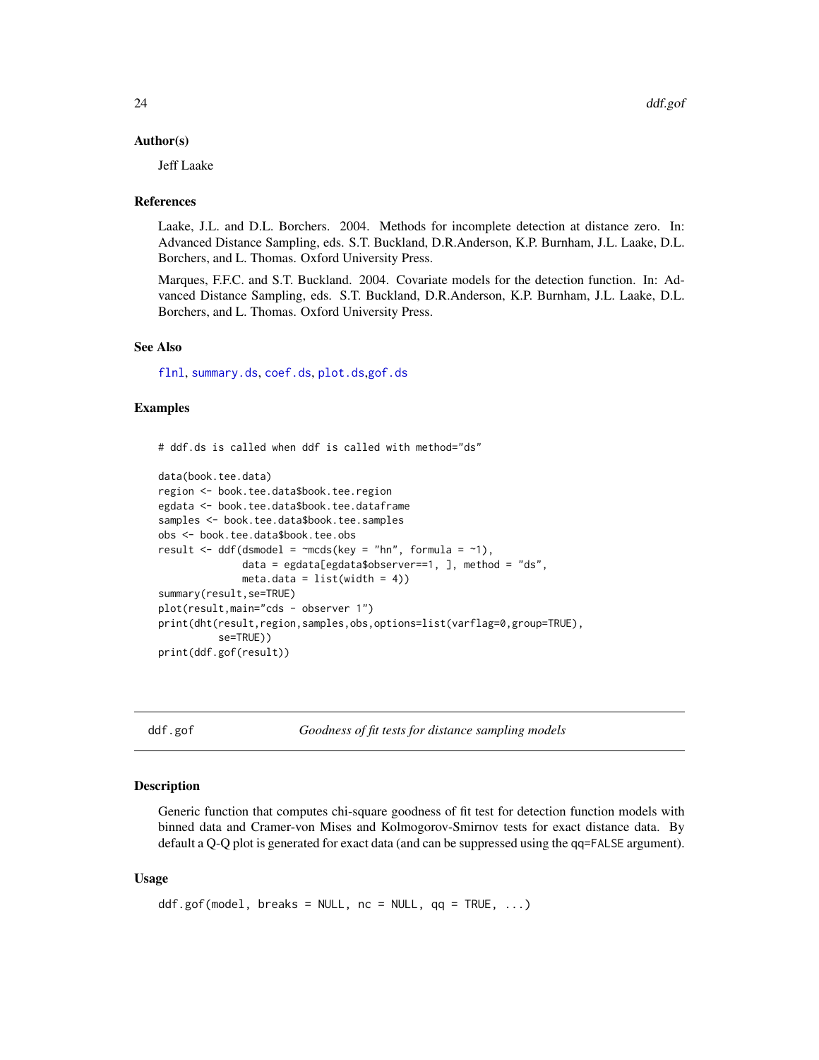### Author(s)

Jeff Laake

### References

Laake, J.L. and D.L. Borchers. 2004. Methods for incomplete detection at distance zero. In: Advanced Distance Sampling, eds. S.T. Buckland, D.R.Anderson, K.P. Burnham, J.L. Laake, D.L. Borchers, and L. Thomas. Oxford University Press.

Marques, F.F.C. and S.T. Buckland. 2004. Covariate models for the detection function. In: Advanced Distance Sampling, eds. S.T. Buckland, D.R.Anderson, K.P. Burnham, J.L. Laake, D.L. Borchers, and L. Thomas. Oxford University Press.

### See Also

flnl, summary.ds, coef.ds, plot.ds,gof.ds

### Examples

```
# ddf.ds is called when ddf is called with method="ds"

data(book.tee.data)
region <- book.tee.data$book.tee.region
egdata <- book.tee.data$book.tee.dataframe
samples <- book.tee.data$book.tee.samples
obs <- book.tee.data$book.tee.obs
result <- ddf(dsmodel = ~mcds(key = "hn", formula = ~1),
              data = egdata[egdata$observer==1, ], method = "ds",
              meta.data = list(width = 4))
summary(result,se=TRUE)
plot(result,main="cds - observer 1")
print(dht(result,region,samples,obs,options=list(varflag=0,group=TRUE),
          se=TRUE))
print(ddf.gof(result))
```

---

## ddf.gof — *Goodness of fit tests for distance sampling models*

### Description

Generic function that computes chi-square goodness of fit test for detection function models with binned data and Cramer-von Mises and Kolmogorov-Smirnov tests for exact distance data. By default a Q-Q plot is generated for exact data (and can be suppressed using the `qq=FALSE` argument).

### Usage

```
ddf.gof(model, breaks = NULL, nc = NULL, qq = TRUE, ...)
```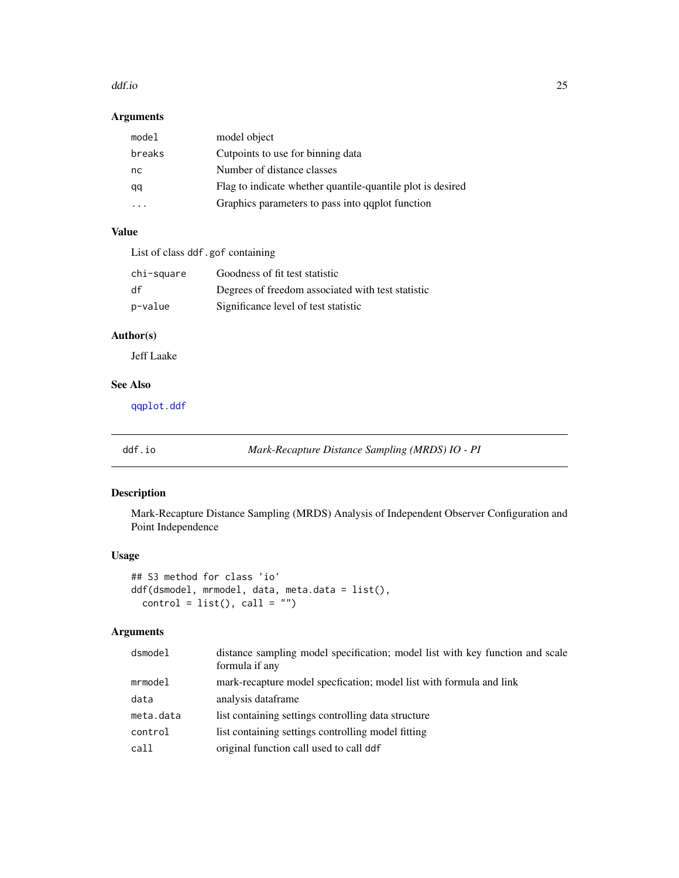### Arguments

| | |
|---|---|
| model | model object |
| breaks | Cutpoints to use for binning data |
| nc | Number of distance classes |
| qq | Flag to indicate whether quantile-quantile plot is desired |
| ... | Graphics parameters to pass into qqplot function |

### Value

List of class `ddf.gof` containing

| | |
|---|---|
| chi-square | Goodness of fit test statistic |
| df | Degrees of freedom associated with test statistic |
| p-value | Significance level of test statistic |

### Author(s)

Jeff Laake

### See Also

qqplot.ddf

---

## ddf.io — *Mark-Recapture Distance Sampling (MRDS) IO - PI*

### Description

Mark-Recapture Distance Sampling (MRDS) Analysis of Independent Observer Configuration and Point Independence

### Usage

```
## S3 method for class 'io'
ddf(dsmodel, mrmodel, data, meta.data = list(),
  control = list(), call = "")
```

### Arguments

| | |
|---|---|
| dsmodel | distance sampling model specification; model list with key function and scale formula if any |
| mrmodel | mark-recapture model specfication; model list with formula and link |
| data | analysis dataframe |
| meta.data | list containing settings controlling data structure |
| control | list containing settings controlling model fitting |
| call | original function call used to call `ddf` |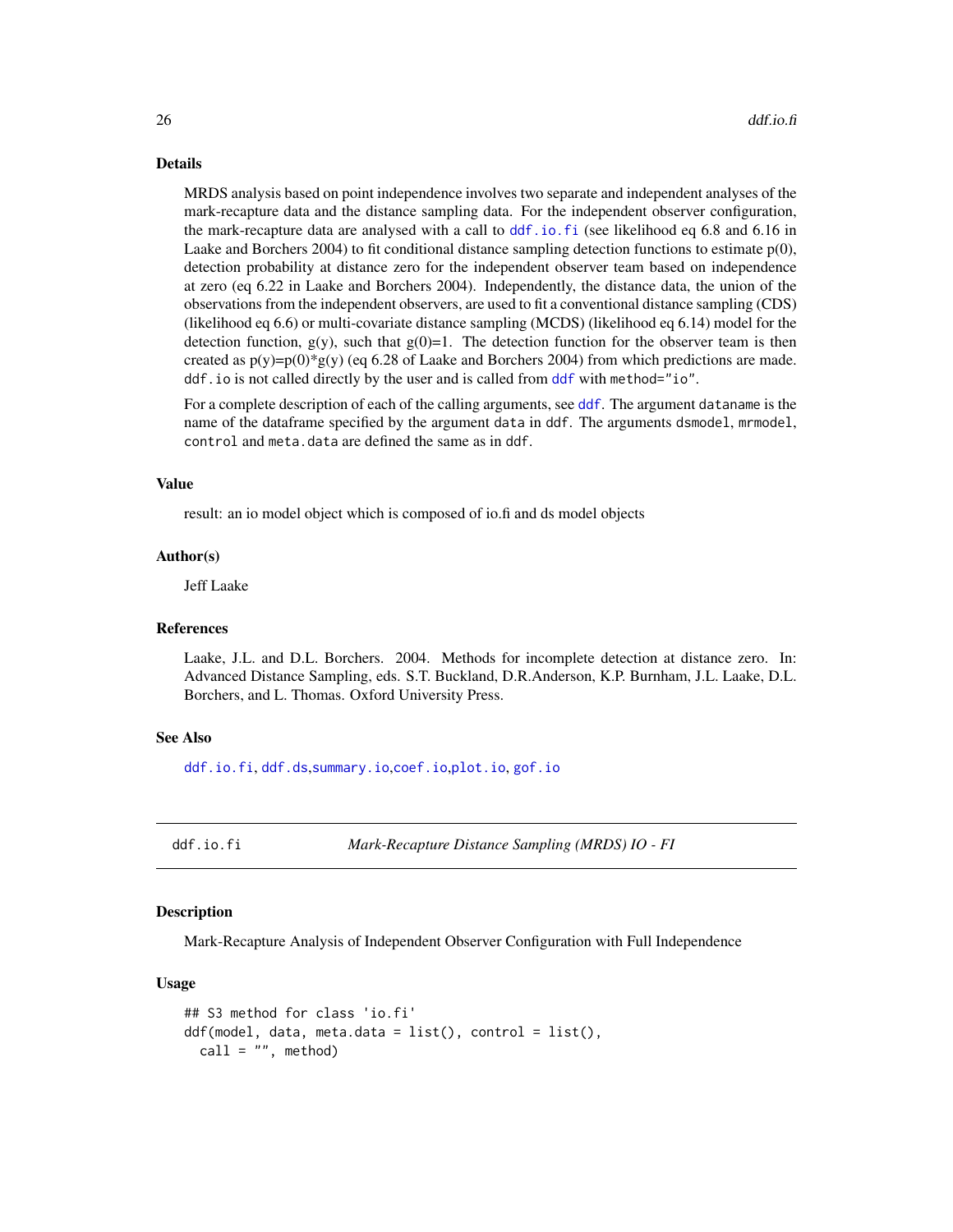## Details

MRDS analysis based on point independence involves two separate and independent analyses of the mark-recapture data and the distance sampling data. For the independent observer configuration, the mark-recapture data are analysed with a call to `ddf.io.fi` (see likelihood eq 6.8 and 6.16 in Laake and Borchers 2004) to fit conditional distance sampling detection functions to estimate p(0), detection probability at distance zero for the independent observer team based on independence at zero (eq 6.22 in Laake and Borchers 2004). Independently, the distance data, the union of the observations from the independent observers, are used to fit a conventional distance sampling (CDS) (likelihood eq 6.6) or multi-covariate distance sampling (MCDS) (likelihood eq 6.14) model for the detection function, g(y), such that g(0)=1. The detection function for the observer team is then created as p(y)=p(0)*g(y) (eq 6.28 of Laake and Borchers 2004) from which predictions are made. `ddf.io` is not called directly by the user and is called from `ddf` with `method="io"`.

For a complete description of each of the calling arguments, see `ddf`. The argument `dataname` is the name of the dataframe specified by the argument `data` in `ddf`. The arguments `dsmodel`, `mrmodel`, `control` and `meta.data` are defined the same as in `ddf`.

## Value

result: an io model object which is composed of io.fi and ds model objects

## Author(s)

Jeff Laake

## References

Laake, J.L. and D.L. Borchers. 2004. Methods for incomplete detection at distance zero. In: Advanced Distance Sampling, eds. S.T. Buckland, D.R.Anderson, K.P. Burnham, J.L. Laake, D.L. Borchers, and L. Thomas. Oxford University Press.

## See Also

`ddf.io.fi`, `ddf.ds`,`summary.io`,`coef.io`,`plot.io`, `gof.io`

---

# ddf.io.fi — *Mark-Recapture Distance Sampling (MRDS) IO - FI*

## Description

Mark-Recapture Analysis of Independent Observer Configuration with Full Independence

## Usage

```
## S3 method for class 'io.fi'
ddf(model, data, meta.data = list(), control = list(),
  call = "", method)
```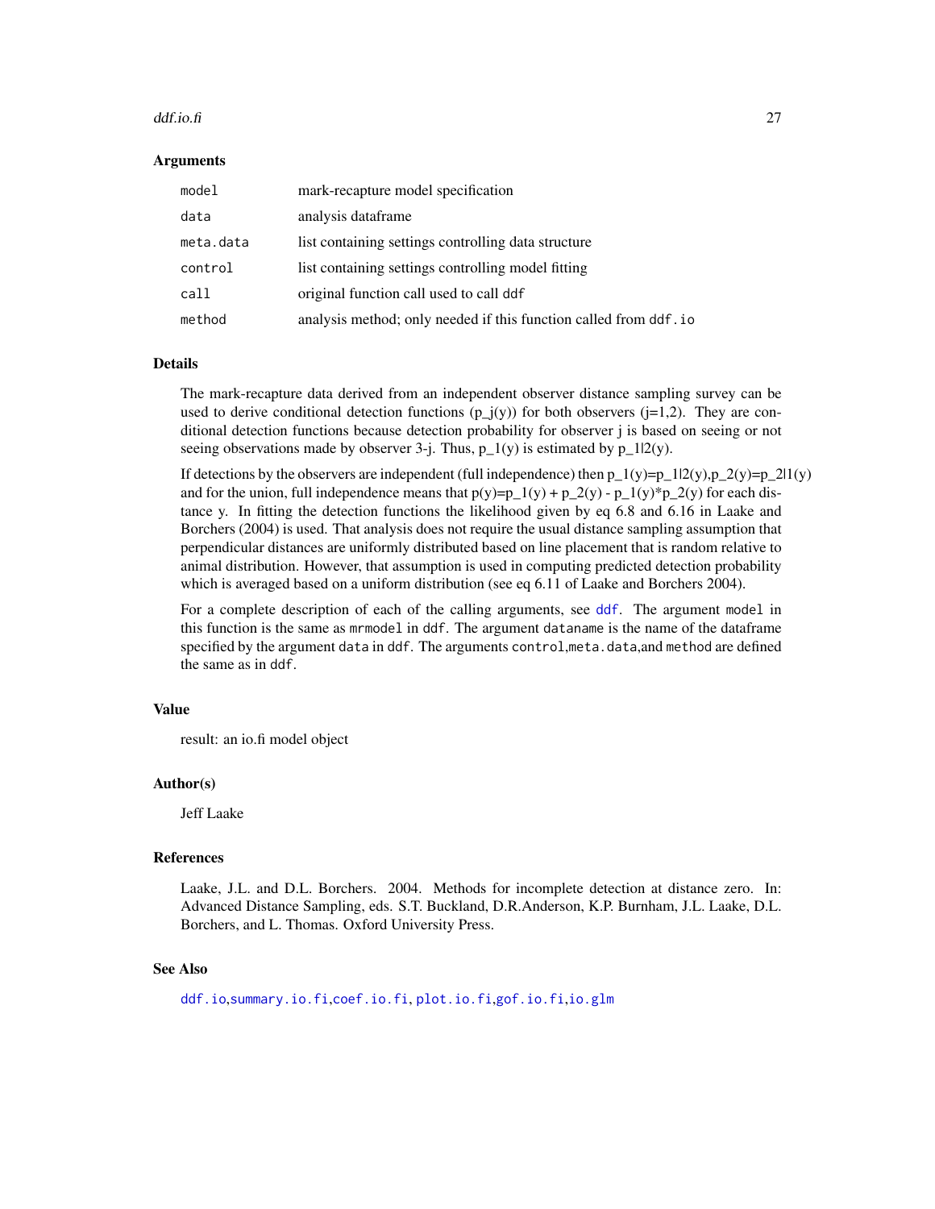## Arguments

| | |
|---|---|
| `model` | mark-recapture model specification |
| `data` | analysis dataframe |
| `meta.data` | list containing settings controlling data structure |
| `control` | list containing settings controlling model fitting |
| `call` | original function call used to call `ddf` |
| `method` | analysis method; only needed if this function called from `ddf.io` |

## Details

The mark-recapture data derived from an independent observer distance sampling survey can be used to derive conditional detection functions ($p_j(y)$) for both observers ($j=1,2$). They are conditional detection functions because detection probability for observer j is based on seeing or not seeing observations made by observer 3-j. Thus, $p_1(y)$ is estimated by $p_{1|2}(y)$.

If detections by the observers are independent (full independence) then $p_1(y)=p_{1|2}(y)$, $p_2(y)=p_{2|1}(y)$ and for the union, full independence means that $p(y)=p_1(y) + p_2(y) - p_1(y)*p_2(y)$ for each distance y. In fitting the detection functions the likelihood given by eq 6.8 and 6.16 in Laake and Borchers (2004) is used. That analysis does not require the usual distance sampling assumption that perpendicular distances are uniformly distributed based on line placement that is random relative to animal distribution. However, that assumption is used in computing predicted detection probability which is averaged based on a uniform distribution (see eq 6.11 of Laake and Borchers 2004).

For a complete description of each of the calling arguments, see `ddf`. The argument `model` in this function is the same as `mrmodel` in `ddf`. The argument `dataname` is the name of the dataframe specified by the argument `data` in `ddf`. The arguments `control`,`meta.data`,and `method` are defined the same as in `ddf`.

## Value

result: an io.fi model object

## Author(s)

Jeff Laake

## References

Laake, J.L. and D.L. Borchers. 2004. Methods for incomplete detection at distance zero. In: Advanced Distance Sampling, eds. S.T. Buckland, D.R.Anderson, K.P. Burnham, J.L. Laake, D.L. Borchers, and L. Thomas. Oxford University Press.

## See Also

`ddf.io`,`summary.io.fi`,`coef.io.fi`, `plot.io.fi`,`gof.io.fi`,`io.glm`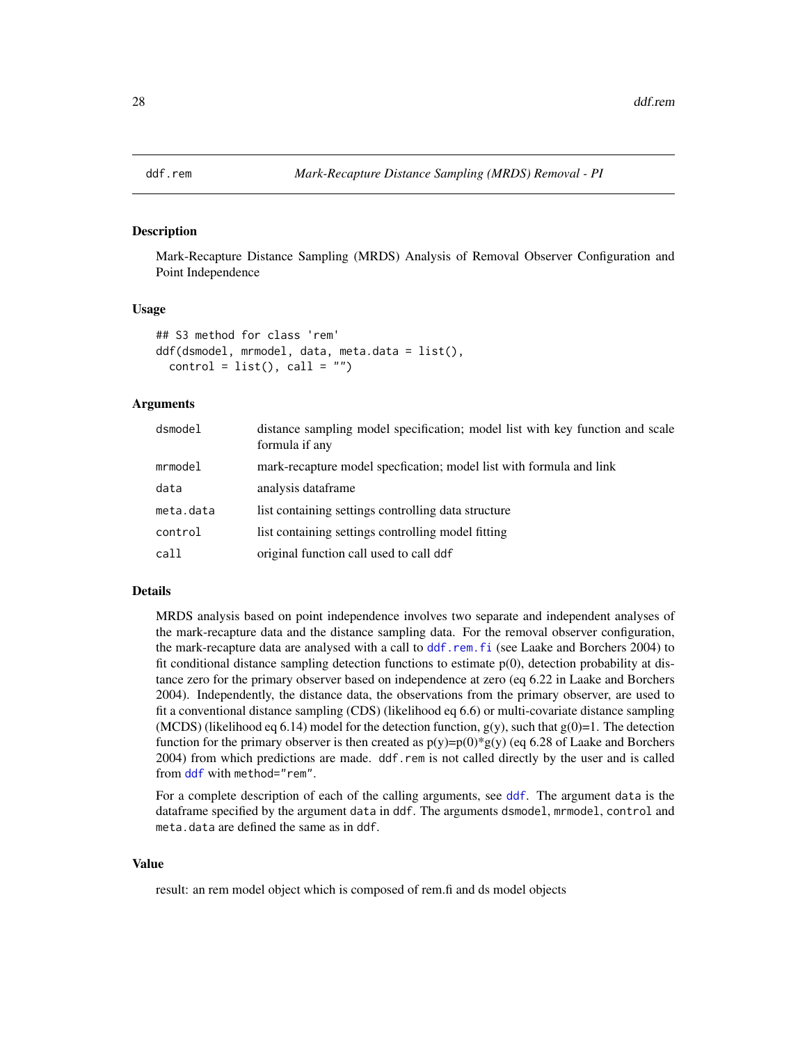# ddf.rem — *Mark-Recapture Distance Sampling (MRDS) Removal - PI*

## Description

Mark-Recapture Distance Sampling (MRDS) Analysis of Removal Observer Configuration and Point Independence

## Usage

```
## S3 method for class 'rem'
ddf(dsmodel, mrmodel, data, meta.data = list(),
  control = list(), call = "")
```

## Arguments

| | |
|---|---|
| `dsmodel` | distance sampling model specification; model list with key function and scale formula if any |
| `mrmodel` | mark-recapture model specfication; model list with formula and link |
| `data` | analysis dataframe |
| `meta.data` | list containing settings controlling data structure |
| `control` | list containing settings controlling model fitting |
| `call` | original function call used to call `ddf` |

## Details

MRDS analysis based on point independence involves two separate and independent analyses of the mark-recapture data and the distance sampling data. For the removal observer configuration, the mark-recapture data are analysed with a call to `ddf.rem.fi` (see Laake and Borchers 2004) to fit conditional distance sampling detection functions to estimate p(0), detection probability at distance zero for the primary observer based on independence at zero (eq 6.22 in Laake and Borchers 2004). Independently, the distance data, the observations from the primary observer, are used to fit a conventional distance sampling (CDS) (likelihood eq 6.6) or multi-covariate distance sampling (MCDS) (likelihood eq 6.14) model for the detection function, g(y), such that g(0)=1. The detection function for the primary observer is then created as p(y)=p(0)*g(y) (eq 6.28 of Laake and Borchers 2004) from which predictions are made. `ddf.rem` is not called directly by the user and is called from `ddf` with `method="rem"`.

For a complete description of each of the calling arguments, see `ddf`. The argument `data` is the dataframe specified by the argument `data` in `ddf`. The arguments `dsmodel`, `mrmodel`, `control` and `meta.data` are defined the same as in `ddf`.

## Value

result: an rem model object which is composed of rem.fi and ds model objects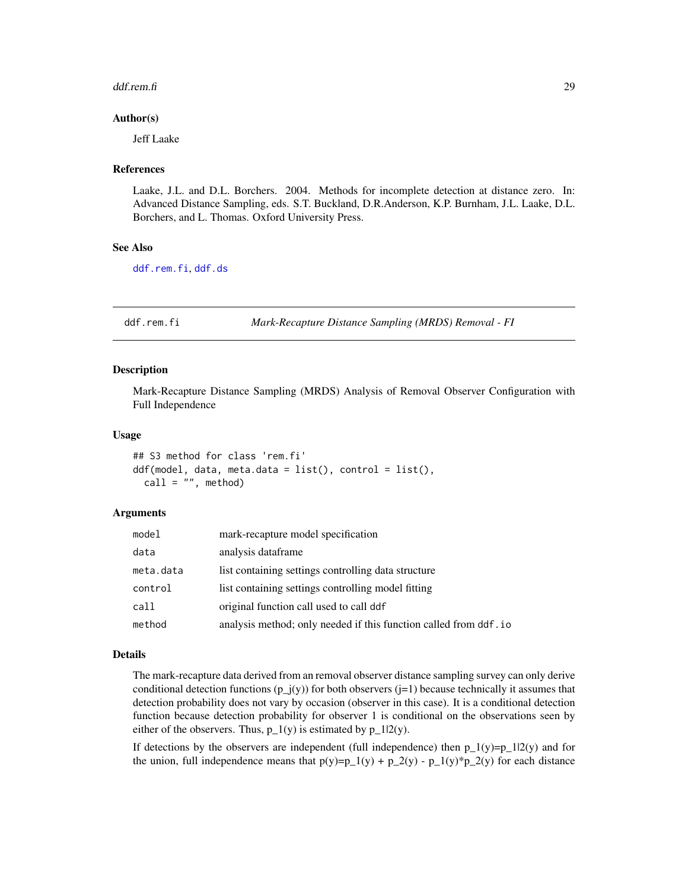### Author(s)

Jeff Laake

### References

Laake, J.L. and D.L. Borchers. 2004. Methods for incomplete detection at distance zero. In: Advanced Distance Sampling, eds. S.T. Buckland, D.R.Anderson, K.P. Burnham, J.L. Laake, D.L. Borchers, and L. Thomas. Oxford University Press.

### See Also

ddf.rem.fi, ddf.ds

---

## ddf.rem.fi — *Mark-Recapture Distance Sampling (MRDS) Removal - FI*

### Description

Mark-Recapture Distance Sampling (MRDS) Analysis of Removal Observer Configuration with Full Independence

### Usage

```
## S3 method for class 'rem.fi'
ddf(model, data, meta.data = list(), control = list(),
  call = "", method)
```

### Arguments

| | |
|---|---|
| model | mark-recapture model specification |
| data | analysis dataframe |
| meta.data | list containing settings controlling data structure |
| control | list containing settings controlling model fitting |
| call | original function call used to call ddf |
| method | analysis method; only needed if this function called from ddf.io |

### Details

The mark-recapture data derived from an removal observer distance sampling survey can only derive conditional detection functions (p_j(y)) for both observers (j=1) because technically it assumes that detection probability does not vary by occasion (observer in this case). It is a conditional detection function because detection probability for observer 1 is conditional on the observations seen by either of the observers. Thus, p_1(y) is estimated by p_1|2(y).

If detections by the observers are independent (full independence) then p_1(y)=p_1|2(y) and for the union, full independence means that p(y)=p_1(y) + p_2(y) - p_1(y)*p_2(y) for each distance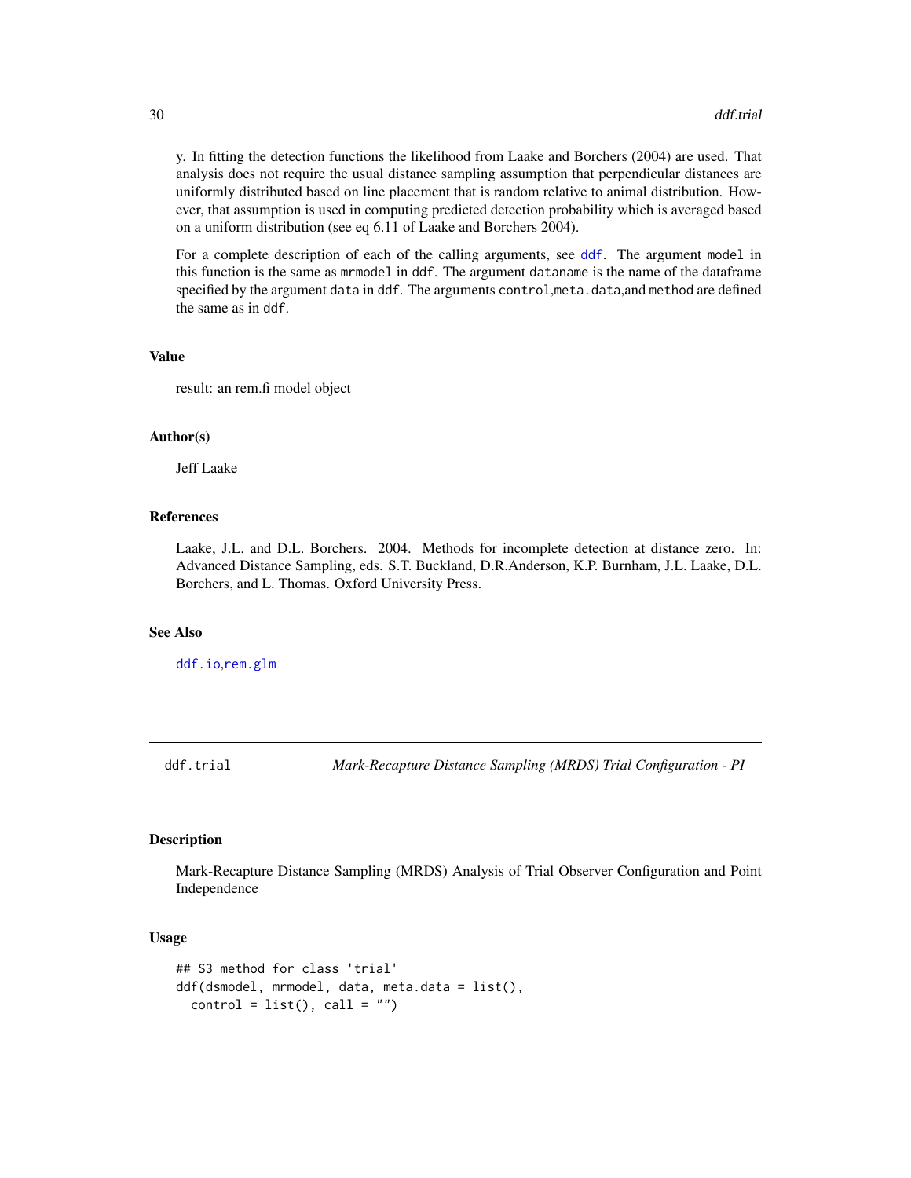y. In fitting the detection functions the likelihood from Laake and Borchers (2004) are used. That analysis does not require the usual distance sampling assumption that perpendicular distances are uniformly distributed based on line placement that is random relative to animal distribution. However, that assumption is used in computing predicted detection probability which is averaged based on a uniform distribution (see eq 6.11 of Laake and Borchers 2004).

For a complete description of each of the calling arguments, see `ddf`. The argument `model` in this function is the same as `mrmodel` in `ddf`. The argument `dataname` is the name of the dataframe specified by the argument `data` in `ddf`. The arguments `control`,`meta.data`,and `method` are defined the same as in `ddf`.

### Value

result: an rem.fi model object

### Author(s)

Jeff Laake

### References

Laake, J.L. and D.L. Borchers. 2004. Methods for incomplete detection at distance zero. In: Advanced Distance Sampling, eds. S.T. Buckland, D.R.Anderson, K.P. Burnham, J.L. Laake, D.L. Borchers, and L. Thomas. Oxford University Press.

### See Also

`ddf.io`,`rem.glm`

---

## ddf.trial — *Mark-Recapture Distance Sampling (MRDS) Trial Configuration - PI*

### Description

Mark-Recapture Distance Sampling (MRDS) Analysis of Trial Observer Configuration and Point Independence

### Usage

```
## S3 method for class 'trial'
ddf(dsmodel, mrmodel, data, meta.data = list(),
  control = list(), call = "")
```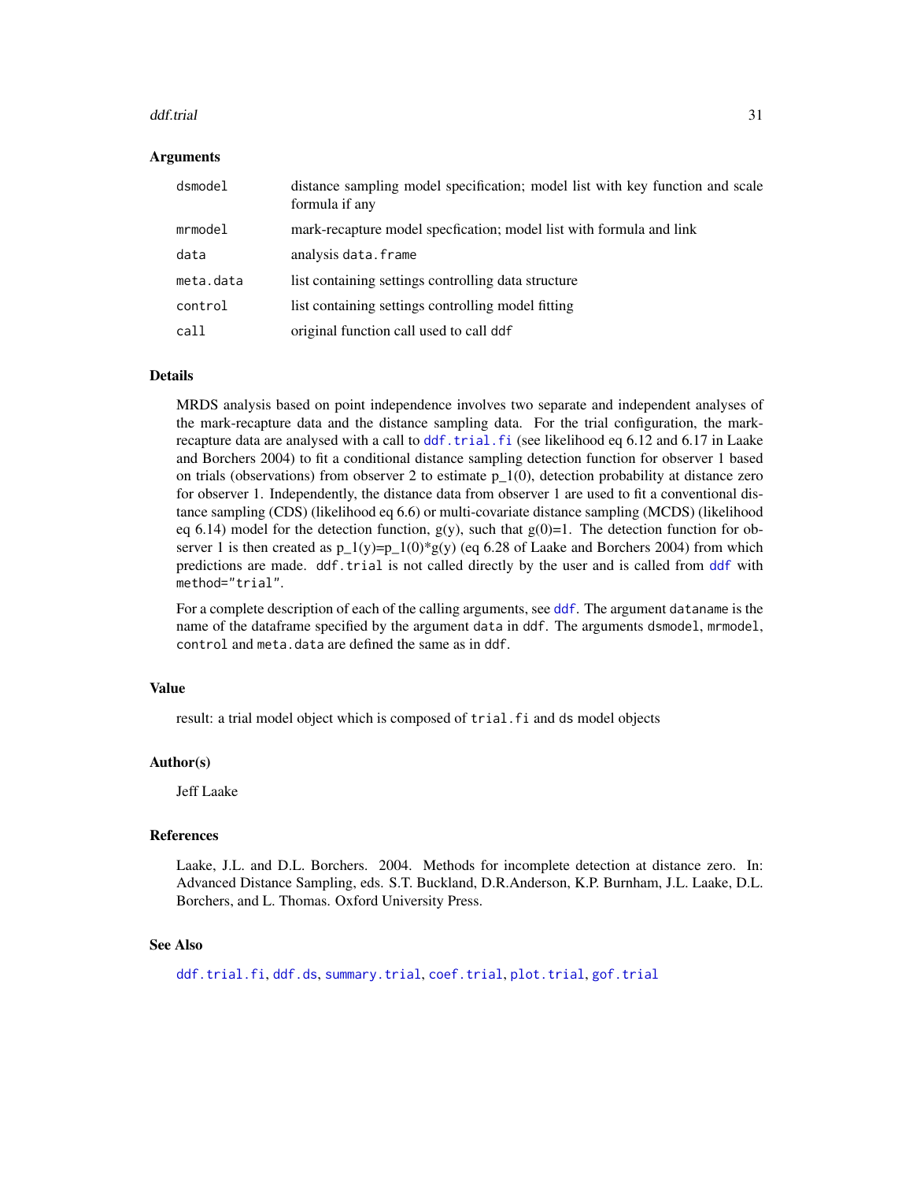## Arguments

| | |
|---|---|
| `dsmodel` | distance sampling model specification; model list with key function and scale formula if any |
| `mrmodel` | mark-recapture model specfication; model list with formula and link |
| `data` | analysis `data.frame` |
| `meta.data` | list containing settings controlling data structure |
| `control` | list containing settings controlling model fitting |
| `call` | original function call used to call `ddf` |

## Details

MRDS analysis based on point independence involves two separate and independent analyses of the mark-recapture data and the distance sampling data. For the trial configuration, the mark-recapture data are analysed with a call to `ddf.trial.fi` (see likelihood eq 6.12 and 6.17 in Laake and Borchers 2004) to fit a conditional distance sampling detection function for observer 1 based on trials (observations) from observer 2 to estimate p_1(0), detection probability at distance zero for observer 1. Independently, the distance data from observer 1 are used to fit a conventional distance sampling (CDS) (likelihood eq 6.6) or multi-covariate distance sampling (MCDS) (likelihood eq 6.14) model for the detection function, g(y), such that g(0)=1. The detection function for observer 1 is then created as p_1(y)=p_1(0)*g(y) (eq 6.28 of Laake and Borchers 2004) from which predictions are made. `ddf.trial` is not called directly by the user and is called from `ddf` with `method="trial"`.

For a complete description of each of the calling arguments, see `ddf`. The argument `dataname` is the name of the dataframe specified by the argument `data` in `ddf`. The arguments `dsmodel`, `mrmodel`, `control` and `meta.data` are defined the same as in `ddf`.

## Value

result: a trial model object which is composed of `trial.fi` and `ds` model objects

## Author(s)

Jeff Laake

## References

Laake, J.L. and D.L. Borchers. 2004. Methods for incomplete detection at distance zero. In: Advanced Distance Sampling, eds. S.T. Buckland, D.R.Anderson, K.P. Burnham, J.L. Laake, D.L. Borchers, and L. Thomas. Oxford University Press.

## See Also

`ddf.trial.fi`, `ddf.ds`, `summary.trial`, `coef.trial`, `plot.trial`, `gof.trial`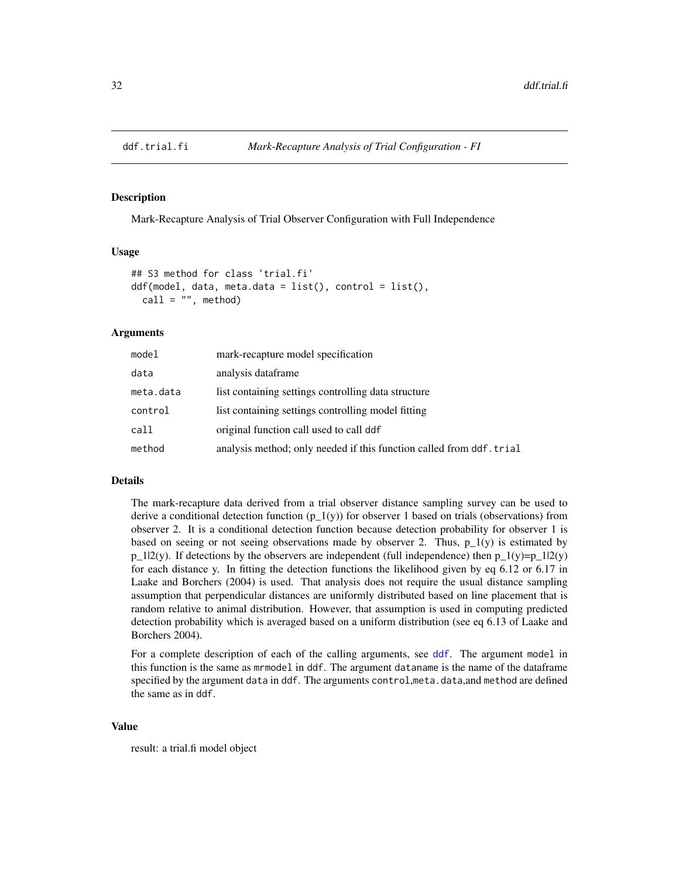# ddf.trial.fi — *Mark-Recapture Analysis of Trial Configuration - FI*

## Description

Mark-Recapture Analysis of Trial Observer Configuration with Full Independence

## Usage

```
## S3 method for class 'trial.fi'
ddf(model, data, meta.data = list(), control = list(),
  call = "", method)
```

## Arguments

| | |
|---|---|
| model | mark-recapture model specification |
| data | analysis dataframe |
| meta.data | list containing settings controlling data structure |
| control | list containing settings controlling model fitting |
| call | original function call used to call ddf |
| method | analysis method; only needed if this function called from ddf.trial |

## Details

The mark-recapture data derived from a trial observer distance sampling survey can be used to derive a conditional detection function (p_1(y)) for observer 1 based on trials (observations) from observer 2. It is a conditional detection function because detection probability for observer 1 is based on seeing or not seeing observations made by observer 2. Thus, p_1(y) is estimated by p_1|2(y). If detections by the observers are independent (full independence) then p_1(y)=p_1|2(y) for each distance y. In fitting the detection functions the likelihood given by eq 6.12 or 6.17 in Laake and Borchers (2004) is used. That analysis does not require the usual distance sampling assumption that perpendicular distances are uniformly distributed based on line placement that is random relative to animal distribution. However, that assumption is used in computing predicted detection probability which is averaged based on a uniform distribution (see eq 6.13 of Laake and Borchers 2004).

For a complete description of each of the calling arguments, see ddf. The argument model in this function is the same as mrmodel in ddf. The argument dataname is the name of the dataframe specified by the argument data in ddf. The arguments control,meta.data,and method are defined the same as in ddf.

## Value

result: a trial.fi model object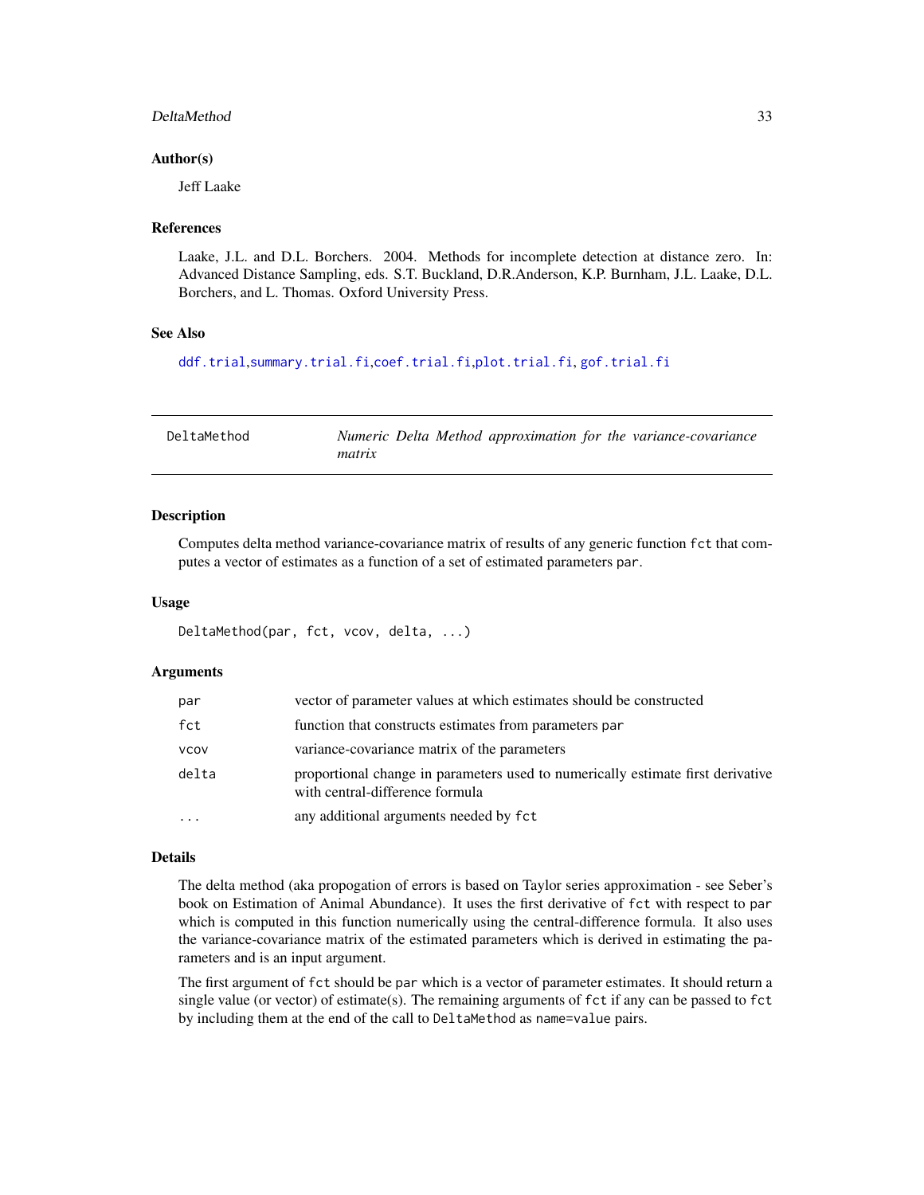### Author(s)

Jeff Laake

### References

Laake, J.L. and D.L. Borchers. 2004. Methods for incomplete detection at distance zero. In: Advanced Distance Sampling, eds. S.T. Buckland, D.R.Anderson, K.P. Burnham, J.L. Laake, D.L. Borchers, and L. Thomas. Oxford University Press.

### See Also

`ddf.trial`,`summary.trial.fi`,`coef.trial.fi`,`plot.trial.fi`, `gof.trial.fi`

---

## DeltaMethod — *Numeric Delta Method approximation for the variance-covariance matrix*

---

### Description

Computes delta method variance-covariance matrix of results of any generic function `fct` that computes a vector of estimates as a function of a set of estimated parameters `par`.

### Usage

```
DeltaMethod(par, fct, vcov, delta, ...)
```

### Arguments

| | |
|---|---|
| `par` | vector of parameter values at which estimates should be constructed |
| `fct` | function that constructs estimates from parameters `par` |
| `vcov` | variance-covariance matrix of the parameters |
| `delta` | proportional change in parameters used to numerically estimate first derivative with central-difference formula |
| `...` | any additional arguments needed by `fct` |

### Details

The delta method (aka propogation of errors is based on Taylor series approximation - see Seber's book on Estimation of Animal Abundance). It uses the first derivative of `fct` with respect to `par` which is computed in this function numerically using the central-difference formula. It also uses the variance-covariance matrix of the estimated parameters which is derived in estimating the parameters and is an input argument.

The first argument of `fct` should be `par` which is a vector of parameter estimates. It should return a single value (or vector) of estimate(s). The remaining arguments of `fct` if any can be passed to `fct` by including them at the end of the call to `DeltaMethod` as `name=value` pairs.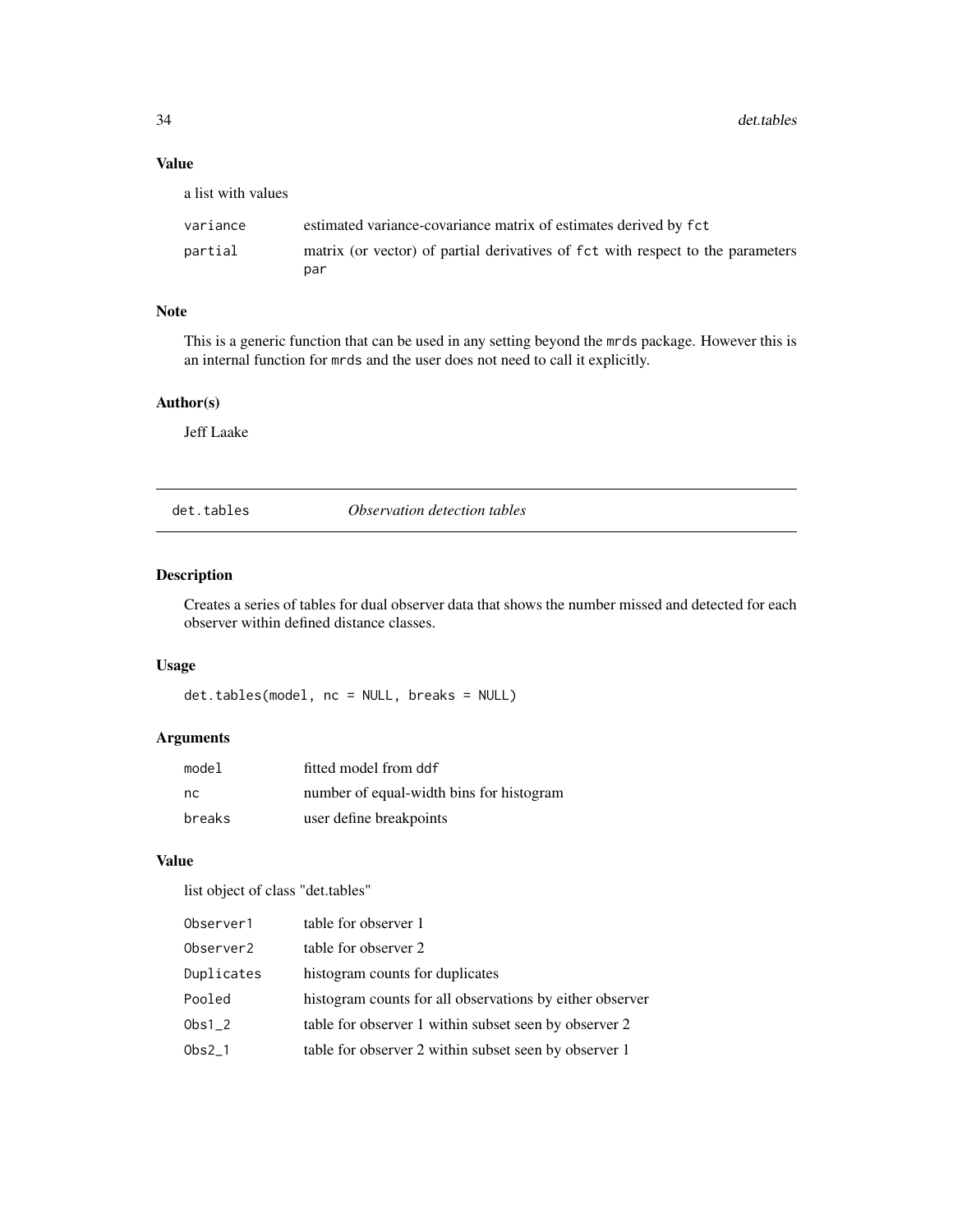### Value

a list with values

| | |
|---|---|
| variance | estimated variance-covariance matrix of estimates derived by `fct` |
| partial | matrix (or vector) of partial derivatives of `fct` with respect to the parameters `par` |

### Note

This is a generic function that can be used in any setting beyond the `mrds` package. However this is an internal function for `mrds` and the user does not need to call it explicitly.

### Author(s)

Jeff Laake

---

## det.tables — *Observation detection tables*

---

### Description

Creates a series of tables for dual observer data that shows the number missed and detected for each observer within defined distance classes.

### Usage

```
det.tables(model, nc = NULL, breaks = NULL)
```

### Arguments

| | |
|---|---|
| model | fitted model from `ddf` |
| nc | number of equal-width bins for histogram |
| breaks | user define breakpoints |

### Value

list object of class "det.tables"

| | |
|---|---|
| Observer1 | table for observer 1 |
| Observer2 | table for observer 2 |
| Duplicates | histogram counts for duplicates |
| Pooled | histogram counts for all observations by either observer |
| Obs1_2 | table for observer 1 within subset seen by observer 2 |
| Obs2_1 | table for observer 2 within subset seen by observer 1 |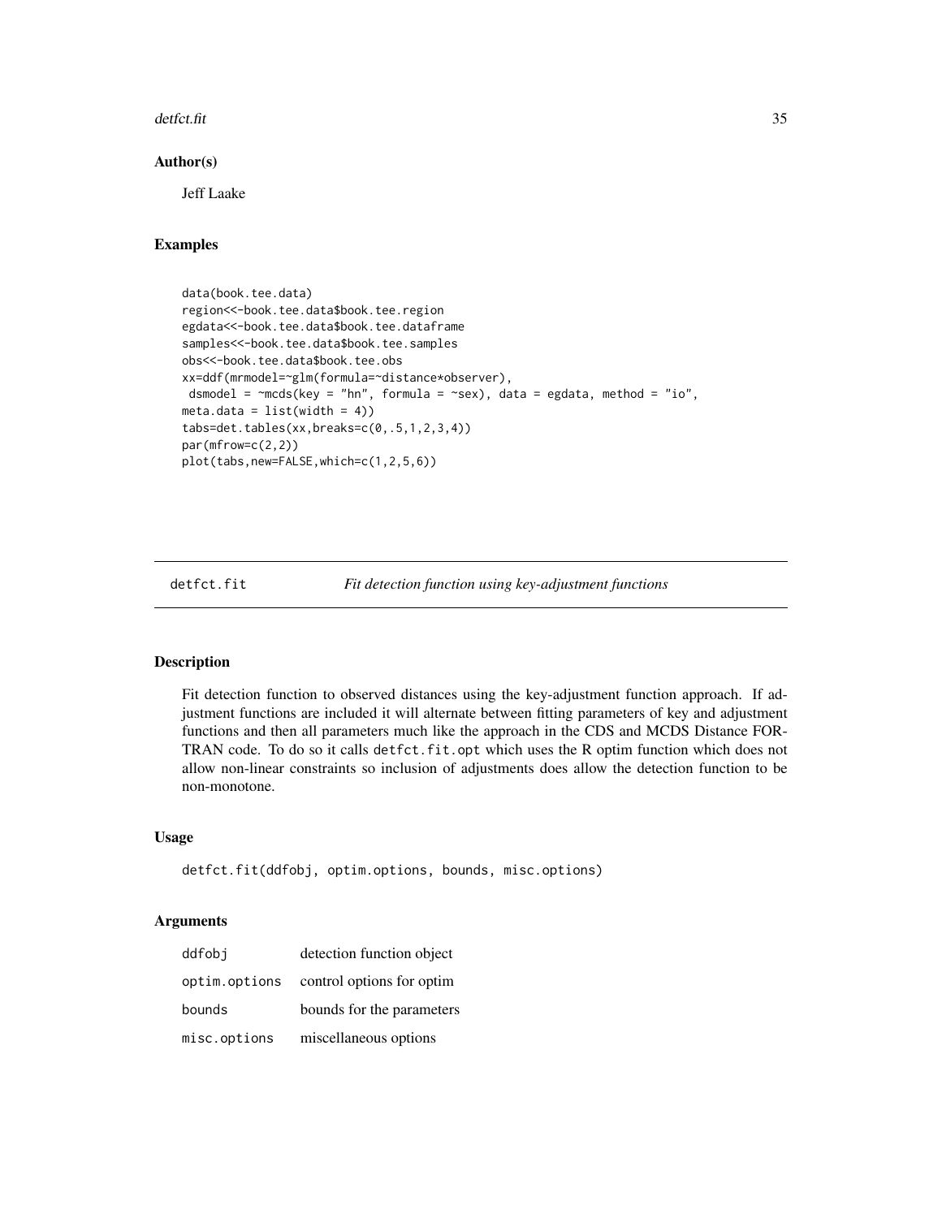### Author(s)

Jeff Laake

### Examples

```
data(book.tee.data)
region<<-book.tee.data$book.tee.region
egdata<<-book.tee.data$book.tee.dataframe
samples<<-book.tee.data$book.tee.samples
obs<<-book.tee.data$book.tee.obs
xx=ddf(mrmodel=~glm(formula=~distance*observer),
 dsmodel = ~mcds(key = "hn", formula = ~sex), data = egdata, method = "io",
meta.data = list(width = 4))
tabs=det.tables(xx,breaks=c(0,.5,1,2,3,4))
par(mfrow=c(2,2))
plot(tabs,new=FALSE,which=c(1,2,5,6))
```

---

## detfct.fit *Fit detection function using key-adjustment functions*

---

### Description

Fit detection function to observed distances using the key-adjustment function approach. If adjustment functions are included it will alternate between fitting parameters of key and adjustment functions and then all parameters much like the approach in the CDS and MCDS Distance FORTRAN code. To do so it calls `detfct.fit.opt` which uses the R optim function which does not allow non-linear constraints so inclusion of adjustments does allow the detection function to be non-monotone.

### Usage

```
detfct.fit(ddfobj, optim.options, bounds, misc.options)
```

### Arguments

| | |
|---|---|
| ddfobj | detection function object |
| optim.options | control options for optim |
| bounds | bounds for the parameters |
| misc.options | miscellaneous options |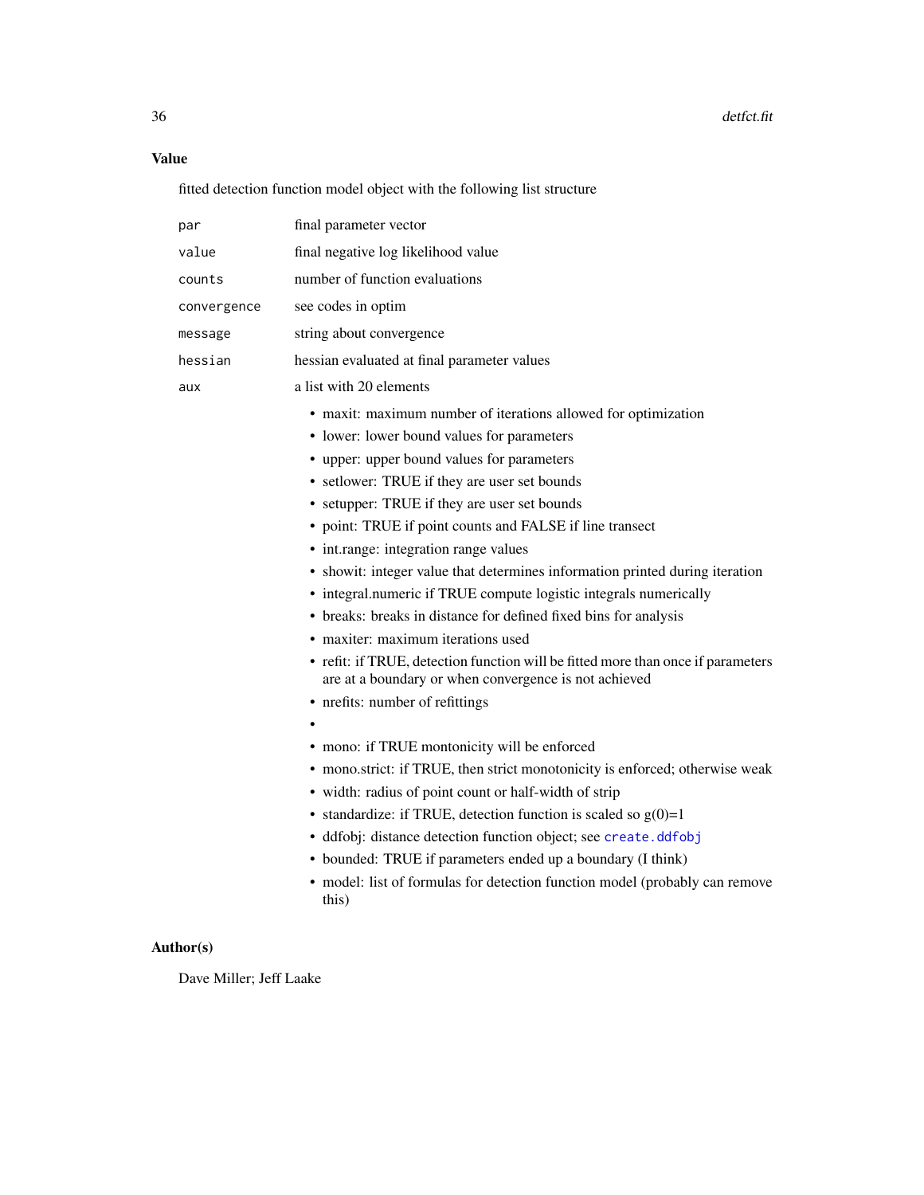## Value

fitted detection function model object with the following list structure

| | |
|---|---|
| `par` | final parameter vector |
| `value` | final negative log likelihood value |
| `counts` | number of function evaluations |
| `convergence` | see codes in optim |
| `message` | string about convergence |
| `hessian` | hessian evaluated at final parameter values |
| `aux` | a list with 20 elements |

- maxit: maximum number of iterations allowed for optimization
- lower: lower bound values for parameters
- upper: upper bound values for parameters
- setlower: TRUE if they are user set bounds
- setupper: TRUE if they are user set bounds
- point: TRUE if point counts and FALSE if line transect
- int.range: integration range values
- showit: integer value that determines information printed during iteration
- integral.numeric if TRUE compute logistic integrals numerically
- breaks: breaks in distance for defined fixed bins for analysis
- maxiter: maximum iterations used
- refit: if TRUE, detection function will be fitted more than once if parameters are at a boundary or when convergence is not achieved
- nrefits: number of refittings
- 
- mono: if TRUE montonicity will be enforced
- mono.strict: if TRUE, then strict monotonicity is enforced; otherwise weak
- width: radius of point count or half-width of strip
- standardize: if TRUE, detection function is scaled so g(0)=1
- ddfobj: distance detection function object; see `create.ddfobj`
- bounded: TRUE if parameters ended up a boundary (I think)
- model: list of formulas for detection function model (probably can remove this)

## Author(s)

Dave Miller; Jeff Laake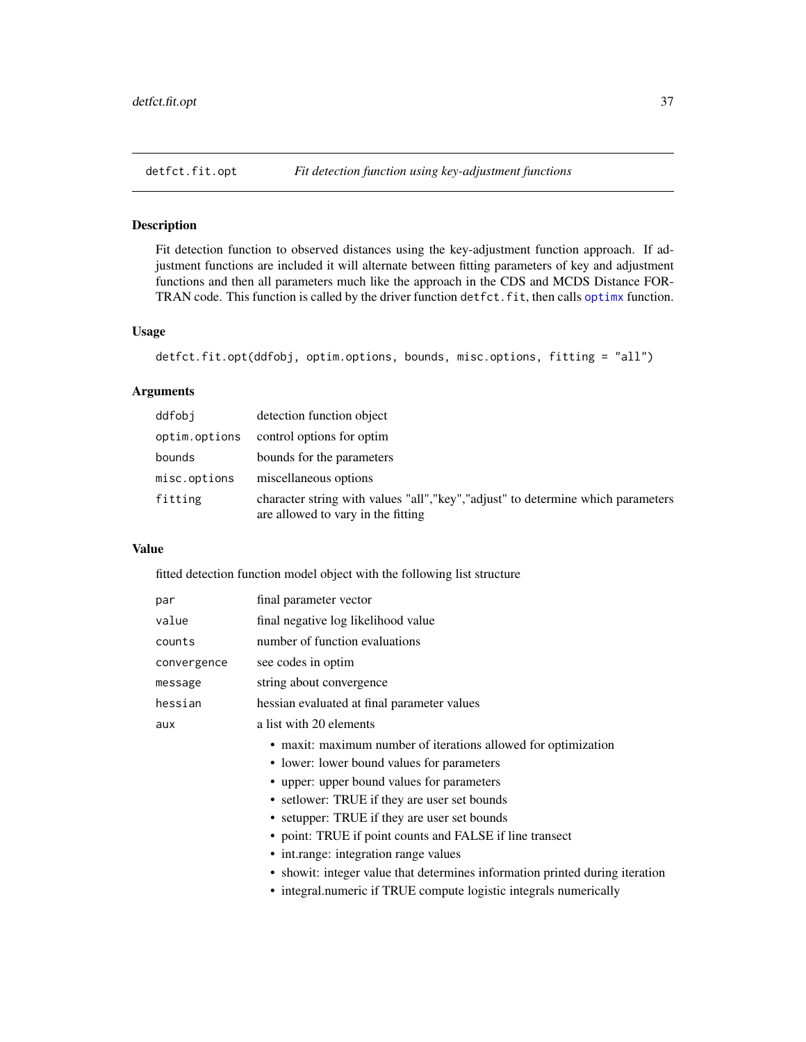## detfct.fit.opt — *Fit detection function using key-adjustment functions*

### Description

Fit detection function to observed distances using the key-adjustment function approach. If adjustment functions are included it will alternate between fitting parameters of key and adjustment functions and then all parameters much like the approach in the CDS and MCDS Distance FORTRAN code. This function is called by the driver function `detfct.fit`, then calls `optimx` function.

### Usage

```
detfct.fit.opt(ddfobj, optim.options, bounds, misc.options, fitting = "all")
```

### Arguments

| | |
|---|---|
| `ddfobj` | detection function object |
| `optim.options` | control options for optim |
| `bounds` | bounds for the parameters |
| `misc.options` | miscellaneous options |
| `fitting` | character string with values "all","key","adjust" to determine which parameters are allowed to vary in the fitting |

### Value

fitted detection function model object with the following list structure

| | |
|---|---|
| `par` | final parameter vector |
| `value` | final negative log likelihood value |
| `counts` | number of function evaluations |
| `convergence` | see codes in optim |
| `message` | string about convergence |
| `hessian` | hessian evaluated at final parameter values |
| `aux` | a list with 20 elements |

- maxit: maximum number of iterations allowed for optimization
- lower: lower bound values for parameters
- upper: upper bound values for parameters
- setlower: TRUE if they are user set bounds
- setupper: TRUE if they are user set bounds
- point: TRUE if point counts and FALSE if line transect
- int.range: integration range values
- showit: integer value that determines information printed during iteration
- integral.numeric if TRUE compute logistic integrals numerically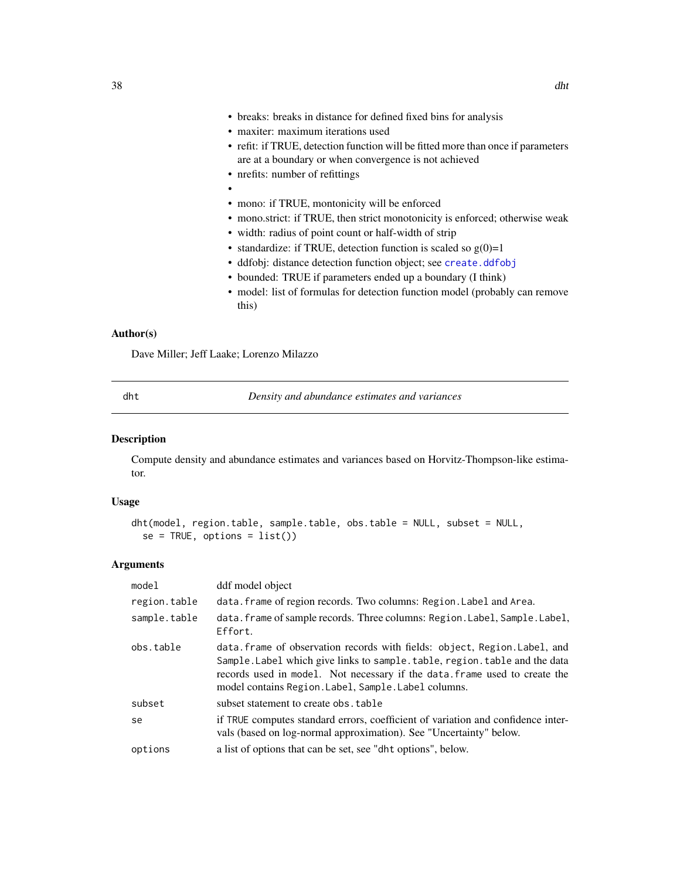- breaks: breaks in distance for defined fixed bins for analysis
- maxiter: maximum iterations used
- refit: if TRUE, detection function will be fitted more than once if parameters are at a boundary or when convergence is not achieved
- nrefits: number of refittings
- 
- mono: if TRUE, montonicity will be enforced
- mono.strict: if TRUE, then strict monotonicity is enforced; otherwise weak
- width: radius of point count or half-width of strip
- standardize: if TRUE, detection function is scaled so g(0)=1
- ddfobj: distance detection function object; see `create.ddfobj`
- bounded: TRUE if parameters ended up a boundary (I think)
- model: list of formulas for detection function model (probably can remove this)

### Author(s)

Dave Miller; Jeff Laake; Lorenzo Milazzo

---

## dht — *Density and abundance estimates and variances*

---

### Description

Compute density and abundance estimates and variances based on Horvitz-Thompson-like estimator.

### Usage

```
dht(model, region.table, sample.table, obs.table = NULL, subset = NULL,
  se = TRUE, options = list())
```

### Arguments

| | |
|---|---|
| `model` | ddf model object |
| `region.table` | `data.frame` of region records. Two columns: `Region.Label` and `Area`. |
| `sample.table` | `data.frame` of sample records. Three columns: `Region.Label`, `Sample.Label`, `Effort`. |
| `obs.table` | `data.frame` of observation records with fields: `object`, `Region.Label`, and `Sample.Label` which give links to `sample.table`, `region.table` and the data records used in `model`. Not necessary if the `data.frame` used to create the model contains `Region.Label`, `Sample.Label` columns. |
| `subset` | subset statement to create `obs.table` |
| `se` | if `TRUE` computes standard errors, coefficient of variation and confidence intervals (based on log-normal approximation). See "Uncertainty" below. |
| `options` | a list of options that can be set, see "`dht` options", below. |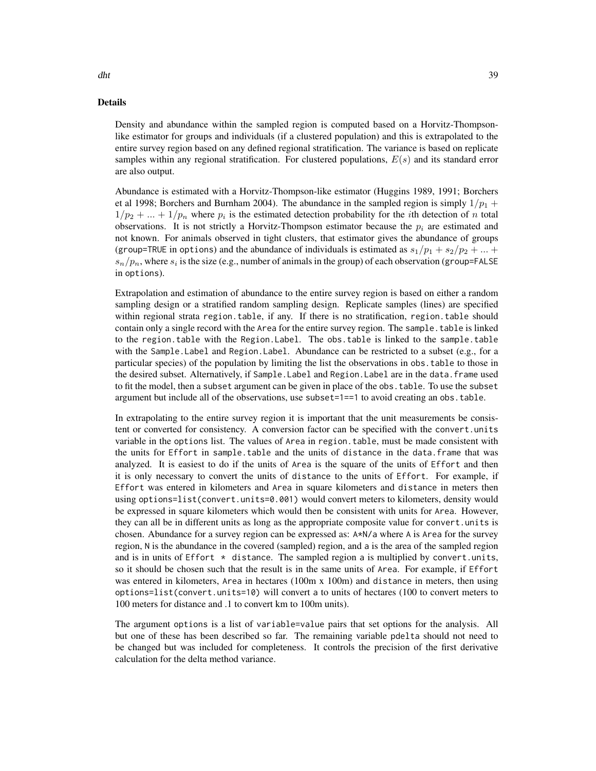## Details

Density and abundance within the sampled region is computed based on a Horvitz-Thompson-like estimator for groups and individuals (if a clustered population) and this is extrapolated to the entire survey region based on any defined regional stratification. The variance is based on replicate samples within any regional stratification. For clustered populations, $E(s)$ and its standard error are also output.

Abundance is estimated with a Horvitz-Thompson-like estimator (Huggins 1989, 1991; Borchers et al 1998; Borchers and Burnham 2004). The abundance in the sampled region is simply $1/p_1 + 1/p_2 + ... + 1/p_n$ where $p_i$ is the estimated detection probability for the $i$th detection of $n$ total observations. It is not strictly a Horvitz-Thompson estimator because the $p_i$ are estimated and not known. For animals observed in tight clusters, that estimator gives the abundance of groups (`group=TRUE` in `options`) and the abundance of individuals is estimated as $s_1/p_1 + s_2/p_2 + ... + s_n/p_n$, where $s_i$ is the size (e.g., number of animals in the group) of each observation (`group=FALSE` in `options`).

Extrapolation and estimation of abundance to the entire survey region is based on either a random sampling design or a stratified random sampling design. Replicate samples (lines) are specified within regional strata `region.table`, if any. If there is no stratification, `region.table` should contain only a single record with the `Area` for the entire survey region. The `sample.table` is linked to the `region.table` with the `Region.Label`. The `obs.table` is linked to the `sample.table` with the `Sample.Label` and `Region.Label`. Abundance can be restricted to a subset (e.g., for a particular species) of the population by limiting the list the observations in `obs.table` to those in the desired subset. Alternatively, if `Sample.Label` and `Region.Label` are in the `data.frame` used to fit the model, then a `subset` argument can be given in place of the `obs.table`. To use the `subset` argument but include all of the observations, use `subset=1==1` to avoid creating an `obs.table`.

In extrapolating to the entire survey region it is important that the unit measurements be consistent or converted for consistency. A conversion factor can be specified with the `convert.units` variable in the `options` list. The values of `Area` in `region.table`, must be made consistent with the units for `Effort` in `sample.table` and the units of `distance` in the `data.frame` that was analyzed. It is easiest to do if the units of `Area` is the square of the units of `Effort` and then it is only necessary to convert the units of `distance` to the units of `Effort`. For example, if `Effort` was entered in kilometers and `Area` in square kilometers and `distance` in meters then using `options=list(convert.units=0.001)` would convert meters to kilometers, density would be expressed in square kilometers which would then be consistent with units for `Area`. However, they can all be in different units as long as the appropriate composite value for `convert.units` is chosen. Abundance for a survey region can be expressed as: `A*N/a` where `A` is `Area` for the survey region, `N` is the abundance in the covered (sampled) region, and `a` is the area of the sampled region and is in units of `Effort * distance`. The sampled region `a` is multiplied by `convert.units`, so it should be chosen such that the result is in the same units of `Area`. For example, if `Effort` was entered in kilometers, `Area` in hectares (100m x 100m) and `distance` in meters, then using `options=list(convert.units=10)` will convert `a` to units of hectares (100 to convert meters to 100 meters for distance and .1 to convert km to 100m units).

The argument `options` is a list of `variable=value` pairs that set options for the analysis. All but one of these has been described so far. The remaining variable `pdelta` should not need to be changed but was included for completeness. It controls the precision of the first derivative calculation for the delta method variance.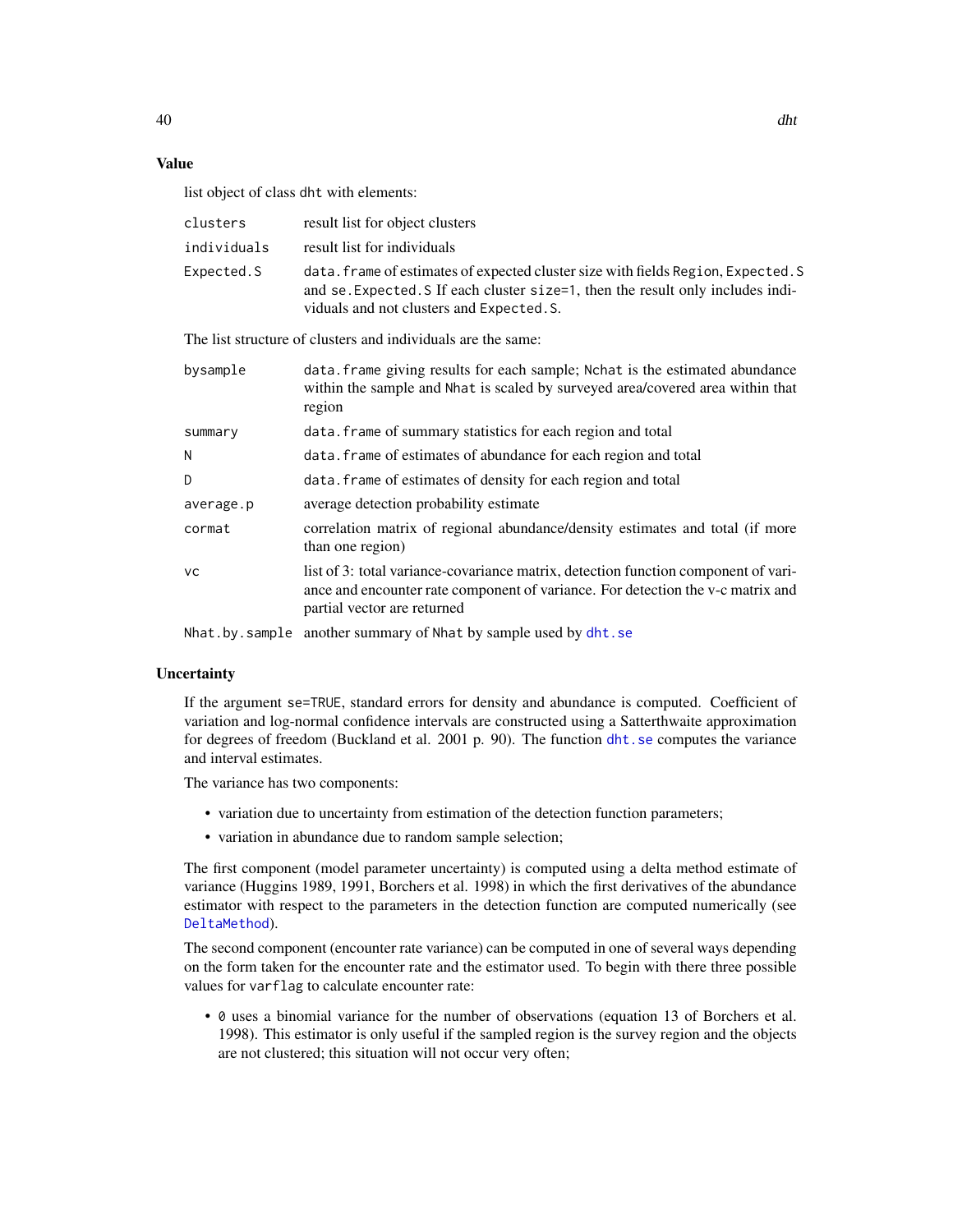### Value

list object of class `dht` with elements:

| | |
|---|---|
| `clusters` | result list for object clusters |
| `individuals` | result list for individuals |
| `Expected.S` | `data.frame` of estimates of expected cluster size with fields `Region`, `Expected.S` and `se.Expected.S` If each cluster `size=1`, then the result only includes individuals and not clusters and `Expected.S`. |

The list structure of clusters and individuals are the same:

| | |
|---|---|
| `bysample` | `data.frame` giving results for each sample; `Nchat` is the estimated abundance within the sample and `Nhat` is scaled by surveyed area/covered area within that region |
| `summary` | `data.frame` of summary statistics for each region and total |
| `N` | `data.frame` of estimates of abundance for each region and total |
| `D` | `data.frame` of estimates of density for each region and total |
| `average.p` | average detection probability estimate |
| `cormat` | correlation matrix of regional abundance/density estimates and total (if more than one region) |
| `vc` | list of 3: total variance-covariance matrix, detection function component of variance and encounter rate component of variance. For detection the v-c matrix and partial vector are returned |
| `Nhat.by.sample` | another summary of `Nhat` by sample used by `dht.se` |

### Uncertainty

If the argument `se=TRUE`, standard errors for density and abundance is computed. Coefficient of variation and log-normal confidence intervals are constructed using a Satterthwaite approximation for degrees of freedom (Buckland et al. 2001 p. 90). The function `dht.se` computes the variance and interval estimates.

The variance has two components:

- variation due to uncertainty from estimation of the detection function parameters;
- variation in abundance due to random sample selection;

The first component (model parameter uncertainty) is computed using a delta method estimate of variance (Huggins 1989, 1991, Borchers et al. 1998) in which the first derivatives of the abundance estimator with respect to the parameters in the detection function are computed numerically (see `DeltaMethod`).

The second component (encounter rate variance) can be computed in one of several ways depending on the form taken for the encounter rate and the estimator used. To begin with there three possible values for `varflag` to calculate encounter rate:

- `0` uses a binomial variance for the number of observations (equation 13 of Borchers et al. 1998). This estimator is only useful if the sampled region is the survey region and the objects are not clustered; this situation will not occur very often;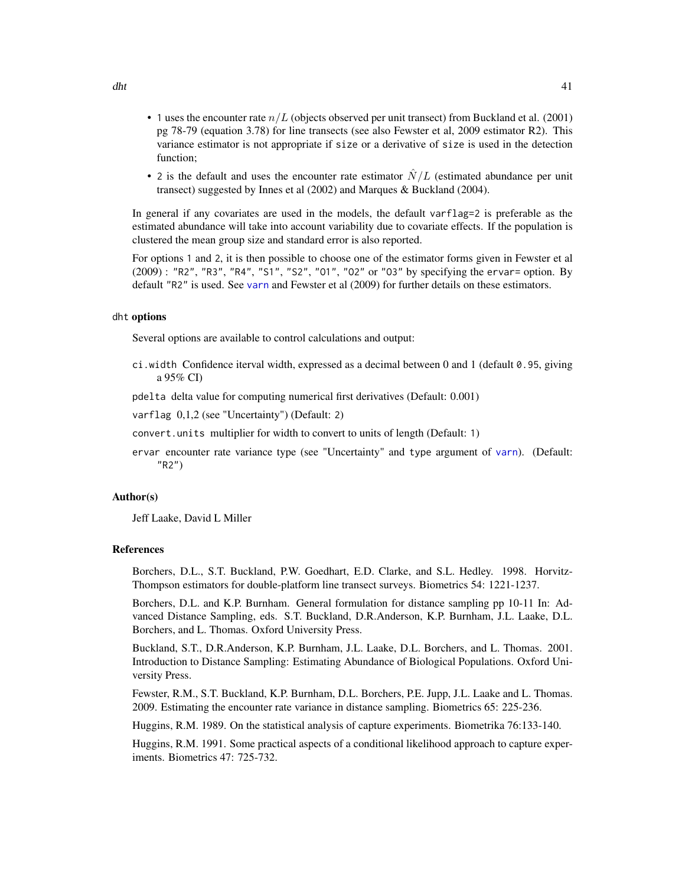- 1 uses the encounter rate $n/L$ (objects observed per unit transect) from Buckland et al. (2001) pg 78-79 (equation 3.78) for line transects (see also Fewster et al, 2009 estimator R2). This variance estimator is not appropriate if `size` or a derivative of `size` is used in the detection function;
- 2 is the default and uses the encounter rate estimator $\hat{N}/L$ (estimated abundance per unit transect) suggested by Innes et al (2002) and Marques & Buckland (2004).

In general if any covariates are used in the models, the default `varflag=2` is preferable as the estimated abundance will take into account variability due to covariate effects. If the population is clustered the mean group size and standard error is also reported.

For options 1 and 2, it is then possible to choose one of the estimator forms given in Fewster et al (2009) : "R2", "R3", "R4", "S1", "S2", "O1", "O2" or "O3" by specifying the `ervar=` option. By default "R2" is used. See `varn` and Fewster et al (2009) for further details on these estimators.

### dht options

Several options are available to control calculations and output:

`ci.width` Confidence iterval width, expressed as a decimal between 0 and 1 (default `0.95`, giving a 95% CI)

`pdelta` delta value for computing numerical first derivatives (Default: 0.001)

`varflag` 0,1,2 (see "Uncertainty") (Default: 2)

`convert.units` multiplier for width to convert to units of length (Default: 1)

`ervar` encounter rate variance type (see "Uncertainty" and `type` argument of `varn`). (Default: "R2")

### Author(s)

Jeff Laake, David L Miller

### References

Borchers, D.L., S.T. Buckland, P.W. Goedhart, E.D. Clarke, and S.L. Hedley. 1998. Horvitz-Thompson estimators for double-platform line transect surveys. Biometrics 54: 1221-1237.

Borchers, D.L. and K.P. Burnham. General formulation for distance sampling pp 10-11 In: Advanced Distance Sampling, eds. S.T. Buckland, D.R.Anderson, K.P. Burnham, J.L. Laake, D.L. Borchers, and L. Thomas. Oxford University Press.

Buckland, S.T., D.R.Anderson, K.P. Burnham, J.L. Laake, D.L. Borchers, and L. Thomas. 2001. Introduction to Distance Sampling: Estimating Abundance of Biological Populations. Oxford University Press.

Fewster, R.M., S.T. Buckland, K.P. Burnham, D.L. Borchers, P.E. Jupp, J.L. Laake and L. Thomas. 2009. Estimating the encounter rate variance in distance sampling. Biometrics 65: 225-236.

Huggins, R.M. 1989. On the statistical analysis of capture experiments. Biometrika 76:133-140.

Huggins, R.M. 1991. Some practical aspects of a conditional likelihood approach to capture experiments. Biometrics 47: 725-732.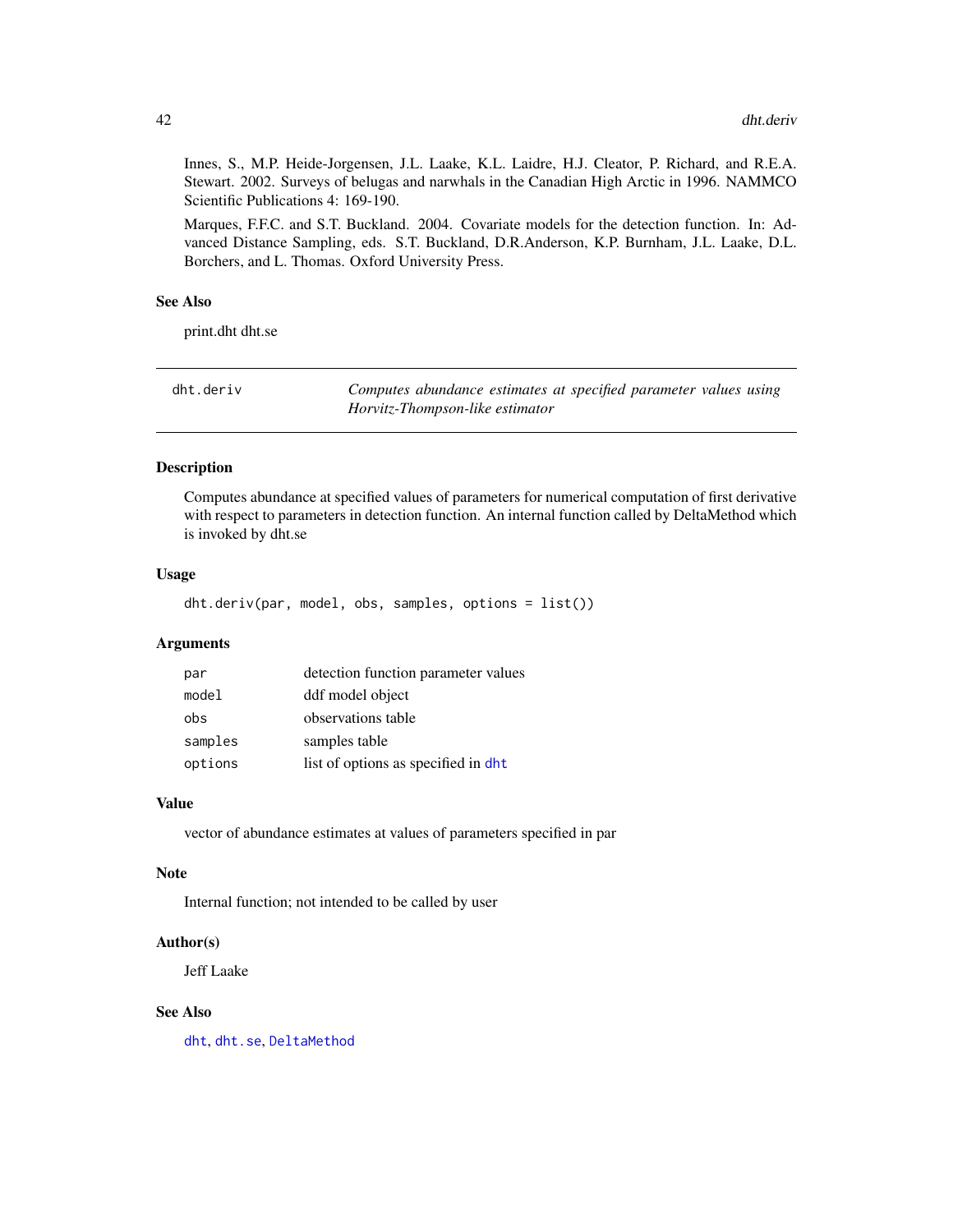Innes, S., M.P. Heide-Jorgensen, J.L. Laake, K.L. Laidre, H.J. Cleator, P. Richard, and R.E.A. Stewart. 2002. Surveys of belugas and narwhals in the Canadian High Arctic in 1996. NAMMCO Scientific Publications 4: 169-190.

Marques, F.F.C. and S.T. Buckland. 2004. Covariate models for the detection function. In: Advanced Distance Sampling, eds. S.T. Buckland, D.R.Anderson, K.P. Burnham, J.L. Laake, D.L. Borchers, and L. Thomas. Oxford University Press.

### See Also

print.dht dht.se

---

## dht.deriv — *Computes abundance estimates at specified parameter values using Horvitz-Thompson-like estimator*

---

### Description

Computes abundance at specified values of parameters for numerical computation of first derivative with respect to parameters in detection function. An internal function called by DeltaMethod which is invoked by dht.se

### Usage

```
dht.deriv(par, model, obs, samples, options = list())
```

### Arguments

| | |
|---|---|
| `par` | detection function parameter values |
| `model` | ddf model object |
| `obs` | observations table |
| `samples` | samples table |
| `options` | list of options as specified in `dht` |

### Value

vector of abundance estimates at values of parameters specified in par

### Note

Internal function; not intended to be called by user

### Author(s)

Jeff Laake

### See Also

`dht`, `dht.se`, `DeltaMethod`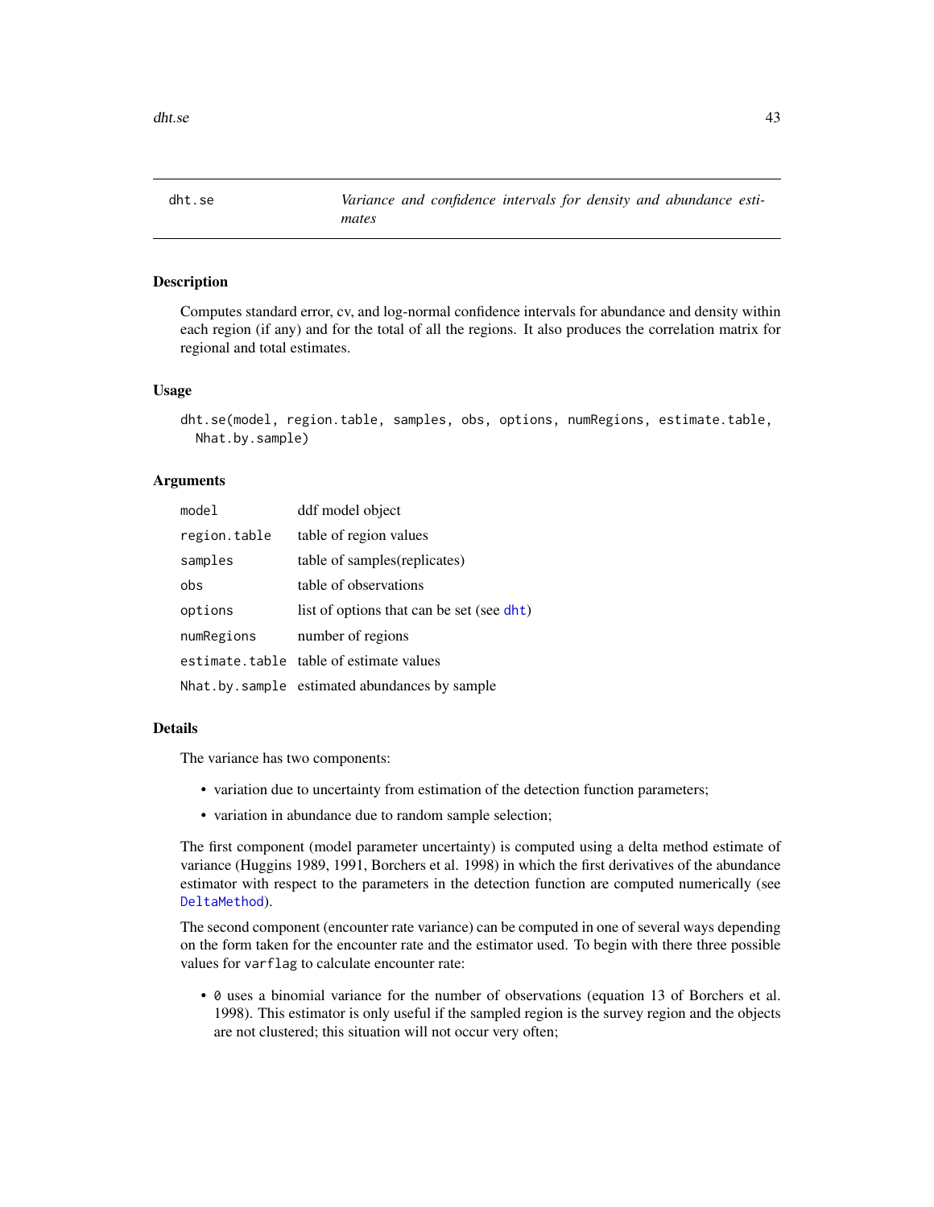dht.se — *Variance and confidence intervals for density and abundance estimates*

## Description

Computes standard error, cv, and log-normal confidence intervals for abundance and density within each region (if any) and for the total of all the regions. It also produces the correlation matrix for regional and total estimates.

## Usage

```
dht.se(model, region.table, samples, obs, options, numRegions, estimate.table,
  Nhat.by.sample)
```

## Arguments

| | |
|---|---|
| `model` | ddf model object |
| `region.table` | table of region values |
| `samples` | table of samples(replicates) |
| `obs` | table of observations |
| `options` | list of options that can be set (see `dht`) |
| `numRegions` | number of regions |
| `estimate.table` | table of estimate values |
| `Nhat.by.sample` | estimated abundances by sample |

## Details

The variance has two components:

- variation due to uncertainty from estimation of the detection function parameters;
- variation in abundance due to random sample selection;

The first component (model parameter uncertainty) is computed using a delta method estimate of variance (Huggins 1989, 1991, Borchers et al. 1998) in which the first derivatives of the abundance estimator with respect to the parameters in the detection function are computed numerically (see `DeltaMethod`).

The second component (encounter rate variance) can be computed in one of several ways depending on the form taken for the encounter rate and the estimator used. To begin with there three possible values for `varflag` to calculate encounter rate:

- `0` uses a binomial variance for the number of observations (equation 13 of Borchers et al. 1998). This estimator is only useful if the sampled region is the survey region and the objects are not clustered; this situation will not occur very often;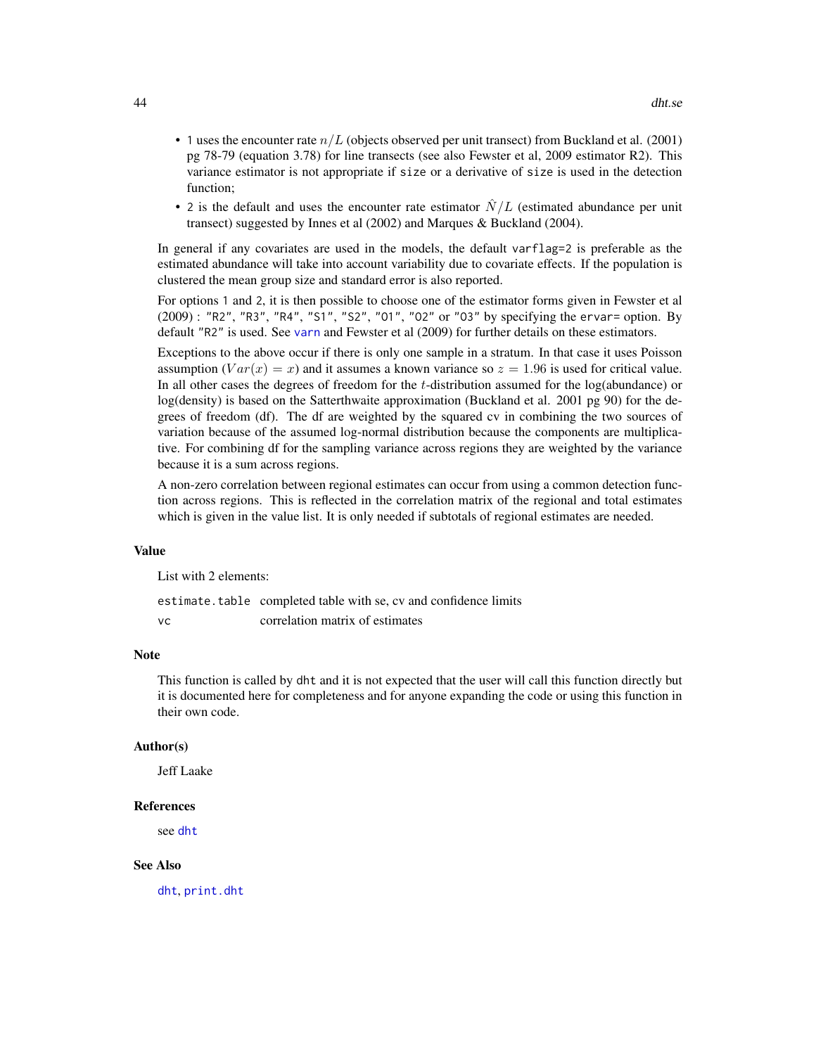- 1 uses the encounter rate $n/L$ (objects observed per unit transect) from Buckland et al. (2001) pg 78-79 (equation 3.78) for line transects (see also Fewster et al, 2009 estimator R2). This variance estimator is not appropriate if `size` or a derivative of `size` is used in the detection function;
- 2 is the default and uses the encounter rate estimator $\hat{N}/L$ (estimated abundance per unit transect) suggested by Innes et al (2002) and Marques & Buckland (2004).

In general if any covariates are used in the models, the default `varflag=2` is preferable as the estimated abundance will take into account variability due to covariate effects. If the population is clustered the mean group size and standard error is also reported.

For options 1 and 2, it is then possible to choose one of the estimator forms given in Fewster et al (2009) : "R2", "R3", "R4", "S1", "S2", "O1", "O2" or "O3" by specifying the `ervar=` option. By default "R2" is used. See `varn` and Fewster et al (2009) for further details on these estimators.

Exceptions to the above occur if there is only one sample in a stratum. In that case it uses Poisson assumption ($Var(x) = x$) and it assumes a known variance so $z = 1.96$ is used for critical value. In all other cases the degrees of freedom for the $t$-distribution assumed for the log(abundance) or log(density) is based on the Satterthwaite approximation (Buckland et al. 2001 pg 90) for the degrees of freedom (df). The df are weighted by the squared cv in combining the two sources of variation because of the assumed log-normal distribution because the components are multiplicative. For combining df for the sampling variance across regions they are weighted by the variance because it is a sum across regions.

A non-zero correlation between regional estimates can occur from using a common detection function across regions. This is reflected in the correlation matrix of the regional and total estimates which is given in the value list. It is only needed if subtotals of regional estimates are needed.

### Value

List with 2 elements:

| | |
|---|---|
| `estimate.table` | completed table with se, cv and confidence limits |
| `vc` | correlation matrix of estimates |

### Note

This function is called by `dht` and it is not expected that the user will call this function directly but it is documented here for completeness and for anyone expanding the code or using this function in their own code.

### Author(s)

Jeff Laake

### References

see `dht`

### See Also

`dht`, `print.dht`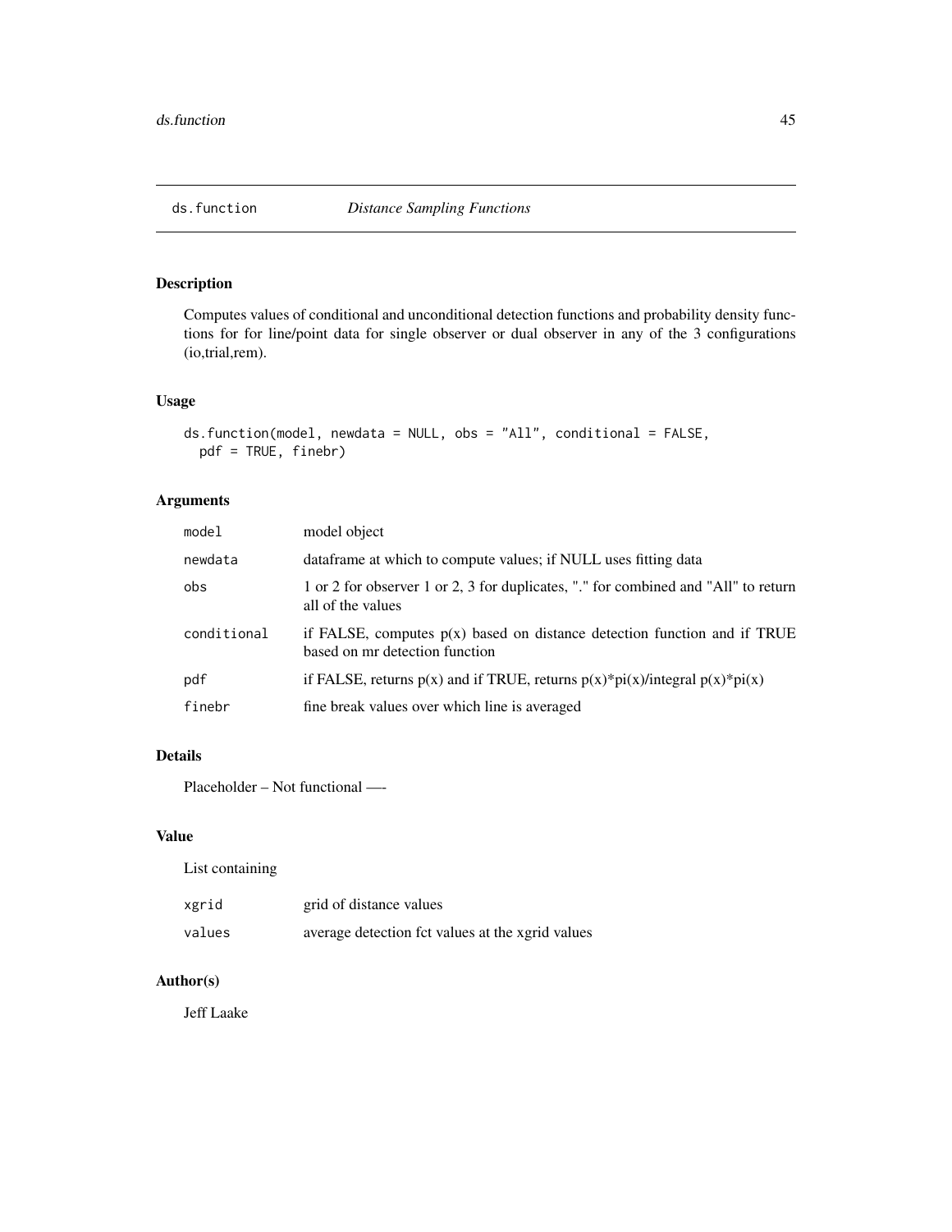## ds.function — *Distance Sampling Functions*

### Description

Computes values of conditional and unconditional detection functions and probability density functions for for line/point data for single observer or dual observer in any of the 3 configurations (io,trial,rem).

### Usage

```
ds.function(model, newdata = NULL, obs = "All", conditional = FALSE,
  pdf = TRUE, finebr)
```

### Arguments

| | |
|---|---|
| model | model object |
| newdata | dataframe at which to compute values; if NULL uses fitting data |
| obs | 1 or 2 for observer 1 or 2, 3 for duplicates, "." for combined and "All" to return all of the values |
| conditional | if FALSE, computes p(x) based on distance detection function and if TRUE based on mr detection function |
| pdf | if FALSE, returns p(x) and if TRUE, returns p(x)*pi(x)/integral p(x)*pi(x) |
| finebr | fine break values over which line is averaged |

### Details

Placeholder – Not functional —-

### Value

List containing

| | |
|---|---|
| xgrid | grid of distance values |
| values | average detection fct values at the xgrid values |

### Author(s)

Jeff Laake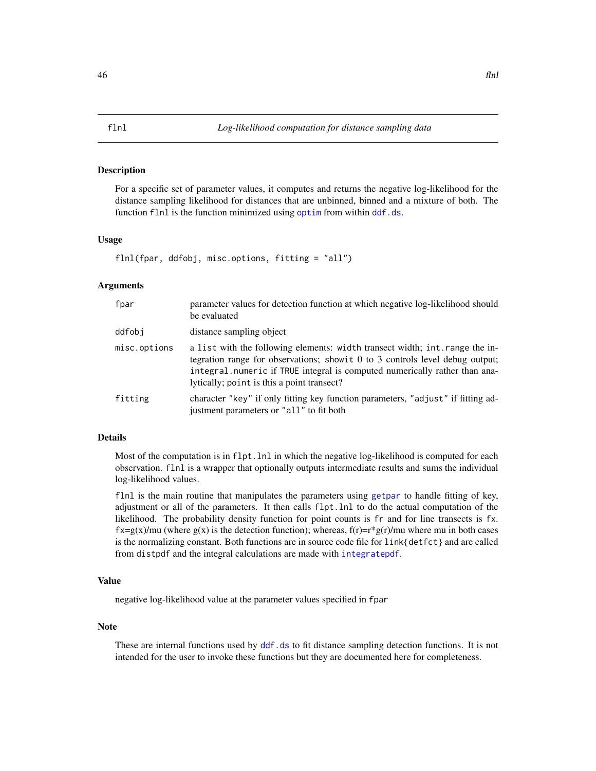# flnl — Log-likelihood computation for distance sampling data

## Description

For a specific set of parameter values, it computes and returns the negative log-likelihood for the distance sampling likelihood for distances that are unbinned, binned and a mixture of both. The function `flnl` is the function minimized using `optim` from within `ddf.ds`.

## Usage

```
flnl(fpar, ddfobj, misc.options, fitting = "all")
```

## Arguments

| | |
|---|---|
| `fpar` | parameter values for detection function at which negative log-likelihood should be evaluated |
| `ddfobj` | distance sampling object |
| `misc.options` | a `list` with the following elements: `width` transect width; `int.range` the integration range for observations; `showit` 0 to 3 controls level debug output; `integral.numeric` if `TRUE` integral is computed numerically rather than analytically; `point` is this a point transect? |
| `fitting` | character `"key"` if only fitting key function parameters, `"adjust"` if fitting adjustment parameters or `"all"` to fit both |

## Details

Most of the computation is in `flpt.lnl` in which the negative log-likelihood is computed for each observation. `flnl` is a wrapper that optionally outputs intermediate results and sums the individual log-likelihood values.

`flnl` is the main routine that manipulates the parameters using `getpar` to handle fitting of key, adjustment or all of the parameters. It then calls `flpt.lnl` to do the actual computation of the likelihood. The probability density function for point counts is `fr` and for line transects is `fx`. fx=g(x)/mu (where g(x) is the detection function); whereas, f(r)=r*g(r)/mu where mu in both cases is the normalizing constant. Both functions are in source code file for `link{detfct}` and are called from `distpdf` and the integral calculations are made with `integratepdf`.

## Value

negative log-likelihood value at the parameter values specified in `fpar`

## Note

These are internal functions used by `ddf.ds` to fit distance sampling detection functions. It is not intended for the user to invoke these functions but they are documented here for completeness.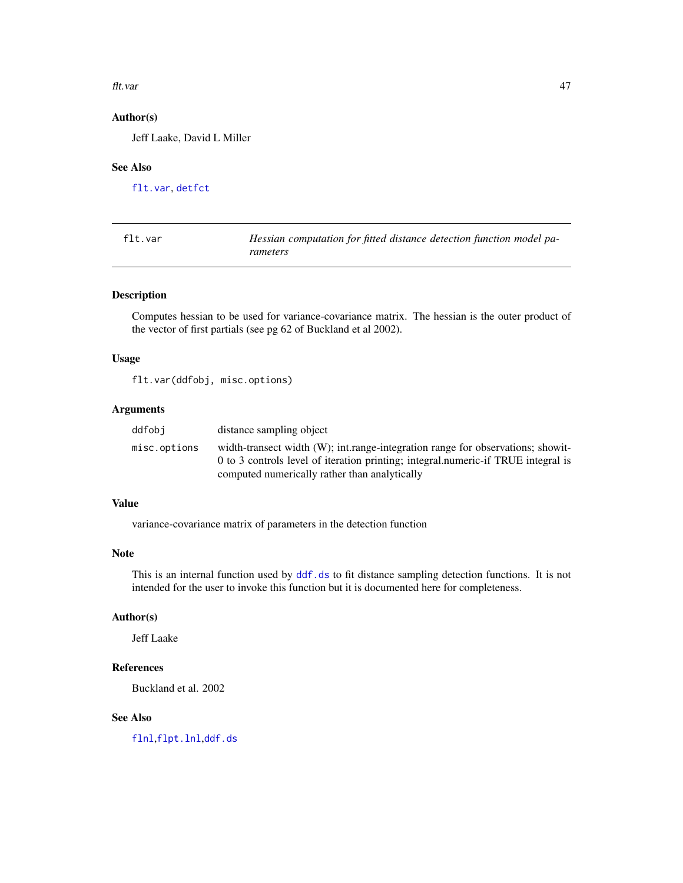### Author(s)

Jeff Laake, David L Miller

### See Also

flt.var, detfct

---

## flt.var — *Hessian computation for fitted distance detection function model parameters*

---

### Description

Computes hessian to be used for variance-covariance matrix. The hessian is the outer product of the vector of first partials (see pg 62 of Buckland et al 2002).

### Usage

```
flt.var(ddfobj, misc.options)
```

### Arguments

| | |
|---|---|
| ddfobj | distance sampling object |
| misc.options | width-transect width (W); int.range-integration range for observations; showit-0 to 3 controls level of iteration printing; integral.numeric-if TRUE integral is computed numerically rather than analytically |

### Value

variance-covariance matrix of parameters in the detection function

### Note

This is an internal function used by ddf.ds to fit distance sampling detection functions. It is not intended for the user to invoke this function but it is documented here for completeness.

### Author(s)

Jeff Laake

### References

Buckland et al. 2002

### See Also

flnl,flpt.lnl,ddf.ds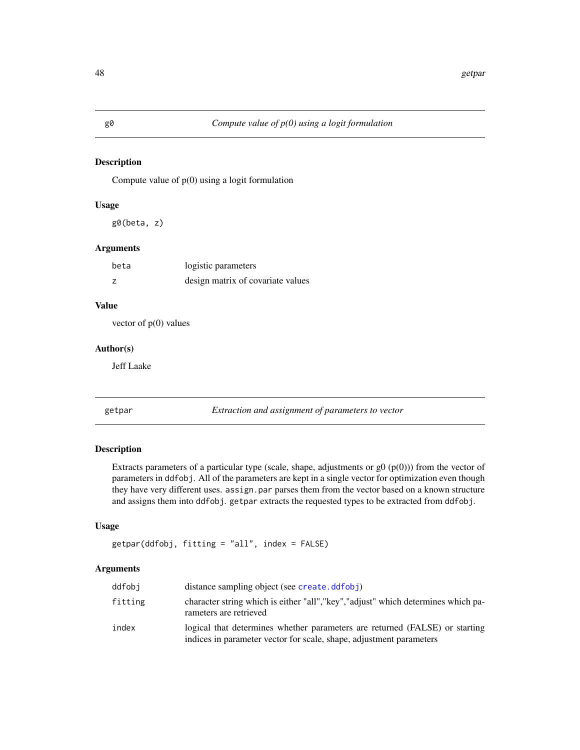## g0 — *Compute value of p(0) using a logit formulation*

### Description

Compute value of p(0) using a logit formulation

### Usage

```
g0(beta, z)
```

### Arguments

| | |
|---|---|
| `beta` | logistic parameters |
| `z` | design matrix of covariate values |

### Value

vector of p(0) values

### Author(s)

Jeff Laake

## getpar — *Extraction and assignment of parameters to vector*

### Description

Extracts parameters of a particular type (scale, shape, adjustments or g0 (p(0))) from the vector of parameters in `ddfobj`. All of the parameters are kept in a single vector for optimization even though they have very different uses. `assign.par` parses them from the vector based on a known structure and assigns them into `ddfobj`. `getpar` extracts the requested types to be extracted from `ddfobj`.

### Usage

```
getpar(ddfobj, fitting = "all", index = FALSE)
```

### Arguments

| | |
|---|---|
| `ddfobj` | distance sampling object (see `create.ddfobj`) |
| `fitting` | character string which is either "all","key","adjust" which determines which parameters are retrieved |
| `index` | logical that determines whether parameters are returned (FALSE) or starting indices in parameter vector for scale, shape, adjustment parameters |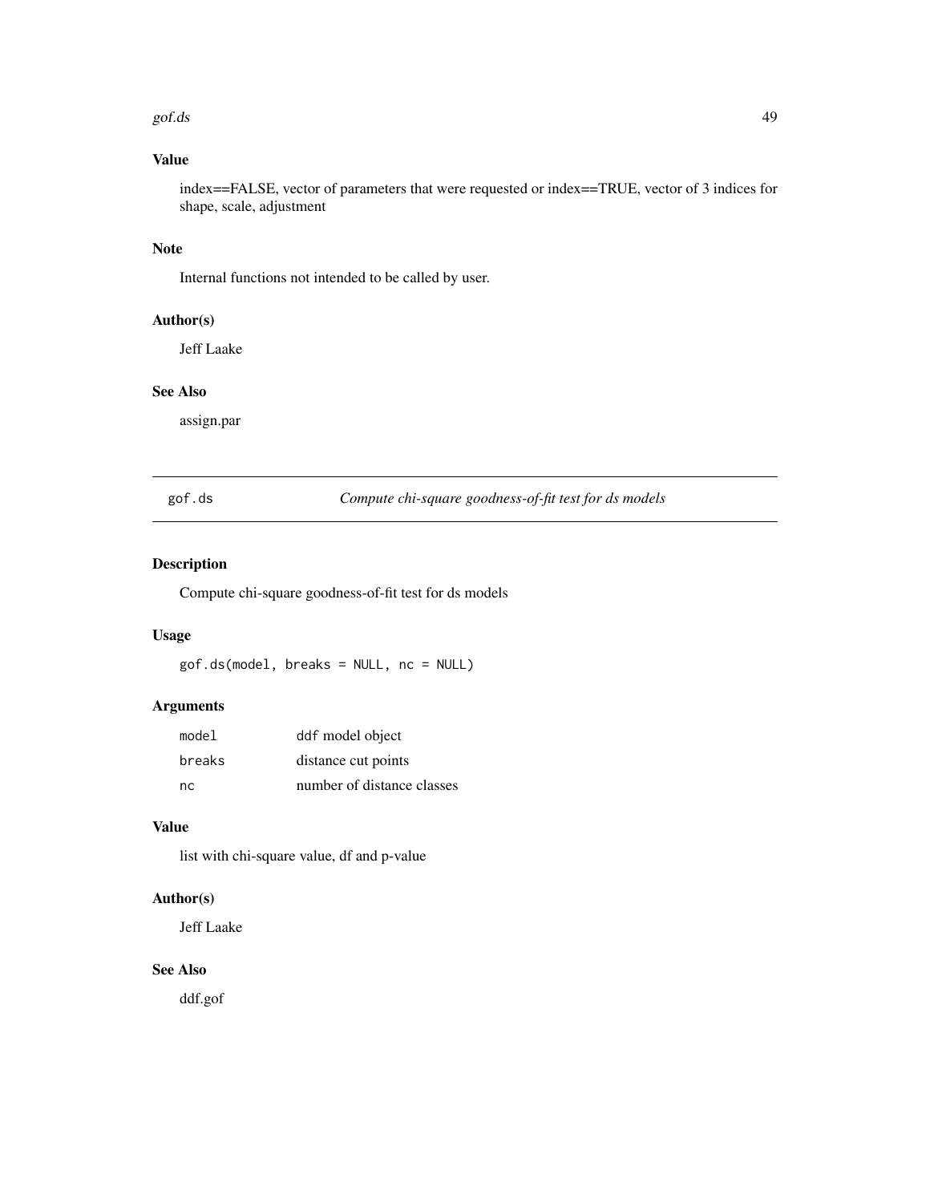## Value

index==FALSE, vector of parameters that were requested or index==TRUE, vector of 3 indices for shape, scale, adjustment

## Note

Internal functions not intended to be called by user.

## Author(s)

Jeff Laake

## See Also

assign.par

---

# gof.ds *Compute chi-square goodness-of-fit test for ds models*

## Description

Compute chi-square goodness-of-fit test for ds models

## Usage

```
gof.ds(model, breaks = NULL, nc = NULL)
```

## Arguments

| | |
|---|---|
| `model` | `ddf` model object |
| `breaks` | distance cut points |
| `nc` | number of distance classes |

## Value

list with chi-square value, df and p-value

## Author(s)

Jeff Laake

## See Also

ddf.gof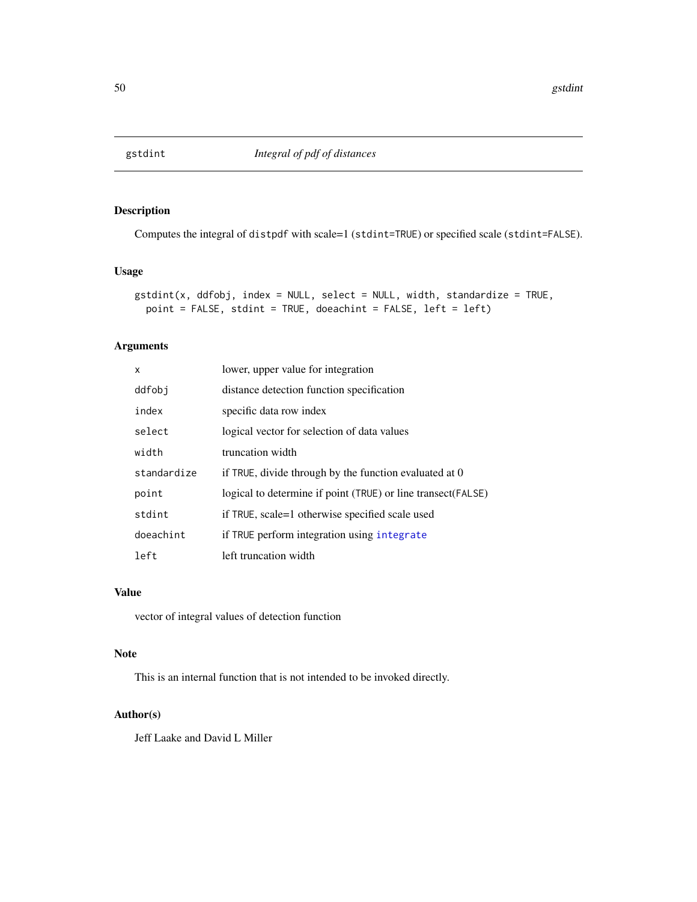# gstdint — *Integral of pdf of distances*

## Description

Computes the integral of `distpdf` with scale=1 (`stdint=TRUE`) or specified scale (`stdint=FALSE`).

## Usage

```
gstdint(x, ddfobj, index = NULL, select = NULL, width, standardize = TRUE,
  point = FALSE, stdint = TRUE, doeachint = FALSE, left = left)
```

## Arguments

| | |
|---|---|
| `x` | lower, upper value for integration |
| `ddfobj` | distance detection function specification |
| `index` | specific data row index |
| `select` | logical vector for selection of data values |
| `width` | truncation width |
| `standardize` | if `TRUE`, divide through by the function evaluated at 0 |
| `point` | logical to determine if point (`TRUE`) or line transect(`FALSE`) |
| `stdint` | if `TRUE`, scale=1 otherwise specified scale used |
| `doeachint` | if `TRUE` perform integration using `integrate` |
| `left` | left truncation width |

## Value

vector of integral values of detection function

## Note

This is an internal function that is not intended to be invoked directly.

## Author(s)

Jeff Laake and David L Miller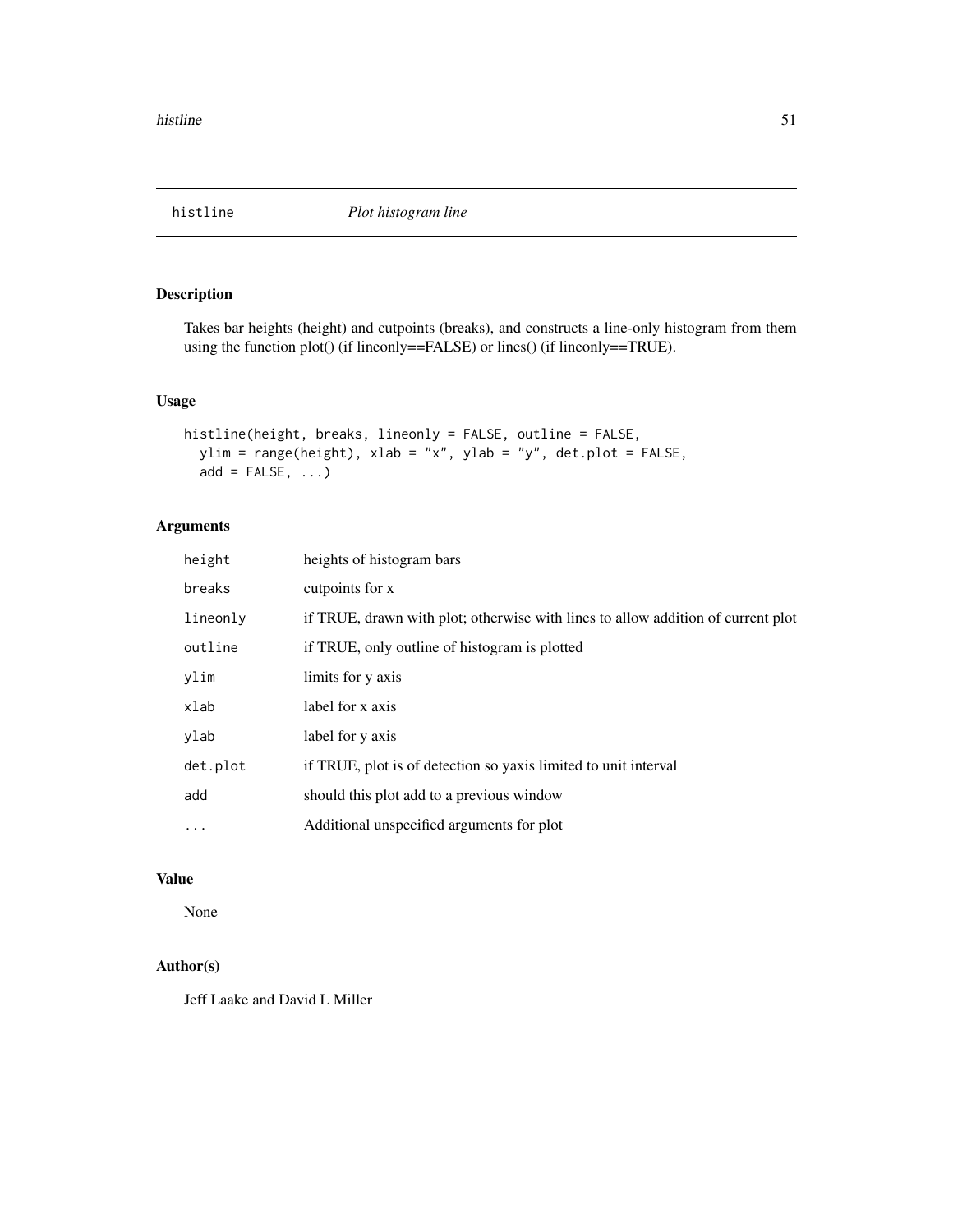# histline — *Plot histogram line*

## Description

Takes bar heights (height) and cutpoints (breaks), and constructs a line-only histogram from them using the function plot() (if lineonly==FALSE) or lines() (if lineonly==TRUE).

## Usage

```
histline(height, breaks, lineonly = FALSE, outline = FALSE,
  ylim = range(height), xlab = "x", ylab = "y", det.plot = FALSE,
  add = FALSE, ...)
```

## Arguments

| | |
|---|---|
| `height` | heights of histogram bars |
| `breaks` | cutpoints for x |
| `lineonly` | if TRUE, drawn with plot; otherwise with lines to allow addition of current plot |
| `outline` | if TRUE, only outline of histogram is plotted |
| `ylim` | limits for y axis |
| `xlab` | label for x axis |
| `ylab` | label for y axis |
| `det.plot` | if TRUE, plot is of detection so yaxis limited to unit interval |
| `add` | should this plot add to a previous window |
| `...` | Additional unspecified arguments for plot |

## Value

None

## Author(s)

Jeff Laake and David L Miller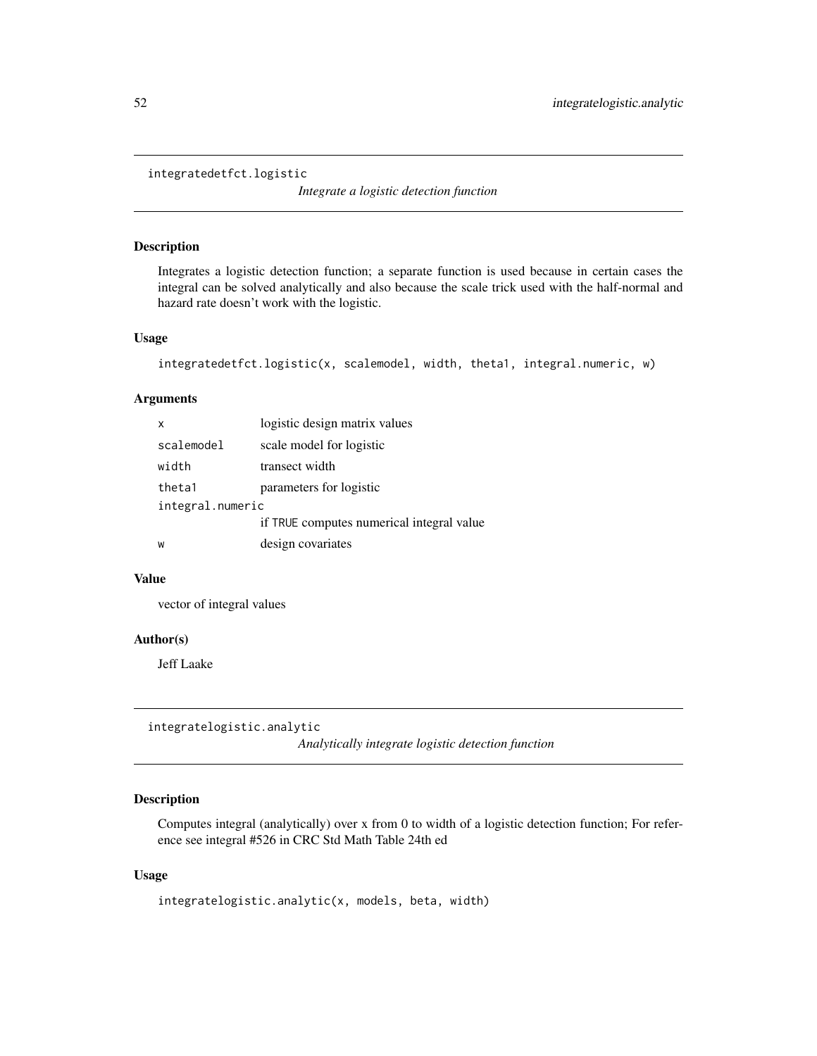## integratedetfct.logistic

*Integrate a logistic detection function*

### Description

Integrates a logistic detection function; a separate function is used because in certain cases the integral can be solved analytically and also because the scale trick used with the half-normal and hazard rate doesn't work with the logistic.

### Usage

```
integratedetfct.logistic(x, scalemodel, width, theta1, integral.numeric, w)
```

### Arguments

| | |
|---|---|
| `x` | logistic design matrix values |
| `scalemodel` | scale model for logistic |
| `width` | transect width |
| `theta1` | parameters for logistic |
| `integral.numeric` | if TRUE computes numerical integral value |
| `w` | design covariates |

### Value

vector of integral values

### Author(s)

Jeff Laake

## integratelogistic.analytic

*Analytically integrate logistic detection function*

### Description

Computes integral (analytically) over x from 0 to width of a logistic detection function; For reference see integral #526 in CRC Std Math Table 24th ed

### Usage

```
integratelogistic.analytic(x, models, beta, width)
```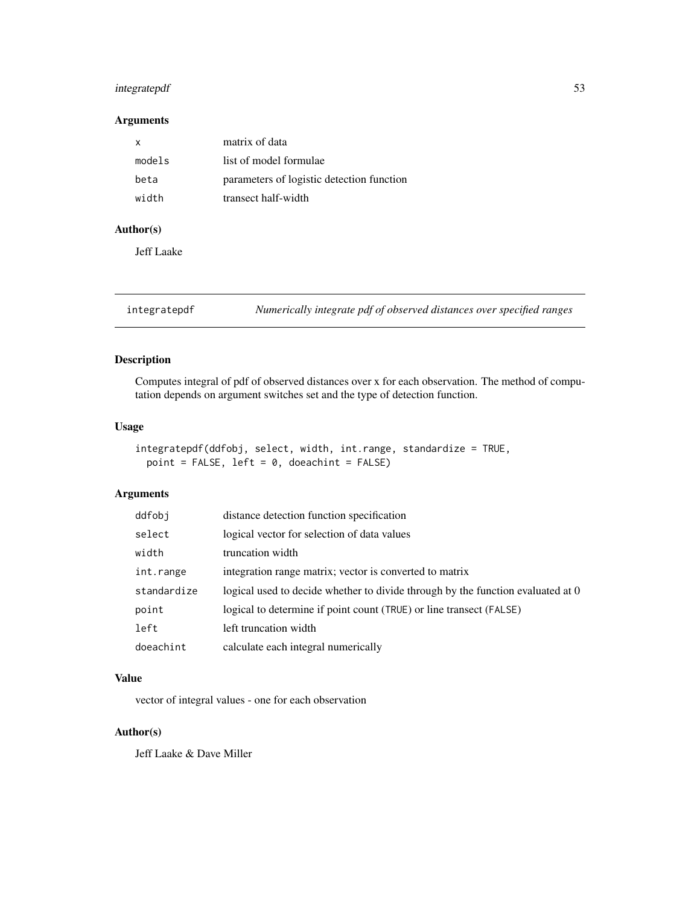## Arguments

| | |
|---|---|
| `x` | matrix of data |
| `models` | list of model formulae |
| `beta` | parameters of logistic detection function |
| `width` | transect half-width |

## Author(s)

Jeff Laake

---

# integratepdf — *Numerically integrate pdf of observed distances over specified ranges*

## Description

Computes integral of pdf of observed distances over x for each observation. The method of computation depends on argument switches set and the type of detection function.

## Usage

```
integratepdf(ddfobj, select, width, int.range, standardize = TRUE,
  point = FALSE, left = 0, doeachint = FALSE)
```

## Arguments

| | |
|---|---|
| `ddfobj` | distance detection function specification |
| `select` | logical vector for selection of data values |
| `width` | truncation width |
| `int.range` | integration range matrix; vector is converted to matrix |
| `standardize` | logical used to decide whether to divide through by the function evaluated at 0 |
| `point` | logical to determine if point count (`TRUE`) or line transect (`FALSE`) |
| `left` | left truncation width |
| `doeachint` | calculate each integral numerically |

## Value

vector of integral values - one for each observation

## Author(s)

Jeff Laake & Dave Miller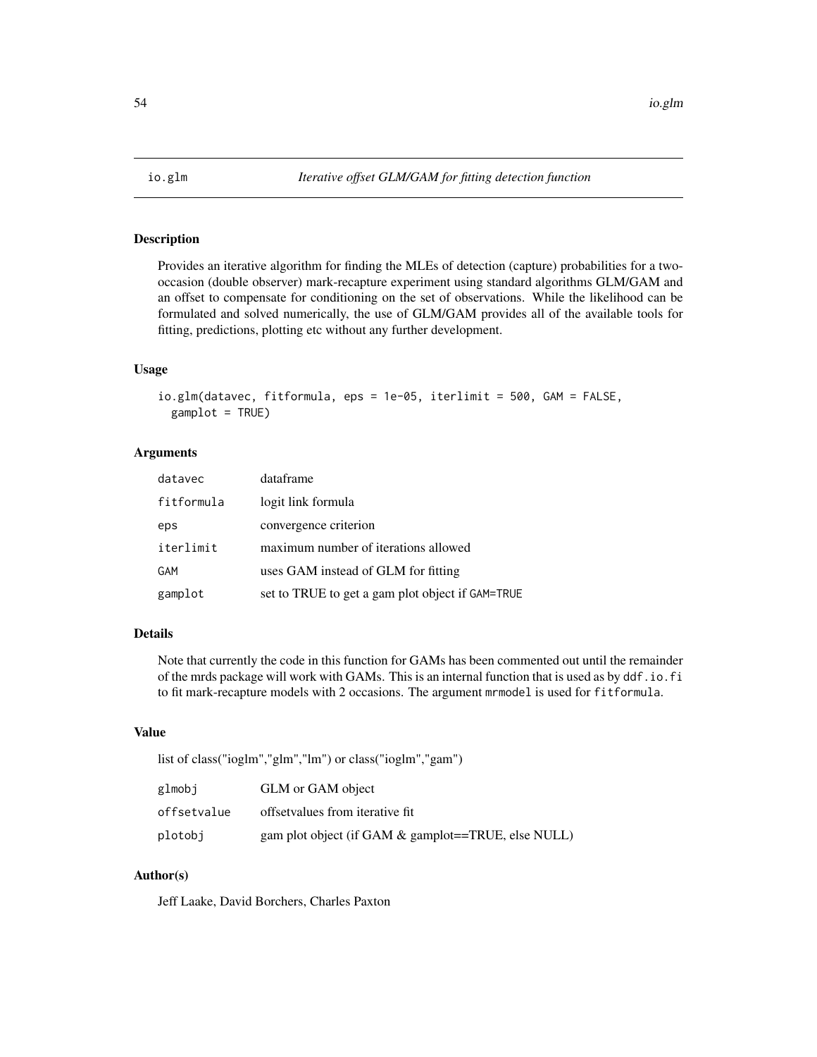# io.glm — *Iterative offset GLM/GAM for fitting detection function*

## Description

Provides an iterative algorithm for finding the MLEs of detection (capture) probabilities for a two-occasion (double observer) mark-recapture experiment using standard algorithms GLM/GAM and an offset to compensate for conditioning on the set of observations. While the likelihood can be formulated and solved numerically, the use of GLM/GAM provides all of the available tools for fitting, predictions, plotting etc without any further development.

## Usage

```
io.glm(datavec, fitformula, eps = 1e-05, iterlimit = 500, GAM = FALSE,
  gamplot = TRUE)
```

## Arguments

| | |
|---|---|
| `datavec` | dataframe |
| `fitformula` | logit link formula |
| `eps` | convergence criterion |
| `iterlimit` | maximum number of iterations allowed |
| `GAM` | uses GAM instead of GLM for fitting |
| `gamplot` | set to TRUE to get a gam plot object if `GAM=TRUE` |

## Details

Note that currently the code in this function for GAMs has been commented out until the remainder of the mrds package will work with GAMs. This is an internal function that is used as by `ddf.io.fi` to fit mark-recapture models with 2 occasions. The argument `mrmodel` is used for `fitformula`.

## Value

list of class("ioglm","glm","lm") or class("ioglm","gam")

| | |
|---|---|
| `glmobj` | GLM or GAM object |
| `offsetvalue` | offsetvalues from iterative fit |
| `plotobj` | gam plot object (if GAM & gamplot==TRUE, else NULL) |

## Author(s)

Jeff Laake, David Borchers, Charles Paxton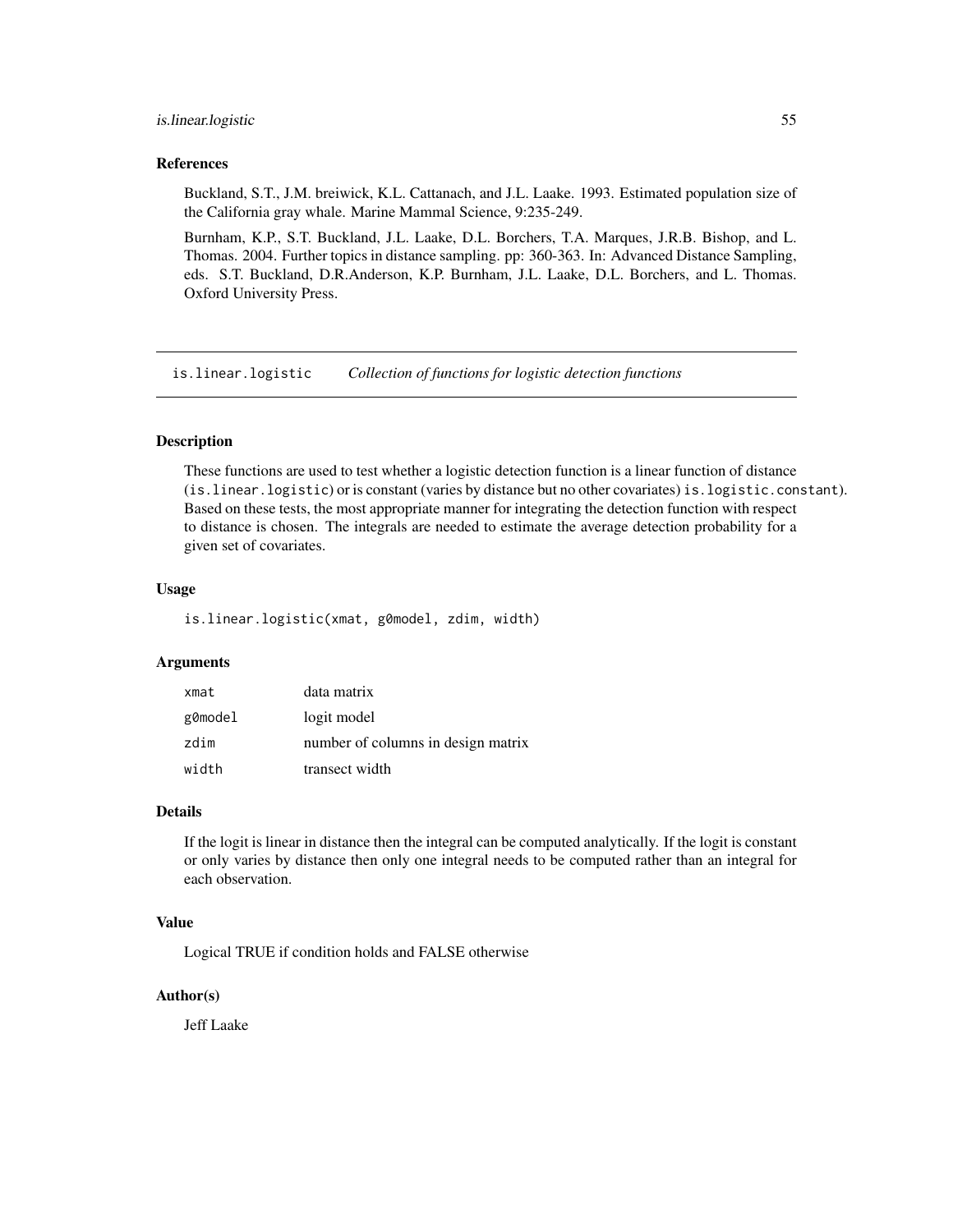### References

Buckland, S.T., J.M. breiwick, K.L. Cattanach, and J.L. Laake. 1993. Estimated population size of the California gray whale. Marine Mammal Science, 9:235-249.

Burnham, K.P., S.T. Buckland, J.L. Laake, D.L. Borchers, T.A. Marques, J.R.B. Bishop, and L. Thomas. 2004. Further topics in distance sampling. pp: 360-363. In: Advanced Distance Sampling, eds. S.T. Buckland, D.R.Anderson, K.P. Burnham, J.L. Laake, D.L. Borchers, and L. Thomas. Oxford University Press.

---

## is.linear.logistic *Collection of functions for logistic detection functions*

---

### Description

These functions are used to test whether a logistic detection function is a linear function of distance (`is.linear.logistic`) or is constant (varies by distance but no other covariates) `is.logistic.constant`). Based on these tests, the most appropriate manner for integrating the detection function with respect to distance is chosen. The integrals are needed to estimate the average detection probability for a given set of covariates.

### Usage

```
is.linear.logistic(xmat, g0model, zdim, width)
```

### Arguments

| | |
|---|---|
| `xmat` | data matrix |
| `g0model` | logit model |
| `zdim` | number of columns in design matrix |
| `width` | transect width |

### Details

If the logit is linear in distance then the integral can be computed analytically. If the logit is constant or only varies by distance then only one integral needs to be computed rather than an integral for each observation.

### Value

Logical TRUE if condition holds and FALSE otherwise

### Author(s)

Jeff Laake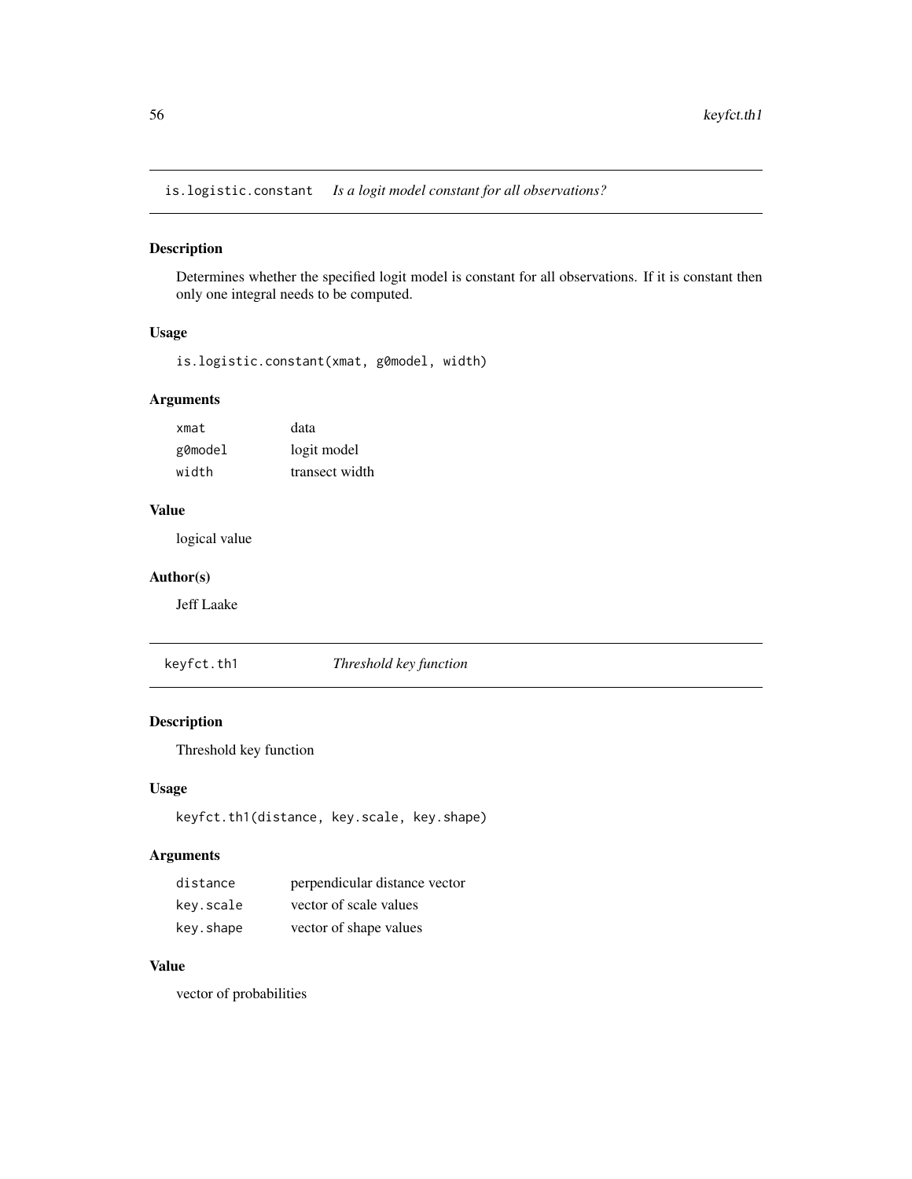## is.logistic.constant *Is a logit model constant for all observations?*

### Description

Determines whether the specified logit model is constant for all observations. If it is constant then only one integral needs to be computed.

### Usage

```
is.logistic.constant(xmat, g0model, width)
```

### Arguments

| | |
|---|---|
| `xmat` | data |
| `g0model` | logit model |
| `width` | transect width |

### Value

logical value

### Author(s)

Jeff Laake

## keyfct.th1 *Threshold key function*

### Description

Threshold key function

### Usage

```
keyfct.th1(distance, key.scale, key.shape)
```

### Arguments

| | |
|---|---|
| `distance` | perpendicular distance vector |
| `key.scale` | vector of scale values |
| `key.shape` | vector of shape values |

### Value

vector of probabilities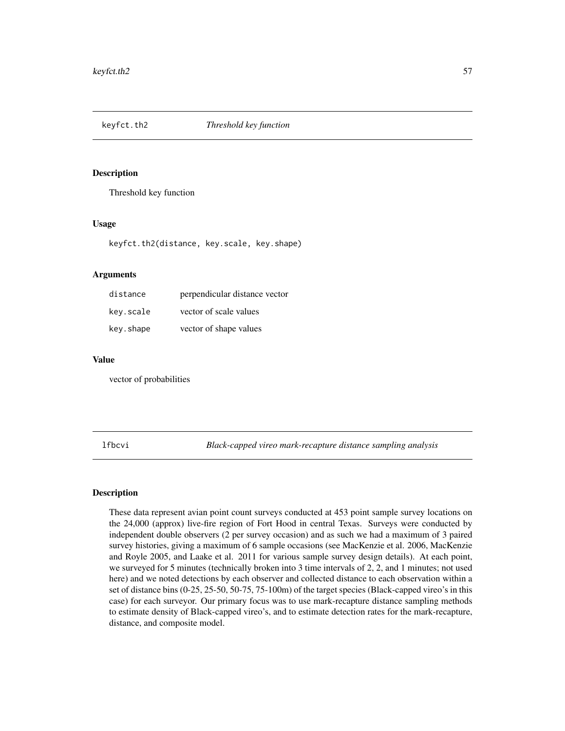## keyfct.th2 — *Threshold key function*

### Description

Threshold key function

### Usage

```
keyfct.th2(distance, key.scale, key.shape)
```

### Arguments

| | |
|---|---|
| distance | perpendicular distance vector |
| key.scale | vector of scale values |
| key.shape | vector of shape values |

### Value

vector of probabilities

## lfbcvi — *Black-capped vireo mark-recapture distance sampling analysis*

### Description

These data represent avian point count surveys conducted at 453 point sample survey locations on the 24,000 (approx) live-fire region of Fort Hood in central Texas. Surveys were conducted by independent double observers (2 per survey occasion) and as such we had a maximum of 3 paired survey histories, giving a maximum of 6 sample occasions (see MacKenzie et al. 2006, MacKenzie and Royle 2005, and Laake et al. 2011 for various sample survey design details). At each point, we surveyed for 5 minutes (technically broken into 3 time intervals of 2, 2, and 1 minutes; not used here) and we noted detections by each observer and collected distance to each observation within a set of distance bins (0-25, 25-50, 50-75, 75-100m) of the target species (Black-capped vireo's in this case) for each surveyor. Our primary focus was to use mark-recapture distance sampling methods to estimate density of Black-capped vireo's, and to estimate detection rates for the mark-recapture, distance, and composite model.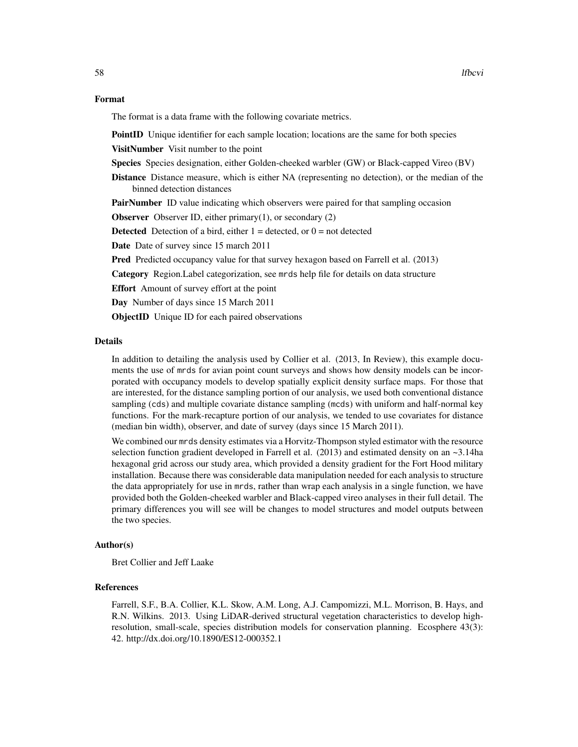## Format

The format is a data frame with the following covariate metrics.

**PointID** Unique identifier for each sample location; locations are the same for both species

**VisitNumber** Visit number to the point

**Species** Species designation, either Golden-cheeked warbler (GW) or Black-capped Vireo (BV)

**Distance** Distance measure, which is either NA (representing no detection), or the median of the binned detection distances

**PairNumber** ID value indicating which observers were paired for that sampling occasion

**Observer** Observer ID, either primary(1), or secondary (2)

**Detected** Detection of a bird, either 1 = detected, or 0 = not detected

**Date** Date of survey since 15 march 2011

**Pred** Predicted occupancy value for that survey hexagon based on Farrell et al. (2013)

**Category** Region.Label categorization, see `mrds` help file for details on data structure

**Effort** Amount of survey effort at the point

**Day** Number of days since 15 March 2011

**ObjectID** Unique ID for each paired observations

## Details

In addition to detailing the analysis used by Collier et al. (2013, In Review), this example documents the use of `mrds` for avian point count surveys and shows how density models can be incorporated with occupancy models to develop spatially explicit density surface maps. For those that are interested, for the distance sampling portion of our analysis, we used both conventional distance sampling (`cds`) and multiple covariate distance sampling (`mcds`) with uniform and half-normal key functions. For the mark-recapture portion of our analysis, we tended to use covariates for distance (median bin width), observer, and date of survey (days since 15 March 2011).

We combined our `mrds` density estimates via a Horvitz-Thompson styled estimator with the resource selection function gradient developed in Farrell et al. (2013) and estimated density on an ~3.14ha hexagonal grid across our study area, which provided a density gradient for the Fort Hood military installation. Because there was considerable data manipulation needed for each analysis to structure the data appropriately for use in `mrds`, rather than wrap each analysis in a single function, we have provided both the Golden-cheeked warbler and Black-capped vireo analyses in their full detail. The primary differences you will see will be changes to model structures and model outputs between the two species.

## Author(s)

Bret Collier and Jeff Laake

## References

Farrell, S.F., B.A. Collier, K.L. Skow, A.M. Long, A.J. Campomizzi, M.L. Morrison, B. Hays, and R.N. Wilkins. 2013. Using LiDAR-derived structural vegetation characteristics to develop high-resolution, small-scale, species distribution models for conservation planning. Ecosphere 43(3): 42. http://dx.doi.org/10.1890/ES12-000352.1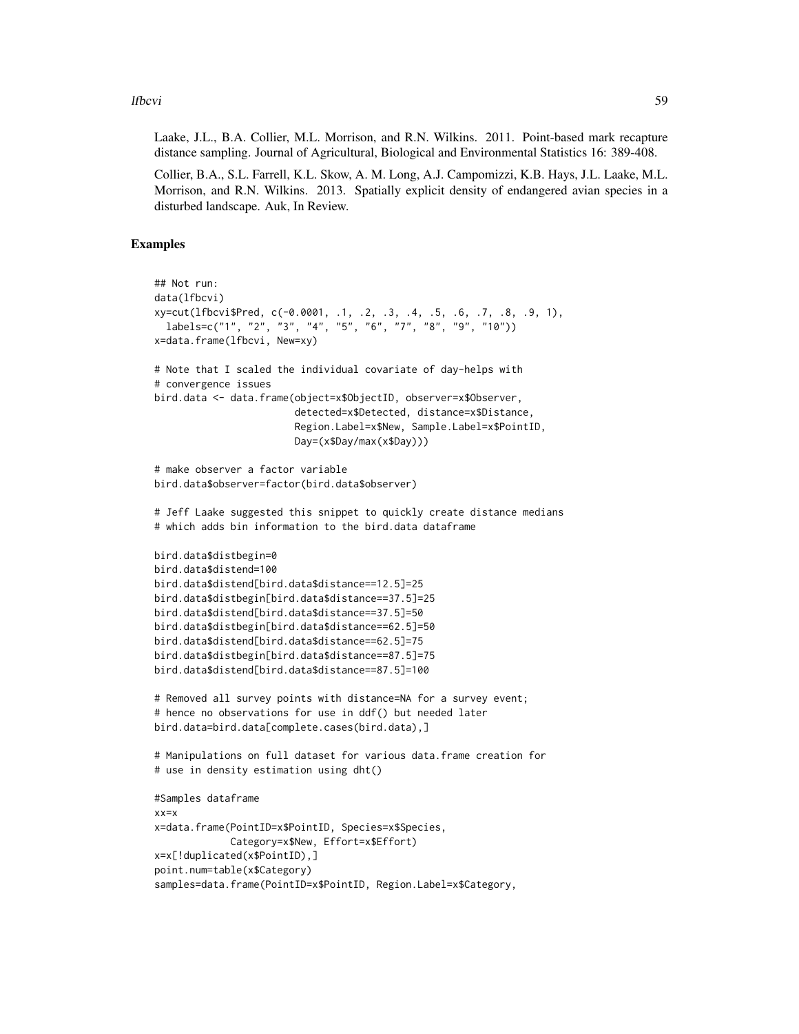Laake, J.L., B.A. Collier, M.L. Morrison, and R.N. Wilkins. 2011. Point-based mark recapture distance sampling. Journal of Agricultural, Biological and Environmental Statistics 16: 389-408.

Collier, B.A., S.L. Farrell, K.L. Skow, A. M. Long, A.J. Campomizzi, K.B. Hays, J.L. Laake, M.L. Morrison, and R.N. Wilkins. 2013. Spatially explicit density of endangered avian species in a disturbed landscape. Auk, In Review.

## Examples

```
## Not run:
data(lfbcvi)
xy=cut(lfbcvi$Pred, c(-0.0001, .1, .2, .3, .4, .5, .6, .7, .8, .9, 1),
  labels=c("1", "2", "3", "4", "5", "6", "7", "8", "9", "10"))
x=data.frame(lfbcvi, New=xy)

# Note that I scaled the individual covariate of day-helps with
# convergence issues
bird.data <- data.frame(object=x$ObjectID, observer=x$Observer,
                        detected=x$Detected, distance=x$Distance,
                        Region.Label=x$New, Sample.Label=x$PointID,
                        Day=(x$Day/max(x$Day)))

# make observer a factor variable
bird.data$observer=factor(bird.data$observer)

# Jeff Laake suggested this snippet to quickly create distance medians
# which adds bin information to the bird.data dataframe

bird.data$distbegin=0
bird.data$distend=100
bird.data$distend[bird.data$distance==12.5]=25
bird.data$distbegin[bird.data$distance==37.5]=25
bird.data$distend[bird.data$distance==37.5]=50
bird.data$distbegin[bird.data$distance==62.5]=50
bird.data$distend[bird.data$distance==62.5]=75
bird.data$distbegin[bird.data$distance==87.5]=75
bird.data$distend[bird.data$distance==87.5]=100

# Removed all survey points with distance=NA for a survey event;
# hence no observations for use in ddf() but needed later
bird.data=bird.data[complete.cases(bird.data),]

# Manipulations on full dataset for various data.frame creation for
# use in density estimation using dht()

#Samples dataframe
xx=x
x=data.frame(PointID=x$PointID, Species=x$Species,
           Category=x$New, Effort=x$Effort)
x=x[!duplicated(x$PointID),]
point.num=table(x$Category)
samples=data.frame(PointID=x$PointID, Region.Label=x$Category,
```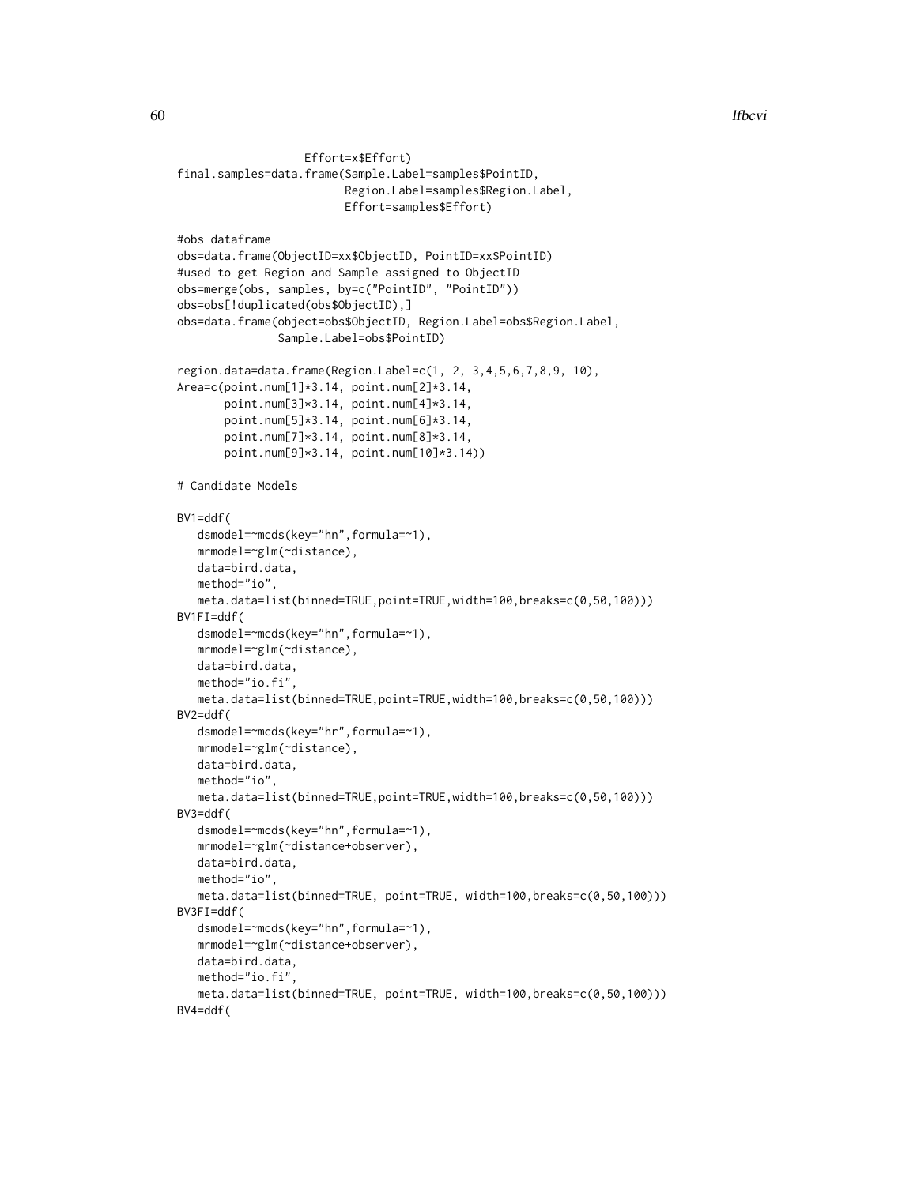```
                   Effort=x$Effort)
final.samples=data.frame(Sample.Label=samples$PointID,
                         Region.Label=samples$Region.Label,
                         Effort=samples$Effort)

#obs dataframe
obs=data.frame(ObjectID=xx$ObjectID, PointID=xx$PointID)
#used to get Region and Sample assigned to ObjectID
obs=merge(obs, samples, by=c("PointID", "PointID"))
obs=obs[!duplicated(obs$ObjectID),]
obs=data.frame(object=obs$ObjectID, Region.Label=obs$Region.Label,
               Sample.Label=obs$PointID)

region.data=data.frame(Region.Label=c(1, 2, 3,4,5,6,7,8,9, 10),
Area=c(point.num[1]*3.14, point.num[2]*3.14,
       point.num[3]*3.14, point.num[4]*3.14,
       point.num[5]*3.14, point.num[6]*3.14,
       point.num[7]*3.14, point.num[8]*3.14,
       point.num[9]*3.14, point.num[10]*3.14))

# Candidate Models

BV1=ddf(
   dsmodel=~mcds(key="hn",formula=~1),
   mrmodel=~glm(~distance),
   data=bird.data,
   method="io",
   meta.data=list(binned=TRUE,point=TRUE,width=100,breaks=c(0,50,100)))
BV1FI=ddf(
   dsmodel=~mcds(key="hn",formula=~1),
   mrmodel=~glm(~distance),
   data=bird.data,
   method="io.fi",
   meta.data=list(binned=TRUE,point=TRUE,width=100,breaks=c(0,50,100)))
BV2=ddf(
   dsmodel=~mcds(key="hr",formula=~1),
   mrmodel=~glm(~distance),
   data=bird.data,
   method="io",
   meta.data=list(binned=TRUE,point=TRUE,width=100,breaks=c(0,50,100)))
BV3=ddf(
   dsmodel=~mcds(key="hn",formula=~1),
   mrmodel=~glm(~distance+observer),
   data=bird.data,
   method="io",
   meta.data=list(binned=TRUE, point=TRUE, width=100,breaks=c(0,50,100)))
BV3FI=ddf(
   dsmodel=~mcds(key="hn",formula=~1),
   mrmodel=~glm(~distance+observer),
   data=bird.data,
   method="io.fi",
   meta.data=list(binned=TRUE, point=TRUE, width=100,breaks=c(0,50,100)))
BV4=ddf(
```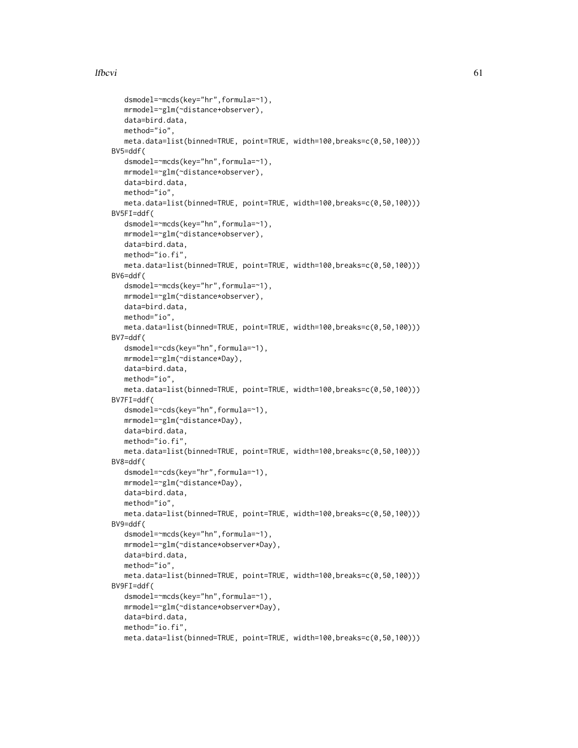```
   dsmodel=~mcds(key="hr",formula=~1),
   mrmodel=~glm(~distance+observer),
   data=bird.data,
   method="io",
   meta.data=list(binned=TRUE, point=TRUE, width=100,breaks=c(0,50,100)))
BV5=ddf(
   dsmodel=~mcds(key="hn",formula=~1),
   mrmodel=~glm(~distance*observer),
   data=bird.data,
   method="io",
   meta.data=list(binned=TRUE, point=TRUE, width=100,breaks=c(0,50,100)))
BV5FI=ddf(
   dsmodel=~mcds(key="hn",formula=~1),
   mrmodel=~glm(~distance*observer),
   data=bird.data,
   method="io.fi",
   meta.data=list(binned=TRUE, point=TRUE, width=100,breaks=c(0,50,100)))
BV6=ddf(
   dsmodel=~mcds(key="hr",formula=~1),
   mrmodel=~glm(~distance*observer),
   data=bird.data,
   method="io",
   meta.data=list(binned=TRUE, point=TRUE, width=100,breaks=c(0,50,100)))
BV7=ddf(
   dsmodel=~cds(key="hn",formula=~1),
   mrmodel=~glm(~distance*Day),
   data=bird.data,
   method="io",
   meta.data=list(binned=TRUE, point=TRUE, width=100,breaks=c(0,50,100)))
BV7FI=ddf(
   dsmodel=~cds(key="hn",formula=~1),
   mrmodel=~glm(~distance*Day),
   data=bird.data,
   method="io.fi",
   meta.data=list(binned=TRUE, point=TRUE, width=100,breaks=c(0,50,100)))
BV8=ddf(
   dsmodel=~cds(key="hr",formula=~1),
   mrmodel=~glm(~distance*Day),
   data=bird.data,
   method="io",
   meta.data=list(binned=TRUE, point=TRUE, width=100,breaks=c(0,50,100)))
BV9=ddf(
   dsmodel=~mcds(key="hn",formula=~1),
   mrmodel=~glm(~distance*observer*Day),
   data=bird.data,
   method="io",
   meta.data=list(binned=TRUE, point=TRUE, width=100,breaks=c(0,50,100)))
BV9FI=ddf(
   dsmodel=~mcds(key="hn",formula=~1),
   mrmodel=~glm(~distance*observer*Day),
   data=bird.data,
   method="io.fi",
   meta.data=list(binned=TRUE, point=TRUE, width=100,breaks=c(0,50,100)))
```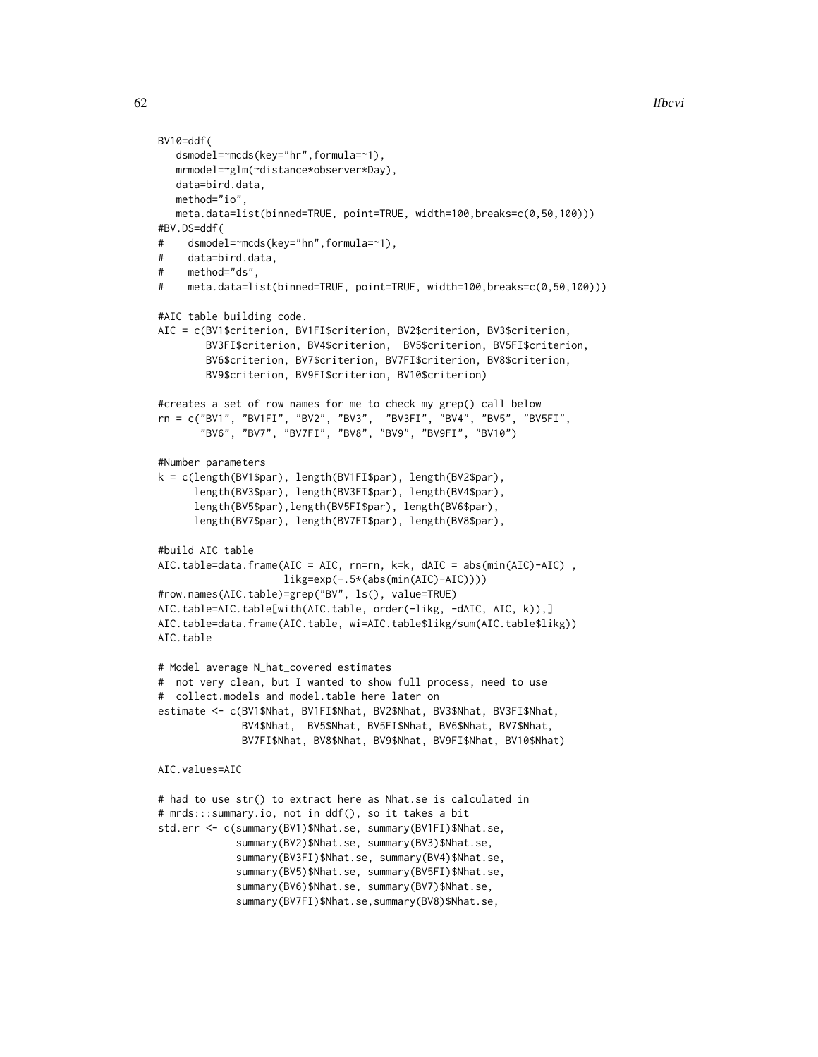```
BV10=ddf(
   dsmodel=~mcds(key="hr",formula=~1),
   mrmodel=~glm(~distance*observer*Day),
   data=bird.data,
   method="io",
   meta.data=list(binned=TRUE, point=TRUE, width=100,breaks=c(0,50,100)))
#BV.DS=ddf(
#    dsmodel=~mcds(key="hn",formula=~1),
#    data=bird.data,
#    method="ds",
#    meta.data=list(binned=TRUE, point=TRUE, width=100,breaks=c(0,50,100)))

#AIC table building code.
AIC = c(BV1$criterion, BV1FI$criterion, BV2$criterion, BV3$criterion,
        BV3FI$criterion, BV4$criterion,  BV5$criterion, BV5FI$criterion,
        BV6$criterion, BV7$criterion, BV7FI$criterion, BV8$criterion,
        BV9$criterion, BV9FI$criterion, BV10$criterion)

#creates a set of row names for me to check my grep() call below
rn = c("BV1", "BV1FI", "BV2", "BV3",  "BV3FI", "BV4", "BV5", "BV5FI",
       "BV6", "BV7", "BV7FI", "BV8", "BV9", "BV9FI", "BV10")

#Number parameters
k = c(length(BV1$par), length(BV1FI$par), length(BV2$par),
      length(BV3$par), length(BV3FI$par), length(BV4$par),
      length(BV5$par),length(BV5FI$par), length(BV6$par),
      length(BV7$par), length(BV7FI$par), length(BV8$par),

#build AIC table
AIC.table=data.frame(AIC = AIC, rn=rn, k=k, dAIC = abs(min(AIC)-AIC) ,
                     likg=exp(-.5*(abs(min(AIC)-AIC))))
#row.names(AIC.table)=grep("BV", ls(), value=TRUE)
AIC.table=AIC.table[with(AIC.table, order(-likg, -dAIC, AIC, k)),]
AIC.table=data.frame(AIC.table, wi=AIC.table$likg/sum(AIC.table$likg))
AIC.table

# Model average N_hat_covered estimates
#  not very clean, but I wanted to show full process, need to use
#  collect.models and model.table here later on
estimate <- c(BV1$Nhat, BV1FI$Nhat, BV2$Nhat, BV3$Nhat, BV3FI$Nhat,
              BV4$Nhat,  BV5$Nhat, BV5FI$Nhat, BV6$Nhat, BV7$Nhat,
              BV7FI$Nhat, BV8$Nhat, BV9$Nhat, BV9FI$Nhat, BV10$Nhat)

AIC.values=AIC

# had to use str() to extract here as Nhat.se is calculated in
# mrds:::summary.io, not in ddf(), so it takes a bit
std.err <- c(summary(BV1)$Nhat.se, summary(BV1FI)$Nhat.se,
             summary(BV2)$Nhat.se, summary(BV3)$Nhat.se,
             summary(BV3FI)$Nhat.se, summary(BV4)$Nhat.se,
             summary(BV5)$Nhat.se, summary(BV5FI)$Nhat.se,
             summary(BV6)$Nhat.se, summary(BV7)$Nhat.se,
             summary(BV7FI)$Nhat.se,summary(BV8)$Nhat.se,
```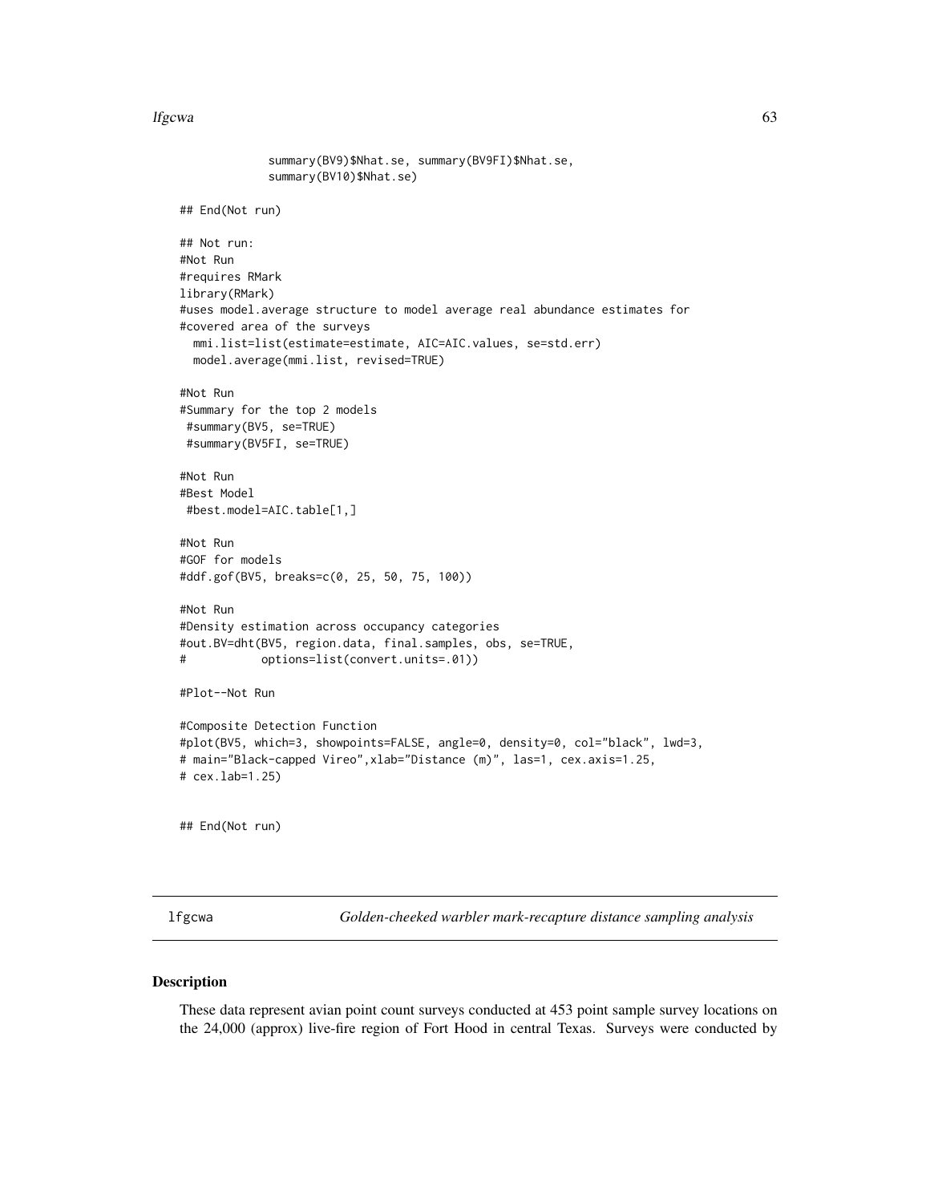```
            summary(BV9)$Nhat.se, summary(BV9FI)$Nhat.se,
            summary(BV10)$Nhat.se)

## End(Not run)

## Not run:
#Not Run
#requires RMark
library(RMark)
#uses model.average structure to model average real abundance estimates for
#covered area of the surveys
  mmi.list=list(estimate=estimate, AIC=AIC.values, se=std.err)
  model.average(mmi.list, revised=TRUE)

#Not Run
#Summary for the top 2 models
 #summary(BV5, se=TRUE)
 #summary(BV5FI, se=TRUE)

#Not Run
#Best Model
 #best.model=AIC.table[1,]

#Not Run
#GOF for models
#ddf.gof(BV5, breaks=c(0, 25, 50, 75, 100))

#Not Run
#Density estimation across occupancy categories
#out.BV=dht(BV5, region.data, final.samples, obs, se=TRUE,
#          options=list(convert.units=.01))

#Plot--Not Run

#Composite Detection Function
#plot(BV5, which=3, showpoints=FALSE, angle=0, density=0, col="black", lwd=3,
# main="Black-capped Vireo",xlab="Distance (m)", las=1, cex.axis=1.25,
# cex.lab=1.25)


## End(Not run)
```

## lfgcwa — *Golden-cheeked warbler mark-recapture distance sampling analysis*

### Description

These data represent avian point count surveys conducted at 453 point sample survey locations on the 24,000 (approx) live-fire region of Fort Hood in central Texas. Surveys were conducted by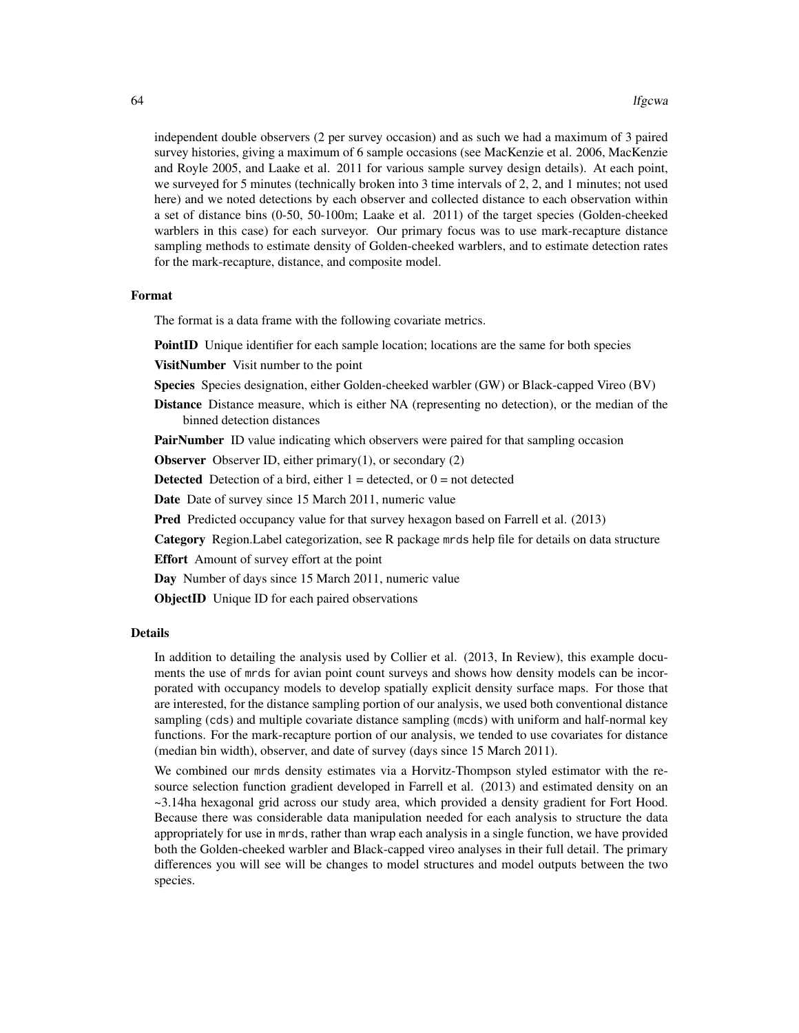independent double observers (2 per survey occasion) and as such we had a maximum of 3 paired survey histories, giving a maximum of 6 sample occasions (see MacKenzie et al. 2006, MacKenzie and Royle 2005, and Laake et al. 2011 for various sample survey design details). At each point, we surveyed for 5 minutes (technically broken into 3 time intervals of 2, 2, and 1 minutes; not used here) and we noted detections by each observer and collected distance to each observation within a set of distance bins (0-50, 50-100m; Laake et al. 2011) of the target species (Golden-cheeked warblers in this case) for each surveyor. Our primary focus was to use mark-recapture distance sampling methods to estimate density of Golden-cheeked warblers, and to estimate detection rates for the mark-recapture, distance, and composite model.

### Format

The format is a data frame with the following covariate metrics.

**PointID** Unique identifier for each sample location; locations are the same for both species

**VisitNumber** Visit number to the point

**Species** Species designation, either Golden-cheeked warbler (GW) or Black-capped Vireo (BV)

**Distance** Distance measure, which is either NA (representing no detection), or the median of the binned detection distances

**PairNumber** ID value indicating which observers were paired for that sampling occasion

**Observer** Observer ID, either primary(1), or secondary (2)

**Detected** Detection of a bird, either 1 = detected, or 0 = not detected

**Date** Date of survey since 15 March 2011, numeric value

**Pred** Predicted occupancy value for that survey hexagon based on Farrell et al. (2013)

**Category** Region.Label categorization, see R package `mrds` help file for details on data structure

**Effort** Amount of survey effort at the point

**Day** Number of days since 15 March 2011, numeric value

**ObjectID** Unique ID for each paired observations

### Details

In addition to detailing the analysis used by Collier et al. (2013, In Review), this example documents the use of `mrds` for avian point count surveys and shows how density models can be incorporated with occupancy models to develop spatially explicit density surface maps. For those that are interested, for the distance sampling portion of our analysis, we used both conventional distance sampling (`cds`) and multiple covariate distance sampling (`mcds`) with uniform and half-normal key functions. For the mark-recapture portion of our analysis, we tended to use covariates for distance (median bin width), observer, and date of survey (days since 15 March 2011).

We combined our `mrds` density estimates via a Horvitz-Thompson styled estimator with the resource selection function gradient developed in Farrell et al. (2013) and estimated density on an ~3.14ha hexagonal grid across our study area, which provided a density gradient for Fort Hood. Because there was considerable data manipulation needed for each analysis to structure the data appropriately for use in `mrds`, rather than wrap each analysis in a single function, we have provided both the Golden-cheeked warbler and Black-capped vireo analyses in their full detail. The primary differences you will see will be changes to model structures and model outputs between the two species.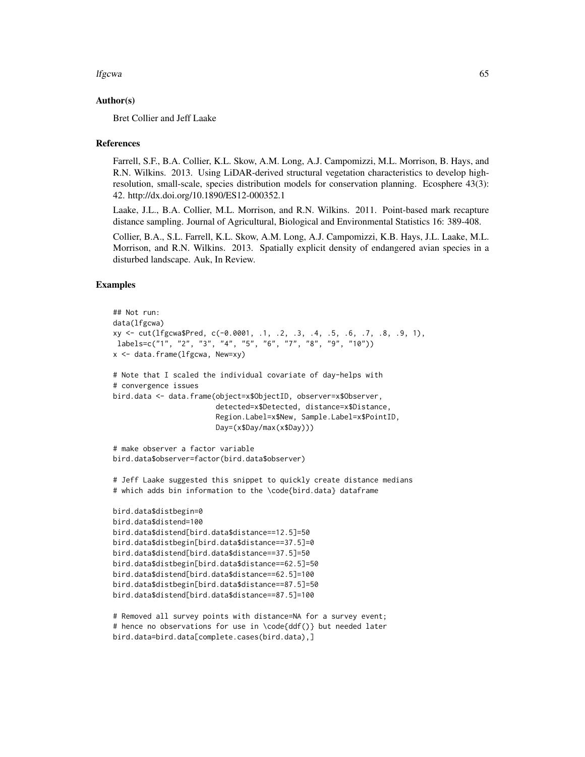## Author(s)

Bret Collier and Jeff Laake

## References

Farrell, S.F., B.A. Collier, K.L. Skow, A.M. Long, A.J. Campomizzi, M.L. Morrison, B. Hays, and R.N. Wilkins. 2013. Using LiDAR-derived structural vegetation characteristics to develop high-resolution, small-scale, species distribution models for conservation planning. Ecosphere 43(3): 42. http://dx.doi.org/10.1890/ES12-000352.1

Laake, J.L., B.A. Collier, M.L. Morrison, and R.N. Wilkins. 2011. Point-based mark recapture distance sampling. Journal of Agricultural, Biological and Environmental Statistics 16: 389-408.

Collier, B.A., S.L. Farrell, K.L. Skow, A.M. Long, A.J. Campomizzi, K.B. Hays, J.L. Laake, M.L. Morrison, and R.N. Wilkins. 2013. Spatially explicit density of endangered avian species in a disturbed landscape. Auk, In Review.

## Examples

```
## Not run:
data(lfgcwa)
xy <- cut(lfgcwa$Pred, c(-0.0001, .1, .2, .3, .4, .5, .6, .7, .8, .9, 1),
 labels=c("1", "2", "3", "4", "5", "6", "7", "8", "9", "10"))
x <- data.frame(lfgcwa, New=xy)

# Note that I scaled the individual covariate of day-helps with
# convergence issues
bird.data <- data.frame(object=x$ObjectID, observer=x$Observer,
                        detected=x$Detected, distance=x$Distance,
                        Region.Label=x$New, Sample.Label=x$PointID,
                        Day=(x$Day/max(x$Day)))

# make observer a factor variable
bird.data$observer=factor(bird.data$observer)

# Jeff Laake suggested this snippet to quickly create distance medians
# which adds bin information to the \code{bird.data} dataframe

bird.data$distbegin=0
bird.data$distend=100
bird.data$distend[bird.data$distance==12.5]=50
bird.data$distbegin[bird.data$distance==37.5]=0
bird.data$distend[bird.data$distance==37.5]=50
bird.data$distbegin[bird.data$distance==62.5]=50
bird.data$distend[bird.data$distance==62.5]=100
bird.data$distbegin[bird.data$distance==87.5]=50
bird.data$distend[bird.data$distance==87.5]=100

# Removed all survey points with distance=NA for a survey event;
# hence no observations for use in \code{ddf()} but needed later
bird.data=bird.data[complete.cases(bird.data),]
```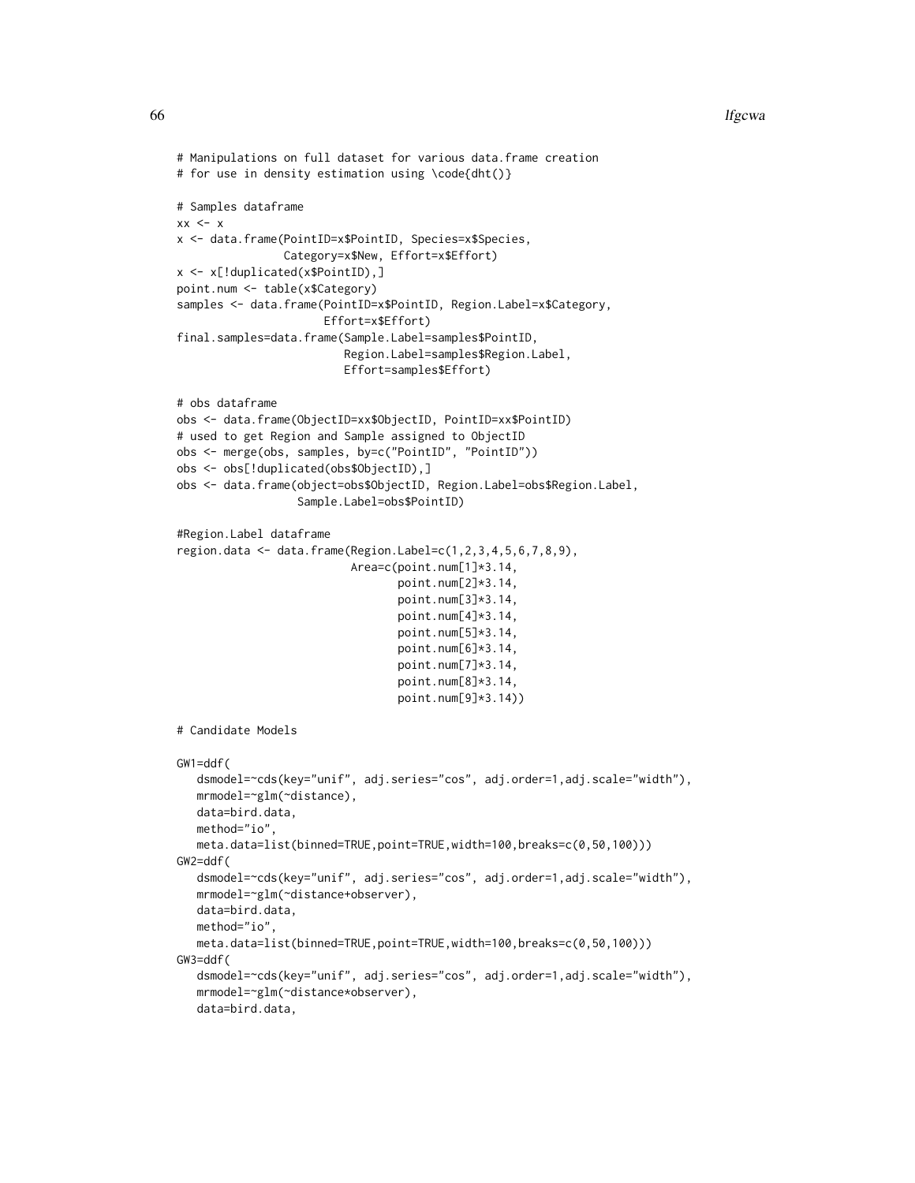```
# Manipulations on full dataset for various data.frame creation
# for use in density estimation using \code{dht()}

# Samples dataframe
xx <- x
x <- data.frame(PointID=x$PointID, Species=x$Species,
                Category=x$New, Effort=x$Effort)
x <- x[!duplicated(x$PointID),]
point.num <- table(x$Category)
samples <- data.frame(PointID=x$PointID, Region.Label=x$Category,
                      Effort=x$Effort)
final.samples=data.frame(Sample.Label=samples$PointID,
                         Region.Label=samples$Region.Label,
                         Effort=samples$Effort)

# obs dataframe
obs <- data.frame(ObjectID=xx$ObjectID, PointID=xx$PointID)
# used to get Region and Sample assigned to ObjectID
obs <- merge(obs, samples, by=c("PointID", "PointID"))
obs <- obs[!duplicated(obs$ObjectID),]
obs <- data.frame(object=obs$ObjectID, Region.Label=obs$Region.Label,
                  Sample.Label=obs$PointID)

#Region.Label dataframe
region.data <- data.frame(Region.Label=c(1,2,3,4,5,6,7,8,9),
                          Area=c(point.num[1]*3.14,
                                 point.num[2]*3.14,
                                 point.num[3]*3.14,
                                 point.num[4]*3.14,
                                 point.num[5]*3.14,
                                 point.num[6]*3.14,
                                 point.num[7]*3.14,
                                 point.num[8]*3.14,
                                 point.num[9]*3.14))

# Candidate Models

GW1=ddf(
   dsmodel=~cds(key="unif", adj.series="cos", adj.order=1,adj.scale="width"),
   mrmodel=~glm(~distance),
   data=bird.data,
   method="io",
   meta.data=list(binned=TRUE,point=TRUE,width=100,breaks=c(0,50,100)))
GW2=ddf(
   dsmodel=~cds(key="unif", adj.series="cos", adj.order=1,adj.scale="width"),
   mrmodel=~glm(~distance+observer),
   data=bird.data,
   method="io",
   meta.data=list(binned=TRUE,point=TRUE,width=100,breaks=c(0,50,100)))
GW3=ddf(
   dsmodel=~cds(key="unif", adj.series="cos", adj.order=1,adj.scale="width"),
   mrmodel=~glm(~distance*observer),
   data=bird.data,
```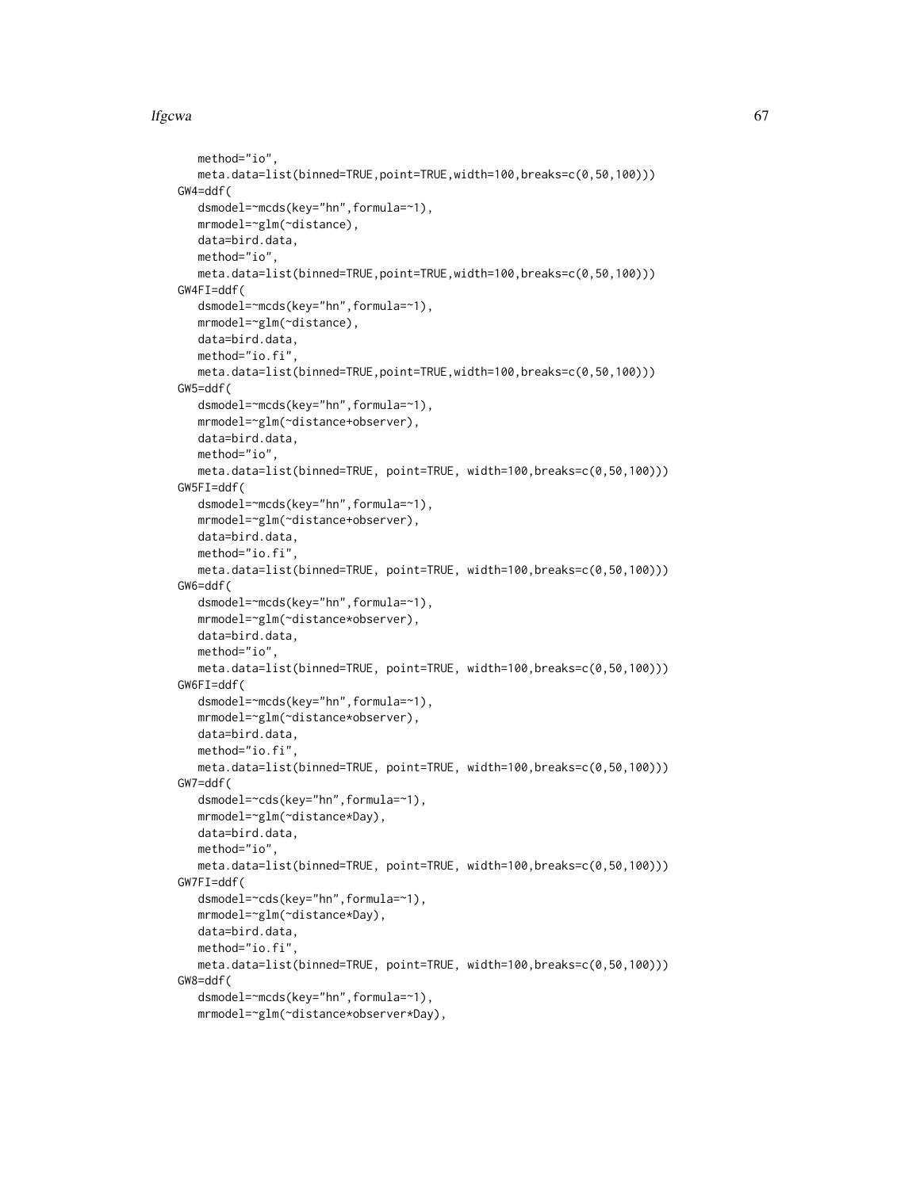```
    method="io",
    meta.data=list(binned=TRUE,point=TRUE,width=100,breaks=c(0,50,100)))
GW4=ddf(
    dsmodel=~mcds(key="hn",formula=~1),
    mrmodel=~glm(~distance),
    data=bird.data,
    method="io",
    meta.data=list(binned=TRUE,point=TRUE,width=100,breaks=c(0,50,100)))
GW4FI=ddf(
    dsmodel=~mcds(key="hn",formula=~1),
    mrmodel=~glm(~distance),
    data=bird.data,
    method="io.fi",
    meta.data=list(binned=TRUE,point=TRUE,width=100,breaks=c(0,50,100)))
GW5=ddf(
    dsmodel=~mcds(key="hn",formula=~1),
    mrmodel=~glm(~distance+observer),
    data=bird.data,
    method="io",
    meta.data=list(binned=TRUE, point=TRUE, width=100,breaks=c(0,50,100)))
GW5FI=ddf(
    dsmodel=~mcds(key="hn",formula=~1),
    mrmodel=~glm(~distance+observer),
    data=bird.data,
    method="io.fi",
    meta.data=list(binned=TRUE, point=TRUE, width=100,breaks=c(0,50,100)))
GW6=ddf(
    dsmodel=~mcds(key="hn",formula=~1),
    mrmodel=~glm(~distance*observer),
    data=bird.data,
    method="io",
    meta.data=list(binned=TRUE, point=TRUE, width=100,breaks=c(0,50,100)))
GW6FI=ddf(
    dsmodel=~mcds(key="hn",formula=~1),
    mrmodel=~glm(~distance*observer),
    data=bird.data,
    method="io.fi",
    meta.data=list(binned=TRUE, point=TRUE, width=100,breaks=c(0,50,100)))
GW7=ddf(
    dsmodel=~cds(key="hn",formula=~1),
    mrmodel=~glm(~distance*Day),
    data=bird.data,
    method="io",
    meta.data=list(binned=TRUE, point=TRUE, width=100,breaks=c(0,50,100)))
GW7FI=ddf(
    dsmodel=~cds(key="hn",formula=~1),
    mrmodel=~glm(~distance*Day),
    data=bird.data,
    method="io.fi",
    meta.data=list(binned=TRUE, point=TRUE, width=100,breaks=c(0,50,100)))
GW8=ddf(
    dsmodel=~mcds(key="hn",formula=~1),
    mrmodel=~glm(~distance*observer*Day),
```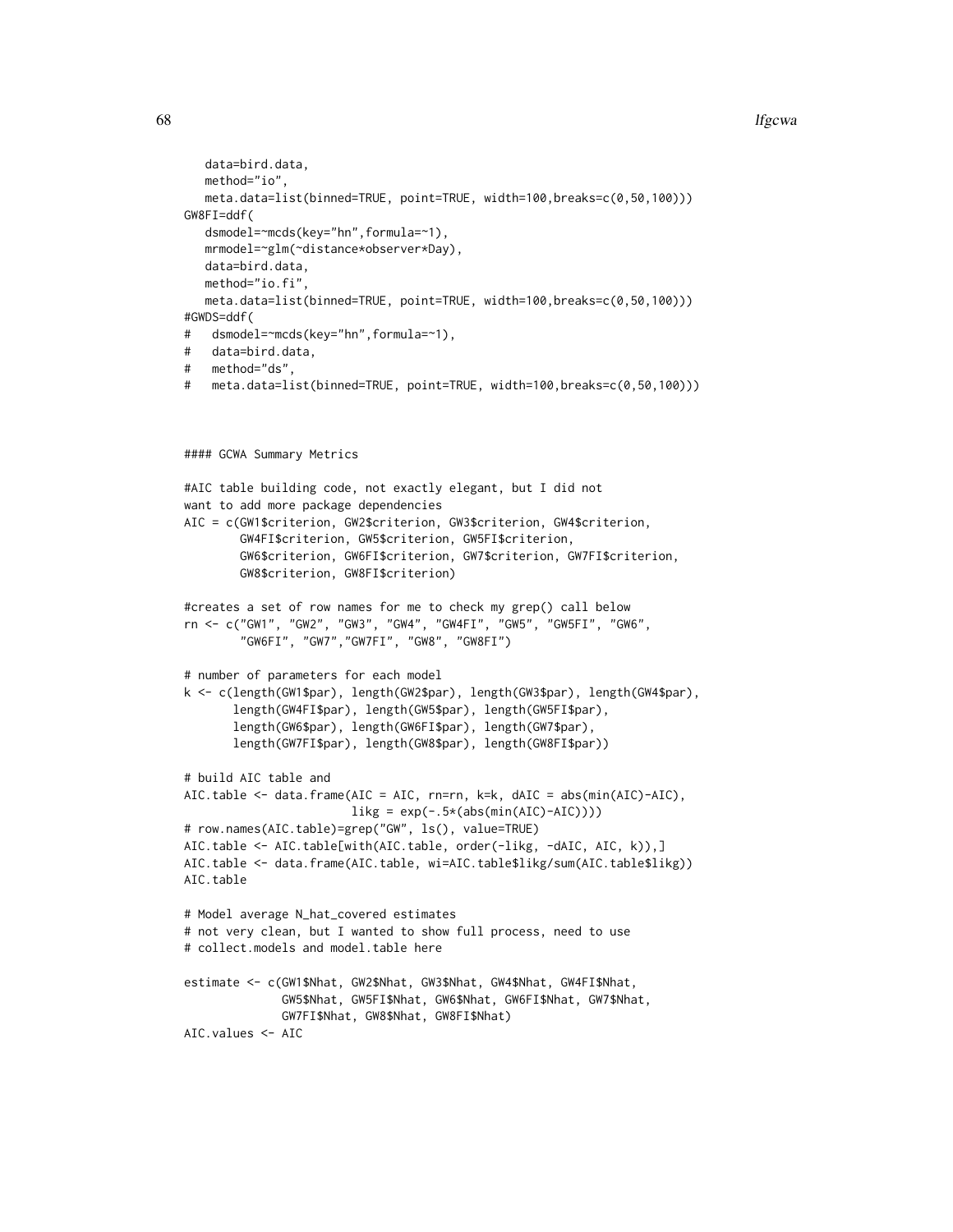```
   data=bird.data,
   method="io",
   meta.data=list(binned=TRUE, point=TRUE, width=100,breaks=c(0,50,100)))
GW8FI=ddf(
   dsmodel=~mcds(key="hn",formula=~1),
   mrmodel=~glm(~distance*observer*Day),
   data=bird.data,
   method="io.fi",
   meta.data=list(binned=TRUE, point=TRUE, width=100,breaks=c(0,50,100)))
#GWDS=ddf(
#   dsmodel=~mcds(key="hn",formula=~1),
#   data=bird.data,
#   method="ds",
#   meta.data=list(binned=TRUE, point=TRUE, width=100,breaks=c(0,50,100)))



#### GCWA Summary Metrics

#AIC table building code, not exactly elegant, but I did not
want to add more package dependencies
AIC = c(GW1$criterion, GW2$criterion, GW3$criterion, GW4$criterion,
        GW4FI$criterion, GW5$criterion, GW5FI$criterion,
        GW6$criterion, GW6FI$criterion, GW7$criterion, GW7FI$criterion,
        GW8$criterion, GW8FI$criterion)

#creates a set of row names for me to check my grep() call below
rn <- c("GW1", "GW2", "GW3", "GW4", "GW4FI", "GW5", "GW5FI", "GW6",
        "GW6FI", "GW7","GW7FI", "GW8", "GW8FI")

# number of parameters for each model
k <- c(length(GW1$par), length(GW2$par), length(GW3$par), length(GW4$par),
       length(GW4FI$par), length(GW5$par), length(GW5FI$par),
       length(GW6$par), length(GW6FI$par), length(GW7$par),
       length(GW7FI$par), length(GW8$par), length(GW8FI$par))

# build AIC table and
AIC.table <- data.frame(AIC = AIC, rn=rn, k=k, dAIC = abs(min(AIC)-AIC),
                        likg = exp(-.5*(abs(min(AIC)-AIC))))
# row.names(AIC.table)=grep("GW", ls(), value=TRUE)
AIC.table <- AIC.table[with(AIC.table, order(-likg, -dAIC, AIC, k)),]
AIC.table <- data.frame(AIC.table, wi=AIC.table$likg/sum(AIC.table$likg))
AIC.table

# Model average N_hat_covered estimates
# not very clean, but I wanted to show full process, need to use
# collect.models and model.table here

estimate <- c(GW1$Nhat, GW2$Nhat, GW3$Nhat, GW4$Nhat, GW4FI$Nhat,
              GW5$Nhat, GW5FI$Nhat, GW6$Nhat, GW6FI$Nhat, GW7$Nhat,
              GW7FI$Nhat, GW8$Nhat, GW8FI$Nhat)
AIC.values <- AIC
```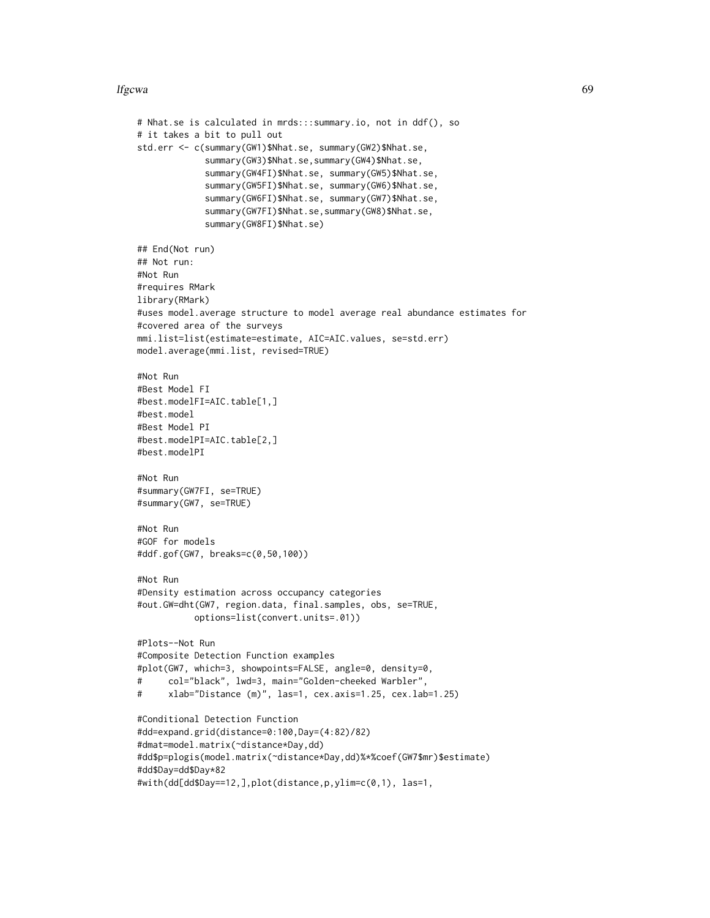```
# Nhat.se is calculated in mrds:::summary.io, not in ddf(), so
# it takes a bit to pull out
std.err <- c(summary(GW1)$Nhat.se, summary(GW2)$Nhat.se,
             summary(GW3)$Nhat.se,summary(GW4)$Nhat.se,
             summary(GW4FI)$Nhat.se, summary(GW5)$Nhat.se,
             summary(GW5FI)$Nhat.se, summary(GW6)$Nhat.se,
             summary(GW6FI)$Nhat.se, summary(GW7)$Nhat.se,
             summary(GW7FI)$Nhat.se,summary(GW8)$Nhat.se,
             summary(GW8FI)$Nhat.se)

## End(Not run)
## Not run:
#Not Run
#requires RMark
library(RMark)
#uses model.average structure to model average real abundance estimates for
#covered area of the surveys
mmi.list=list(estimate=estimate, AIC=AIC.values, se=std.err)
model.average(mmi.list, revised=TRUE)

#Not Run
#Best Model FI
#best.modelFI=AIC.table[1,]
#best.model
#Best Model PI
#best.modelPI=AIC.table[2,]
#best.modelPI

#Not Run
#summary(GW7FI, se=TRUE)
#summary(GW7, se=TRUE)

#Not Run
#GOF for models
#ddf.gof(GW7, breaks=c(0,50,100))

#Not Run
#Density estimation across occupancy categories
#out.GW=dht(GW7, region.data, final.samples, obs, se=TRUE,
          options=list(convert.units=.01))

#Plots--Not Run
#Composite Detection Function examples
#plot(GW7, which=3, showpoints=FALSE, angle=0, density=0,
#     col="black", lwd=3, main="Golden-cheeked Warbler",
#     xlab="Distance (m)", las=1, cex.axis=1.25, cex.lab=1.25)

#Conditional Detection Function
#dd=expand.grid(distance=0:100,Day=(4:82)/82)
#dmat=model.matrix(~distance*Day,dd)
#dd$p=plogis(model.matrix(~distance*Day,dd)%*%coef(GW7$mr)$estimate)
#dd$Day=dd$Day*82
#with(dd[dd$Day==12,],plot(distance,p,ylim=c(0,1), las=1,
```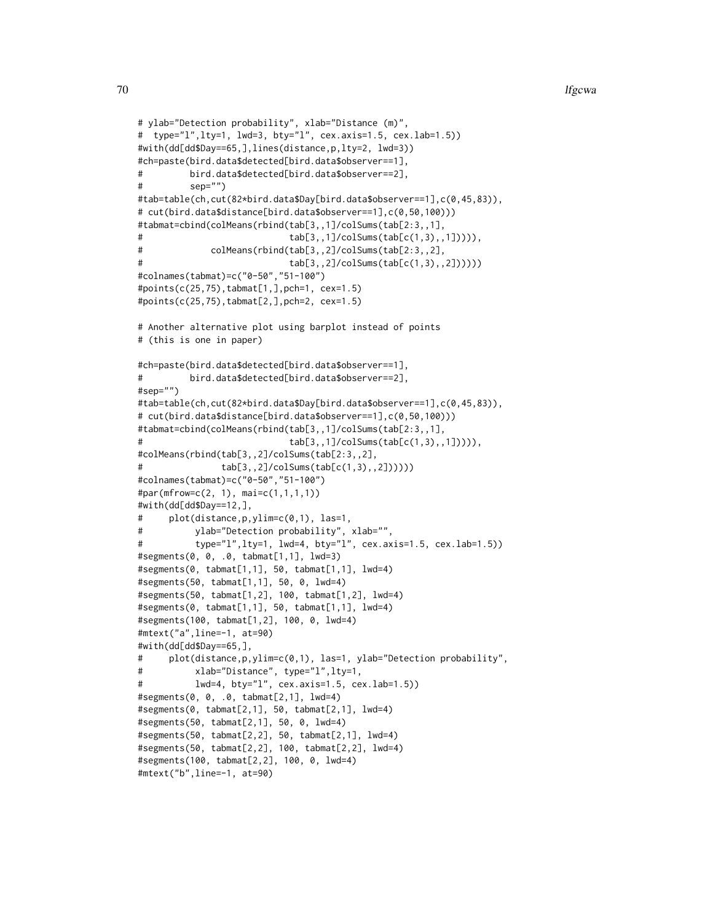```
# ylab="Detection probability", xlab="Distance (m)",
#  type="l",lty=1, lwd=3, bty="l", cex.axis=1.5, cex.lab=1.5))
#with(dd[dd$Day==65,],lines(distance,p,lty=2, lwd=3))
#ch=paste(bird.data$detected[bird.data$observer==1],
#         bird.data$detected[bird.data$observer==2],
#         sep="")
#tab=table(ch,cut(82*bird.data$Day[bird.data$observer==1],c(0,45,83)),
# cut(bird.data$distance[bird.data$observer==1],c(0,50,100)))
#tabmat=cbind(colMeans(rbind(tab[3,,1]/colSums(tab[2:3,,1],
#                            tab[3,,1]/colSums(tab[c(1,3),,1])))),
#             colMeans(rbind(tab[3,,2]/colSums(tab[2:3,,2],
#                            tab[3,,2]/colSums(tab[c(1,3),,2])))))
#colnames(tabmat)=c("0-50","51-100")
#points(c(25,75),tabmat[1,],pch=1, cex=1.5)
#points(c(25,75),tabmat[2,],pch=2, cex=1.5)

# Another alternative plot using barplot instead of points
# (this is one in paper)

#ch=paste(bird.data$detected[bird.data$observer==1],
#         bird.data$detected[bird.data$observer==2],
#sep="")
#tab=table(ch,cut(82*bird.data$Day[bird.data$observer==1],c(0,45,83)),
# cut(bird.data$distance[bird.data$observer==1],c(0,50,100)))
#tabmat=cbind(colMeans(rbind(tab[3,,1]/colSums(tab[2:3,,1],
#                            tab[3,,1]/colSums(tab[c(1,3),,1])))),
#colMeans(rbind(tab[3,,2]/colSums(tab[2:3,,2],
#               tab[3,,2]/colSums(tab[c(1,3),,2])))))
#colnames(tabmat)=c("0-50","51-100")
#par(mfrow=c(2, 1), mai=c(1,1,1,1))
#with(dd[dd$Day==12,],
#     plot(distance,p,ylim=c(0,1), las=1,
#          ylab="Detection probability", xlab="",
#          type="l",lty=1, lwd=4, bty="l", cex.axis=1.5, cex.lab=1.5))
#segments(0, 0, .0, tabmat[1,1], lwd=3)
#segments(0, tabmat[1,1], 50, tabmat[1,1], lwd=4)
#segments(50, tabmat[1,1], 50, 0, lwd=4)
#segments(50, tabmat[1,2], 100, tabmat[1,2], lwd=4)
#segments(0, tabmat[1,1], 50, tabmat[1,1], lwd=4)
#segments(100, tabmat[1,2], 100, 0, lwd=4)
#mtext("a",line=-1, at=90)
#with(dd[dd$Day==65,],
#     plot(distance,p,ylim=c(0,1), las=1, ylab="Detection probability",
#          xlab="Distance", type="l",lty=1,
#          lwd=4, bty="l", cex.axis=1.5, cex.lab=1.5))
#segments(0, 0, .0, tabmat[2,1], lwd=4)
#segments(0, tabmat[2,1], 50, tabmat[2,1], lwd=4)
#segments(50, tabmat[2,1], 50, 0, lwd=4)
#segments(50, tabmat[2,2], 50, tabmat[2,1], lwd=4)
#segments(50, tabmat[2,2], 100, tabmat[2,2], lwd=4)
#segments(100, tabmat[2,2], 100, 0, lwd=4)
#mtext("b",line=-1, at=90)
```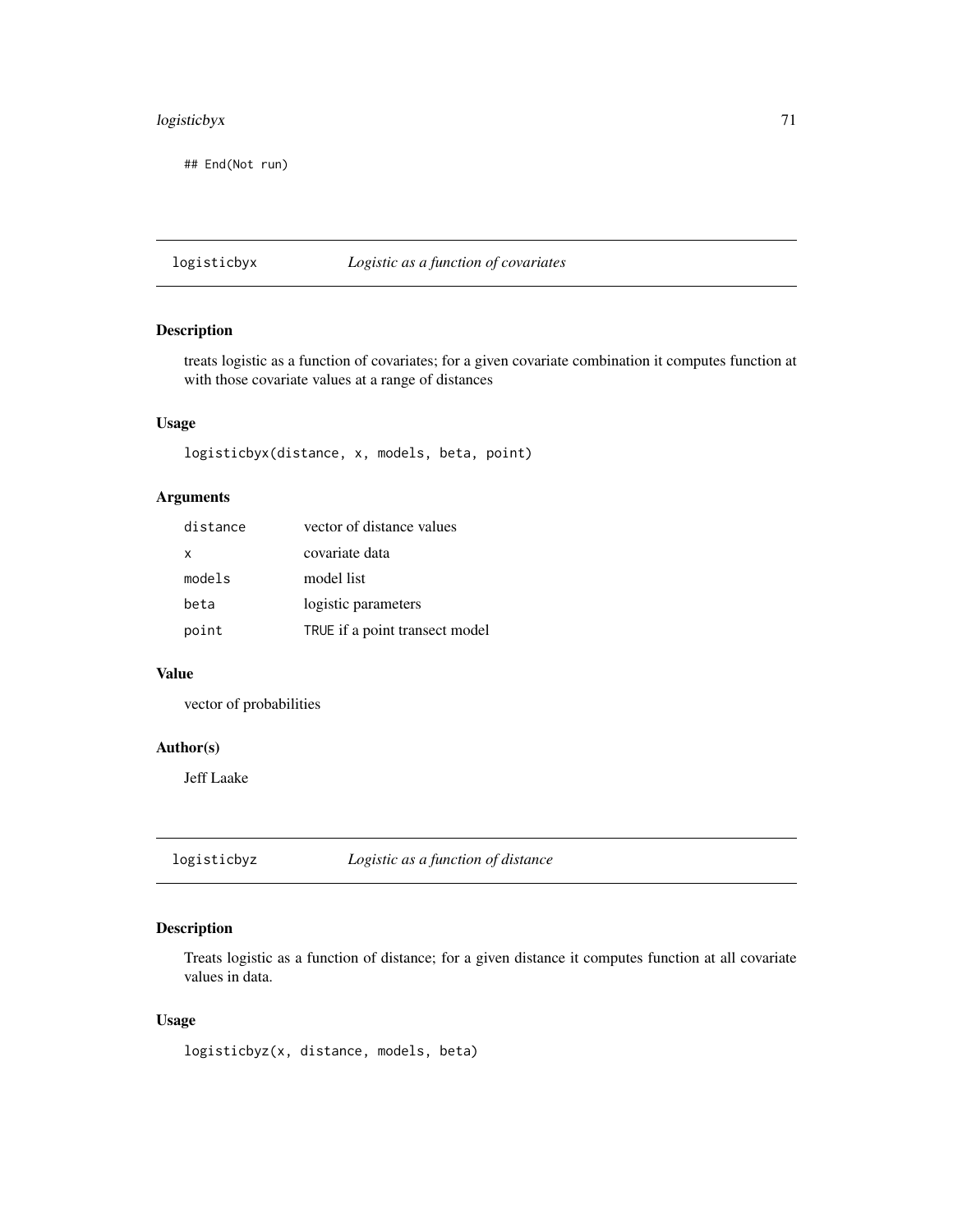```
## End(Not run)
```

## logisticbyx — *Logistic as a function of covariates*

### Description

treats logistic as a function of covariates; for a given covariate combination it computes function at with those covariate values at a range of distances

### Usage

```
logisticbyx(distance, x, models, beta, point)
```

### Arguments

| | |
|---|---|
| `distance` | vector of distance values |
| `x` | covariate data |
| `models` | model list |
| `beta` | logistic parameters |
| `point` | `TRUE` if a point transect model |

### Value

vector of probabilities

### Author(s)

Jeff Laake

## logisticbyz — *Logistic as a function of distance*

### Description

Treats logistic as a function of distance; for a given distance it computes function at all covariate values in data.

### Usage

```
logisticbyz(x, distance, models, beta)
```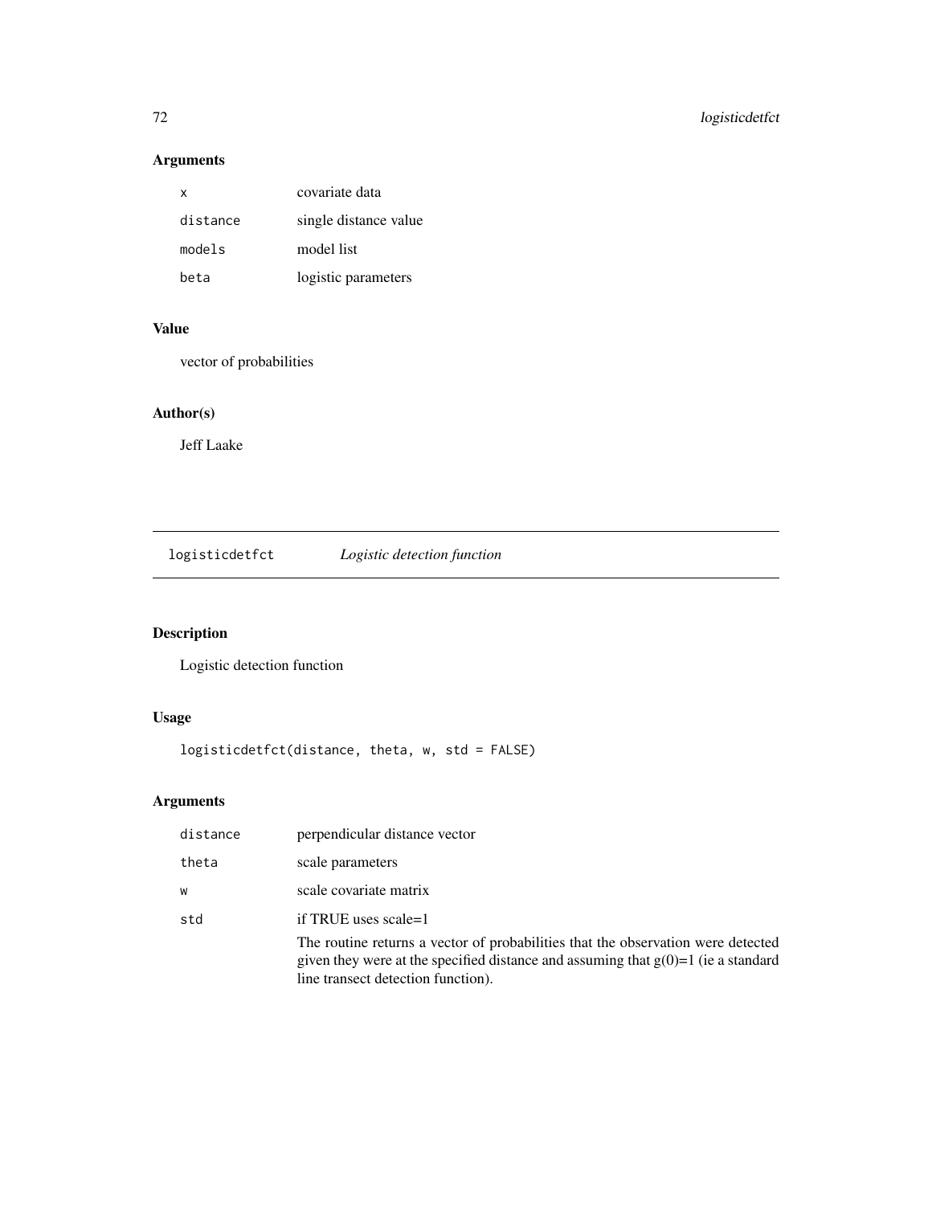## Arguments

| | |
|---|---|
| x | covariate data |
| distance | single distance value |
| models | model list |
| beta | logistic parameters |

## Value

vector of probabilities

## Author(s)

Jeff Laake

---

# logisticdetfct *Logistic detection function*

## Description

Logistic detection function

## Usage

```
logisticdetfct(distance, theta, w, std = FALSE)
```

## Arguments

| | |
|---|---|
| distance | perpendicular distance vector |
| theta | scale parameters |
| w | scale covariate matrix |
| std | if TRUE uses scale=1<br><br>The routine returns a vector of probabilities that the observation were detected given they were at the specified distance and assuming that g(0)=1 (ie a standard line transect detection function). |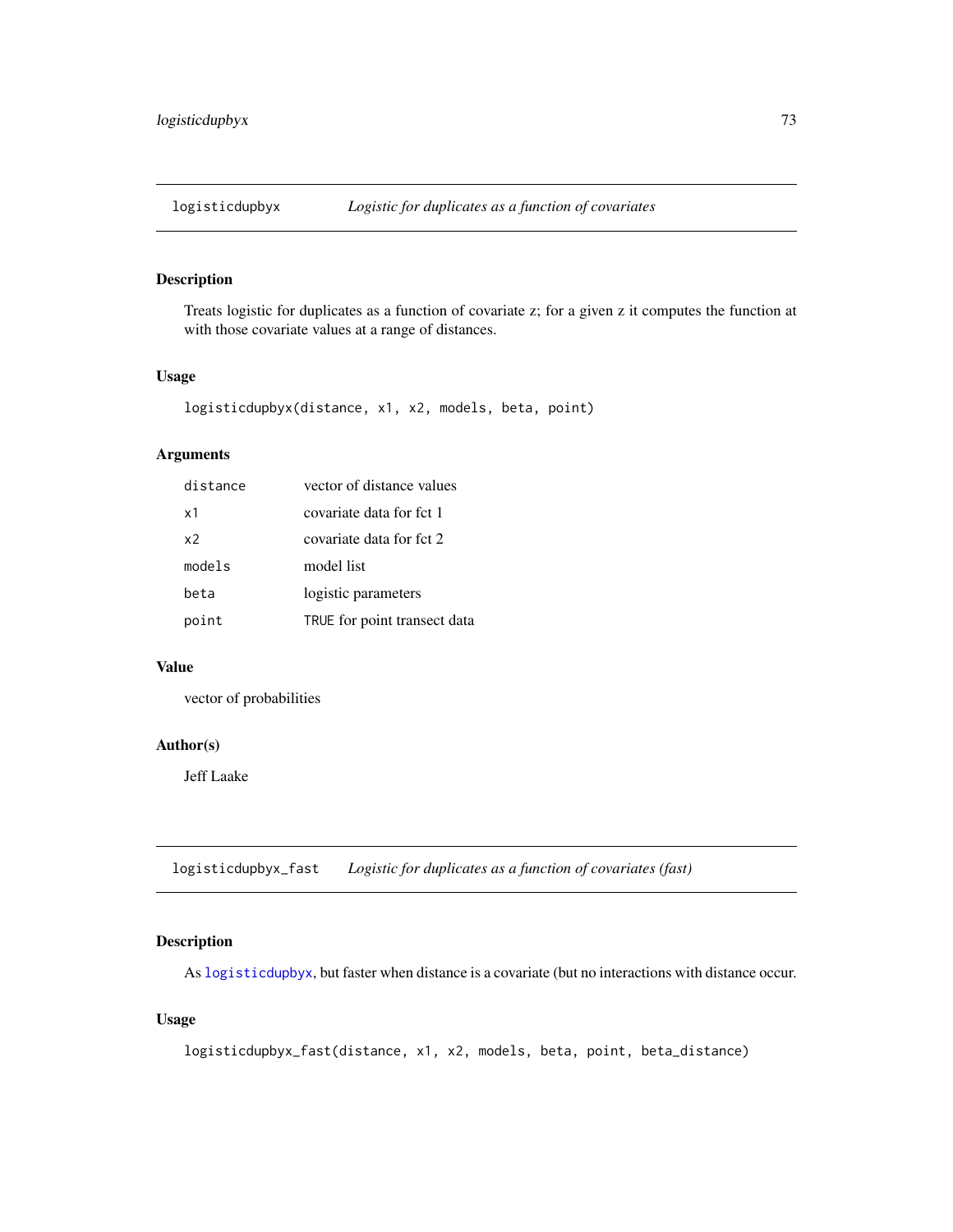## logisticdupbyx — *Logistic for duplicates as a function of covariates*

### Description

Treats logistic for duplicates as a function of covariate z; for a given z it computes the function at with those covariate values at a range of distances.

### Usage

```
logisticdupbyx(distance, x1, x2, models, beta, point)
```

### Arguments

| | |
|---|---|
| distance | vector of distance values |
| x1 | covariate data for fct 1 |
| x2 | covariate data for fct 2 |
| models | model list |
| beta | logistic parameters |
| point | TRUE for point transect data |

### Value

vector of probabilities

### Author(s)

Jeff Laake

## logisticdupbyx_fast — *Logistic for duplicates as a function of covariates (fast)*

### Description

As logisticdupbyx, but faster when distance is a covariate (but no interactions with distance occur.

### Usage

```
logisticdupbyx_fast(distance, x1, x2, models, beta, point, beta_distance)
```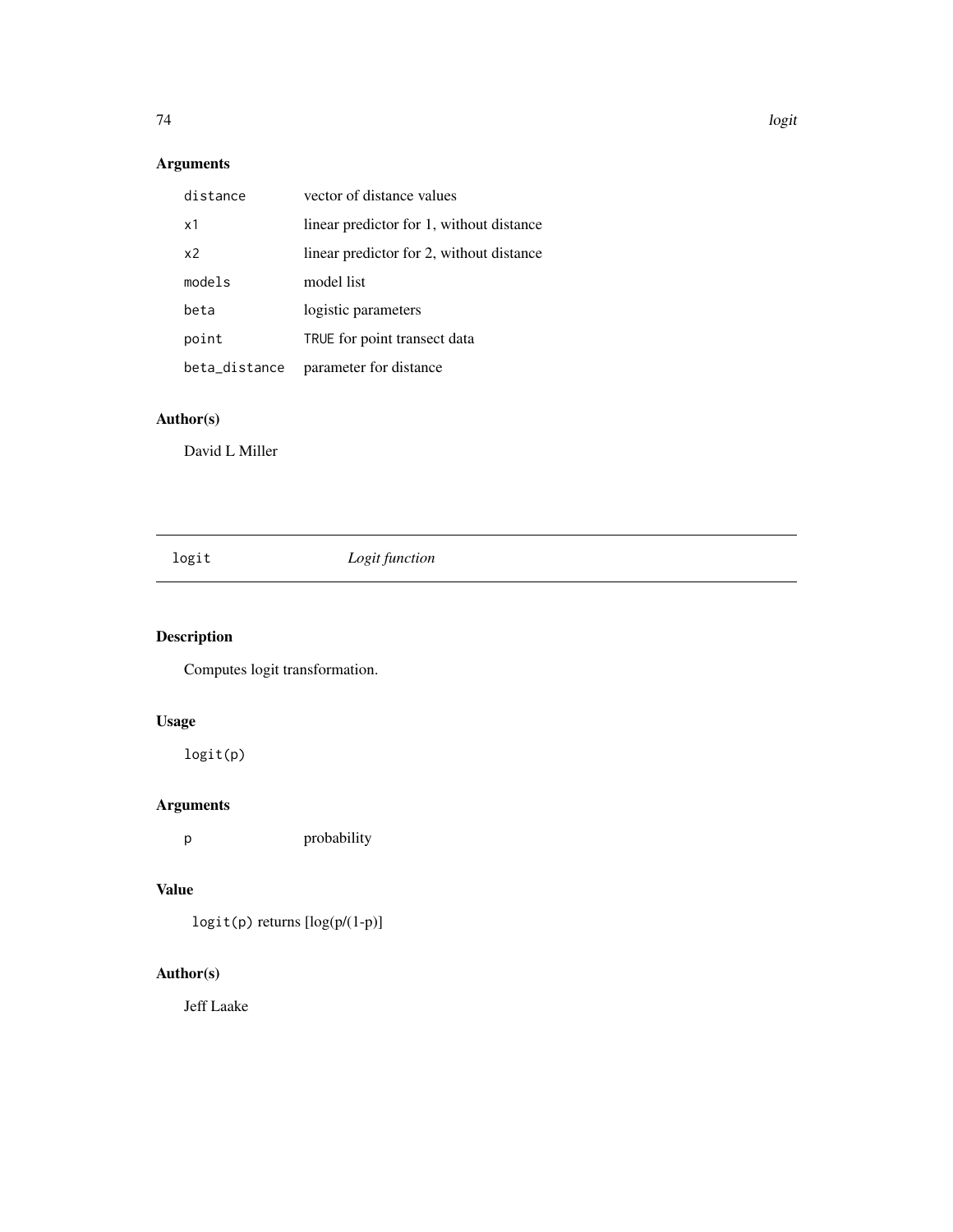## Arguments

| | |
|---|---|
| `distance` | vector of distance values |
| `x1` | linear predictor for 1, without distance |
| `x2` | linear predictor for 2, without distance |
| `models` | model list |
| `beta` | logistic parameters |
| `point` | `TRUE` for point transect data |
| `beta_distance` | parameter for distance |

## Author(s)

David L Miller

---

# `logit` *Logit function*

---

## Description

Computes logit transformation.

## Usage

```
logit(p)
```

## Arguments

| | |
|---|---|
| `p` | probability |

## Value

`logit(p)` returns [log(p/(1-p)]

## Author(s)

Jeff Laake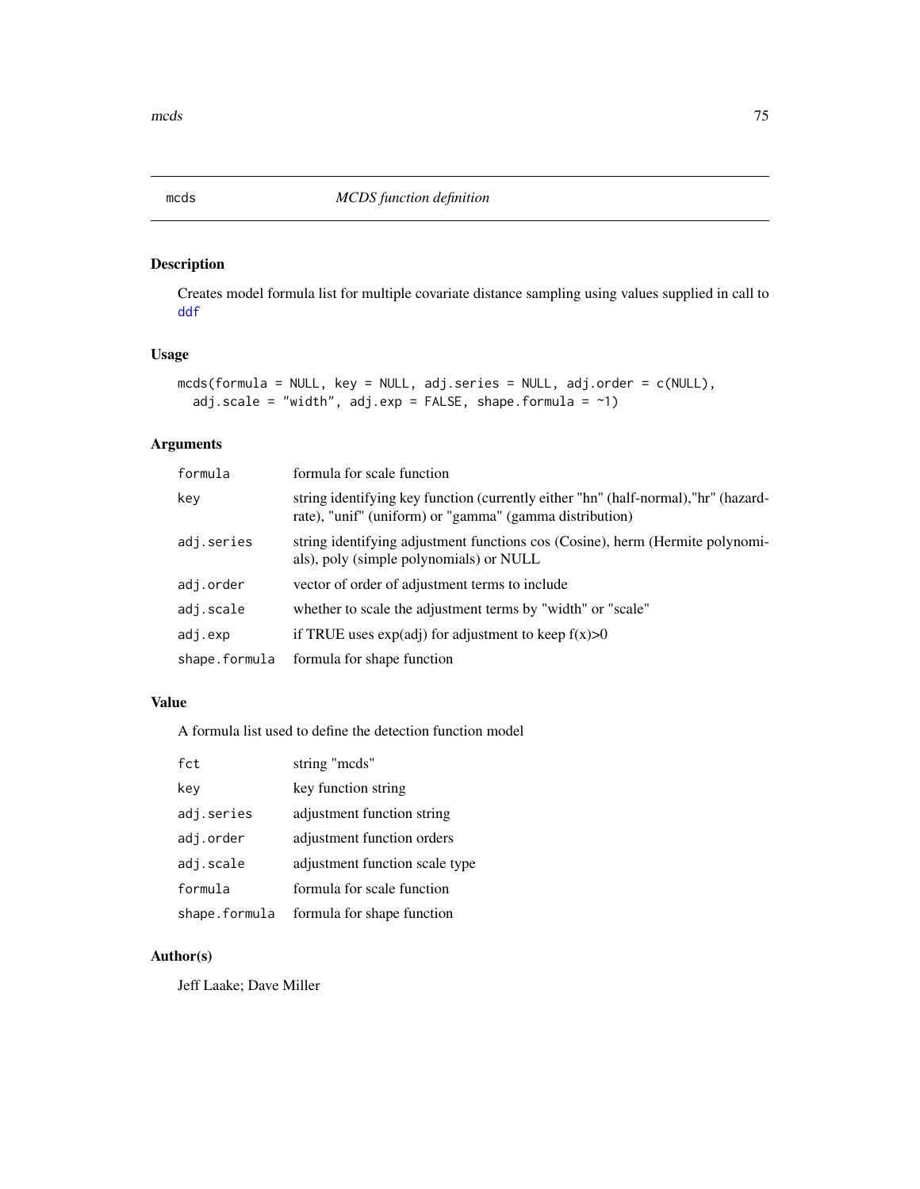# mcds — *MCDS function definition*

## Description

Creates model formula list for multiple covariate distance sampling using values supplied in call to ddf

## Usage

```
mcds(formula = NULL, key = NULL, adj.series = NULL, adj.order = c(NULL),
  adj.scale = "width", adj.exp = FALSE, shape.formula = ~1)
```

## Arguments

| | |
|---|---|
| formula | formula for scale function |
| key | string identifying key function (currently either "hn" (half-normal),"hr" (hazard-rate), "unif" (uniform) or "gamma" (gamma distribution) |
| adj.series | string identifying adjustment functions cos (Cosine), herm (Hermite polynomials), poly (simple polynomials) or NULL |
| adj.order | vector of order of adjustment terms to include |
| adj.scale | whether to scale the adjustment terms by "width" or "scale" |
| adj.exp | if TRUE uses exp(adj) for adjustment to keep f(x)>0 |
| shape.formula | formula for shape function |

## Value

A formula list used to define the detection function model

| | |
|---|---|
| fct | string "mcds" |
| key | key function string |
| adj.series | adjustment function string |
| adj.order | adjustment function orders |
| adj.scale | adjustment function scale type |
| formula | formula for scale function |
| shape.formula | formula for shape function |

## Author(s)

Jeff Laake; Dave Miller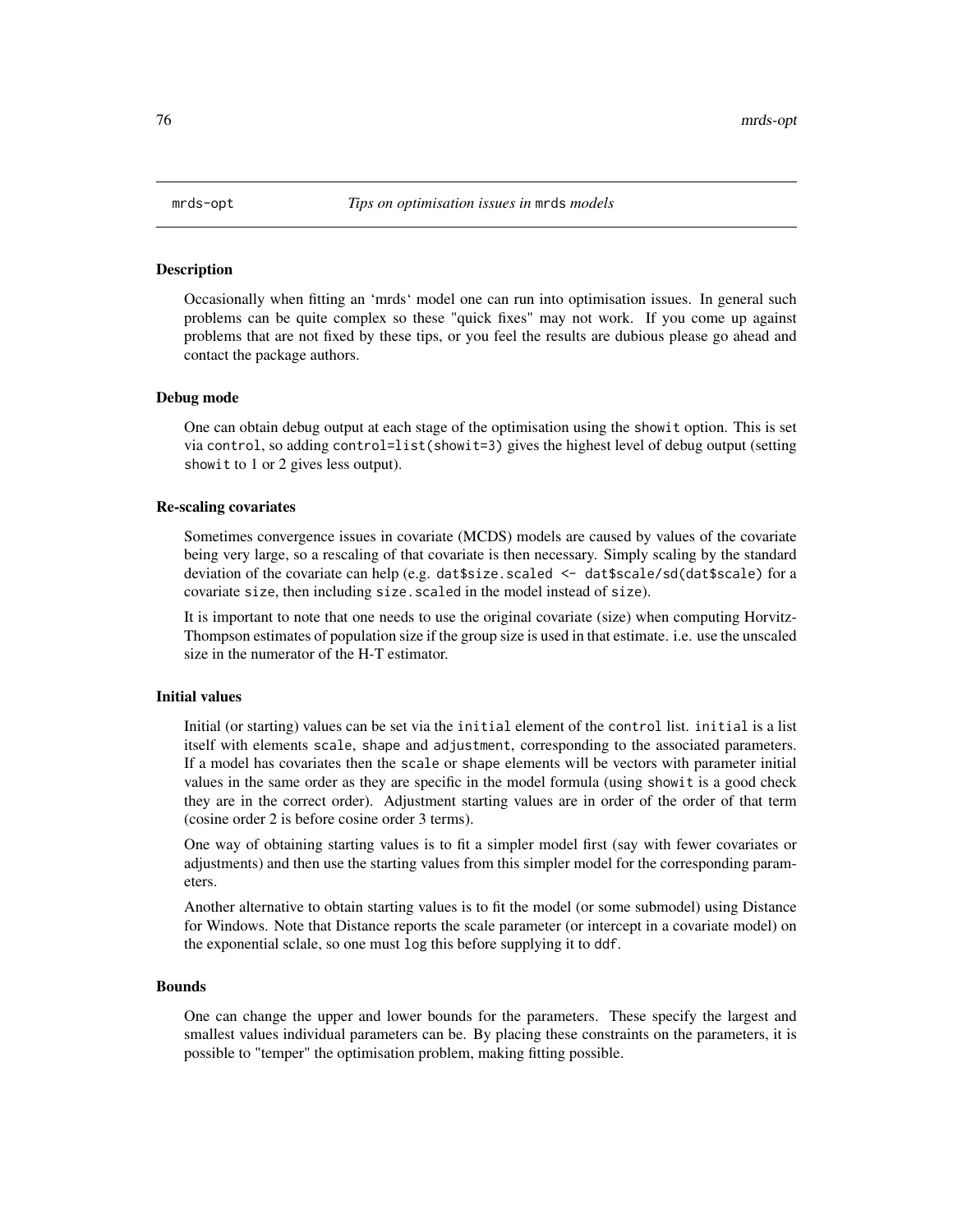# mrds-opt *Tips on optimisation issues in* `mrds` *models*

## Description

Occasionally when fitting an 'mrds' model one can run into optimisation issues. In general such problems can be quite complex so these "quick fixes" may not work. If you come up against problems that are not fixed by these tips, or you feel the results are dubious please go ahead and contact the package authors.

## Debug mode

One can obtain debug output at each stage of the optimisation using the `showit` option. This is set via `control`, so adding `control=list(showit=3)` gives the highest level of debug output (setting `showit` to 1 or 2 gives less output).

## Re-scaling covariates

Sometimes convergence issues in covariate (MCDS) models are caused by values of the covariate being very large, so a rescaling of that covariate is then necessary. Simply scaling by the standard deviation of the covariate can help (e.g. `dat$size.scaled <- dat$scale/sd(dat$scale)` for a covariate `size`, then including `size.scaled` in the model instead of `size`).

It is important to note that one needs to use the original covariate (size) when computing Horvitz-Thompson estimates of population size if the group size is used in that estimate. i.e. use the unscaled size in the numerator of the H-T estimator.

## Initial values

Initial (or starting) values can be set via the `initial` element of the `control` list. `initial` is a list itself with elements `scale`, `shape` and `adjustment`, corresponding to the associated parameters. If a model has covariates then the `scale` or `shape` elements will be vectors with parameter initial values in the same order as they are specific in the model formula (using `showit` is a good check they are in the correct order). Adjustment starting values are in order of the order of that term (cosine order 2 is before cosine order 3 terms).

One way of obtaining starting values is to fit a simpler model first (say with fewer covariates or adjustments) and then use the starting values from this simpler model for the corresponding parameters.

Another alternative to obtain starting values is to fit the model (or some submodel) using Distance for Windows. Note that Distance reports the scale parameter (or intercept in a covariate model) on the exponential sclale, so one must `log` this before supplying it to `ddf`.

## Bounds

One can change the upper and lower bounds for the parameters. These specify the largest and smallest values individual parameters can be. By placing these constraints on the parameters, it is possible to "temper" the optimisation problem, making fitting possible.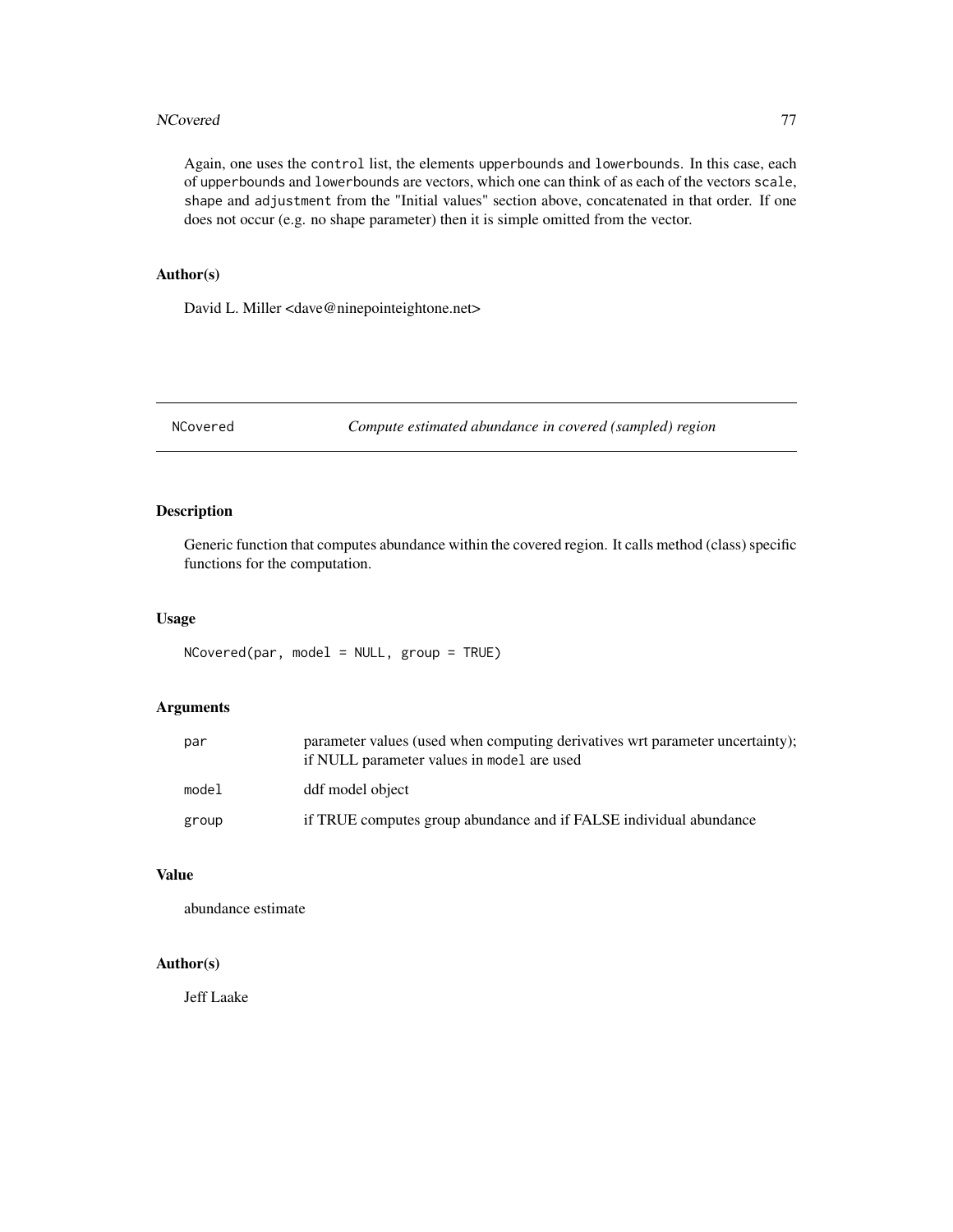Again, one uses the `control` list, the elements `upperbounds` and `lowerbounds`. In this case, each of `upperbounds` and `lowerbounds` are vectors, which one can think of as each of the vectors `scale`, `shape` and `adjustment` from the "Initial values" section above, concatenated in that order. If one does not occur (e.g. no shape parameter) then it is simple omitted from the vector.

### Author(s)

David L. Miller <dave@ninepointeightone.net>

---

## NCovered — *Compute estimated abundance in covered (sampled) region*

---

### Description

Generic function that computes abundance within the covered region. It calls method (class) specific functions for the computation.

### Usage

```
NCovered(par, model = NULL, group = TRUE)
```

### Arguments

| | |
|---|---|
| `par` | parameter values (used when computing derivatives wrt parameter uncertainty); if NULL parameter values in `model` are used |
| `model` | ddf model object |
| `group` | if TRUE computes group abundance and if FALSE individual abundance |

### Value

abundance estimate

### Author(s)

Jeff Laake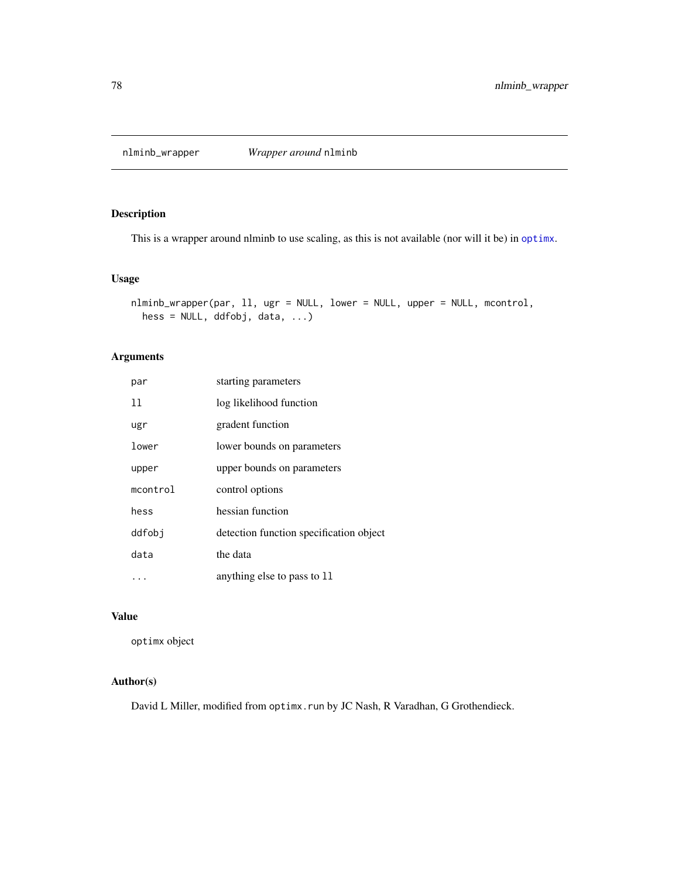# nlminb_wrapper — *Wrapper around* `nlminb`

## Description

This is a wrapper around nlminb to use scaling, as this is not available (nor will it be) in `optimx`.

## Usage

```
nlminb_wrapper(par, ll, ugr = NULL, lower = NULL, upper = NULL, mcontrol,
  hess = NULL, ddfobj, data, ...)
```

## Arguments

| | |
|---|---|
| `par` | starting parameters |
| `ll` | log likelihood function |
| `ugr` | gradent function |
| `lower` | lower bounds on parameters |
| `upper` | upper bounds on parameters |
| `mcontrol` | control options |
| `hess` | hessian function |
| `ddfobj` | detection function specification object |
| `data` | the data |
| `...` | anything else to pass to `ll` |

## Value

`optimx` object

## Author(s)

David L Miller, modified from `optimx.run` by JC Nash, R Varadhan, G Grothendieck.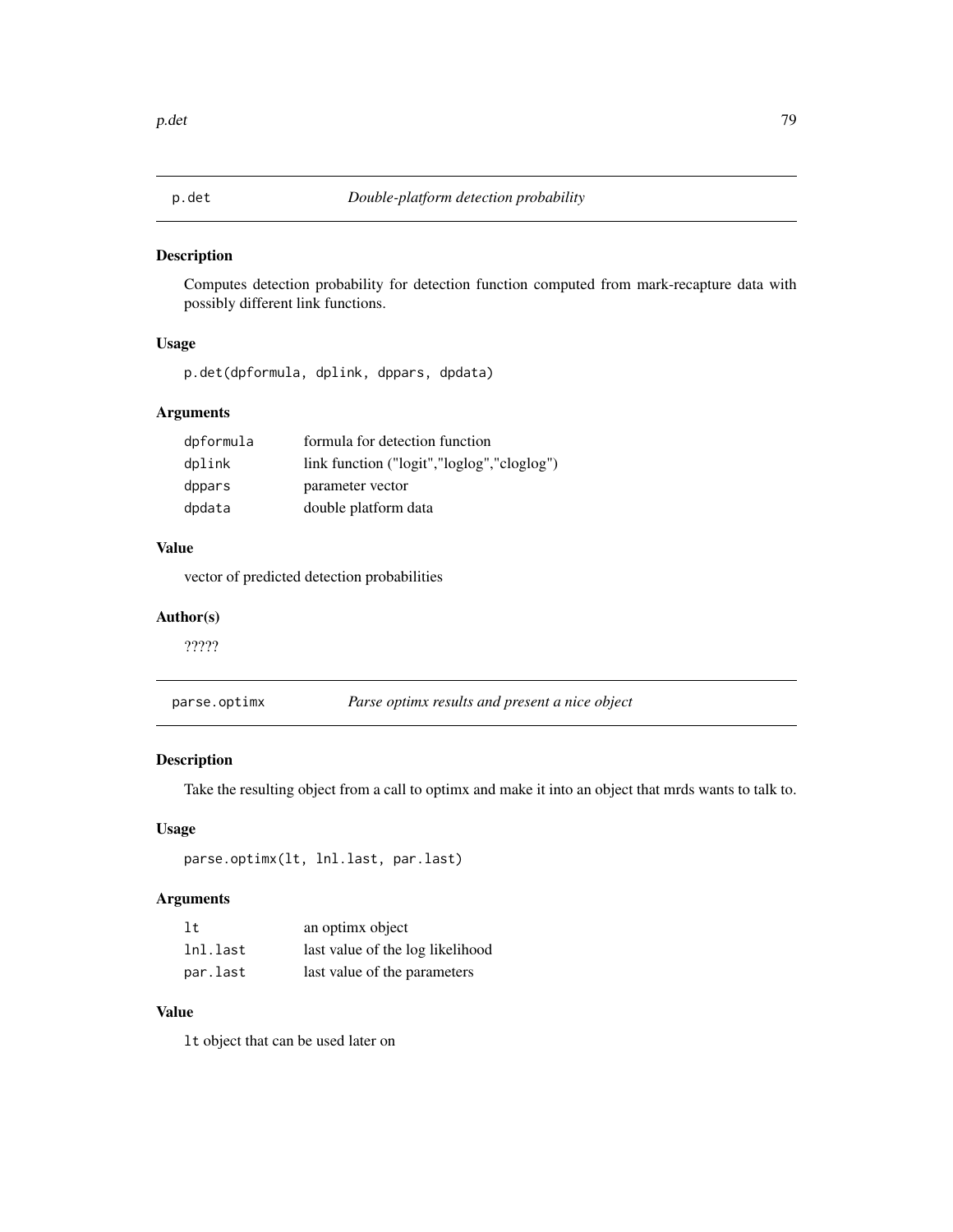## p.det — *Double-platform detection probability*

### Description

Computes detection probability for detection function computed from mark-recapture data with possibly different link functions.

### Usage

```
p.det(dpformula, dplink, dppars, dpdata)
```

### Arguments

| | |
|---|---|
| dpformula | formula for detection function |
| dplink | link function ("logit","loglog","cloglog") |
| dppars | parameter vector |
| dpdata | double platform data |

### Value

vector of predicted detection probabilities

### Author(s)

?????

## parse.optimx — *Parse optimx results and present a nice object*

### Description

Take the resulting object from a call to optimx and make it into an object that mrds wants to talk to.

### Usage

```
parse.optimx(lt, lnl.last, par.last)
```

### Arguments

| | |
|---|---|
| lt | an optimx object |
| lnl.last | last value of the log likelihood |
| par.last | last value of the parameters |

### Value

`lt` object that can be used later on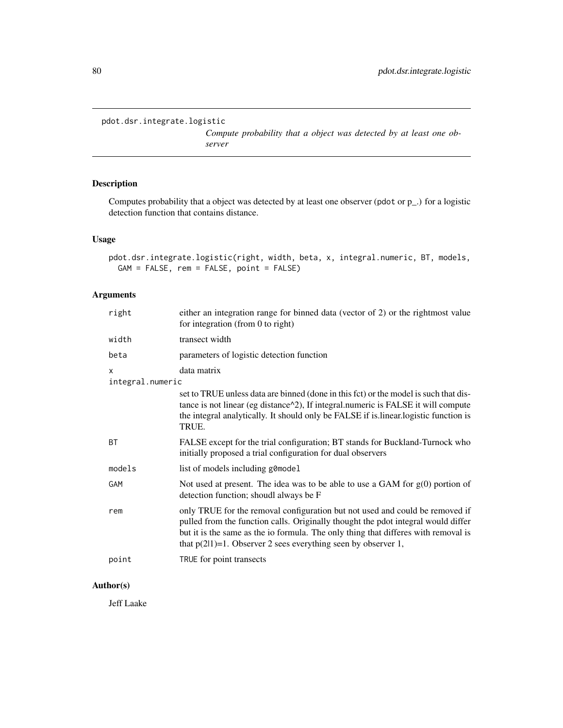# pdot.dsr.integrate.logistic

*Compute probability that a object was detected by at least one observer*

## Description

Computes probability that a object was detected by at least one observer (pdot or p_.) for a logistic detection function that contains distance.

## Usage

```
pdot.dsr.integrate.logistic(right, width, beta, x, integral.numeric, BT, models,
  GAM = FALSE, rem = FALSE, point = FALSE)
```

## Arguments

| | |
|---|---|
| right | either an integration range for binned data (vector of 2) or the rightmost value for integration (from 0 to right) |
| width | transect width |
| beta | parameters of logistic detection function |
| x | data matrix |
| integral.numeric | set to TRUE unless data are binned (done in this fct) or the model is such that distance is not linear (eg distance^2), If integral.numeric is FALSE it will compute the integral analytically. It should only be FALSE if is.linear.logistic function is TRUE. |
| BT | FALSE except for the trial configuration; BT stands for Buckland-Turnock who initially proposed a trial configuration for dual observers |
| models | list of models including g0model |
| GAM | Not used at present. The idea was to be able to use a GAM for g(0) portion of detection function; shoudl always be F |
| rem | only TRUE for the removal configuration but not used and could be removed if pulled from the function calls. Originally thought the pdot integral would differ but it is the same as the io formula. The only thing that differes with removal is that p(2\|1)=1. Observer 2 sees everything seen by observer 1, |
| point | TRUE for point transects |

## Author(s)

Jeff Laake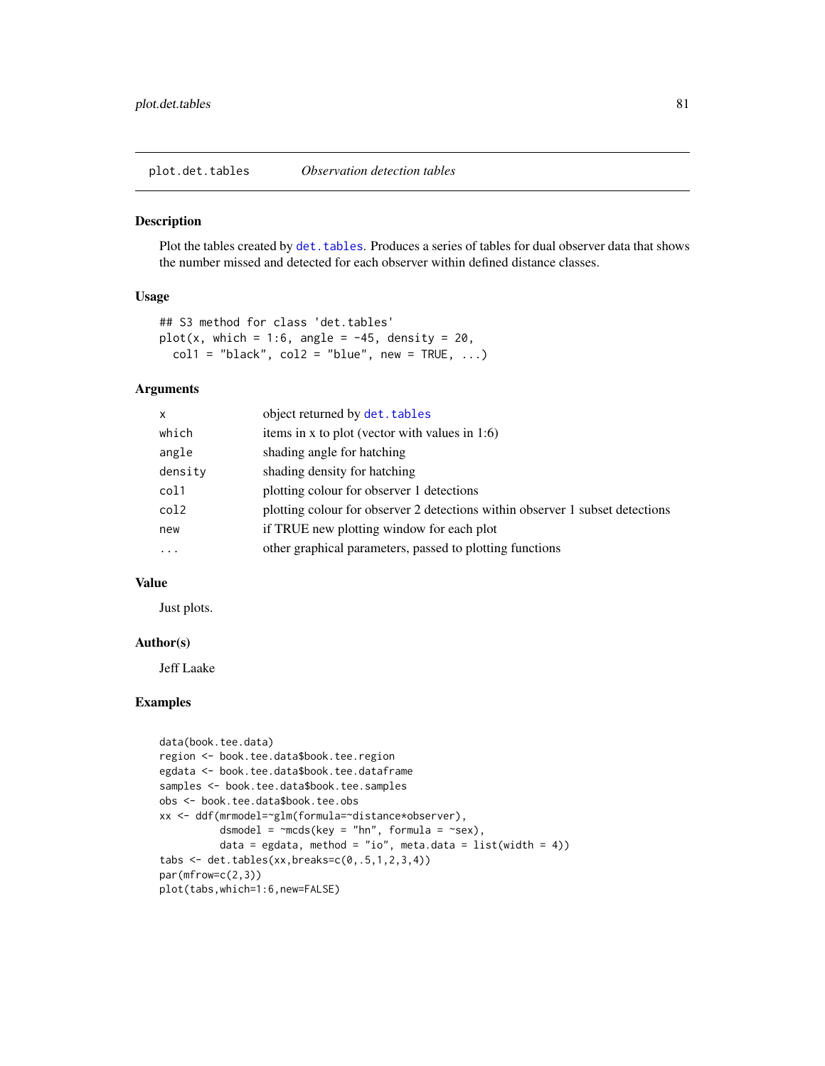# plot.det.tables *Observation detection tables*

## Description

Plot the tables created by `det.tables`. Produces a series of tables for dual observer data that shows the number missed and detected for each observer within defined distance classes.

## Usage

```
## S3 method for class 'det.tables'
plot(x, which = 1:6, angle = -45, density = 20,
  col1 = "black", col2 = "blue", new = TRUE, ...)
```

## Arguments

| | |
|---|---|
| `x` | object returned by `det.tables` |
| `which` | items in x to plot (vector with values in 1:6) |
| `angle` | shading angle for hatching |
| `density` | shading density for hatching |
| `col1` | plotting colour for observer 1 detections |
| `col2` | plotting colour for observer 2 detections within observer 1 subset detections |
| `new` | if TRUE new plotting window for each plot |
| `...` | other graphical parameters, passed to plotting functions |

## Value

Just plots.

## Author(s)

Jeff Laake

## Examples

```
data(book.tee.data)
region <- book.tee.data$book.tee.region
egdata <- book.tee.data$book.tee.dataframe
samples <- book.tee.data$book.tee.samples
obs <- book.tee.data$book.tee.obs
xx <- ddf(mrmodel=~glm(formula=~distance*observer),
          dsmodel = ~mcds(key = "hn", formula = ~sex),
          data = egdata, method = "io", meta.data = list(width = 4))
tabs <- det.tables(xx,breaks=c(0,.5,1,2,3,4))
par(mfrow=c(2,3))
plot(tabs,which=1:6,new=FALSE)
```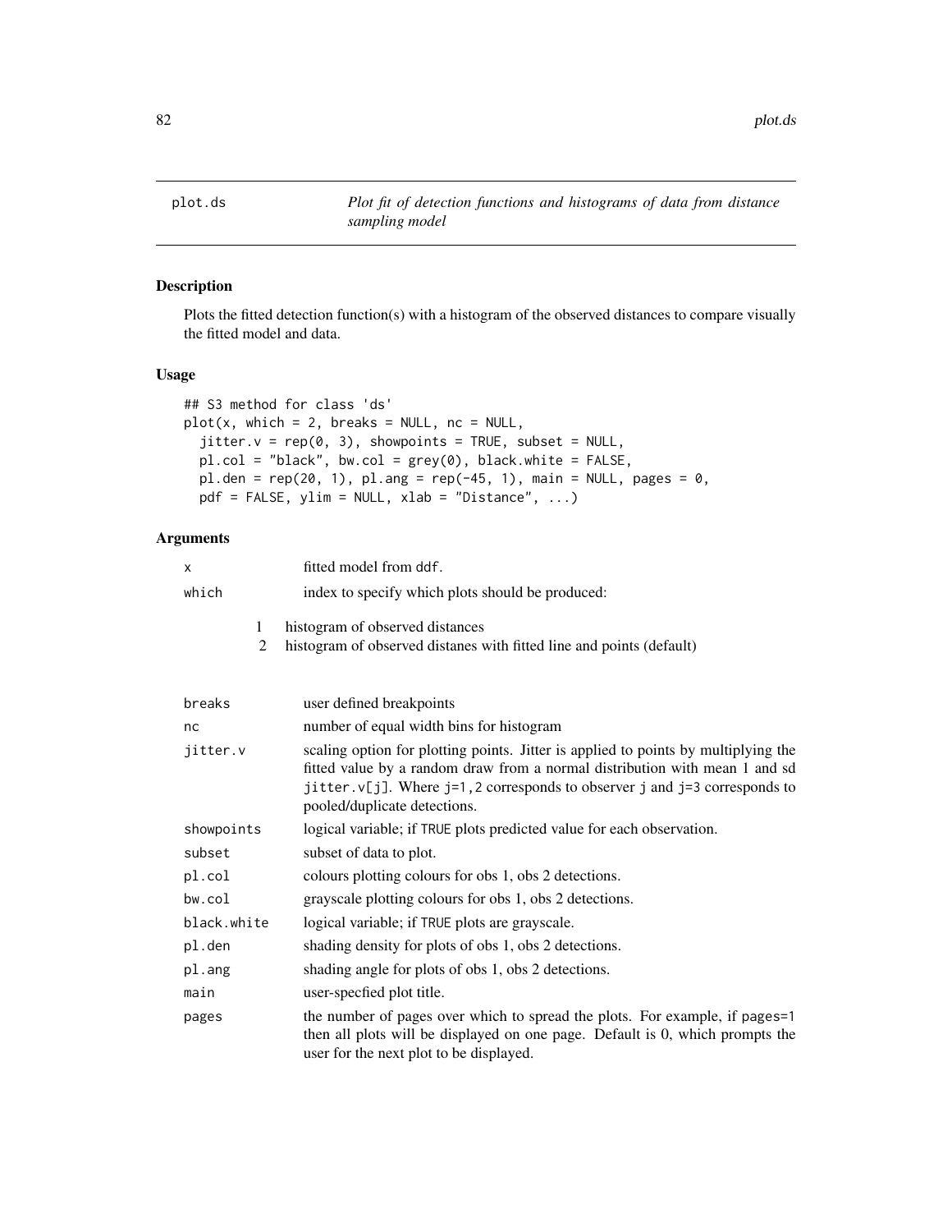plot.ds — *Plot fit of detection functions and histograms of data from distance sampling model*

## Description

Plots the fitted detection function(s) with a histogram of the observed distances to compare visually the fitted model and data.

## Usage

```
## S3 method for class 'ds'
plot(x, which = 2, breaks = NULL, nc = NULL,
  jitter.v = rep(0, 3), showpoints = TRUE, subset = NULL,
  pl.col = "black", bw.col = grey(0), black.white = FALSE,
  pl.den = rep(20, 1), pl.ang = rep(-45, 1), main = NULL, pages = 0,
  pdf = FALSE, ylim = NULL, xlab = "Distance", ...)
```

## Arguments

| | |
|---|---|
| `x` | fitted model from `ddf`. |
| `which` | index to specify which plots should be produced:<br>1 histogram of observed distances<br>2 histogram of observed distanes with fitted line and points (default) |
| `breaks` | user defined breakpoints |
| `nc` | number of equal width bins for histogram |
| `jitter.v` | scaling option for plotting points. Jitter is applied to points by multiplying the fitted value by a random draw from a normal distribution with mean 1 and sd `jitter.v[j]`. Where `j=1,2` corresponds to observer `j` and `j=3` corresponds to pooled/duplicate detections. |
| `showpoints` | logical variable; if `TRUE` plots predicted value for each observation. |
| `subset` | subset of data to plot. |
| `pl.col` | colours plotting colours for obs 1, obs 2 detections. |
| `bw.col` | grayscale plotting colours for obs 1, obs 2 detections. |
| `black.white` | logical variable; if `TRUE` plots are grayscale. |
| `pl.den` | shading density for plots of obs 1, obs 2 detections. |
| `pl.ang` | shading angle for plots of obs 1, obs 2 detections. |
| `main` | user-specfied plot title. |
| `pages` | the number of pages over which to spread the plots. For example, if `pages=1` then all plots will be displayed on one page. Default is 0, which prompts the user for the next plot to be displayed. |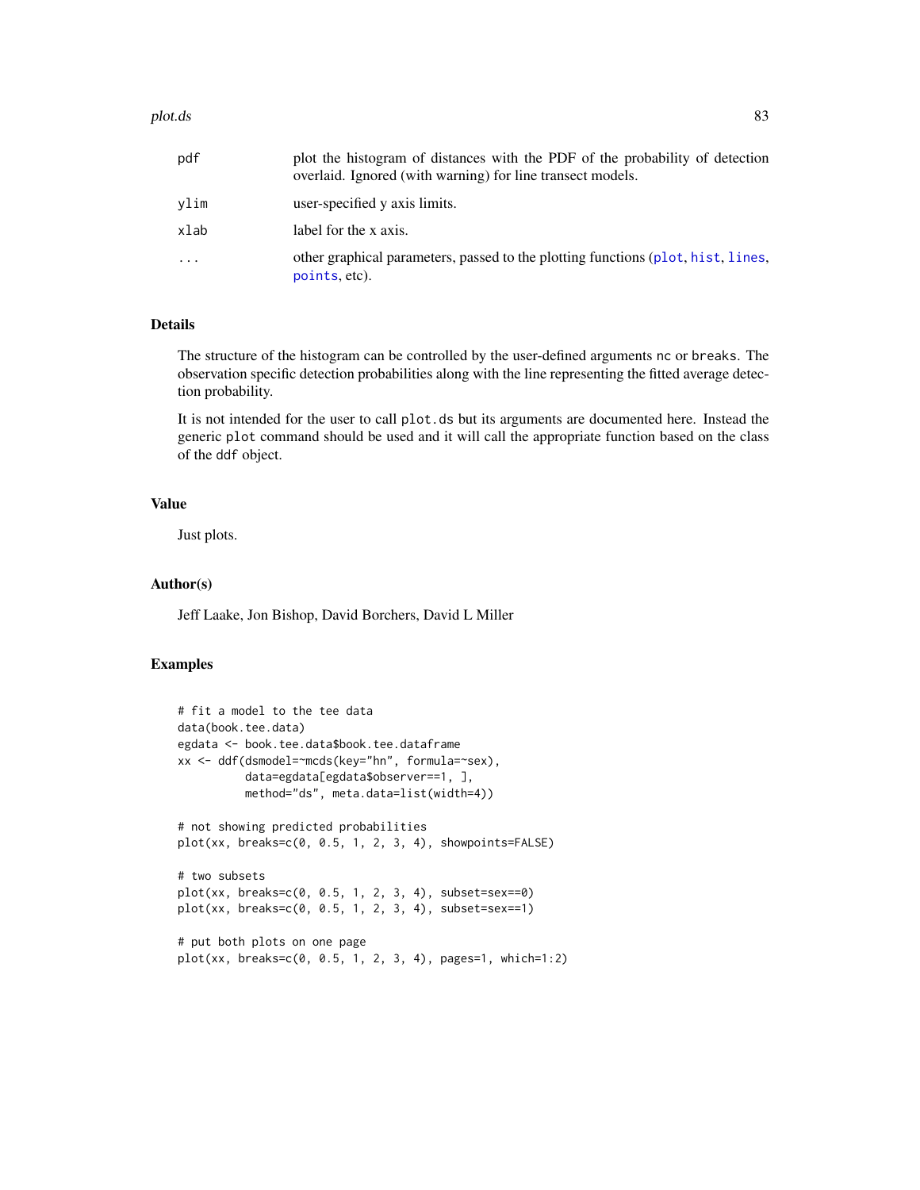| | |
|---|---|
| pdf | plot the histogram of distances with the PDF of the probability of detection overlaid. Ignored (with warning) for line transect models. |
| ylim | user-specified y axis limits. |
| xlab | label for the x axis. |
| ... | other graphical parameters, passed to the plotting functions (plot, hist, lines, points, etc). |

## Details

The structure of the histogram can be controlled by the user-defined arguments nc or breaks. The observation specific detection probabilities along with the line representing the fitted average detection probability.

It is not intended for the user to call plot.ds but its arguments are documented here. Instead the generic plot command should be used and it will call the appropriate function based on the class of the ddf object.

## Value

Just plots.

## Author(s)

Jeff Laake, Jon Bishop, David Borchers, David L Miller

## Examples

```
# fit a model to the tee data
data(book.tee.data)
egdata <- book.tee.data$book.tee.dataframe
xx <- ddf(dsmodel=~mcds(key="hn", formula=~sex),
          data=egdata[egdata$observer==1, ],
          method="ds", meta.data=list(width=4))

# not showing predicted probabilities
plot(xx, breaks=c(0, 0.5, 1, 2, 3, 4), showpoints=FALSE)

# two subsets
plot(xx, breaks=c(0, 0.5, 1, 2, 3, 4), subset=sex==0)
plot(xx, breaks=c(0, 0.5, 1, 2, 3, 4), subset=sex==1)

# put both plots on one page
plot(xx, breaks=c(0, 0.5, 1, 2, 3, 4), pages=1, which=1:2)
```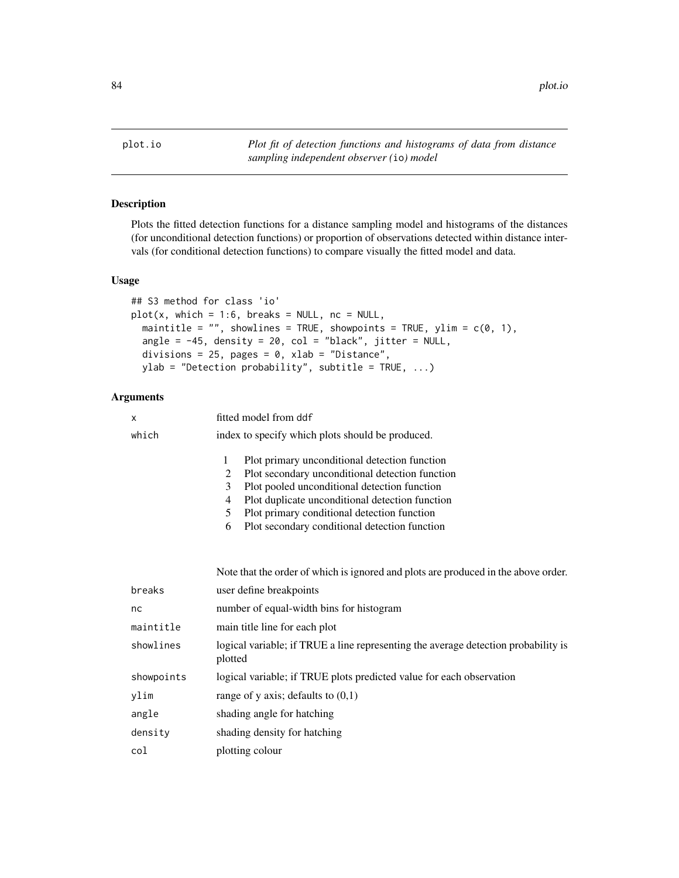plot.io — *Plot fit of detection functions and histograms of data from distance sampling independent observer (io) model*

## Description

Plots the fitted detection functions for a distance sampling model and histograms of the distances (for unconditional detection functions) or proportion of observations detected within distance intervals (for conditional detection functions) to compare visually the fitted model and data.

## Usage

```
## S3 method for class 'io'
plot(x, which = 1:6, breaks = NULL, nc = NULL,
  maintitle = "", showlines = TRUE, showpoints = TRUE, ylim = c(0, 1),
  angle = -45, density = 20, col = "black", jitter = NULL,
  divisions = 25, pages = 0, xlab = "Distance",
  ylab = "Detection probability", subtitle = TRUE, ...)
```

## Arguments

| | |
|---|---|
| x | fitted model from ddf |
| which | index to specify which plots should be produced.<br>1 Plot primary unconditional detection function<br>2 Plot secondary unconditional detection function<br>3 Plot pooled unconditional detection function<br>4 Plot duplicate unconditional detection function<br>5 Plot primary conditional detection function<br>6 Plot secondary conditional detection function<br><br>Note that the order of which is ignored and plots are produced in the above order. |
| breaks | user define breakpoints |
| nc | number of equal-width bins for histogram |
| maintitle | main title line for each plot |
| showlines | logical variable; if TRUE a line representing the average detection probability is plotted |
| showpoints | logical variable; if TRUE plots predicted value for each observation |
| ylim | range of y axis; defaults to (0,1) |
| angle | shading angle for hatching |
| density | shading density for hatching |
| col | plotting colour |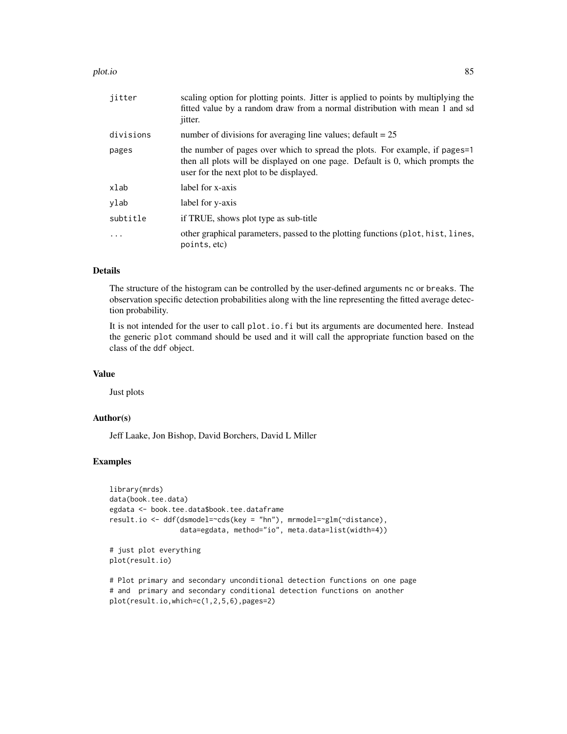| | |
|---|---|
| `jitter` | scaling option for plotting points. Jitter is applied to points by multiplying the fitted value by a random draw from a normal distribution with mean 1 and sd jitter. |
| `divisions` | number of divisions for averaging line values; default = 25 |
| `pages` | the number of pages over which to spread the plots. For example, if `pages=1` then all plots will be displayed on one page. Default is 0, which prompts the user for the next plot to be displayed. |
| `xlab` | label for x-axis |
| `ylab` | label for y-axis |
| `subtitle` | if TRUE, shows plot type as sub-title |
| `...` | other graphical parameters, passed to the plotting functions (`plot`, `hist`, `lines`, `points`, etc) |

## Details

The structure of the histogram can be controlled by the user-defined arguments `nc` or `breaks`. The observation specific detection probabilities along with the line representing the fitted average detection probability.

It is not intended for the user to call `plot.io.fi` but its arguments are documented here. Instead the generic `plot` command should be used and it will call the appropriate function based on the class of the `ddf` object.

## Value

Just plots

## Author(s)

Jeff Laake, Jon Bishop, David Borchers, David L Miller

## Examples

```
library(mrds)
data(book.tee.data)
egdata <- book.tee.data$book.tee.dataframe
result.io <- ddf(dsmodel=~cds(key = "hn"), mrmodel=~glm(~distance),
                 data=egdata, method="io", meta.data=list(width=4))

# just plot everything
plot(result.io)

# Plot primary and secondary unconditional detection functions on one page
# and  primary and secondary conditional detection functions on another
plot(result.io,which=c(1,2,5,6),pages=2)
```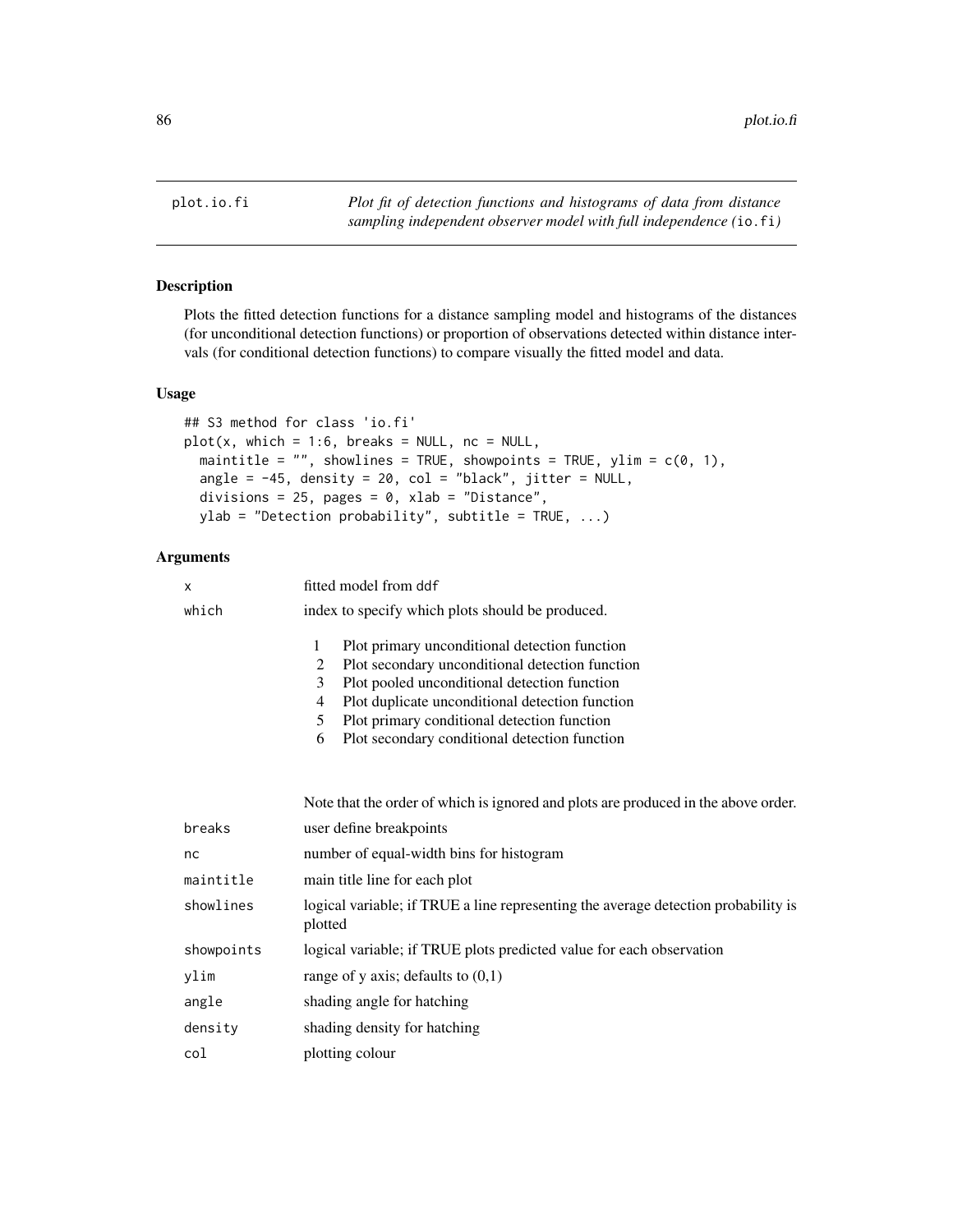plot.io.fi — *Plot fit of detection functions and histograms of data from distance sampling independent observer model with full independence (*`io.fi`*)*

## Description

Plots the fitted detection functions for a distance sampling model and histograms of the distances (for unconditional detection functions) or proportion of observations detected within distance intervals (for conditional detection functions) to compare visually the fitted model and data.

## Usage

```
## S3 method for class 'io.fi'
plot(x, which = 1:6, breaks = NULL, nc = NULL,
  maintitle = "", showlines = TRUE, showpoints = TRUE, ylim = c(0, 1),
  angle = -45, density = 20, col = "black", jitter = NULL,
  divisions = 25, pages = 0, xlab = "Distance",
  ylab = "Detection probability", subtitle = TRUE, ...)
```

## Arguments

| | |
|---|---|
| `x` | fitted model from `ddf` |
| `which` | index to specify which plots should be produced.<br>1 Plot primary unconditional detection function<br>2 Plot secondary unconditional detection function<br>3 Plot pooled unconditional detection function<br>4 Plot duplicate unconditional detection function<br>5 Plot primary conditional detection function<br>6 Plot secondary conditional detection function<br><br>Note that the order of which is ignored and plots are produced in the above order. |
| `breaks` | user define breakpoints |
| `nc` | number of equal-width bins for histogram |
| `maintitle` | main title line for each plot |
| `showlines` | logical variable; if TRUE a line representing the average detection probability is plotted |
| `showpoints` | logical variable; if TRUE plots predicted value for each observation |
| `ylim` | range of y axis; defaults to (0,1) |
| `angle` | shading angle for hatching |
| `density` | shading density for hatching |
| `col` | plotting colour |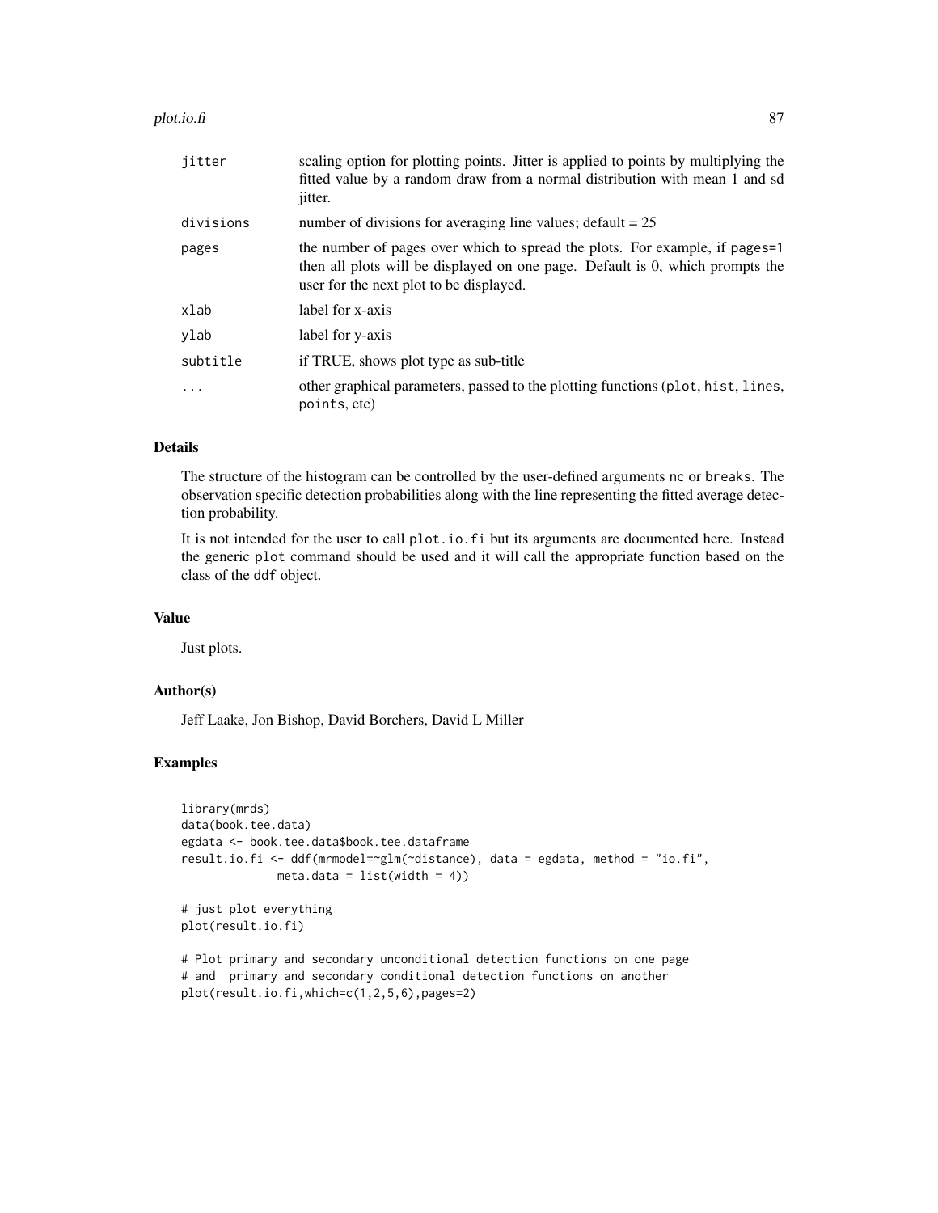| | |
|---|---|
| `jitter` | scaling option for plotting points. Jitter is applied to points by multiplying the fitted value by a random draw from a normal distribution with mean 1 and sd jitter. |
| `divisions` | number of divisions for averaging line values; default = 25 |
| `pages` | the number of pages over which to spread the plots. For example, if `pages=1` then all plots will be displayed on one page. Default is 0, which prompts the user for the next plot to be displayed. |
| `xlab` | label for x-axis |
| `ylab` | label for y-axis |
| `subtitle` | if TRUE, shows plot type as sub-title |
| `...` | other graphical parameters, passed to the plotting functions (`plot`, `hist`, `lines`, `points`, etc) |

## Details

The structure of the histogram can be controlled by the user-defined arguments `nc` or `breaks`. The observation specific detection probabilities along with the line representing the fitted average detection probability.

It is not intended for the user to call `plot.io.fi` but its arguments are documented here. Instead the generic `plot` command should be used and it will call the appropriate function based on the class of the `ddf` object.

## Value

Just plots.

## Author(s)

Jeff Laake, Jon Bishop, David Borchers, David L Miller

## Examples

```
library(mrds)
data(book.tee.data)
egdata <- book.tee.data$book.tee.dataframe
result.io.fi <- ddf(mrmodel=~glm(~distance), data = egdata, method = "io.fi",
              meta.data = list(width = 4))

# just plot everything
plot(result.io.fi)

# Plot primary and secondary unconditional detection functions on one page
# and  primary and secondary conditional detection functions on another
plot(result.io.fi,which=c(1,2,5,6),pages=2)
```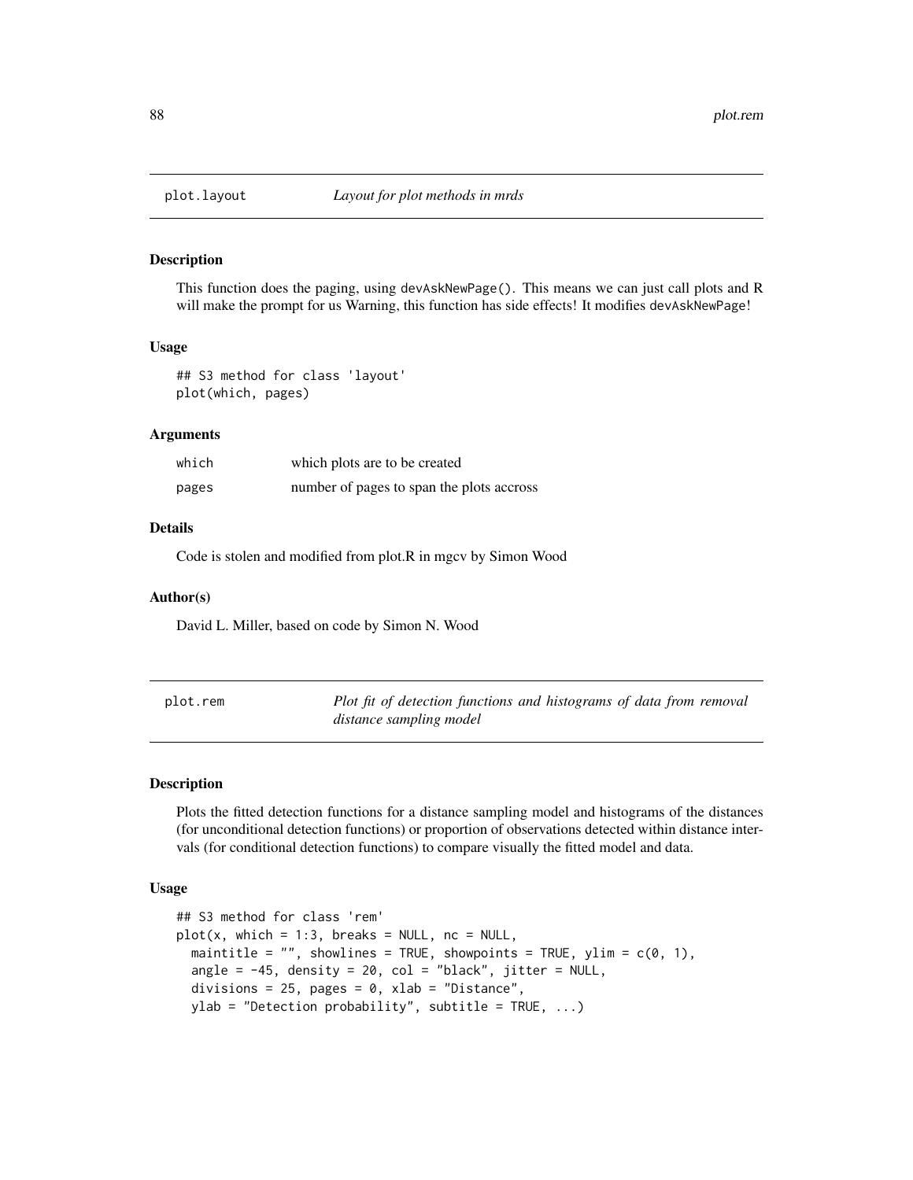## plot.layout *Layout for plot methods in mrds*

### Description

This function does the paging, using devAskNewPage(). This means we can just call plots and R will make the prompt for us Warning, this function has side effects! It modifies devAskNewPage!

### Usage

```
## S3 method for class 'layout'
plot(which, pages)
```

### Arguments

| | |
|---|---|
| which | which plots are to be created |
| pages | number of pages to span the plots accross |

### Details

Code is stolen and modified from plot.R in mgcv by Simon Wood

### Author(s)

David L. Miller, based on code by Simon N. Wood

## plot.rem *Plot fit of detection functions and histograms of data from removal distance sampling model*

### Description

Plots the fitted detection functions for a distance sampling model and histograms of the distances (for unconditional detection functions) or proportion of observations detected within distance intervals (for conditional detection functions) to compare visually the fitted model and data.

### Usage

```
## S3 method for class 'rem'
plot(x, which = 1:3, breaks = NULL, nc = NULL,
  maintitle = "", showlines = TRUE, showpoints = TRUE, ylim = c(0, 1),
  angle = -45, density = 20, col = "black", jitter = NULL,
  divisions = 25, pages = 0, xlab = "Distance",
  ylab = "Detection probability", subtitle = TRUE, ...)
```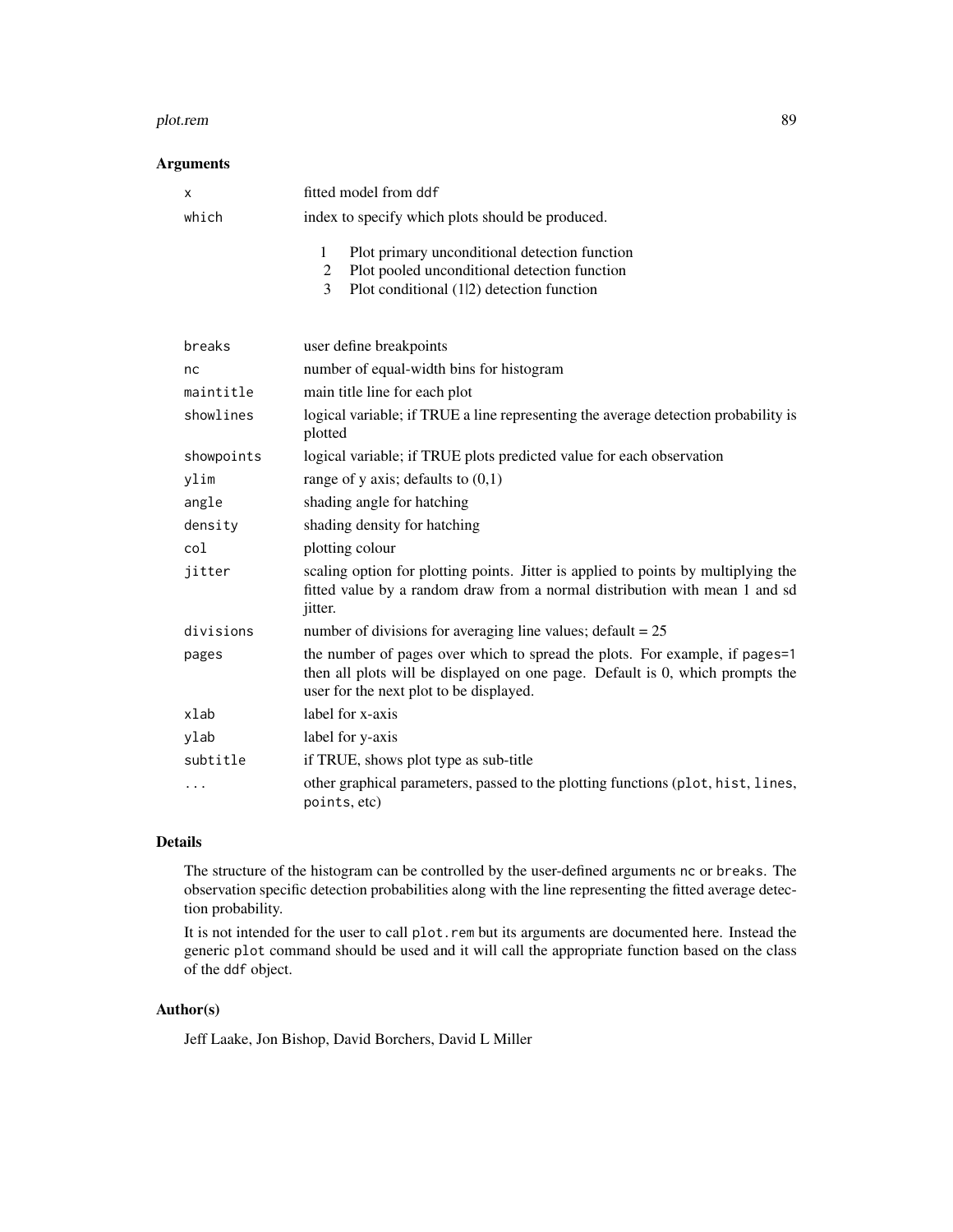## Arguments

| | |
|---|---|
| `x` | fitted model from `ddf` |
| `which` | index to specify which plots should be produced.<br>1 Plot primary unconditional detection function<br>2 Plot pooled unconditional detection function<br>3 Plot conditional (1\|2) detection function |
| `breaks` | user define breakpoints |
| `nc` | number of equal-width bins for histogram |
| `maintitle` | main title line for each plot |
| `showlines` | logical variable; if TRUE a line representing the average detection probability is plotted |
| `showpoints` | logical variable; if TRUE plots predicted value for each observation |
| `ylim` | range of y axis; defaults to (0,1) |
| `angle` | shading angle for hatching |
| `density` | shading density for hatching |
| `col` | plotting colour |
| `jitter` | scaling option for plotting points. Jitter is applied to points by multiplying the fitted value by a random draw from a normal distribution with mean 1 and sd jitter. |
| `divisions` | number of divisions for averaging line values; default = 25 |
| `pages` | the number of pages over which to spread the plots. For example, if `pages=1` then all plots will be displayed on one page. Default is 0, which prompts the user for the next plot to be displayed. |
| `xlab` | label for x-axis |
| `ylab` | label for y-axis |
| `subtitle` | if TRUE, shows plot type as sub-title |
| `...` | other graphical parameters, passed to the plotting functions (`plot`, `hist`, `lines`, `points`, etc) |

## Details

The structure of the histogram can be controlled by the user-defined arguments `nc` or `breaks`. The observation specific detection probabilities along with the line representing the fitted average detection probability.

It is not intended for the user to call `plot.rem` but its arguments are documented here. Instead the generic `plot` command should be used and it will call the appropriate function based on the class of the `ddf` object.

## Author(s)

Jeff Laake, Jon Bishop, David Borchers, David L Miller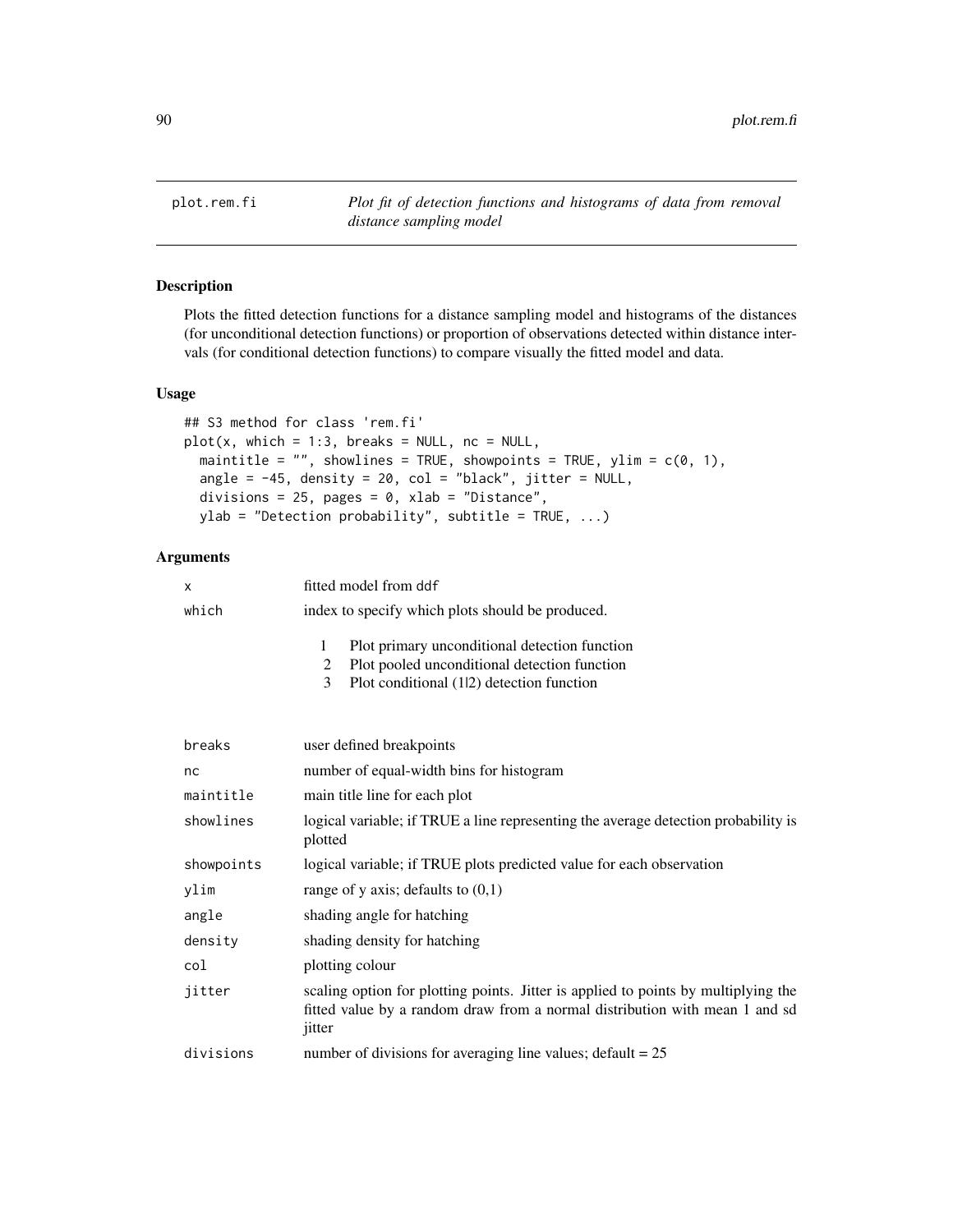plot.rem.fi — *Plot fit of detection functions and histograms of data from removal distance sampling model*

## Description

Plots the fitted detection functions for a distance sampling model and histograms of the distances (for unconditional detection functions) or proportion of observations detected within distance intervals (for conditional detection functions) to compare visually the fitted model and data.

## Usage

```
## S3 method for class 'rem.fi'
plot(x, which = 1:3, breaks = NULL, nc = NULL,
  maintitle = "", showlines = TRUE, showpoints = TRUE, ylim = c(0, 1),
  angle = -45, density = 20, col = "black", jitter = NULL,
  divisions = 25, pages = 0, xlab = "Distance",
  ylab = "Detection probability", subtitle = TRUE, ...)
```

## Arguments

| Argument | Description |
|---|---|
| `x` | fitted model from `ddf` |
| `which` | index to specify which plots should be produced.<br>1 Plot primary unconditional detection function<br>2 Plot pooled unconditional detection function<br>3 Plot conditional (1\|2) detection function |
| `breaks` | user defined breakpoints |
| `nc` | number of equal-width bins for histogram |
| `maintitle` | main title line for each plot |
| `showlines` | logical variable; if TRUE a line representing the average detection probability is plotted |
| `showpoints` | logical variable; if TRUE plots predicted value for each observation |
| `ylim` | range of y axis; defaults to (0,1) |
| `angle` | shading angle for hatching |
| `density` | shading density for hatching |
| `col` | plotting colour |
| `jitter` | scaling option for plotting points. Jitter is applied to points by multiplying the fitted value by a random draw from a normal distribution with mean 1 and sd jitter |
| `divisions` | number of divisions for averaging line values; default = 25 |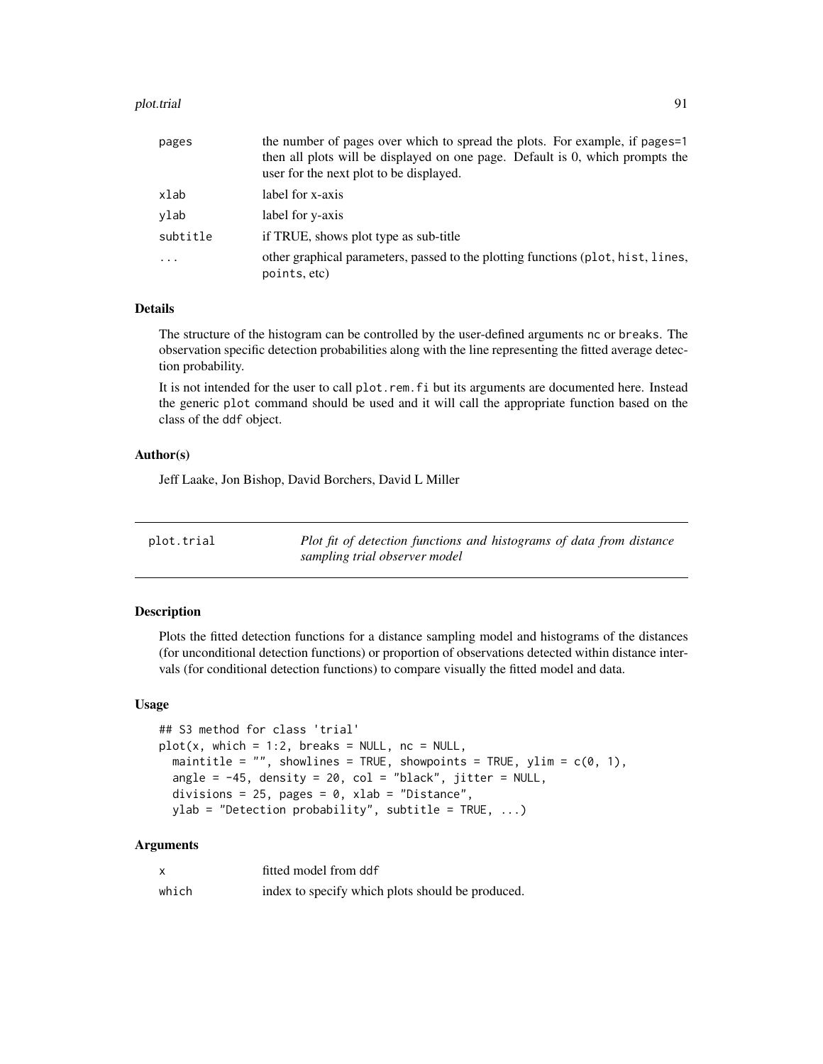| | |
|---|---|
| pages | the number of pages over which to spread the plots. For example, if pages=1 then all plots will be displayed on one page. Default is 0, which prompts the user for the next plot to be displayed. |
| xlab | label for x-axis |
| ylab | label for y-axis |
| subtitle | if TRUE, shows plot type as sub-title |
| ... | other graphical parameters, passed to the plotting functions (plot, hist, lines, points, etc) |

### Details

The structure of the histogram can be controlled by the user-defined arguments nc or breaks. The observation specific detection probabilities along with the line representing the fitted average detection probability.

It is not intended for the user to call plot.rem.fi but its arguments are documented here. Instead the generic plot command should be used and it will call the appropriate function based on the class of the ddf object.

### Author(s)

Jeff Laake, Jon Bishop, David Borchers, David L Miller

---

## plot.trial — *Plot fit of detection functions and histograms of data from distance sampling trial observer model*

### Description

Plots the fitted detection functions for a distance sampling model and histograms of the distances (for unconditional detection functions) or proportion of observations detected within distance intervals (for conditional detection functions) to compare visually the fitted model and data.

### Usage

```
## S3 method for class 'trial'
plot(x, which = 1:2, breaks = NULL, nc = NULL,
  maintitle = "", showlines = TRUE, showpoints = TRUE, ylim = c(0, 1),
  angle = -45, density = 20, col = "black", jitter = NULL,
  divisions = 25, pages = 0, xlab = "Distance",
  ylab = "Detection probability", subtitle = TRUE, ...)
```

### Arguments

| | |
|---|---|
| x | fitted model from ddf |
| which | index to specify which plots should be produced. |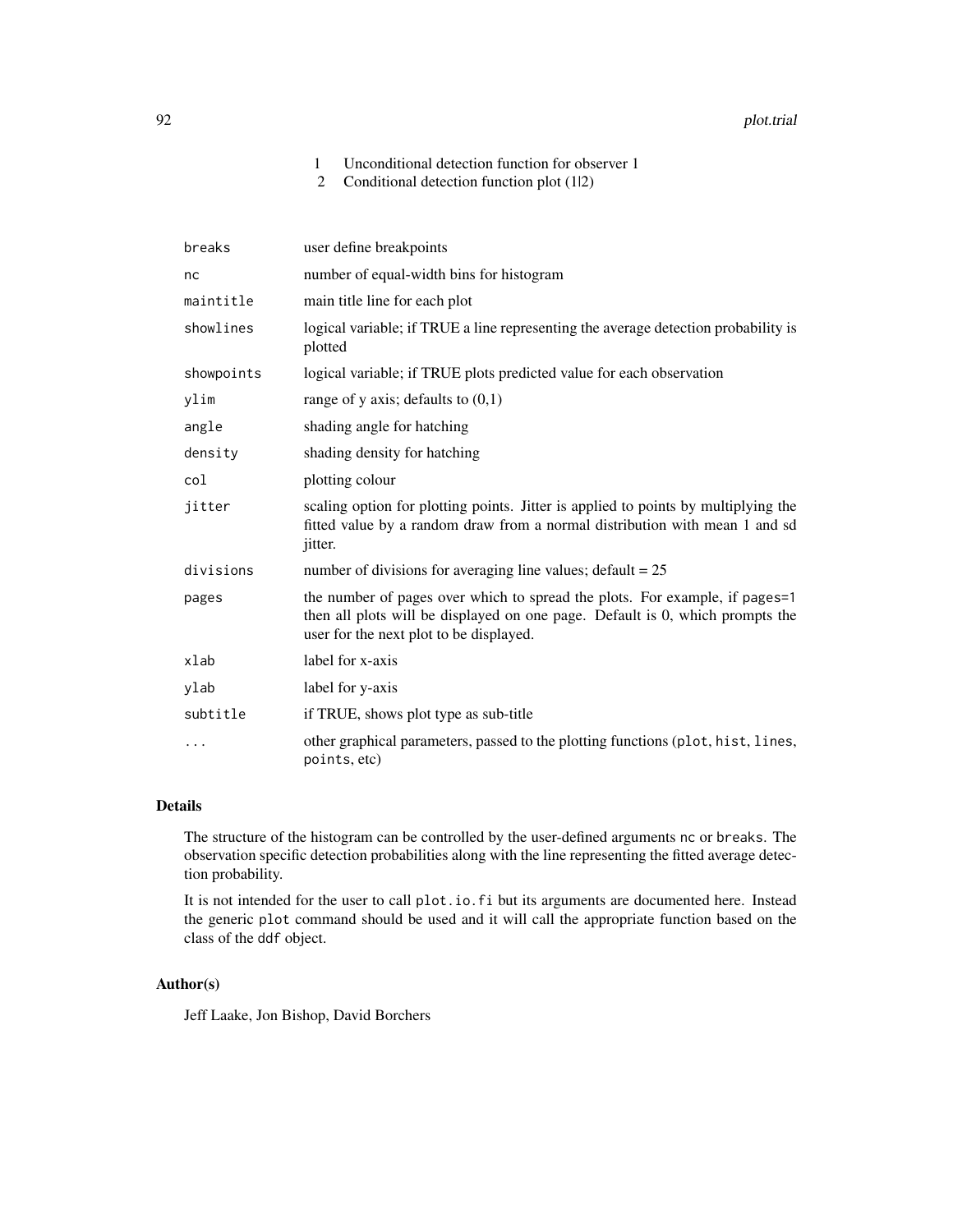| | |
|---|---|
| 1 | Unconditional detection function for observer 1 |
| 2 | Conditional detection function plot (1\|2) |

| | |
|---|---|
| `breaks` | user define breakpoints |
| `nc` | number of equal-width bins for histogram |
| `maintitle` | main title line for each plot |
| `showlines` | logical variable; if TRUE a line representing the average detection probability is plotted |
| `showpoints` | logical variable; if TRUE plots predicted value for each observation |
| `ylim` | range of y axis; defaults to (0,1) |
| `angle` | shading angle for hatching |
| `density` | shading density for hatching |
| `col` | plotting colour |
| `jitter` | scaling option for plotting points. Jitter is applied to points by multiplying the fitted value by a random draw from a normal distribution with mean 1 and sd jitter. |
| `divisions` | number of divisions for averaging line values; default = 25 |
| `pages` | the number of pages over which to spread the plots. For example, if `pages=1` then all plots will be displayed on one page. Default is 0, which prompts the user for the next plot to be displayed. |
| `xlab` | label for x-axis |
| `ylab` | label for y-axis |
| `subtitle` | if TRUE, shows plot type as sub-title |
| `...` | other graphical parameters, passed to the plotting functions (`plot`, `hist`, `lines`, `points`, etc) |

## Details

The structure of the histogram can be controlled by the user-defined arguments `nc` or `breaks`. The observation specific detection probabilities along with the line representing the fitted average detection probability.

It is not intended for the user to call `plot.io.fi` but its arguments are documented here. Instead the generic `plot` command should be used and it will call the appropriate function based on the class of the `ddf` object.

## Author(s)

Jeff Laake, Jon Bishop, David Borchers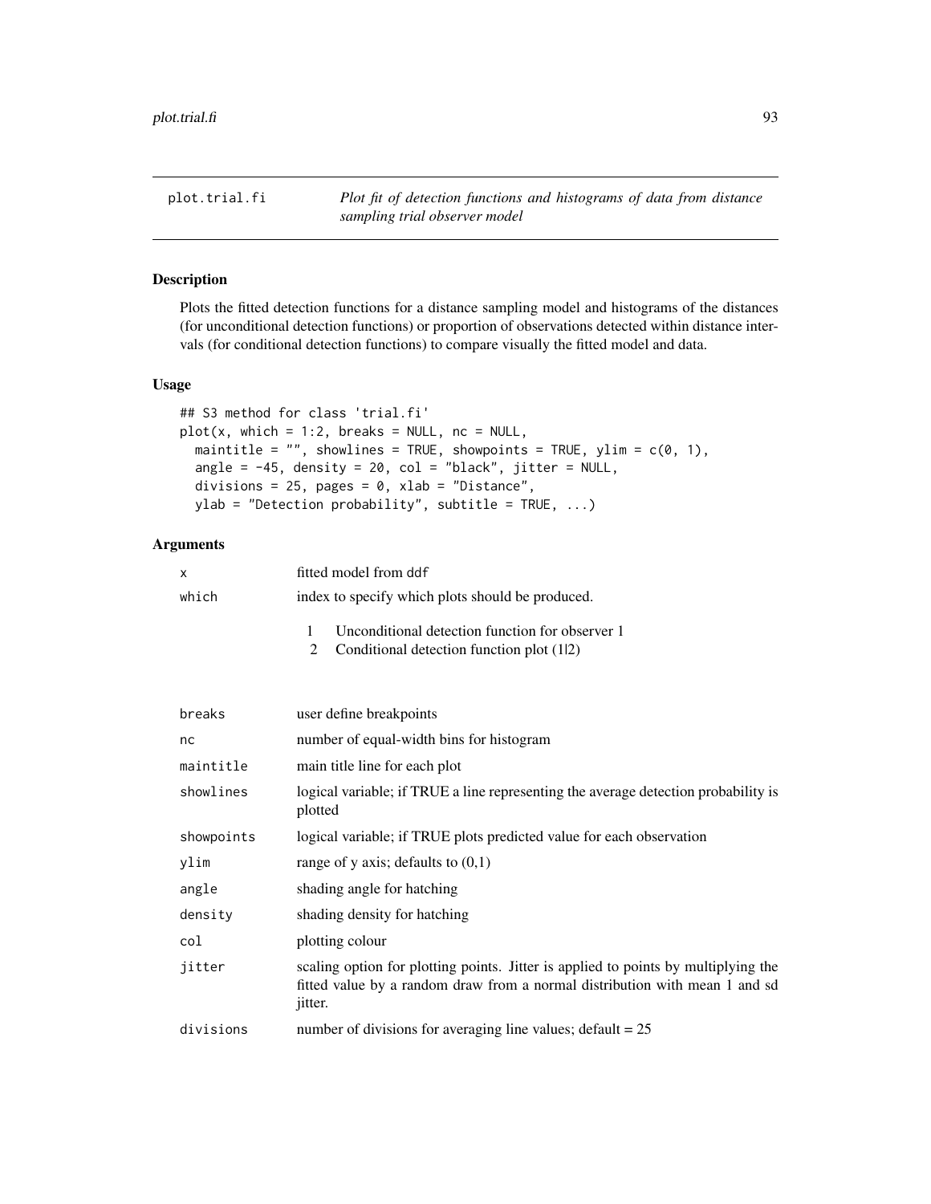plot.trial.fi — *Plot fit of detection functions and histograms of data from distance sampling trial observer model*

## Description

Plots the fitted detection functions for a distance sampling model and histograms of the distances (for unconditional detection functions) or proportion of observations detected within distance intervals (for conditional detection functions) to compare visually the fitted model and data.

## Usage

```
## S3 method for class 'trial.fi'
plot(x, which = 1:2, breaks = NULL, nc = NULL,
  maintitle = "", showlines = TRUE, showpoints = TRUE, ylim = c(0, 1),
  angle = -45, density = 20, col = "black", jitter = NULL,
  divisions = 25, pages = 0, xlab = "Distance",
  ylab = "Detection probability", subtitle = TRUE, ...)
```

## Arguments

| | |
|---|---|
| `x` | fitted model from `ddf` |
| `which` | index to specify which plots should be produced.<br>1 Unconditional detection function for observer 1<br>2 Conditional detection function plot (1\|2) |
| `breaks` | user define breakpoints |
| `nc` | number of equal-width bins for histogram |
| `maintitle` | main title line for each plot |
| `showlines` | logical variable; if TRUE a line representing the average detection probability is plotted |
| `showpoints` | logical variable; if TRUE plots predicted value for each observation |
| `ylim` | range of y axis; defaults to (0,1) |
| `angle` | shading angle for hatching |
| `density` | shading density for hatching |
| `col` | plotting colour |
| `jitter` | scaling option for plotting points. Jitter is applied to points by multiplying the fitted value by a random draw from a normal distribution with mean 1 and sd jitter. |
| `divisions` | number of divisions for averaging line values; default = 25 |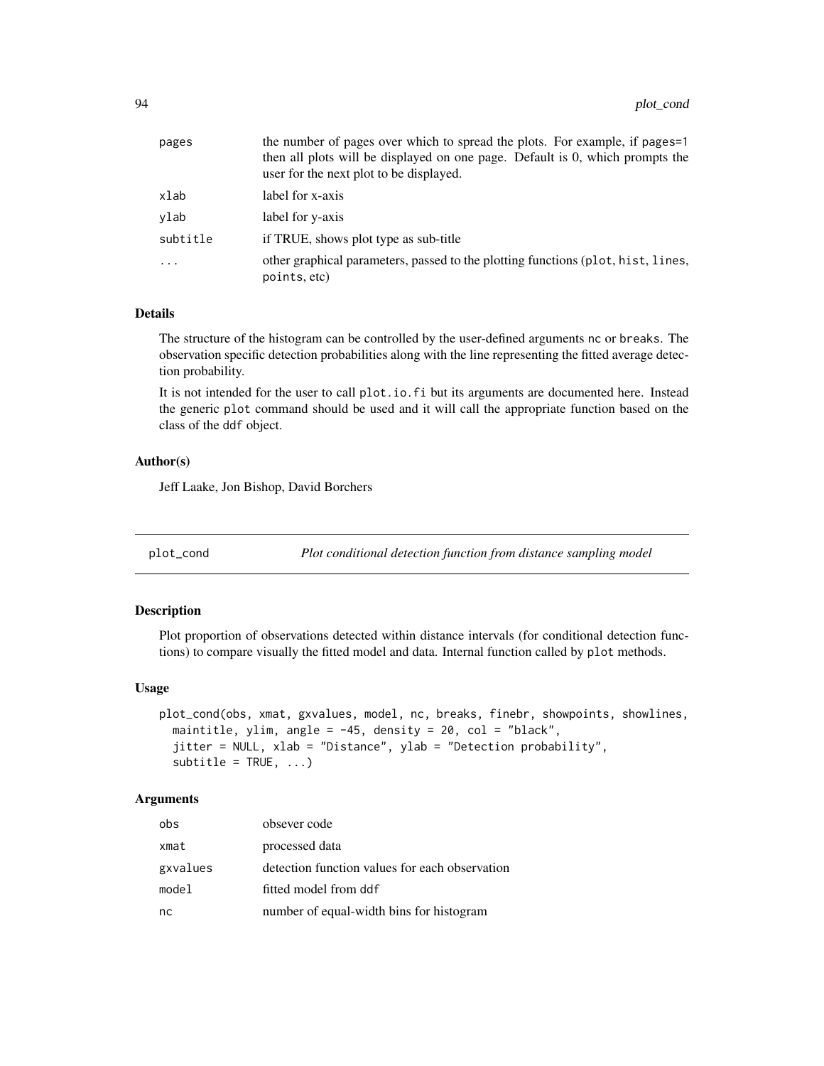| | |
|---|---|
| pages | the number of pages over which to spread the plots. For example, if pages=1 then all plots will be displayed on one page. Default is 0, which prompts the user for the next plot to be displayed. |
| xlab | label for x-axis |
| ylab | label for y-axis |
| subtitle | if TRUE, shows plot type as sub-title |
| ... | other graphical parameters, passed to the plotting functions (plot, hist, lines, points, etc) |

### Details

The structure of the histogram can be controlled by the user-defined arguments nc or breaks. The observation specific detection probabilities along with the line representing the fitted average detection probability.

It is not intended for the user to call plot.io.fi but its arguments are documented here. Instead the generic plot command should be used and it will call the appropriate function based on the class of the ddf object.

### Author(s)

Jeff Laake, Jon Bishop, David Borchers

---

## plot_cond — *Plot conditional detection function from distance sampling model*

### Description

Plot proportion of observations detected within distance intervals (for conditional detection functions) to compare visually the fitted model and data. Internal function called by plot methods.

### Usage

```
plot_cond(obs, xmat, gxvalues, model, nc, breaks, finebr, showpoints, showlines,
  maintitle, ylim, angle = -45, density = 20, col = "black",
  jitter = NULL, xlab = "Distance", ylab = "Detection probability",
  subtitle = TRUE, ...)
```

### Arguments

| | |
|---|---|
| obs | obsever code |
| xmat | processed data |
| gxvalues | detection function values for each observation |
| model | fitted model from ddf |
| nc | number of equal-width bins for histogram |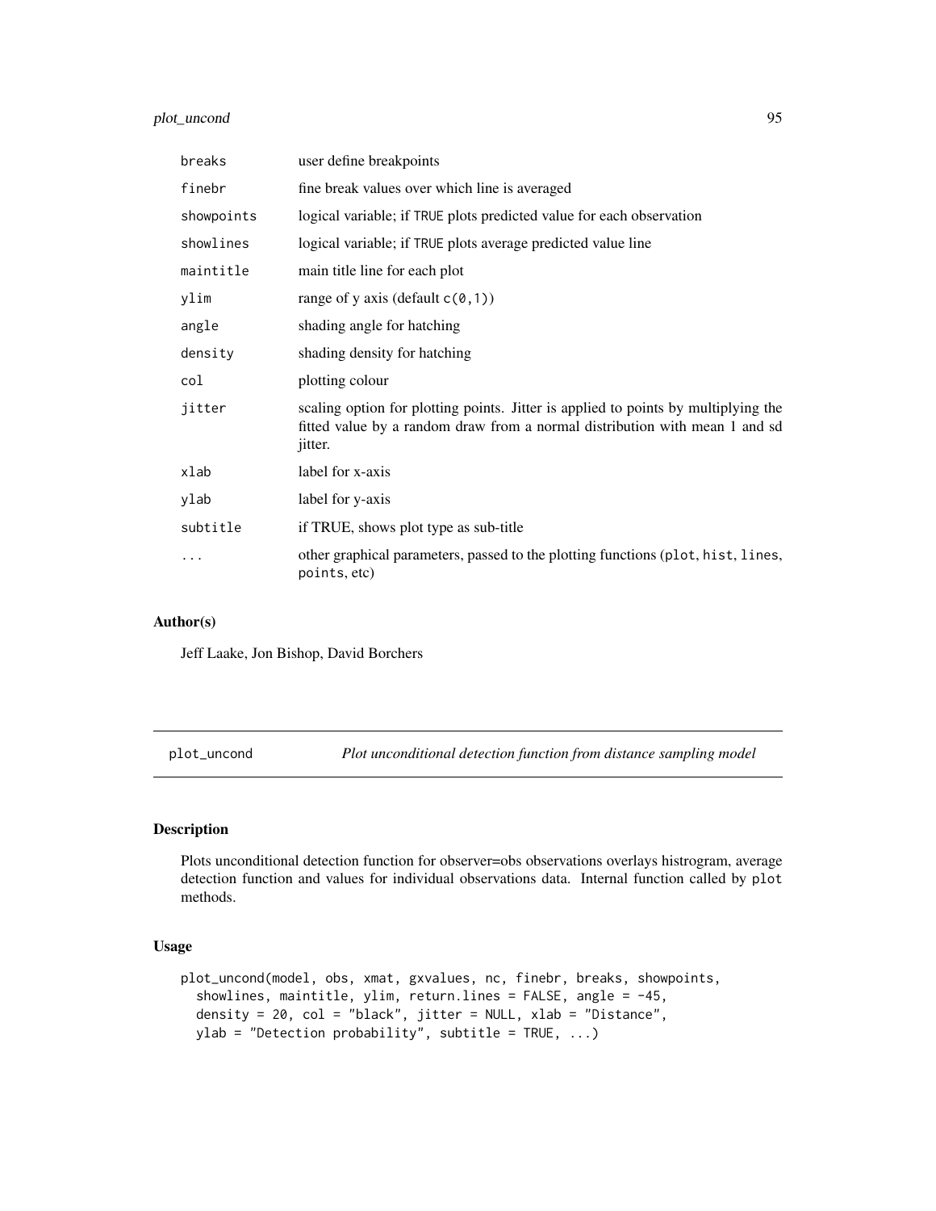| | |
|---|---|
| breaks | user define breakpoints |
| finebr | fine break values over which line is averaged |
| showpoints | logical variable; if TRUE plots predicted value for each observation |
| showlines | logical variable; if TRUE plots average predicted value line |
| maintitle | main title line for each plot |
| ylim | range of y axis (default c(0,1)) |
| angle | shading angle for hatching |
| density | shading density for hatching |
| col | plotting colour |
| jitter | scaling option for plotting points. Jitter is applied to points by multiplying the fitted value by a random draw from a normal distribution with mean 1 and sd jitter. |
| xlab | label for x-axis |
| ylab | label for y-axis |
| subtitle | if TRUE, shows plot type as sub-title |
| ... | other graphical parameters, passed to the plotting functions (plot, hist, lines, points, etc) |

## Author(s)

Jeff Laake, Jon Bishop, David Borchers

---

# plot_uncond — *Plot unconditional detection function from distance sampling model*

## Description

Plots unconditional detection function for observer=obs observations overlays histrogram, average detection function and values for individual observations data. Internal function called by plot methods.

## Usage

```
plot_uncond(model, obs, xmat, gxvalues, nc, finebr, breaks, showpoints,
  showlines, maintitle, ylim, return.lines = FALSE, angle = -45,
  density = 20, col = "black", jitter = NULL, xlab = "Distance",
  ylab = "Detection probability", subtitle = TRUE, ...)
```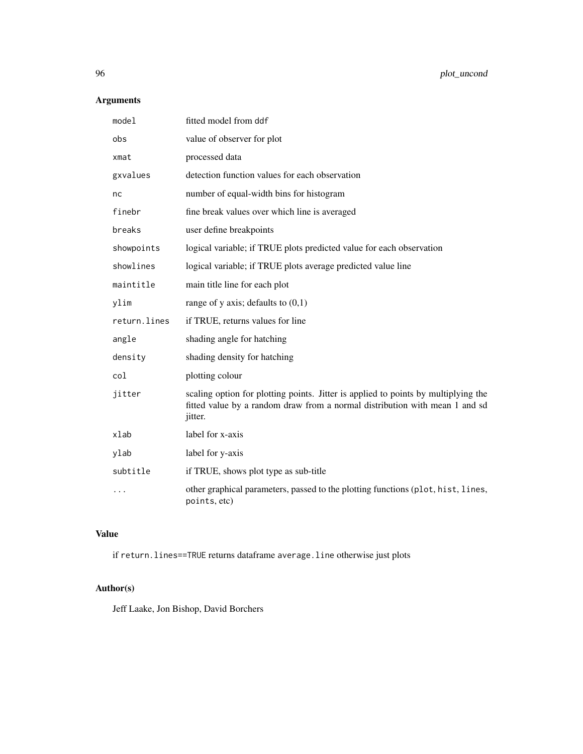## Arguments

| | |
|---|---|
| `model` | fitted model from `ddf` |
| `obs` | value of observer for plot |
| `xmat` | processed data |
| `gxvalues` | detection function values for each observation |
| `nc` | number of equal-width bins for histogram |
| `finebr` | fine break values over which line is averaged |
| `breaks` | user define breakpoints |
| `showpoints` | logical variable; if TRUE plots predicted value for each observation |
| `showlines` | logical variable; if TRUE plots average predicted value line |
| `maintitle` | main title line for each plot |
| `ylim` | range of y axis; defaults to (0,1) |
| `return.lines` | if TRUE, returns values for line |
| `angle` | shading angle for hatching |
| `density` | shading density for hatching |
| `col` | plotting colour |
| `jitter` | scaling option for plotting points. Jitter is applied to points by multiplying the fitted value by a random draw from a normal distribution with mean 1 and sd jitter. |
| `xlab` | label for x-axis |
| `ylab` | label for y-axis |
| `subtitle` | if TRUE, shows plot type as sub-title |
| `...` | other graphical parameters, passed to the plotting functions (`plot`, `hist`, `lines`, `points`, etc) |

## Value

if `return.lines==TRUE` returns dataframe `average.line` otherwise just plots

## Author(s)

Jeff Laake, Jon Bishop, David Borchers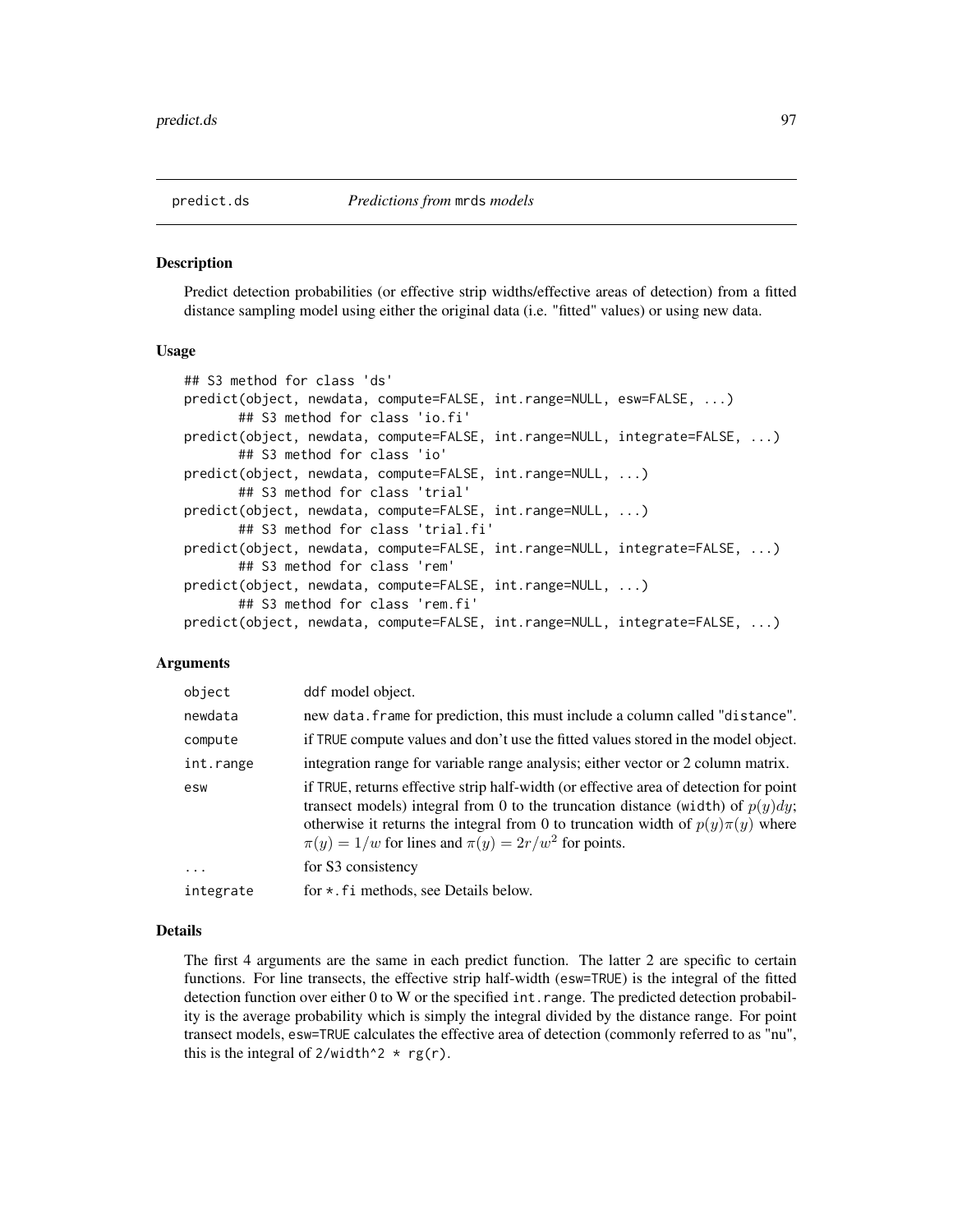predict.ds *Predictions from* mrds *models*

## Description

Predict detection probabilities (or effective strip widths/effective areas of detection) from a fitted distance sampling model using either the original data (i.e. "fitted" values) or using new data.

## Usage

```
## S3 method for class 'ds'
predict(object, newdata, compute=FALSE, int.range=NULL, esw=FALSE, ...)
       ## S3 method for class 'io.fi'
predict(object, newdata, compute=FALSE, int.range=NULL, integrate=FALSE, ...)
       ## S3 method for class 'io'
predict(object, newdata, compute=FALSE, int.range=NULL, ...)
       ## S3 method for class 'trial'
predict(object, newdata, compute=FALSE, int.range=NULL, ...)
       ## S3 method for class 'trial.fi'
predict(object, newdata, compute=FALSE, int.range=NULL, integrate=FALSE, ...)
       ## S3 method for class 'rem'
predict(object, newdata, compute=FALSE, int.range=NULL, ...)
       ## S3 method for class 'rem.fi'
predict(object, newdata, compute=FALSE, int.range=NULL, integrate=FALSE, ...)
```

## Arguments

| | |
|---|---|
| object | ddf model object. |
| newdata | new data.frame for prediction, this must include a column called "distance". |
| compute | if TRUE compute values and don't use the fitted values stored in the model object. |
| int.range | integration range for variable range analysis; either vector or 2 column matrix. |
| esw | if TRUE, returns effective strip half-width (or effective area of detection for point transect models) integral from 0 to the truncation distance (width) of $p(y)dy$; otherwise it returns the integral from 0 to truncation width of $p(y)\pi(y)$ where $\pi(y) = 1/w$ for lines and $\pi(y) = 2r/w^2$ for points. |
| ... | for S3 consistency |
| integrate | for *.fi methods, see Details below. |

## Details

The first 4 arguments are the same in each predict function. The latter 2 are specific to certain functions. For line transects, the effective strip half-width (esw=TRUE) is the integral of the fitted detection function over either 0 to W or the specified int.range. The predicted detection probability is the average probability which is simply the integral divided by the distance range. For point transect models, esw=TRUE calculates the effective area of detection (commonly referred to as "nu", this is the integral of 2/width^2 * rg(r).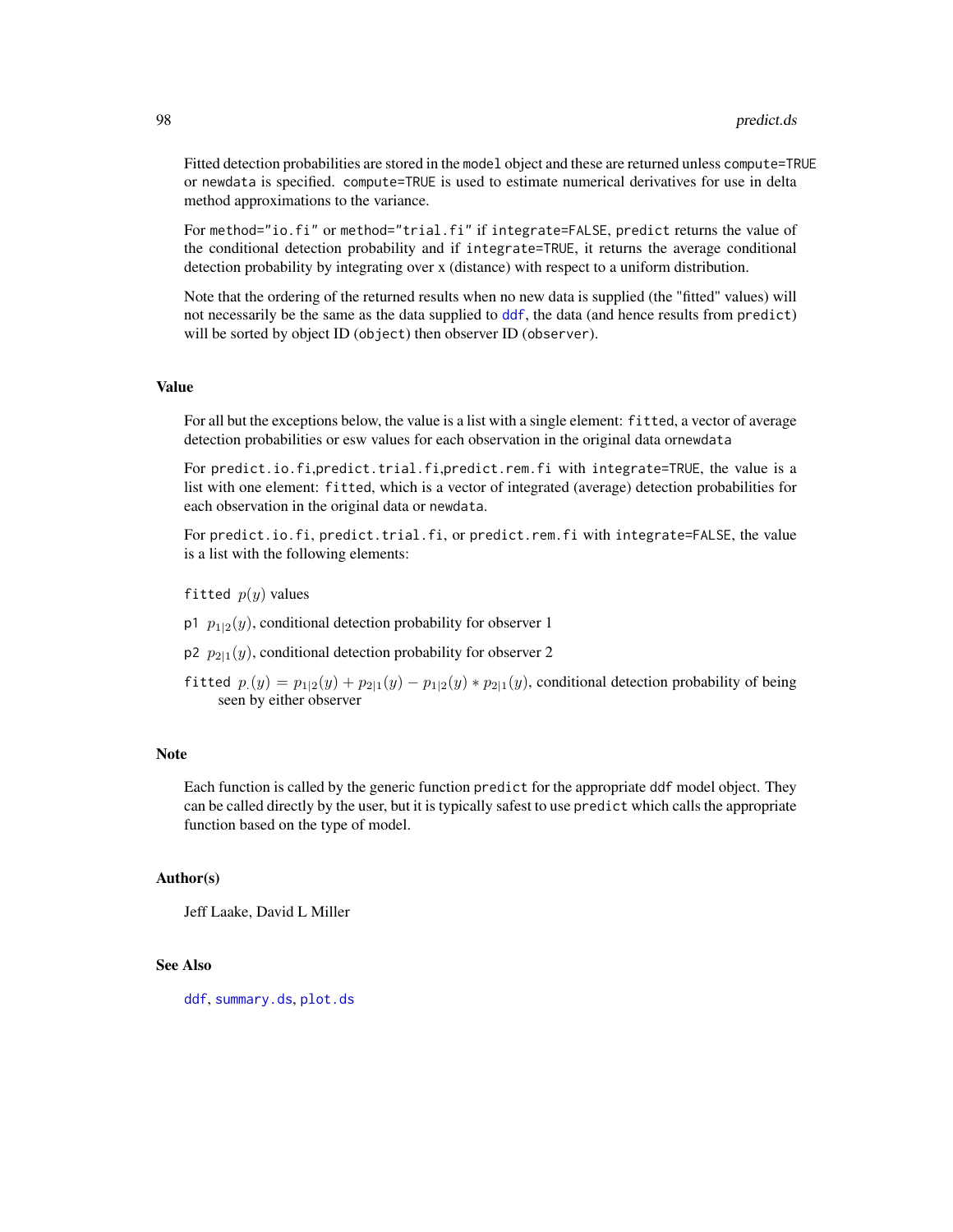Fitted detection probabilities are stored in the `model` object and these are returned unless `compute=TRUE` or `newdata` is specified. `compute=TRUE` is used to estimate numerical derivatives for use in delta method approximations to the variance.

For `method="io.fi"` or `method="trial.fi"` if `integrate=FALSE`, `predict` returns the value of the conditional detection probability and if `integrate=TRUE`, it returns the average conditional detection probability by integrating over x (distance) with respect to a uniform distribution.

Note that the ordering of the returned results when no new data is supplied (the "fitted" values) will not necessarily be the same as the data supplied to `ddf`, the data (and hence results from `predict`) will be sorted by object ID (`object`) then observer ID (`observer`).

## Value

For all but the exceptions below, the value is a list with a single element: `fitted`, a vector of average detection probabilities or esw values for each observation in the original data or`newdata`

For `predict.io.fi`,`predict.trial.fi`,`predict.rem.fi` with `integrate=TRUE`, the value is a list with one element: `fitted`, which is a vector of integrated (average) detection probabilities for each observation in the original data or `newdata`.

For `predict.io.fi`, `predict.trial.fi`, or `predict.rem.fi` with `integrate=FALSE`, the value is a list with the following elements:

`fitted` $p(y)$ values

`p1` $p_{1|2}(y)$, conditional detection probability for observer 1

`p2` $p_{2|1}(y)$, conditional detection probability for observer 2

`fitted` $p_.(y) = p_{1|2}(y) + p_{2|1}(y) - p_{1|2}(y) * p_{2|1}(y)$, conditional detection probability of being seen by either observer

## Note

Each function is called by the generic function `predict` for the appropriate `ddf` model object. They can be called directly by the user, but it is typically safest to use `predict` which calls the appropriate function based on the type of model.

## Author(s)

Jeff Laake, David L Miller

## See Also

`ddf`, `summary.ds`, `plot.ds`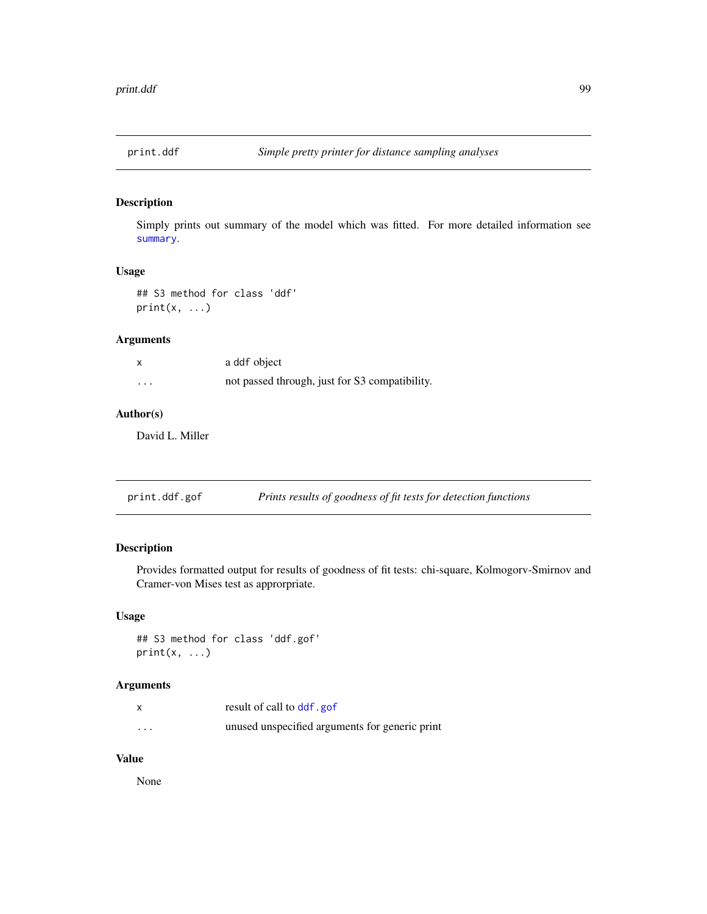## print.ddf — *Simple pretty printer for distance sampling analyses*

### Description

Simply prints out summary of the model which was fitted. For more detailed information see `summary`.

### Usage

```
## S3 method for class 'ddf'
print(x, ...)
```

### Arguments

| | |
|---|---|
| x | a `ddf` object |
| ... | not passed through, just for S3 compatibility. |

### Author(s)

David L. Miller

## print.ddf.gof — *Prints results of goodness of fit tests for detection functions*

### Description

Provides formatted output for results of goodness of fit tests: chi-square, Kolmogorv-Smirnov and Cramer-von Mises test as approrpriate.

### Usage

```
## S3 method for class 'ddf.gof'
print(x, ...)
```

### Arguments

| | |
|---|---|
| x | result of call to `ddf.gof` |
| ... | unused unspecified arguments for generic print |

### Value

None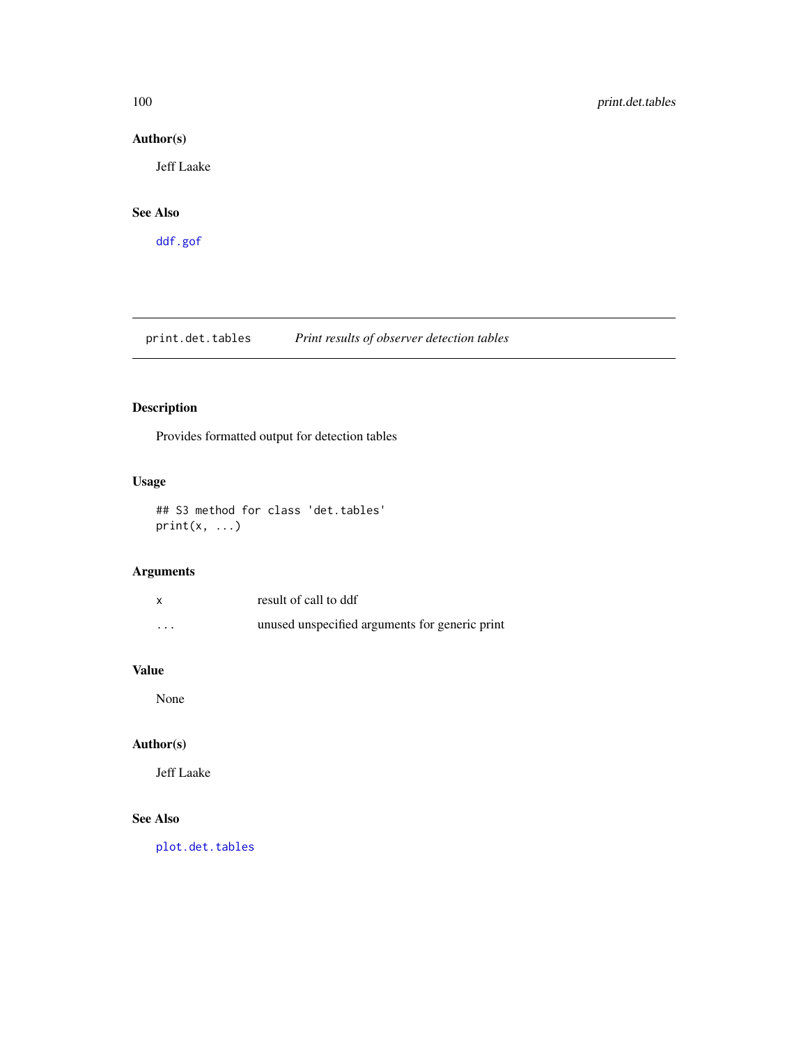## Author(s)

Jeff Laake

## See Also

`ddf.gof`

---

## print.det.tables *Print results of observer detection tables*

---

### Description

Provides formatted output for detection tables

### Usage

```
## S3 method for class 'det.tables'
print(x, ...)
```

### Arguments

| | |
|---|---|
| `x` | result of call to ddf |
| `...` | unused unspecified arguments for generic print |

### Value

None

### Author(s)

Jeff Laake

### See Also

`plot.det.tables`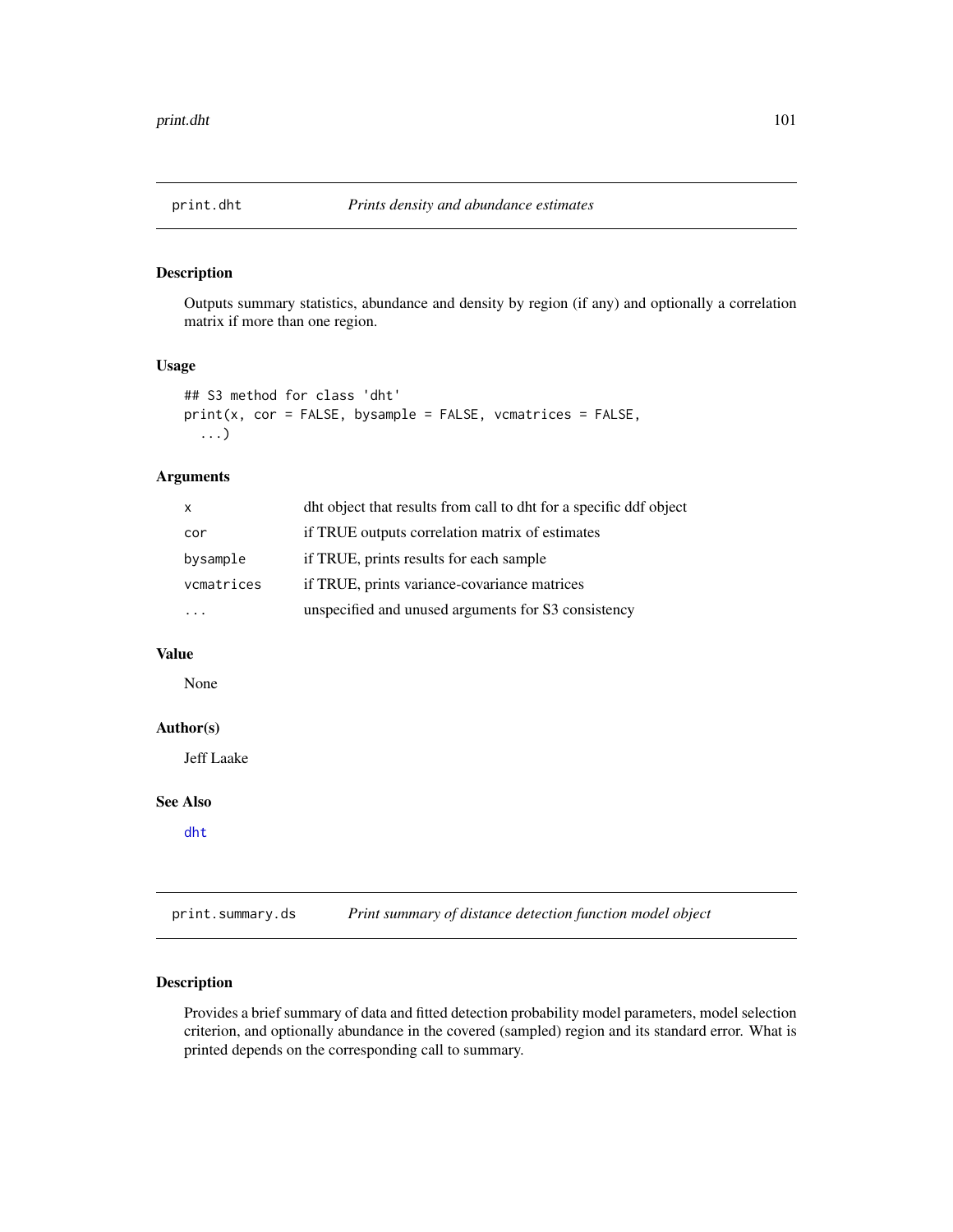## print.dht — *Prints density and abundance estimates*

### Description

Outputs summary statistics, abundance and density by region (if any) and optionally a correlation matrix if more than one region.

### Usage

```
## S3 method for class 'dht'
print(x, cor = FALSE, bysample = FALSE, vcmatrices = FALSE,
  ...)
```

### Arguments

| | |
|---|---|
| x | dht object that results from call to dht for a specific ddf object |
| cor | if TRUE outputs correlation matrix of estimates |
| bysample | if TRUE, prints results for each sample |
| vcmatrices | if TRUE, prints variance-covariance matrices |
| ... | unspecified and unused arguments for S3 consistency |

### Value

None

### Author(s)

Jeff Laake

### See Also

dht

## print.summary.ds — *Print summary of distance detection function model object*

### Description

Provides a brief summary of data and fitted detection probability model parameters, model selection criterion, and optionally abundance in the covered (sampled) region and its standard error. What is printed depends on the corresponding call to summary.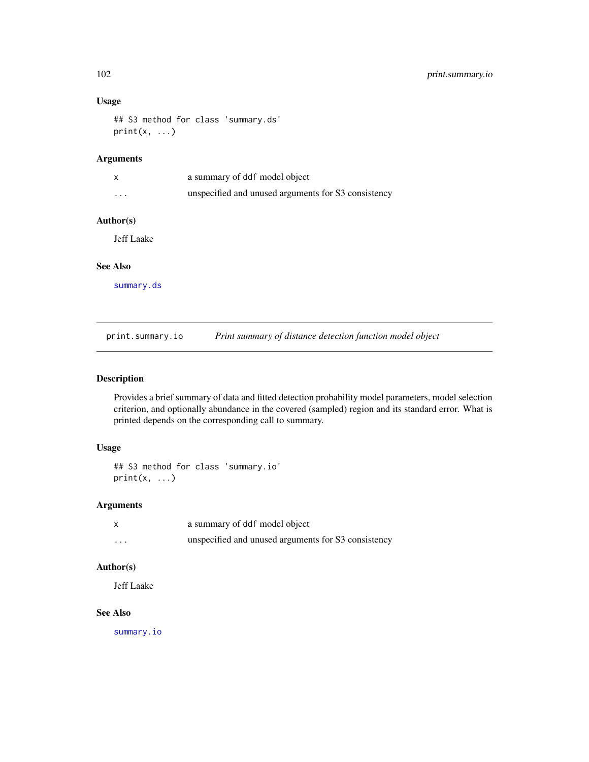### Usage

```
## S3 method for class 'summary.ds'
print(x, ...)
```

### Arguments

| | |
|---|---|
| x | a summary of ddf model object |
| ... | unspecified and unused arguments for S3 consistency |

### Author(s)

Jeff Laake

### See Also

summary.ds

---

## print.summary.io — *Print summary of distance detection function model object*

---

### Description

Provides a brief summary of data and fitted detection probability model parameters, model selection criterion, and optionally abundance in the covered (sampled) region and its standard error. What is printed depends on the corresponding call to summary.

### Usage

```
## S3 method for class 'summary.io'
print(x, ...)
```

### Arguments

| | |
|---|---|
| x | a summary of ddf model object |
| ... | unspecified and unused arguments for S3 consistency |

### Author(s)

Jeff Laake

### See Also

summary.io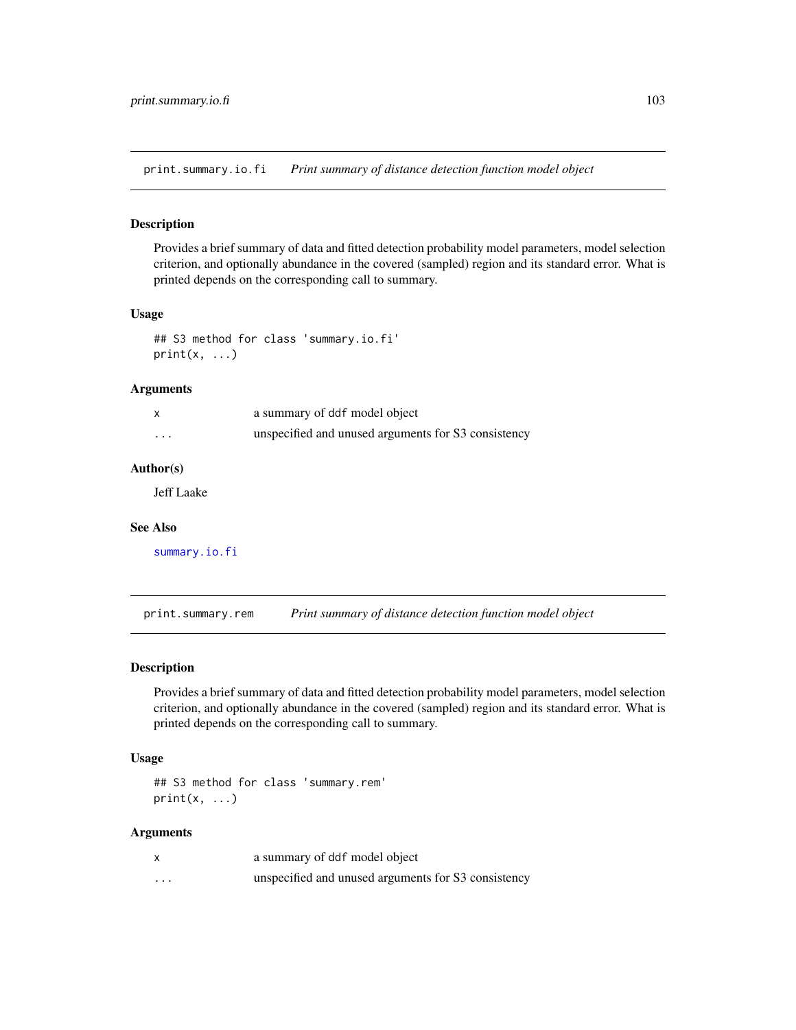## print.summary.io.fi — *Print summary of distance detection function model object*

### Description

Provides a brief summary of data and fitted detection probability model parameters, model selection criterion, and optionally abundance in the covered (sampled) region and its standard error. What is printed depends on the corresponding call to summary.

### Usage

```
## S3 method for class 'summary.io.fi'
print(x, ...)
```

### Arguments

| | |
|---|---|
| x | a summary of ddf model object |
| ... | unspecified and unused arguments for S3 consistency |

### Author(s)

Jeff Laake

### See Also

summary.io.fi

## print.summary.rem — *Print summary of distance detection function model object*

### Description

Provides a brief summary of data and fitted detection probability model parameters, model selection criterion, and optionally abundance in the covered (sampled) region and its standard error. What is printed depends on the corresponding call to summary.

### Usage

```
## S3 method for class 'summary.rem'
print(x, ...)
```

### Arguments

| | |
|---|---|
| x | a summary of ddf model object |
| ... | unspecified and unused arguments for S3 consistency |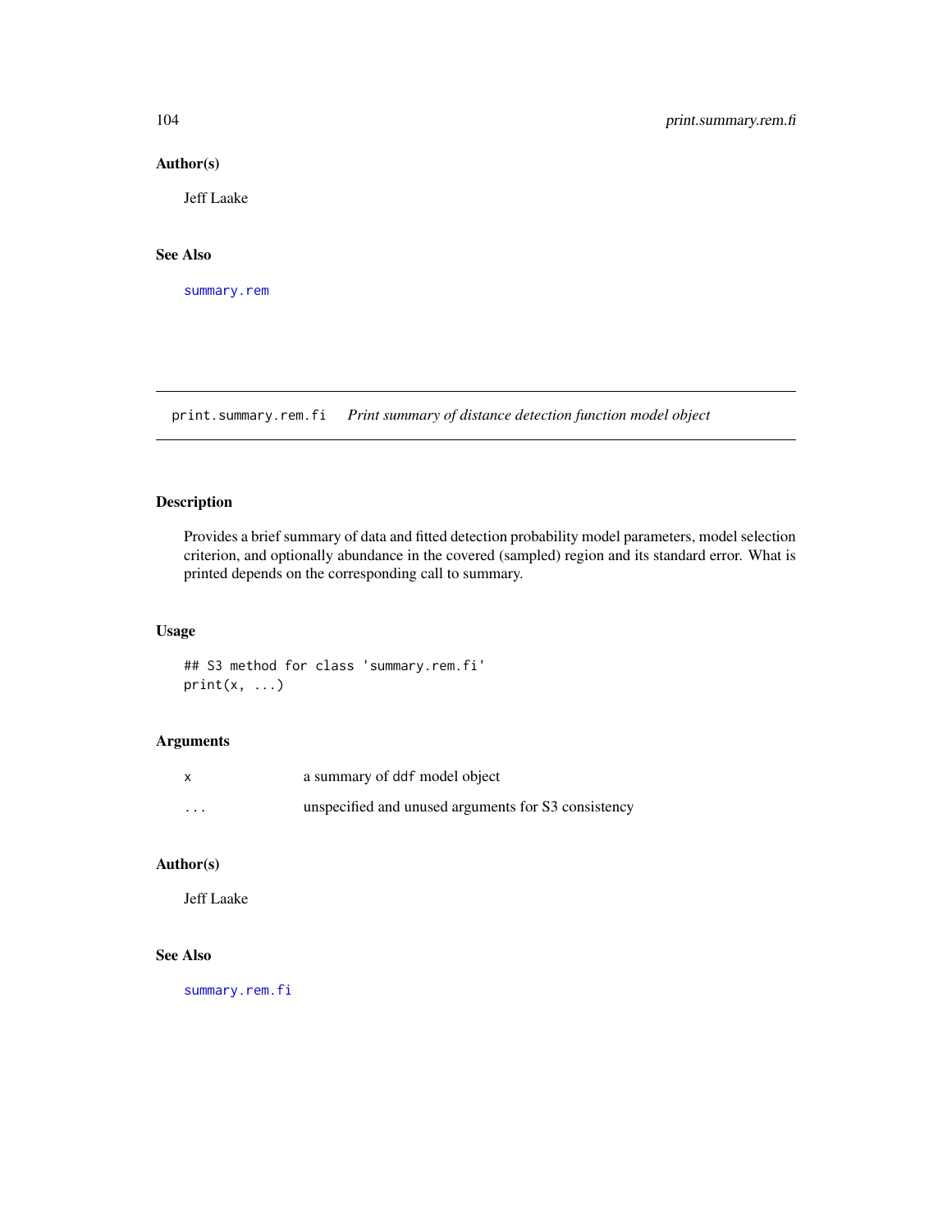## Author(s)

Jeff Laake

## See Also

summary.rem

---

## print.summary.rem.fi    *Print summary of distance detection function model object*

### Description

Provides a brief summary of data and fitted detection probability model parameters, model selection criterion, and optionally abundance in the covered (sampled) region and its standard error. What is printed depends on the corresponding call to summary.

### Usage

```
## S3 method for class 'summary.rem.fi'
print(x, ...)
```

### Arguments

| | |
|---|---|
| x | a summary of ddf model object |
| ... | unspecified and unused arguments for S3 consistency |

### Author(s)

Jeff Laake

### See Also

summary.rem.fi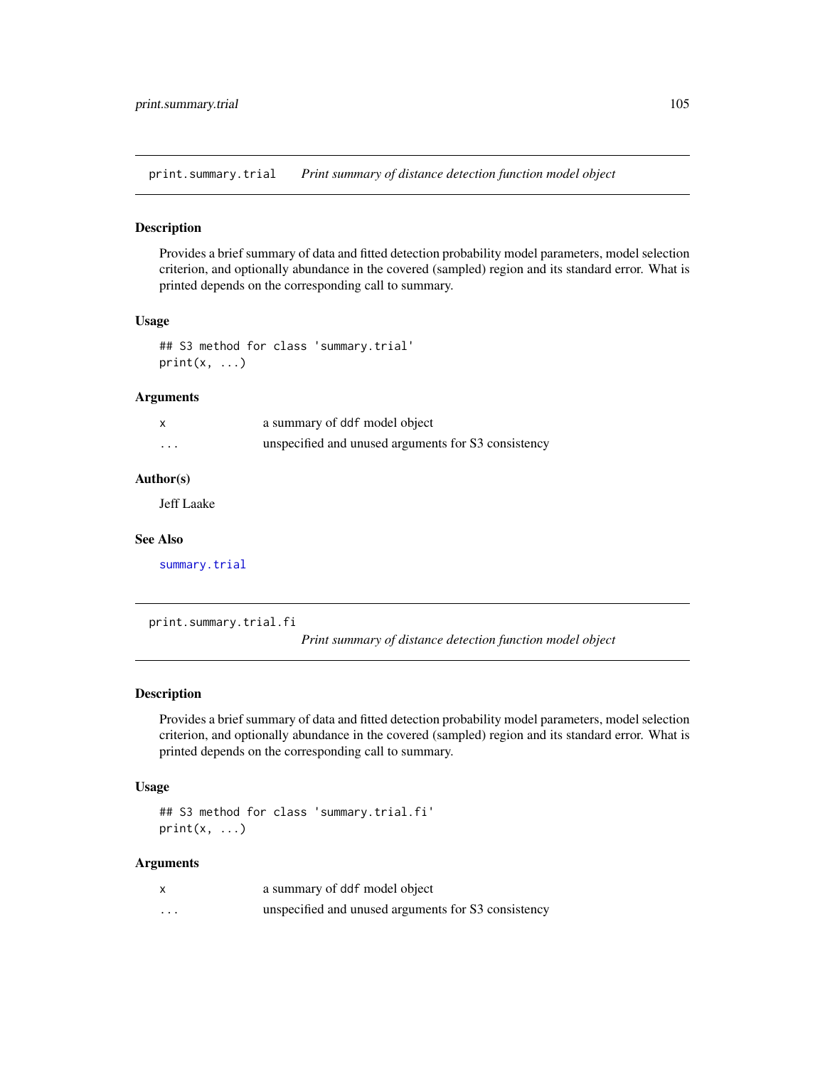## print.summary.trial    *Print summary of distance detection function model object*

### Description

Provides a brief summary of data and fitted detection probability model parameters, model selection criterion, and optionally abundance in the covered (sampled) region and its standard error. What is printed depends on the corresponding call to summary.

### Usage

```
## S3 method for class 'summary.trial'
print(x, ...)
```

### Arguments

| | |
|---|---|
| x | a summary of ddf model object |
| ... | unspecified and unused arguments for S3 consistency |

### Author(s)

Jeff Laake

### See Also

summary.trial

## print.summary.trial.fi    *Print summary of distance detection function model object*

### Description

Provides a brief summary of data and fitted detection probability model parameters, model selection criterion, and optionally abundance in the covered (sampled) region and its standard error. What is printed depends on the corresponding call to summary.

### Usage

```
## S3 method for class 'summary.trial.fi'
print(x, ...)
```

### Arguments

| | |
|---|---|
| x | a summary of ddf model object |
| ... | unspecified and unused arguments for S3 consistency |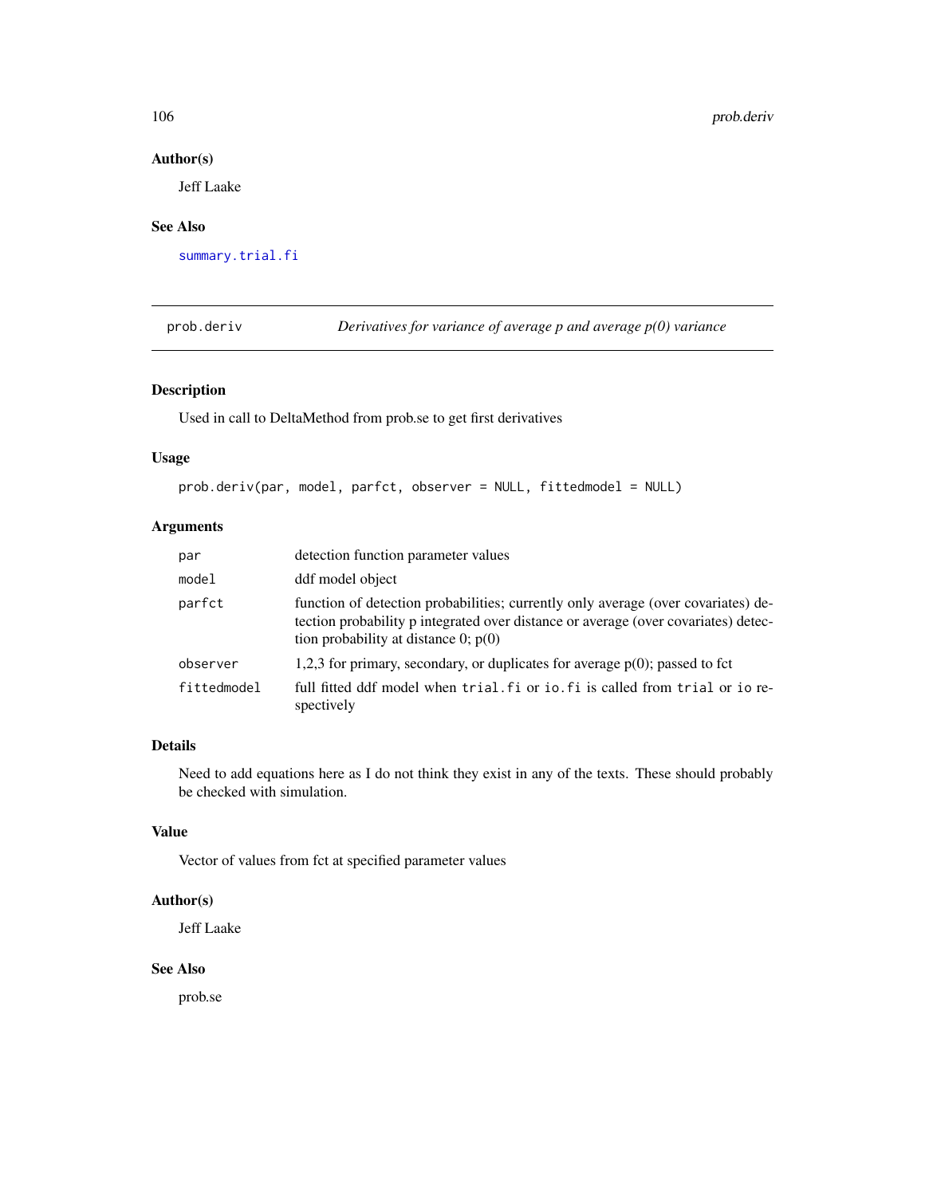## Author(s)

Jeff Laake

## See Also

summary.trial.fi

---

# prob.deriv — *Derivatives for variance of average p and average p(0) variance*

## Description

Used in call to DeltaMethod from prob.se to get first derivatives

## Usage

```
prob.deriv(par, model, parfct, observer = NULL, fittedmodel = NULL)
```

## Arguments

| | |
|---|---|
| par | detection function parameter values |
| model | ddf model object |
| parfct | function of detection probabilities; currently only average (over covariates) detection probability p integrated over distance or average (over covariates) detection probability at distance 0; p(0) |
| observer | 1,2,3 for primary, secondary, or duplicates for average p(0); passed to fct |
| fittedmodel | full fitted ddf model when `trial.fi` or `io.fi` is called from `trial` or `io` respectively |

## Details

Need to add equations here as I do not think they exist in any of the texts. These should probably be checked with simulation.

## Value

Vector of values from fct at specified parameter values

## Author(s)

Jeff Laake

## See Also

prob.se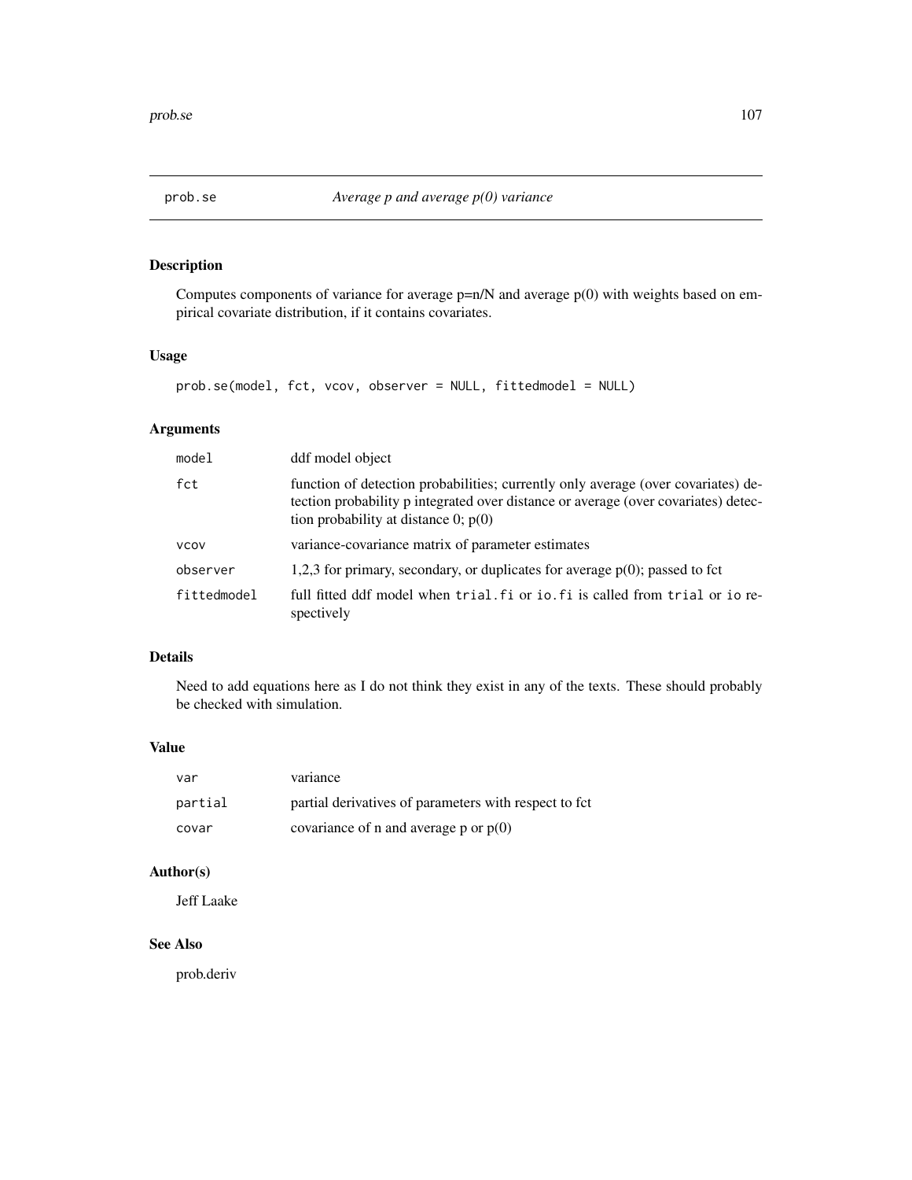# prob.se *Average p and average p(0) variance*

## Description

Computes components of variance for average p=n/N and average p(0) with weights based on empirical covariate distribution, if it contains covariates.

## Usage

```
prob.se(model, fct, vcov, observer = NULL, fittedmodel = NULL)
```

## Arguments

| | |
|---|---|
| `model` | ddf model object |
| `fct` | function of detection probabilities; currently only average (over covariates) detection probability p integrated over distance or average (over covariates) detection probability at distance 0; p(0) |
| `vcov` | variance-covariance matrix of parameter estimates |
| `observer` | 1,2,3 for primary, secondary, or duplicates for average p(0); passed to fct |
| `fittedmodel` | full fitted ddf model when `trial.fi` or `io.fi` is called from `trial` or `io` respectively |

## Details

Need to add equations here as I do not think they exist in any of the texts. These should probably be checked with simulation.

## Value

| | |
|---|---|
| `var` | variance |
| `partial` | partial derivatives of parameters with respect to fct |
| `covar` | covariance of n and average p or p(0) |

## Author(s)

Jeff Laake

## See Also

prob.deriv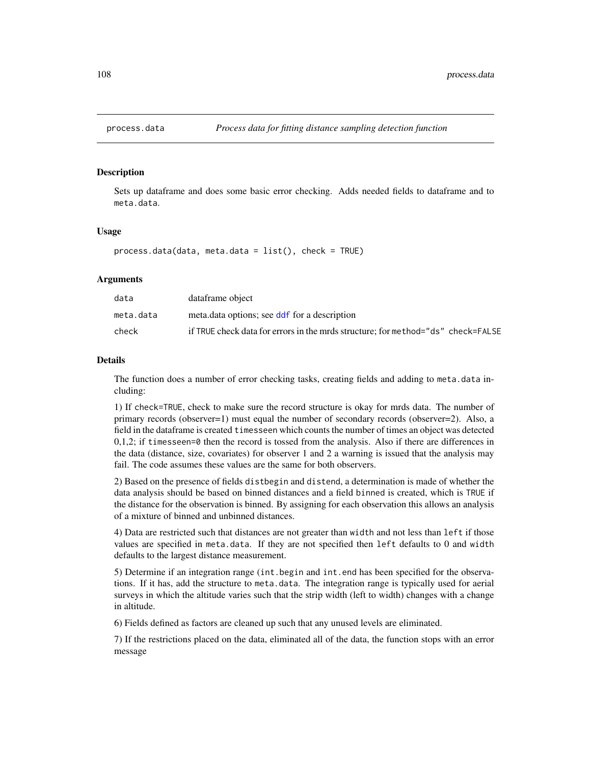## process.data — *Process data for fitting distance sampling detection function*

### Description

Sets up dataframe and does some basic error checking. Adds needed fields to dataframe and to `meta.data`.

### Usage

```
process.data(data, meta.data = list(), check = TRUE)
```

### Arguments

| | |
|---|---|
| `data` | dataframe object |
| `meta.data` | meta.data options; see `ddf` for a description |
| `check` | if `TRUE` check data for errors in the mrds structure; for `method="ds" check=FALSE` |

### Details

The function does a number of error checking tasks, creating fields and adding to `meta.data` including:

1) If `check=TRUE`, check to make sure the record structure is okay for mrds data. The number of primary records (observer=1) must equal the number of secondary records (observer=2). Also, a field in the dataframe is created `timesseen` which counts the number of times an object was detected 0,1,2; if `timesseen=0` then the record is tossed from the analysis. Also if there are differences in the data (distance, size, covariates) for observer 1 and 2 a warning is issued that the analysis may fail. The code assumes these values are the same for both observers.

2) Based on the presence of fields `distbegin` and `distend`, a determination is made of whether the data analysis should be based on binned distances and a field `binned` is created, which is `TRUE` if the distance for the observation is binned. By assigning for each observation this allows an analysis of a mixture of binned and unbinned distances.

4) Data are restricted such that distances are not greater than `width` and not less than `left` if those values are specified in `meta.data`. If they are not specified then `left` defaults to 0 and `width` defaults to the largest distance measurement.

5) Determine if an integration range (`int.begin` and `int.end` has been specified for the observations. If it has, add the structure to `meta.data`. The integration range is typically used for aerial surveys in which the altitude varies such that the strip width (left to width) changes with a change in altitude.

6) Fields defined as factors are cleaned up such that any unused levels are eliminated.

7) If the restrictions placed on the data, eliminated all of the data, the function stops with an error message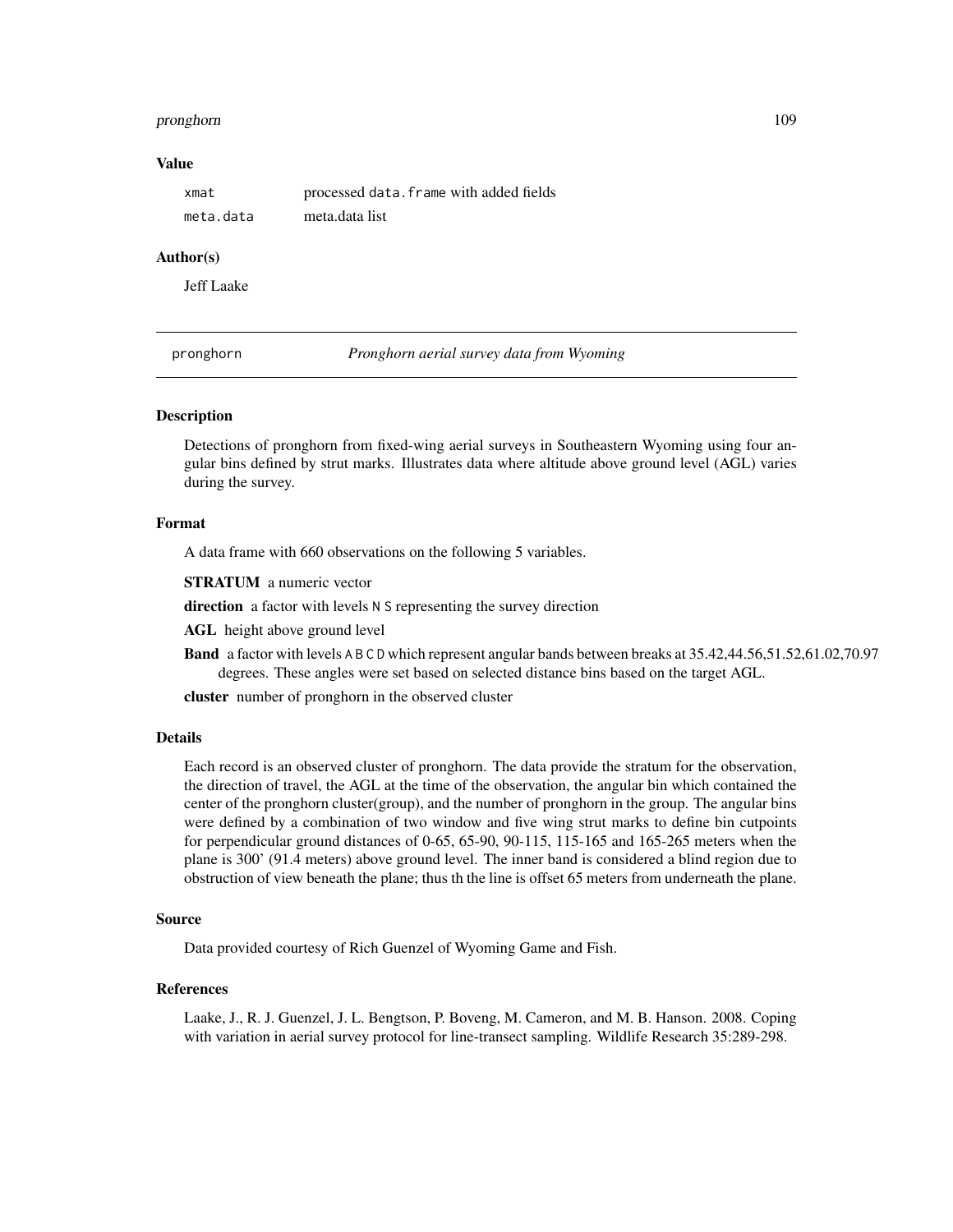### Value

| | |
|---|---|
| xmat | processed `data.frame` with added fields |
| meta.data | meta.data list |

### Author(s)

Jeff Laake

---

## pronghorn — *Pronghorn aerial survey data from Wyoming*

---

### Description

Detections of pronghorn from fixed-wing aerial surveys in Southeastern Wyoming using four angular bins defined by strut marks. Illustrates data where altitude above ground level (AGL) varies during the survey.

### Format

A data frame with 660 observations on the following 5 variables.

**STRATUM** a numeric vector

**direction** a factor with levels `N` `S` representing the survey direction

**AGL** height above ground level

**Band** a factor with levels `A` `B` `C` `D` which represent angular bands between breaks at 35.42,44.56,51.52,61.02,70.97 degrees. These angles were set based on selected distance bins based on the target AGL.

**cluster** number of pronghorn in the observed cluster

### Details

Each record is an observed cluster of pronghorn. The data provide the stratum for the observation, the direction of travel, the AGL at the time of the observation, the angular bin which contained the center of the pronghorn cluster(group), and the number of pronghorn in the group. The angular bins were defined by a combination of two window and five wing strut marks to define bin cutpoints for perpendicular ground distances of 0-65, 65-90, 90-115, 115-165 and 165-265 meters when the plane is 300' (91.4 meters) above ground level. The inner band is considered a blind region due to obstruction of view beneath the plane; thus th the line is offset 65 meters from underneath the plane.

### Source

Data provided courtesy of Rich Guenzel of Wyoming Game and Fish.

### References

Laake, J., R. J. Guenzel, J. L. Bengtson, P. Boveng, M. Cameron, and M. B. Hanson. 2008. Coping with variation in aerial survey protocol for line-transect sampling. Wildlife Research 35:289-298.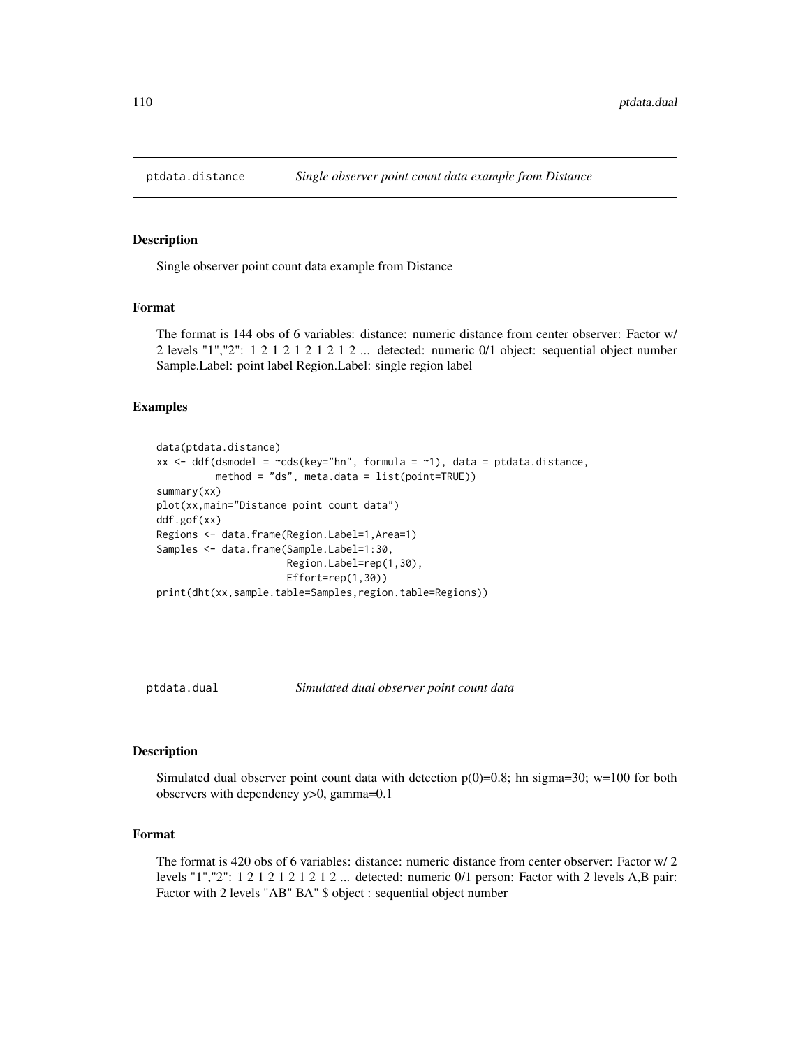## ptdata.distance *Single observer point count data example from Distance*

### Description

Single observer point count data example from Distance

### Format

The format is 144 obs of 6 variables: distance: numeric distance from center observer: Factor w/ 2 levels "1","2": 1 2 1 2 1 2 1 2 1 2 ... detected: numeric 0/1 object: sequential object number Sample.Label: point label Region.Label: single region label

### Examples

```
data(ptdata.distance)
xx <- ddf(dsmodel = ~cds(key="hn", formula = ~1), data = ptdata.distance,
          method = "ds", meta.data = list(point=TRUE))
summary(xx)
plot(xx,main="Distance point count data")
ddf.gof(xx)
Regions <- data.frame(Region.Label=1,Area=1)
Samples <- data.frame(Sample.Label=1:30,
                      Region.Label=rep(1,30),
                      Effort=rep(1,30))
print(dht(xx,sample.table=Samples,region.table=Regions))
```

## ptdata.dual *Simulated dual observer point count data*

### Description

Simulated dual observer point count data with detection p(0)=0.8; hn sigma=30; w=100 for both observers with dependency y>0, gamma=0.1

### Format

The format is 420 obs of 6 variables: distance: numeric distance from center observer: Factor w/ 2 levels "1","2": 1 2 1 2 1 2 1 2 1 2 ... detected: numeric 0/1 person: Factor with 2 levels A,B pair: Factor with 2 levels "AB" BA" $ object : sequential object number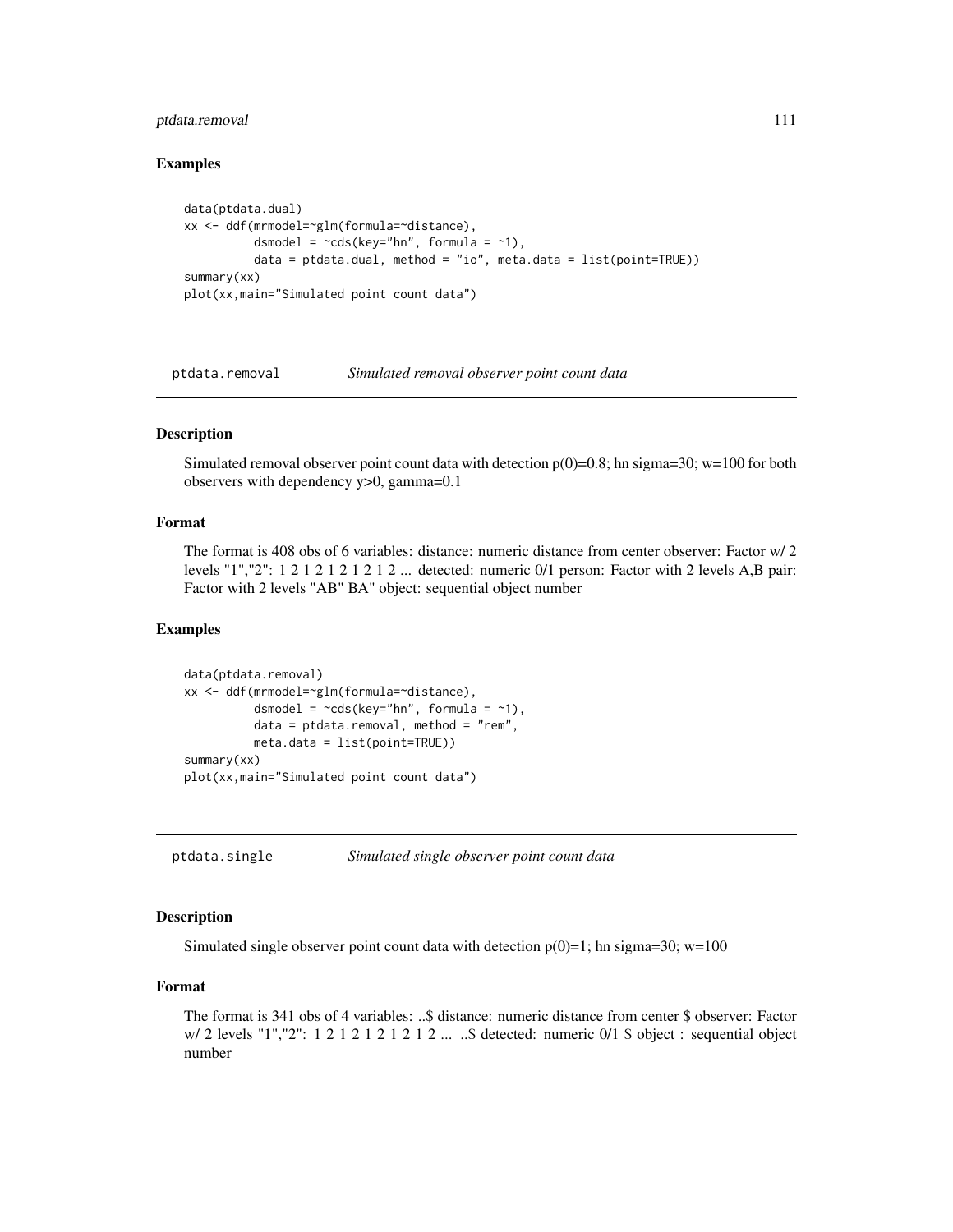### Examples

```
data(ptdata.dual)
xx <- ddf(mrmodel=~glm(formula=~distance),
          dsmodel = ~cds(key="hn", formula = ~1),
          data = ptdata.dual, method = "io", meta.data = list(point=TRUE))
summary(xx)
plot(xx,main="Simulated point count data")
```

---

## ptdata.removal    *Simulated removal observer point count data*

---

### Description

Simulated removal observer point count data with detection p(0)=0.8; hn sigma=30; w=100 for both observers with dependency y>0, gamma=0.1

### Format

The format is 408 obs of 6 variables: distance: numeric distance from center observer: Factor w/ 2 levels "1","2": 1 2 1 2 1 2 1 2 1 2 ... detected: numeric 0/1 person: Factor with 2 levels A,B pair: Factor with 2 levels "AB" BA" object: sequential object number

### Examples

```
data(ptdata.removal)
xx <- ddf(mrmodel=~glm(formula=~distance),
          dsmodel = ~cds(key="hn", formula = ~1),
          data = ptdata.removal, method = "rem",
          meta.data = list(point=TRUE))
summary(xx)
plot(xx,main="Simulated point count data")
```

---

## ptdata.single    *Simulated single observer point count data*

---

### Description

Simulated single observer point count data with detection p(0)=1; hn sigma=30; w=100

### Format

The format is 341 obs of 4 variables: ..$ distance: numeric distance from center $ observer: Factor w/ 2 levels "1","2": 1 2 1 2 1 2 1 2 1 2 ... ..$ detected: numeric 0/1 $ object : sequential object number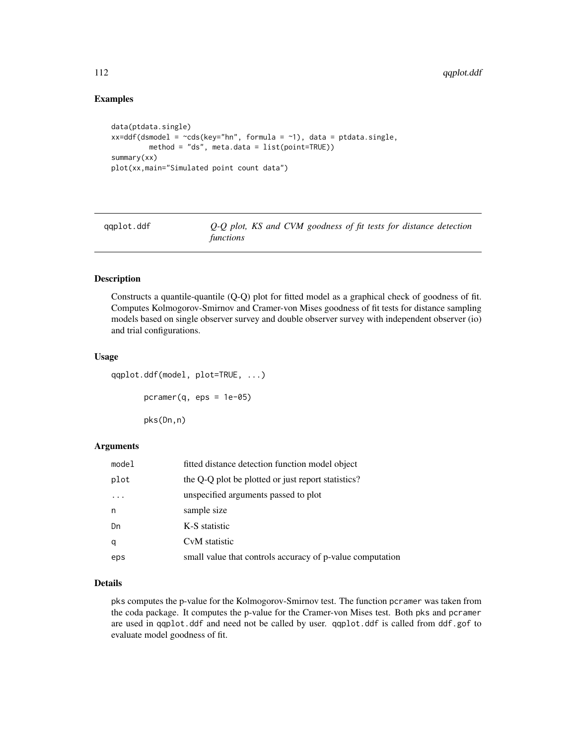## Examples

```
data(ptdata.single)
xx=ddf(dsmodel = ~cds(key="hn", formula = ~1), data = ptdata.single,
        method = "ds", meta.data = list(point=TRUE))
summary(xx)
plot(xx,main="Simulated point count data")
```

---

qqplot.ddf *Q-Q plot, KS and CVM goodness of fit tests for distance detection functions*

---

## Description

Constructs a quantile-quantile (Q-Q) plot for fitted model as a graphical check of goodness of fit. Computes Kolmogorov-Smirnov and Cramer-von Mises goodness of fit tests for distance sampling models based on single observer survey and double observer survey with independent observer (io) and trial configurations.

## Usage

```
qqplot.ddf(model, plot=TRUE, ...)

       pcramer(q, eps = 1e-05)

       pks(Dn,n)
```

## Arguments

| | |
|---|---|
| model | fitted distance detection function model object |
| plot | the Q-Q plot be plotted or just report statistics? |
| ... | unspecified arguments passed to plot |
| n | sample size |
| Dn | K-S statistic |
| q | CvM statistic |
| eps | small value that controls accuracy of p-value computation |

## Details

pks computes the p-value for the Kolmogorov-Smirnov test. The function pcramer was taken from the coda package. It computes the p-value for the Cramer-von Mises test. Both pks and pcramer are used in qqplot.ddf and need not be called by user. qqplot.ddf is called from ddf.gof to evaluate model goodness of fit.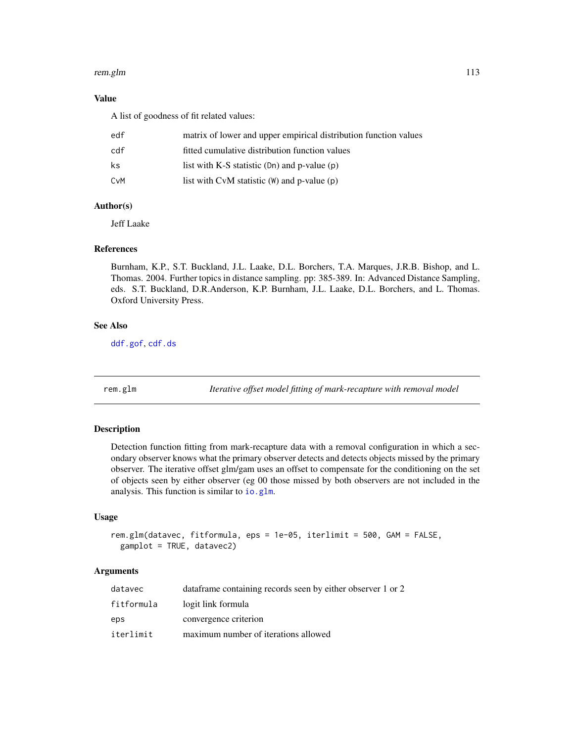### Value

A list of goodness of fit related values:

| | |
|---|---|
| `edf` | matrix of lower and upper empirical distribution function values |
| `cdf` | fitted cumulative distribution function values |
| `ks` | list with K-S statistic (`Dn`) and p-value (`p`) |
| `CvM` | list with CvM statistic (`W`) and p-value (`p`) |

### Author(s)

Jeff Laake

### References

Burnham, K.P., S.T. Buckland, J.L. Laake, D.L. Borchers, T.A. Marques, J.R.B. Bishop, and L. Thomas. 2004. Further topics in distance sampling. pp: 385-389. In: Advanced Distance Sampling, eds. S.T. Buckland, D.R.Anderson, K.P. Burnham, J.L. Laake, D.L. Borchers, and L. Thomas. Oxford University Press.

### See Also

`ddf.gof`, `cdf.ds`

---

## rem.glm — *Iterative offset model fitting of mark-recapture with removal model*

### Description

Detection function fitting from mark-recapture data with a removal configuration in which a secondary observer knows what the primary observer detects and detects objects missed by the primary observer. The iterative offset glm/gam uses an offset to compensate for the conditioning on the set of objects seen by either observer (eg 00 those missed by both observers are not included in the analysis. This function is similar to `io.glm`.

### Usage

```
rem.glm(datavec, fitformula, eps = 1e-05, iterlimit = 500, GAM = FALSE,
  gamplot = TRUE, datavec2)
```

### Arguments

| | |
|---|---|
| `datavec` | dataframe containing records seen by either observer 1 or 2 |
| `fitformula` | logit link formula |
| `eps` | convergence criterion |
| `iterlimit` | maximum number of iterations allowed |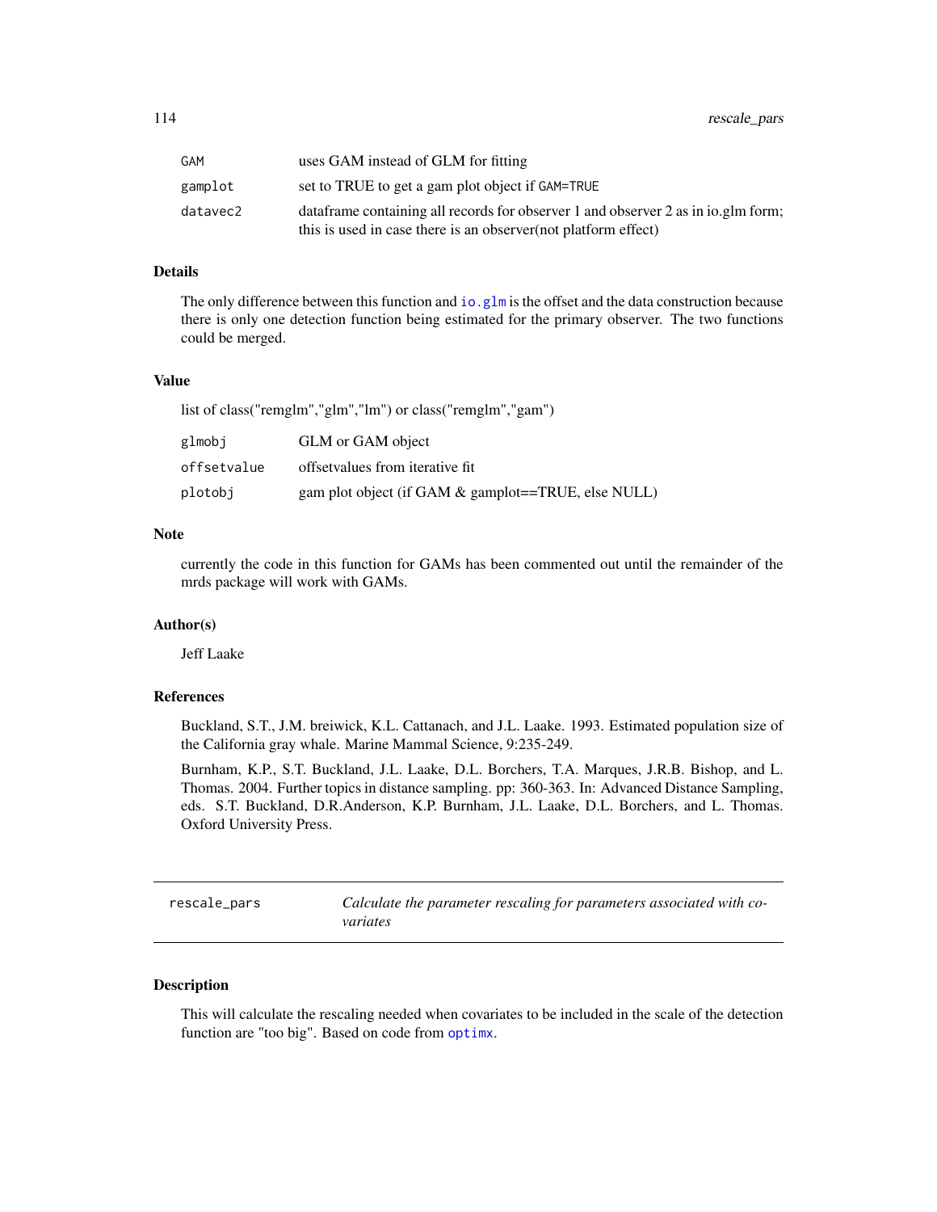| | |
|---|---|
| GAM | uses GAM instead of GLM for fitting |
| gamplot | set to TRUE to get a gam plot object if GAM=TRUE |
| datavec2 | dataframe containing all records for observer 1 and observer 2 as in io.glm form; this is used in case there is an observer(not platform effect) |

### Details

The only difference between this function and `io.glm` is the offset and the data construction because there is only one detection function being estimated for the primary observer. The two functions could be merged.

### Value

list of class("remglm","glm","lm") or class("remglm","gam")

| | |
|---|---|
| glmobj | GLM or GAM object |
| offsetvalue | offsetvalues from iterative fit |
| plotobj | gam plot object (if GAM & gamplot==TRUE, else NULL) |

### Note

currently the code in this function for GAMs has been commented out until the remainder of the mrds package will work with GAMs.

### Author(s)

Jeff Laake

### References

Buckland, S.T., J.M. breiwick, K.L. Cattanach, and J.L. Laake. 1993. Estimated population size of the California gray whale. Marine Mammal Science, 9:235-249.

Burnham, K.P., S.T. Buckland, J.L. Laake, D.L. Borchers, T.A. Marques, J.R.B. Bishop, and L. Thomas. 2004. Further topics in distance sampling. pp: 360-363. In: Advanced Distance Sampling, eds. S.T. Buckland, D.R.Anderson, K.P. Burnham, J.L. Laake, D.L. Borchers, and L. Thomas. Oxford University Press.

---

## rescale_pars — *Calculate the parameter rescaling for parameters associated with covariates*

### Description

This will calculate the rescaling needed when covariates to be included in the scale of the detection function are "too big". Based on code from `optimx`.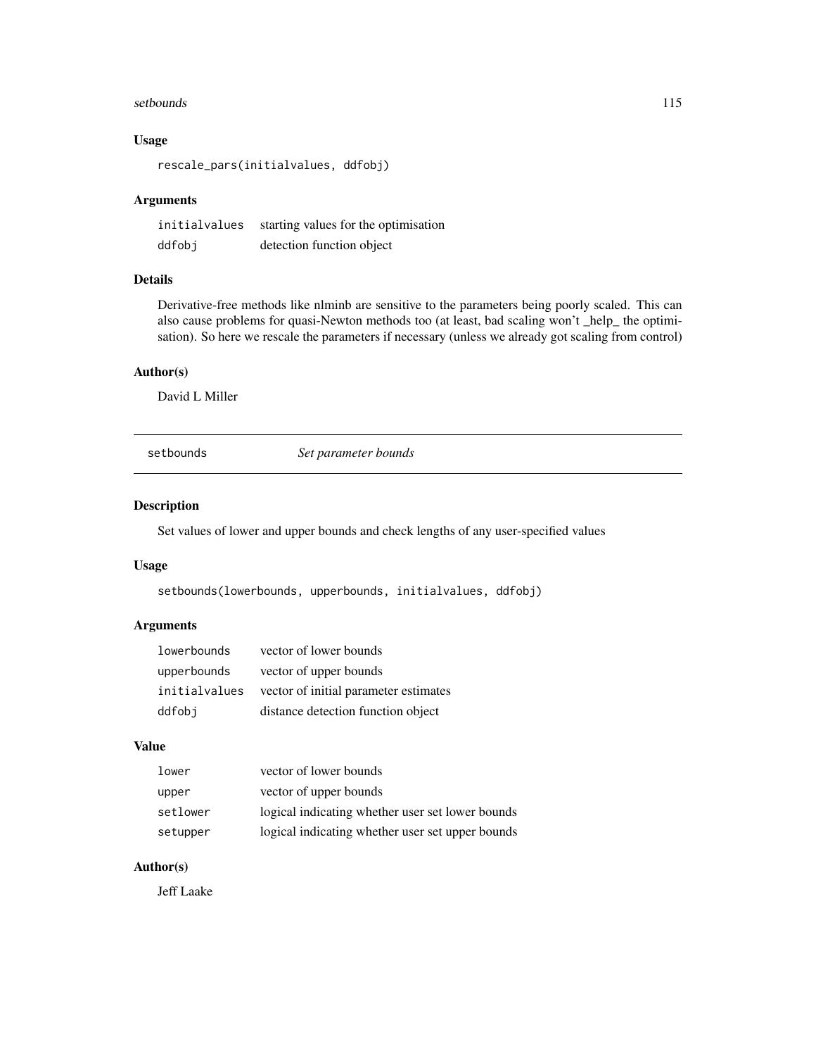### Usage

```
rescale_pars(initialvalues, ddfobj)
```

### Arguments

| | |
|---|---|
| initialvalues | starting values for the optimisation |
| ddfobj | detection function object |

### Details

Derivative-free methods like nlminb are sensitive to the parameters being poorly scaled. This can also cause problems for quasi-Newton methods too (at least, bad scaling won't _help_ the optimisation). So here we rescale the parameters if necessary (unless we already got scaling from control)

### Author(s)

David L Miller

---

## setbounds    *Set parameter bounds*

---

### Description

Set values of lower and upper bounds and check lengths of any user-specified values

### Usage

```
setbounds(lowerbounds, upperbounds, initialvalues, ddfobj)
```

### Arguments

| | |
|---|---|
| lowerbounds | vector of lower bounds |
| upperbounds | vector of upper bounds |
| initialvalues | vector of initial parameter estimates |
| ddfobj | distance detection function object |

### Value

| | |
|---|---|
| lower | vector of lower bounds |
| upper | vector of upper bounds |
| setlower | logical indicating whether user set lower bounds |
| setupper | logical indicating whether user set upper bounds |

### Author(s)

Jeff Laake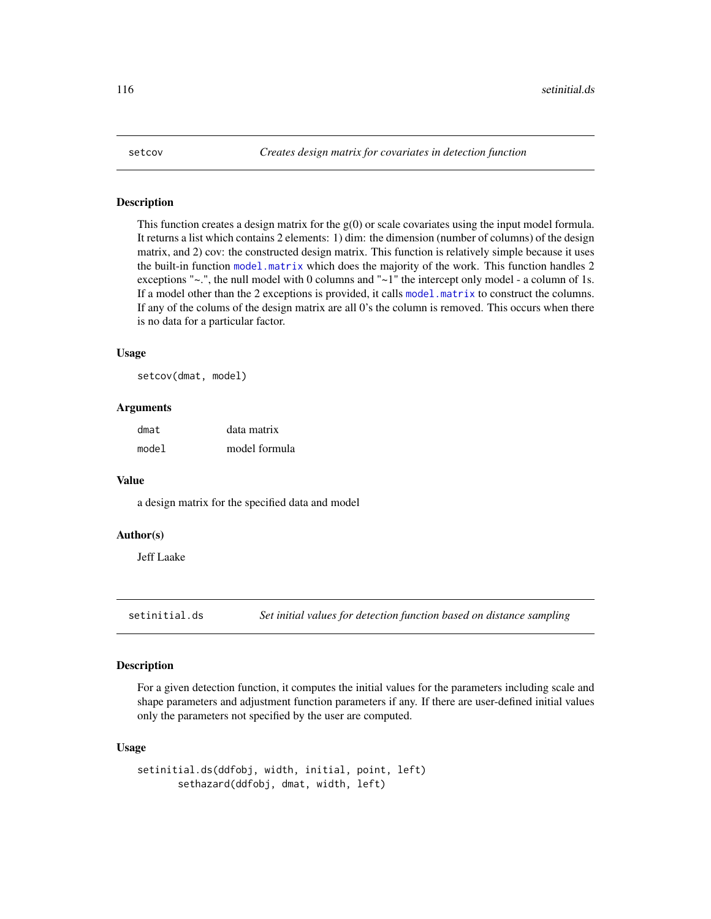## setcov — *Creates design matrix for covariates in detection function*

### Description

This function creates a design matrix for the g(0) or scale covariates using the input model formula. It returns a list which contains 2 elements: 1) dim: the dimension (number of columns) of the design matrix, and 2) cov: the constructed design matrix. This function is relatively simple because it uses the built-in function model.matrix which does the majority of the work. This function handles 2 exceptions "~.", the null model with 0 columns and "~1" the intercept only model - a column of 1s. If a model other than the 2 exceptions is provided, it calls model.matrix to construct the columns. If any of the colums of the design matrix are all 0's the column is removed. This occurs when there is no data for a particular factor.

### Usage

```
setcov(dmat, model)
```

### Arguments

| | |
|---|---|
| dmat | data matrix |
| model | model formula |

### Value

a design matrix for the specified data and model

### Author(s)

Jeff Laake

## setinitial.ds — *Set initial values for detection function based on distance sampling*

### Description

For a given detection function, it computes the initial values for the parameters including scale and shape parameters and adjustment function parameters if any. If there are user-defined initial values only the parameters not specified by the user are computed.

### Usage

```
setinitial.ds(ddfobj, width, initial, point, left)
       sethazard(ddfobj, dmat, width, left)
```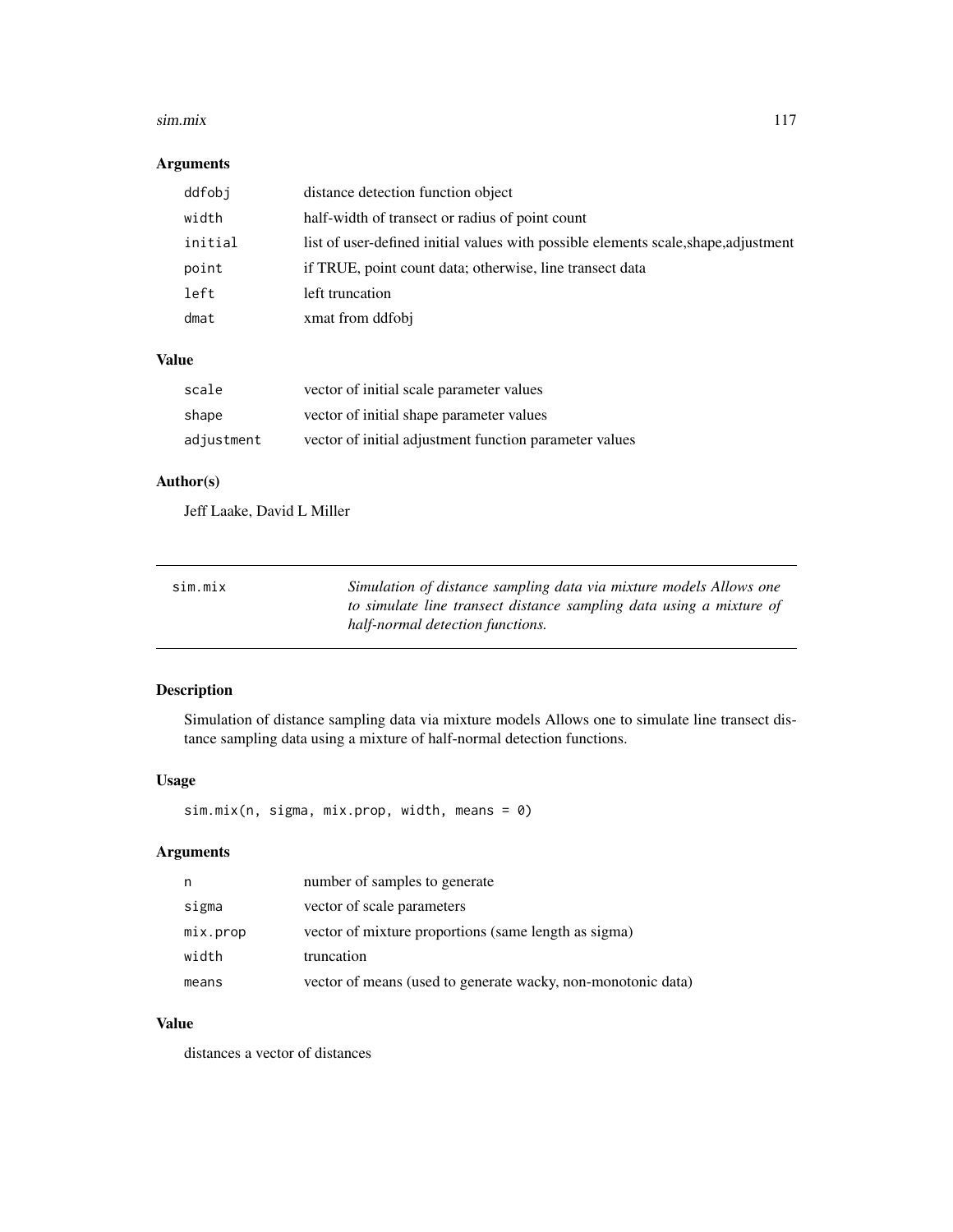### Arguments

| | |
|---|---|
| ddfobj | distance detection function object |
| width | half-width of transect or radius of point count |
| initial | list of user-defined initial values with possible elements scale,shape,adjustment |
| point | if TRUE, point count data; otherwise, line transect data |
| left | left truncation |
| dmat | xmat from ddfobj |

### Value

| | |
|---|---|
| scale | vector of initial scale parameter values |
| shape | vector of initial shape parameter values |
| adjustment | vector of initial adjustment function parameter values |

### Author(s)

Jeff Laake, David L Miller

---

## sim.mix

*Simulation of distance sampling data via mixture models Allows one to simulate line transect distance sampling data using a mixture of half-normal detection functions.*

---

### Description

Simulation of distance sampling data via mixture models Allows one to simulate line transect distance sampling data using a mixture of half-normal detection functions.

### Usage

```
sim.mix(n, sigma, mix.prop, width, means = 0)
```

### Arguments

| | |
|---|---|
| n | number of samples to generate |
| sigma | vector of scale parameters |
| mix.prop | vector of mixture proportions (same length as sigma) |
| width | truncation |
| means | vector of means (used to generate wacky, non-monotonic data) |

### Value

distances a vector of distances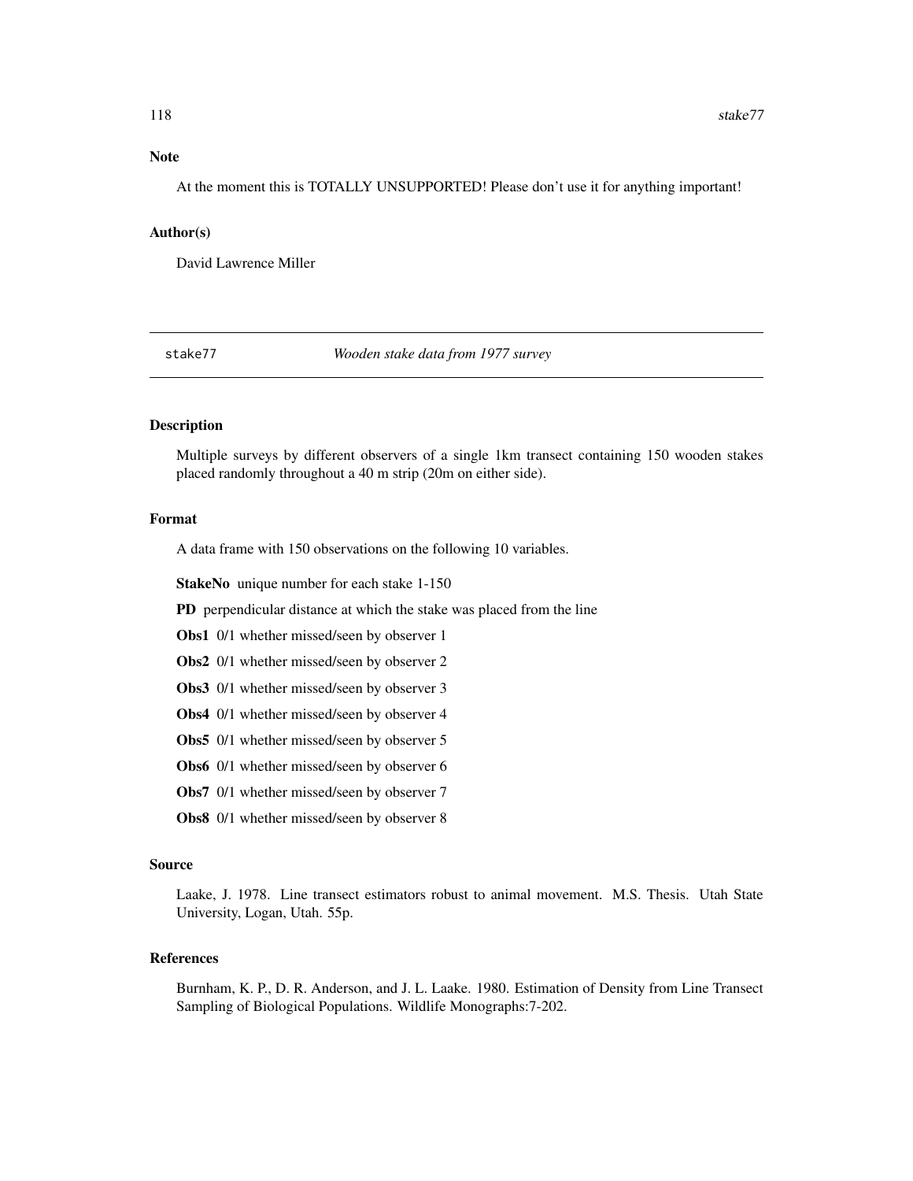### Note

At the moment this is TOTALLY UNSUPPORTED! Please don't use it for anything important!

### Author(s)

David Lawrence Miller

---

`stake77` *Wooden stake data from 1977 survey*

---

### Description

Multiple surveys by different observers of a single 1km transect containing 150 wooden stakes placed randomly throughout a 40 m strip (20m on either side).

### Format

A data frame with 150 observations on the following 10 variables.

**StakeNo** unique number for each stake 1-150

**PD** perpendicular distance at which the stake was placed from the line

**Obs1** 0/1 whether missed/seen by observer 1

**Obs2** 0/1 whether missed/seen by observer 2

**Obs3** 0/1 whether missed/seen by observer 3

**Obs4** 0/1 whether missed/seen by observer 4

**Obs5** 0/1 whether missed/seen by observer 5

**Obs6** 0/1 whether missed/seen by observer 6

**Obs7** 0/1 whether missed/seen by observer 7

**Obs8** 0/1 whether missed/seen by observer 8

### Source

Laake, J. 1978. Line transect estimators robust to animal movement. M.S. Thesis. Utah State University, Logan, Utah. 55p.

### References

Burnham, K. P., D. R. Anderson, and J. L. Laake. 1980. Estimation of Density from Line Transect Sampling of Biological Populations. Wildlife Monographs:7-202.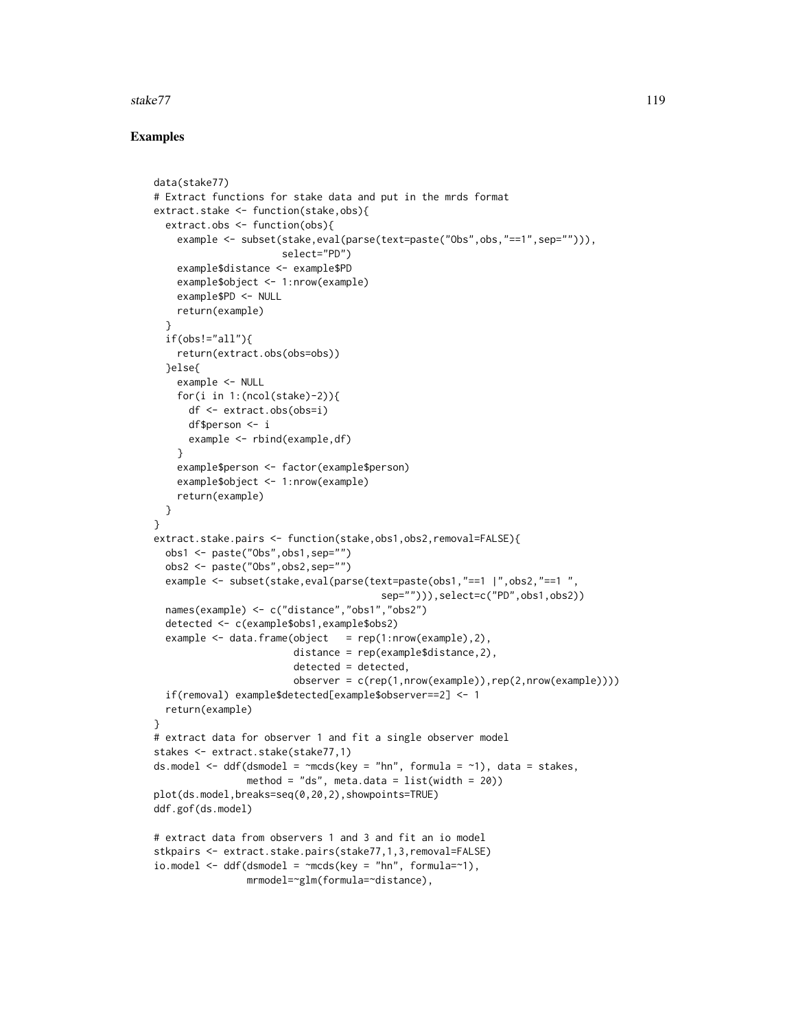## Examples

```
data(stake77)
# Extract functions for stake data and put in the mrds format
extract.stake <- function(stake,obs){
  extract.obs <- function(obs){
    example <- subset(stake,eval(parse(text=paste("Obs",obs,"==1",sep=""))),
                      select="PD")
    example$distance <- example$PD
    example$object <- 1:nrow(example)
    example$PD <- NULL
    return(example)
  }
  if(obs!="all"){
    return(extract.obs(obs=obs))
  }else{
    example <- NULL
    for(i in 1:(ncol(stake)-2)){
      df <- extract.obs(obs=i)
      df$person <- i
      example <- rbind(example,df)
    }
    example$person <- factor(example$person)
    example$object <- 1:nrow(example)
    return(example)
  }
}
extract.stake.pairs <- function(stake,obs1,obs2,removal=FALSE){
  obs1 <- paste("Obs",obs1,sep="")
  obs2 <- paste("Obs",obs2,sep="")
  example <- subset(stake,eval(parse(text=paste(obs1,"==1 |",obs2,"==1 ",
                                        sep=""))),select=c("PD",obs1,obs2))
  names(example) <- c("distance","obs1","obs2")
  detected <- c(example$obs1,example$obs2)
  example <- data.frame(object   = rep(1:nrow(example),2),
                        distance = rep(example$distance,2),
                        detected = detected,
                        observer = c(rep(1,nrow(example)),rep(2,nrow(example))))
  if(removal) example$detected[example$observer==2] <- 1
  return(example)
}
# extract data for observer 1 and fit a single observer model
stakes <- extract.stake(stake77,1)
ds.model <- ddf(dsmodel = ~mcds(key = "hn", formula = ~1), data = stakes,
                method = "ds", meta.data = list(width = 20))
plot(ds.model,breaks=seq(0,20,2),showpoints=TRUE)
ddf.gof(ds.model)

# extract data from observers 1 and 3 and fit an io model
stkpairs <- extract.stake.pairs(stake77,1,3,removal=FALSE)
io.model <- ddf(dsmodel = ~mcds(key = "hn", formula=~1),
                mrmodel=~glm(formula=~distance),
```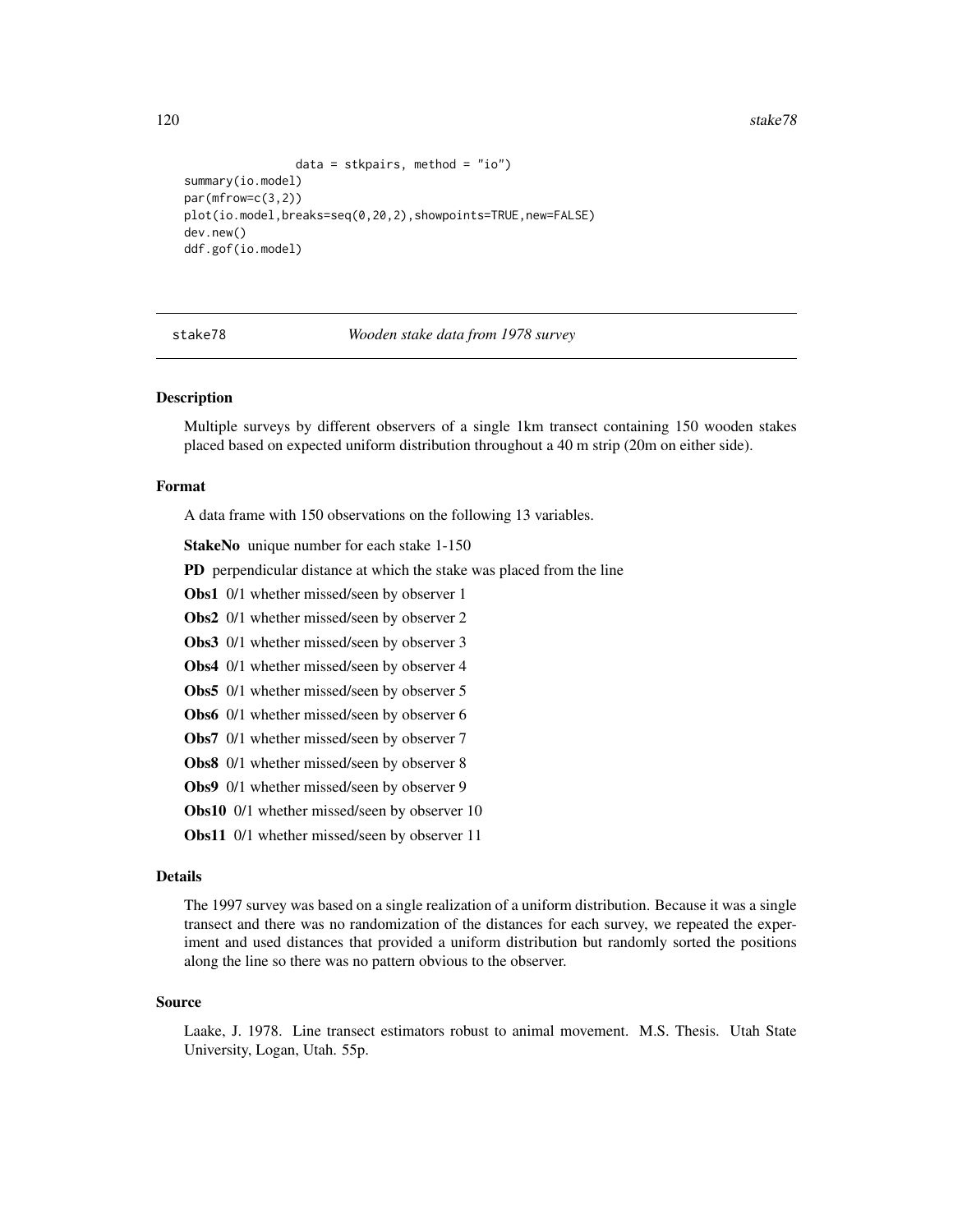```
                data = stkpairs, method = "io")
summary(io.model)
par(mfrow=c(3,2))
plot(io.model,breaks=seq(0,20,2),showpoints=TRUE,new=FALSE)
dev.new()
ddf.gof(io.model)
```

## stake78 *Wooden stake data from 1978 survey*

### Description

Multiple surveys by different observers of a single 1km transect containing 150 wooden stakes placed based on expected uniform distribution throughout a 40 m strip (20m on either side).

### Format

A data frame with 150 observations on the following 13 variables.

**StakeNo** unique number for each stake 1-150

**PD** perpendicular distance at which the stake was placed from the line

**Obs1** 0/1 whether missed/seen by observer 1

**Obs2** 0/1 whether missed/seen by observer 2

**Obs3** 0/1 whether missed/seen by observer 3

**Obs4** 0/1 whether missed/seen by observer 4

**Obs5** 0/1 whether missed/seen by observer 5

**Obs6** 0/1 whether missed/seen by observer 6

**Obs7** 0/1 whether missed/seen by observer 7

**Obs8** 0/1 whether missed/seen by observer 8

**Obs9** 0/1 whether missed/seen by observer 9

**Obs10** 0/1 whether missed/seen by observer 10

**Obs11** 0/1 whether missed/seen by observer 11

### Details

The 1997 survey was based on a single realization of a uniform distribution. Because it was a single transect and there was no randomization of the distances for each survey, we repeated the experiment and used distances that provided a uniform distribution but randomly sorted the positions along the line so there was no pattern obvious to the observer.

### Source

Laake, J. 1978. Line transect estimators robust to animal movement. M.S. Thesis. Utah State University, Logan, Utah. 55p.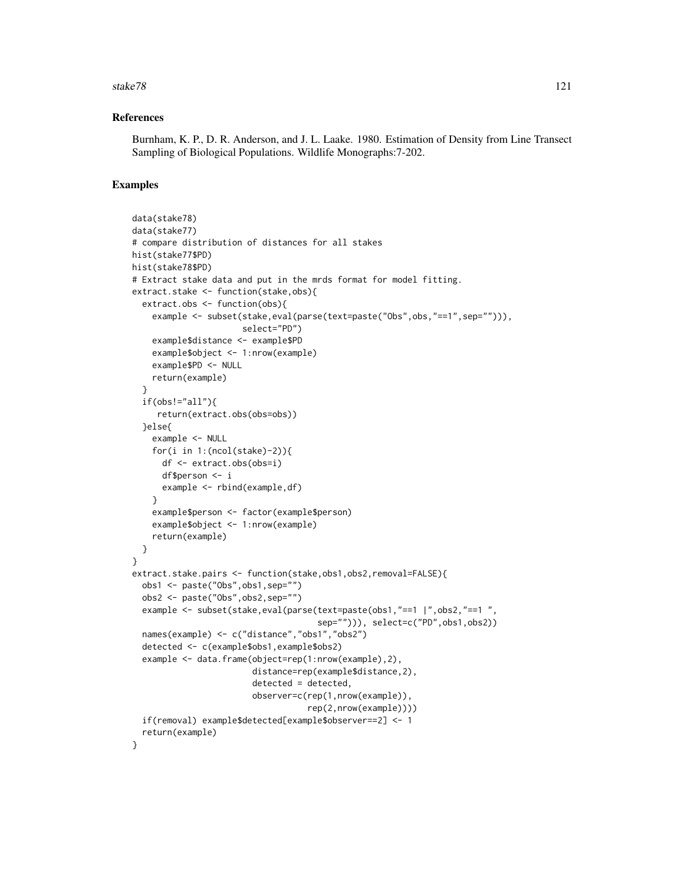## References

Burnham, K. P., D. R. Anderson, and J. L. Laake. 1980. Estimation of Density from Line Transect Sampling of Biological Populations. Wildlife Monographs:7-202.

## Examples

```
data(stake78)
data(stake77)
# compare distribution of distances for all stakes
hist(stake77$PD)
hist(stake78$PD)
# Extract stake data and put in the mrds format for model fitting.
extract.stake <- function(stake,obs){
  extract.obs <- function(obs){
    example <- subset(stake,eval(parse(text=paste("Obs",obs,"==1",sep=""))),
                      select="PD")
    example$distance <- example$PD
    example$object <- 1:nrow(example)
    example$PD <- NULL
    return(example)
  }
  if(obs!="all"){
     return(extract.obs(obs=obs))
  }else{
    example <- NULL
    for(i in 1:(ncol(stake)-2)){
      df <- extract.obs(obs=i)
      df$person <- i
      example <- rbind(example,df)
    }
    example$person <- factor(example$person)
    example$object <- 1:nrow(example)
    return(example)
  }
}
extract.stake.pairs <- function(stake,obs1,obs2,removal=FALSE){
  obs1 <- paste("Obs",obs1,sep="")
  obs2 <- paste("Obs",obs2,sep="")
  example <- subset(stake,eval(parse(text=paste(obs1,"==1 |",obs2,"==1 ",
                                     sep=""))), select=c("PD",obs1,obs2))
  names(example) <- c("distance","obs1","obs2")
  detected <- c(example$obs1,example$obs2)
  example <- data.frame(object=rep(1:nrow(example),2),
                        distance=rep(example$distance,2),
                        detected = detected,
                        observer=c(rep(1,nrow(example)),
                                   rep(2,nrow(example))))
  if(removal) example$detected[example$observer==2] <- 1
  return(example)
}
```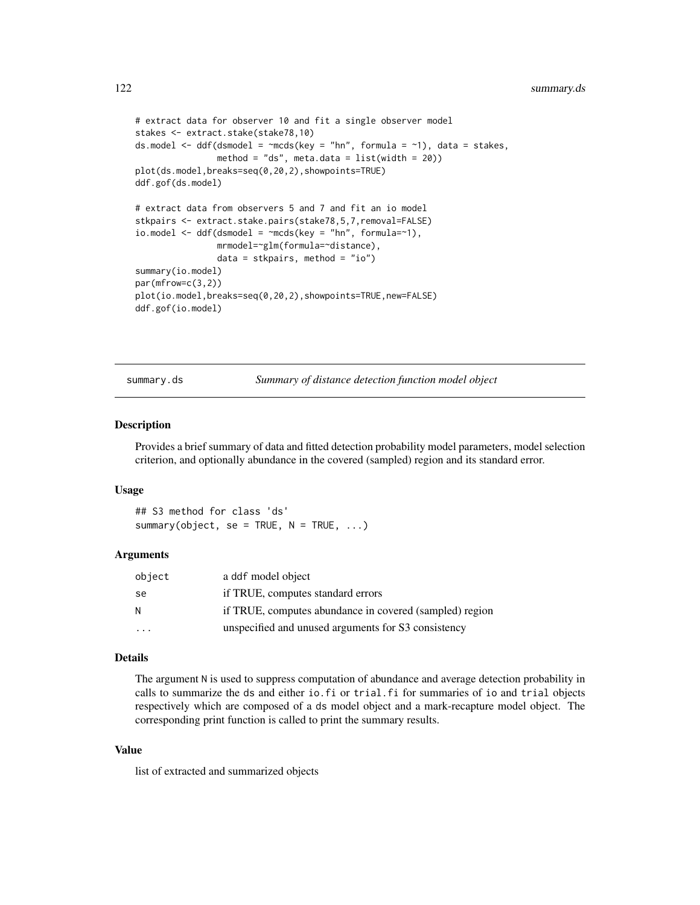```
# extract data for observer 10 and fit a single observer model
stakes <- extract.stake(stake78,10)
ds.model <- ddf(dsmodel = ~mcds(key = "hn", formula = ~1), data = stakes,
                method = "ds", meta.data = list(width = 20))
plot(ds.model,breaks=seq(0,20,2),showpoints=TRUE)
ddf.gof(ds.model)

# extract data from observers 5 and 7 and fit an io model
stkpairs <- extract.stake.pairs(stake78,5,7,removal=FALSE)
io.model <- ddf(dsmodel = ~mcds(key = "hn", formula=~1),
                mrmodel=~glm(formula=~distance),
                data = stkpairs, method = "io")
summary(io.model)
par(mfrow=c(3,2))
plot(io.model,breaks=seq(0,20,2),showpoints=TRUE,new=FALSE)
ddf.gof(io.model)
```

## summary.ds — *Summary of distance detection function model object*

### Description

Provides a brief summary of data and fitted detection probability model parameters, model selection criterion, and optionally abundance in the covered (sampled) region and its standard error.

### Usage

```
## S3 method for class 'ds'
summary(object, se = TRUE, N = TRUE, ...)
```

### Arguments

| | |
|---|---|
| object | a ddf model object |
| se | if TRUE, computes standard errors |
| N | if TRUE, computes abundance in covered (sampled) region |
| ... | unspecified and unused arguments for S3 consistency |

### Details

The argument N is used to suppress computation of abundance and average detection probability in calls to summarize the ds and either io.fi or trial.fi for summaries of io and trial objects respectively which are composed of a ds model object and a mark-recapture model object. The corresponding print function is called to print the summary results.

### Value

list of extracted and summarized objects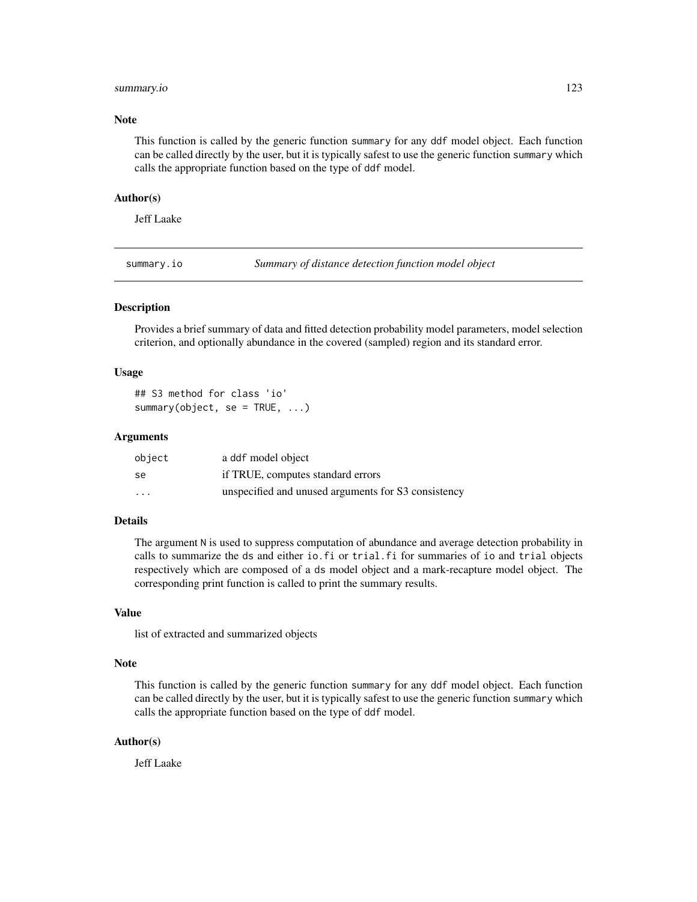### Note

This function is called by the generic function `summary` for any `ddf` model object. Each function can be called directly by the user, but it is typically safest to use the generic function `summary` which calls the appropriate function based on the type of `ddf` model.

### Author(s)

Jeff Laake

---

## summary.io — *Summary of distance detection function model object*

### Description

Provides a brief summary of data and fitted detection probability model parameters, model selection criterion, and optionally abundance in the covered (sampled) region and its standard error.

### Usage

```
## S3 method for class 'io'
summary(object, se = TRUE, ...)
```

### Arguments

| | |
|---|---|
| `object` | a `ddf` model object |
| `se` | if TRUE, computes standard errors |
| `...` | unspecified and unused arguments for S3 consistency |

### Details

The argument `N` is used to suppress computation of abundance and average detection probability in calls to summarize the `ds` and either `io.fi` or `trial.fi` for summaries of `io` and `trial` objects respectively which are composed of a `ds` model object and a mark-recapture model object. The corresponding print function is called to print the summary results.

### Value

list of extracted and summarized objects

### Note

This function is called by the generic function `summary` for any `ddf` model object. Each function can be called directly by the user, but it is typically safest to use the generic function `summary` which calls the appropriate function based on the type of `ddf` model.

### Author(s)

Jeff Laake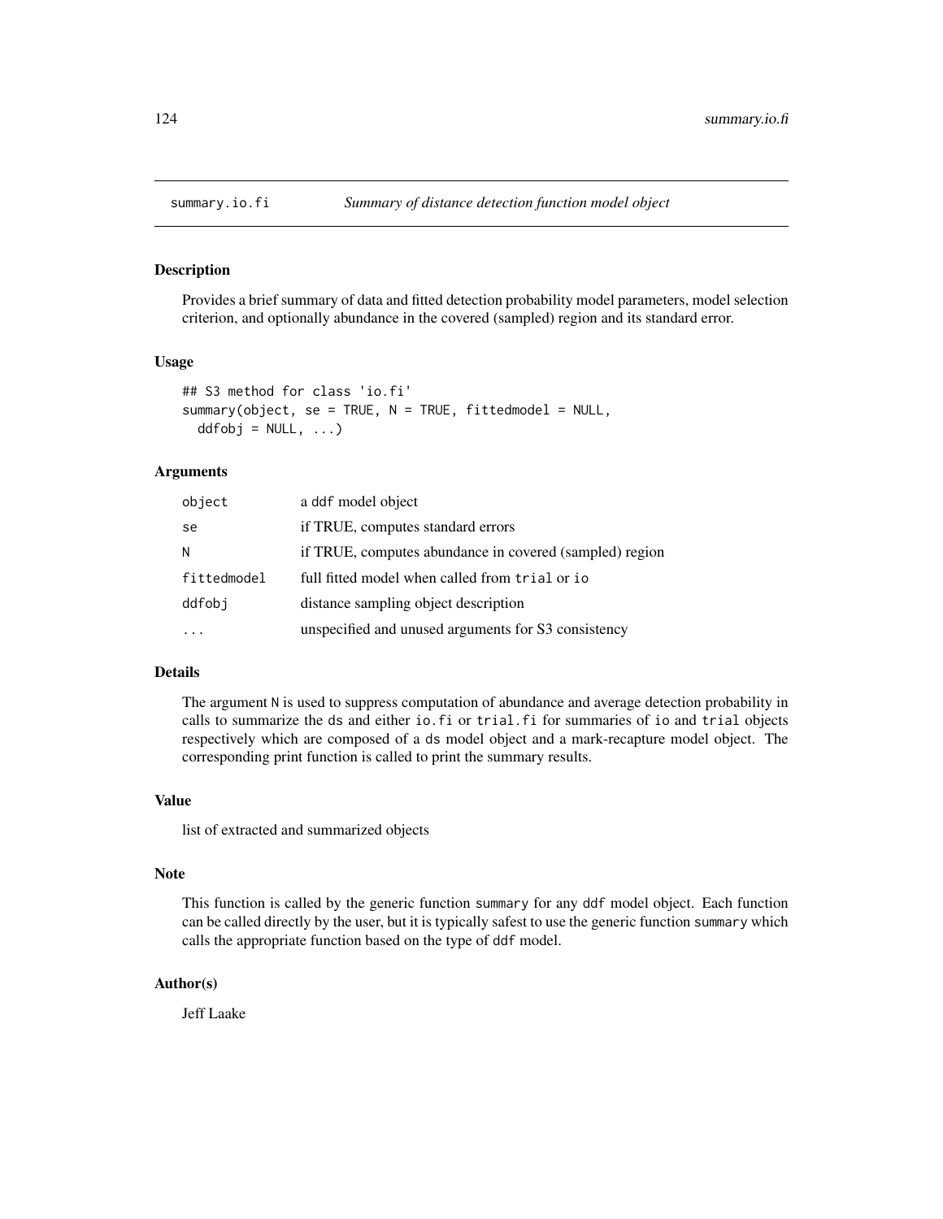summary.io.fi *Summary of distance detection function model object*

## Description

Provides a brief summary of data and fitted detection probability model parameters, model selection criterion, and optionally abundance in the covered (sampled) region and its standard error.

## Usage

```
## S3 method for class 'io.fi'
summary(object, se = TRUE, N = TRUE, fittedmodel = NULL,
  ddfobj = NULL, ...)
```

## Arguments

| | |
|---|---|
| object | a ddf model object |
| se | if TRUE, computes standard errors |
| N | if TRUE, computes abundance in covered (sampled) region |
| fittedmodel | full fitted model when called from trial or io |
| ddfobj | distance sampling object description |
| ... | unspecified and unused arguments for S3 consistency |

## Details

The argument N is used to suppress computation of abundance and average detection probability in calls to summarize the ds and either io.fi or trial.fi for summaries of io and trial objects respectively which are composed of a ds model object and a mark-recapture model object. The corresponding print function is called to print the summary results.

## Value

list of extracted and summarized objects

## Note

This function is called by the generic function summary for any ddf model object. Each function can be called directly by the user, but it is typically safest to use the generic function summary which calls the appropriate function based on the type of ddf model.

## Author(s)

Jeff Laake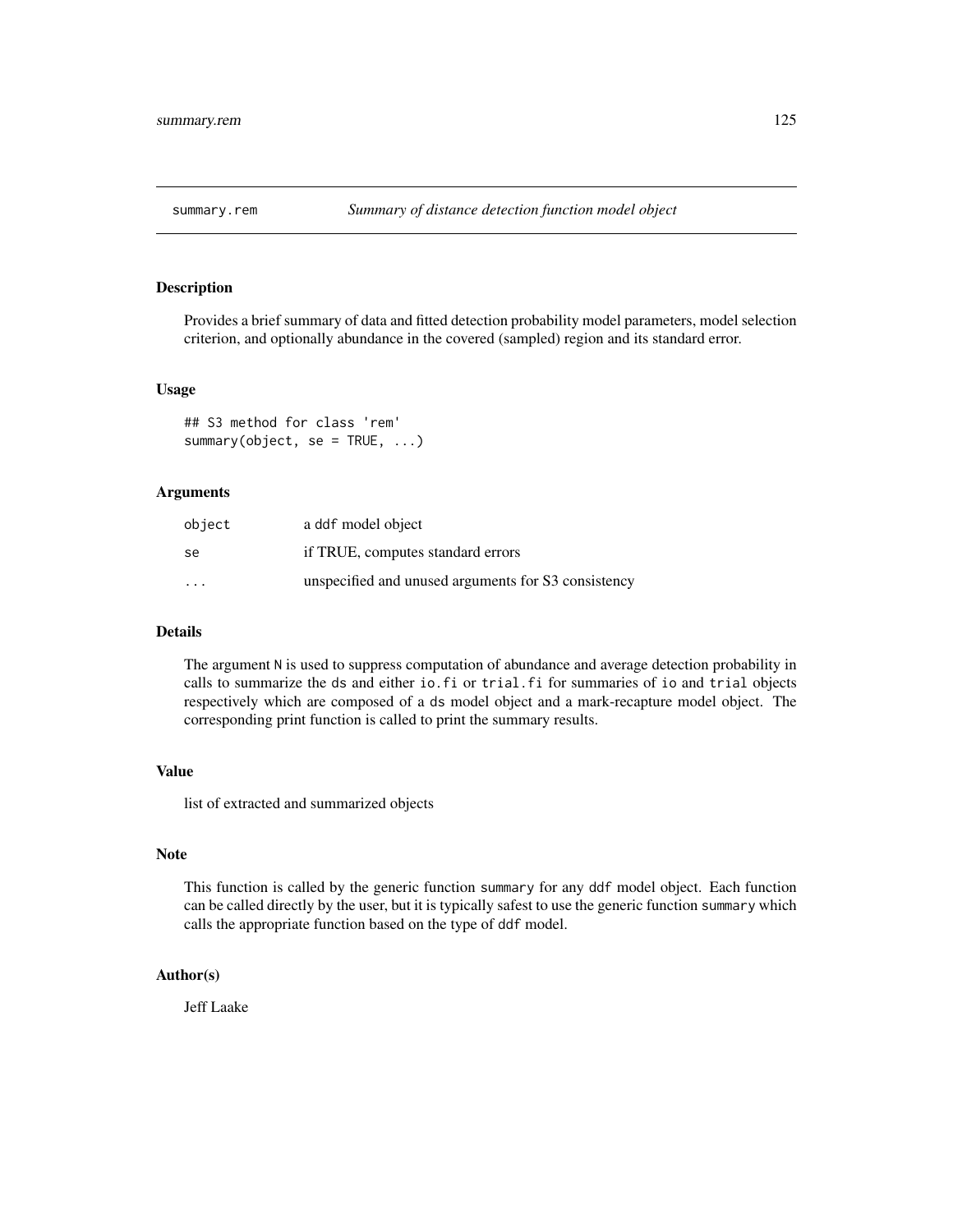## summary.rem    *Summary of distance detection function model object*

### Description

Provides a brief summary of data and fitted detection probability model parameters, model selection criterion, and optionally abundance in the covered (sampled) region and its standard error.

### Usage

```
## S3 method for class 'rem'
summary(object, se = TRUE, ...)
```

### Arguments

| | |
|---|---|
| object | a ddf model object |
| se | if TRUE, computes standard errors |
| ... | unspecified and unused arguments for S3 consistency |

### Details

The argument `N` is used to suppress computation of abundance and average detection probability in calls to summarize the `ds` and either `io.fi` or `trial.fi` for summaries of `io` and `trial` objects respectively which are composed of a `ds` model object and a mark-recapture model object. The corresponding print function is called to print the summary results.

### Value

list of extracted and summarized objects

### Note

This function is called by the generic function `summary` for any `ddf` model object. Each function can be called directly by the user, but it is typically safest to use the generic function `summary` which calls the appropriate function based on the type of `ddf` model.

### Author(s)

Jeff Laake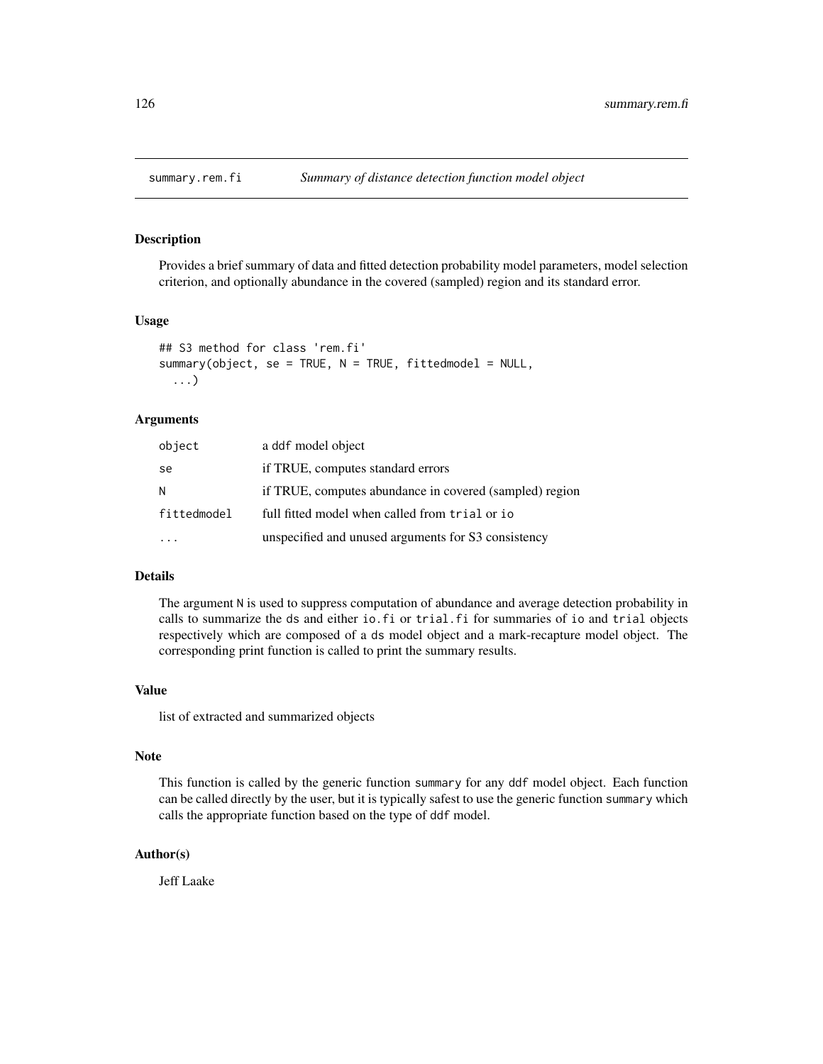# summary.rem.fi *Summary of distance detection function model object*

## Description

Provides a brief summary of data and fitted detection probability model parameters, model selection criterion, and optionally abundance in the covered (sampled) region and its standard error.

## Usage

```
## S3 method for class 'rem.fi'
summary(object, se = TRUE, N = TRUE, fittedmodel = NULL,
  ...)
```

## Arguments

| | |
|---|---|
| object | a ddf model object |
| se | if TRUE, computes standard errors |
| N | if TRUE, computes abundance in covered (sampled) region |
| fittedmodel | full fitted model when called from trial or io |
| ... | unspecified and unused arguments for S3 consistency |

## Details

The argument N is used to suppress computation of abundance and average detection probability in calls to summarize the ds and either io.fi or trial.fi for summaries of io and trial objects respectively which are composed of a ds model object and a mark-recapture model object. The corresponding print function is called to print the summary results.

## Value

list of extracted and summarized objects

## Note

This function is called by the generic function summary for any ddf model object. Each function can be called directly by the user, but it is typically safest to use the generic function summary which calls the appropriate function based on the type of ddf model.

## Author(s)

Jeff Laake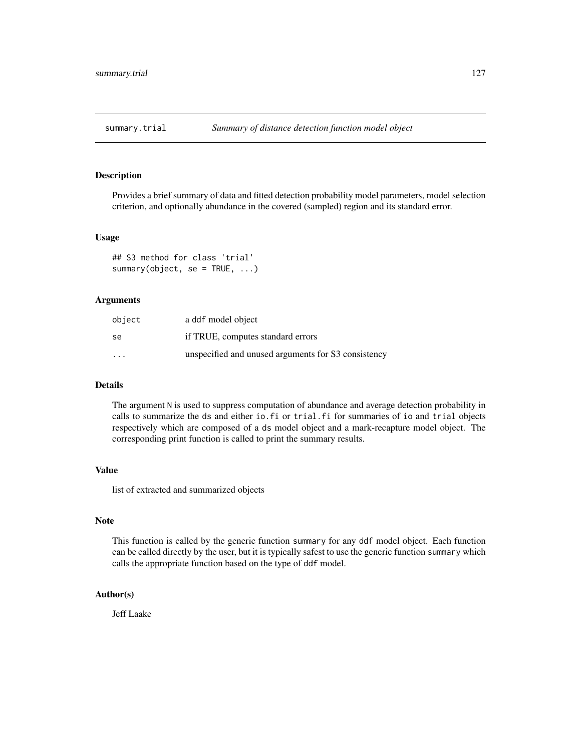# summary.trial — *Summary of distance detection function model object*

## Description

Provides a brief summary of data and fitted detection probability model parameters, model selection criterion, and optionally abundance in the covered (sampled) region and its standard error.

## Usage

```
## S3 method for class 'trial'
summary(object, se = TRUE, ...)
```

## Arguments

| | |
|---|---|
| `object` | a `ddf` model object |
| `se` | if TRUE, computes standard errors |
| `...` | unspecified and unused arguments for S3 consistency |

## Details

The argument `N` is used to suppress computation of abundance and average detection probability in calls to summarize the `ds` and either `io.fi` or `trial.fi` for summaries of `io` and `trial` objects respectively which are composed of a `ds` model object and a mark-recapture model object. The corresponding print function is called to print the summary results.

## Value

list of extracted and summarized objects

## Note

This function is called by the generic function `summary` for any `ddf` model object. Each function can be called directly by the user, but it is typically safest to use the generic function `summary` which calls the appropriate function based on the type of `ddf` model.

## Author(s)

Jeff Laake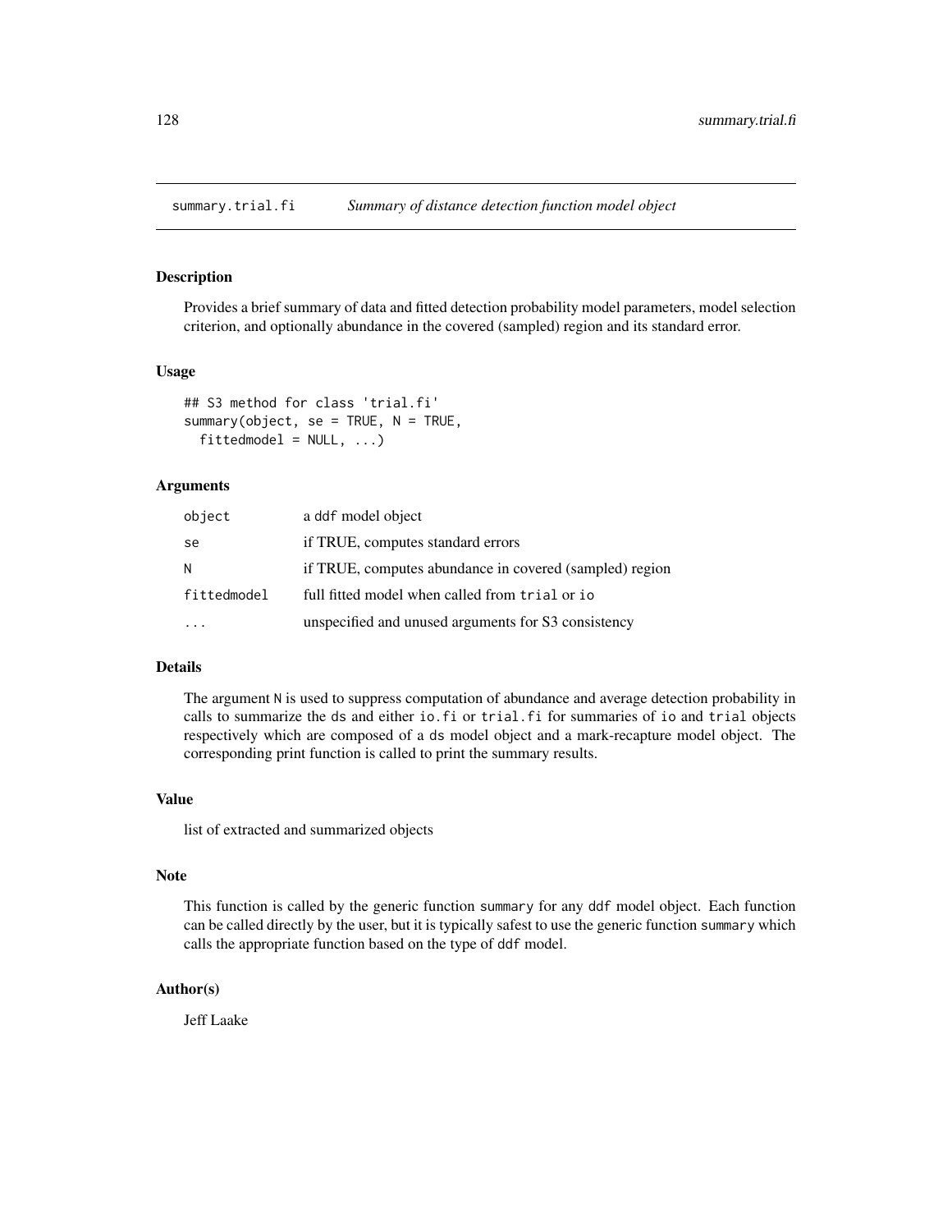## summary.trial.fi *Summary of distance detection function model object*

### Description

Provides a brief summary of data and fitted detection probability model parameters, model selection criterion, and optionally abundance in the covered (sampled) region and its standard error.

### Usage

```
## S3 method for class 'trial.fi'
summary(object, se = TRUE, N = TRUE,
  fittedmodel = NULL, ...)
```

### Arguments

| | |
|---|---|
| object | a ddf model object |
| se | if TRUE, computes standard errors |
| N | if TRUE, computes abundance in covered (sampled) region |
| fittedmodel | full fitted model when called from trial or io |
| ... | unspecified and unused arguments for S3 consistency |

### Details

The argument N is used to suppress computation of abundance and average detection probability in calls to summarize the ds and either io.fi or trial.fi for summaries of io and trial objects respectively which are composed of a ds model object and a mark-recapture model object. The corresponding print function is called to print the summary results.

### Value

list of extracted and summarized objects

### Note

This function is called by the generic function summary for any ddf model object. Each function can be called directly by the user, but it is typically safest to use the generic function summary which calls the appropriate function based on the type of ddf model.

### Author(s)

Jeff Laake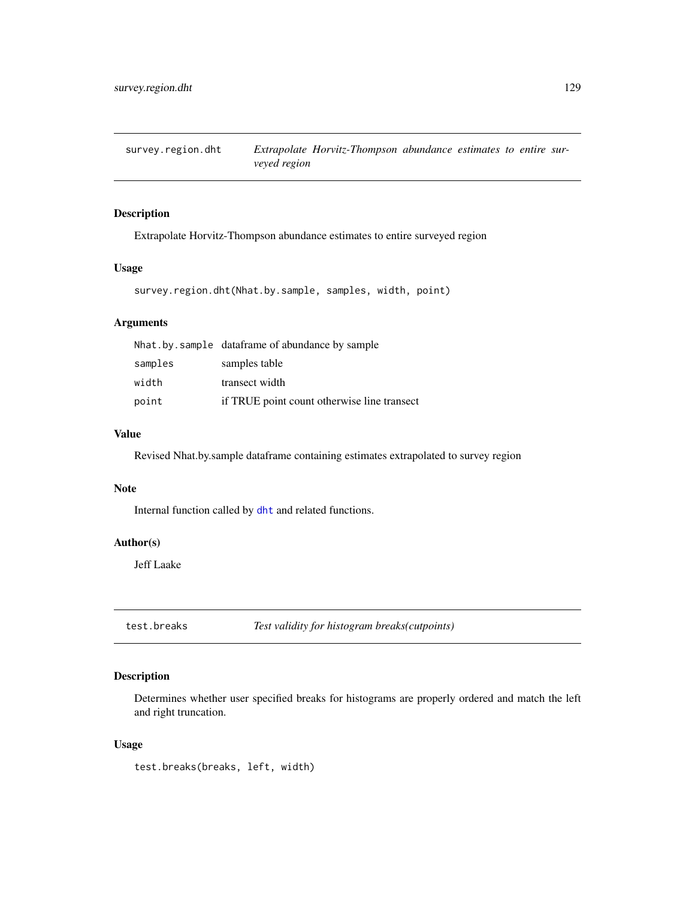## survey.region.dht — *Extrapolate Horvitz-Thompson abundance estimates to entire surveyed region*

### Description

Extrapolate Horvitz-Thompson abundance estimates to entire surveyed region

### Usage

```
survey.region.dht(Nhat.by.sample, samples, width, point)
```

### Arguments

| | |
|---|---|
| `Nhat.by.sample` | dataframe of abundance by sample |
| `samples` | samples table |
| `width` | transect width |
| `point` | if TRUE point count otherwise line transect |

### Value

Revised Nhat.by.sample dataframe containing estimates extrapolated to survey region

### Note

Internal function called by `dht` and related functions.

### Author(s)

Jeff Laake

## test.breaks — *Test validity for histogram breaks(cutpoints)*

### Description

Determines whether user specified breaks for histograms are properly ordered and match the left and right truncation.

### Usage

```
test.breaks(breaks, left, width)
```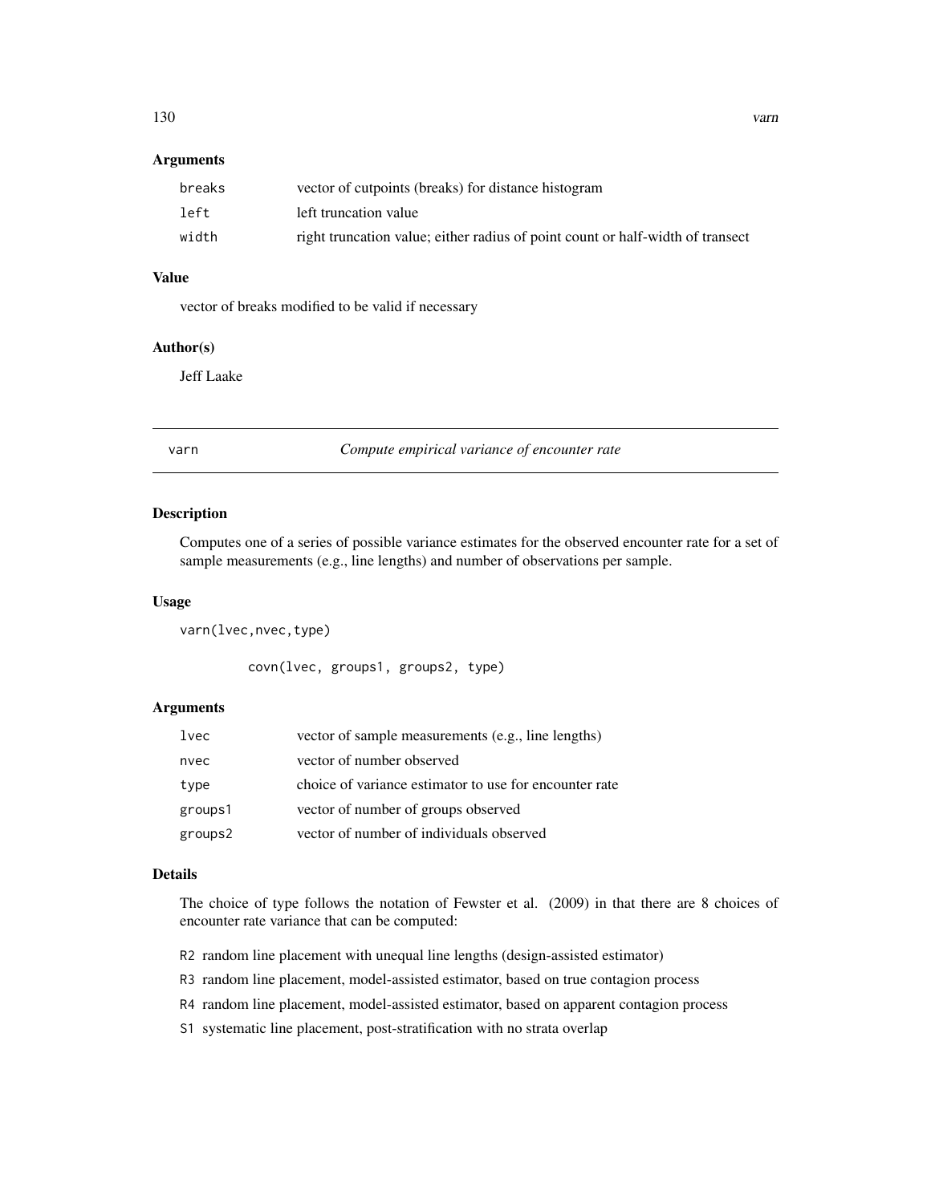### Arguments

| | |
|---|---|
| `breaks` | vector of cutpoints (breaks) for distance histogram |
| `left` | left truncation value |
| `width` | right truncation value; either radius of point count or half-width of transect |

### Value

vector of breaks modified to be valid if necessary

### Author(s)

Jeff Laake

---

## varn — *Compute empirical variance of encounter rate*

---

### Description

Computes one of a series of possible variance estimates for the observed encounter rate for a set of sample measurements (e.g., line lengths) and number of observations per sample.

### Usage

```
varn(lvec,nvec,type)

        covn(lvec, groups1, groups2, type)
```

### Arguments

| | |
|---|---|
| `lvec` | vector of sample measurements (e.g., line lengths) |
| `nvec` | vector of number observed |
| `type` | choice of variance estimator to use for encounter rate |
| `groups1` | vector of number of groups observed |
| `groups2` | vector of number of individuals observed |

### Details

The choice of type follows the notation of Fewster et al. (2009) in that there are 8 choices of encounter rate variance that can be computed:

- `R2` random line placement with unequal line lengths (design-assisted estimator)
- `R3` random line placement, model-assisted estimator, based on true contagion process
- `R4` random line placement, model-assisted estimator, based on apparent contagion process
- `S1` systematic line placement, post-stratification with no strata overlap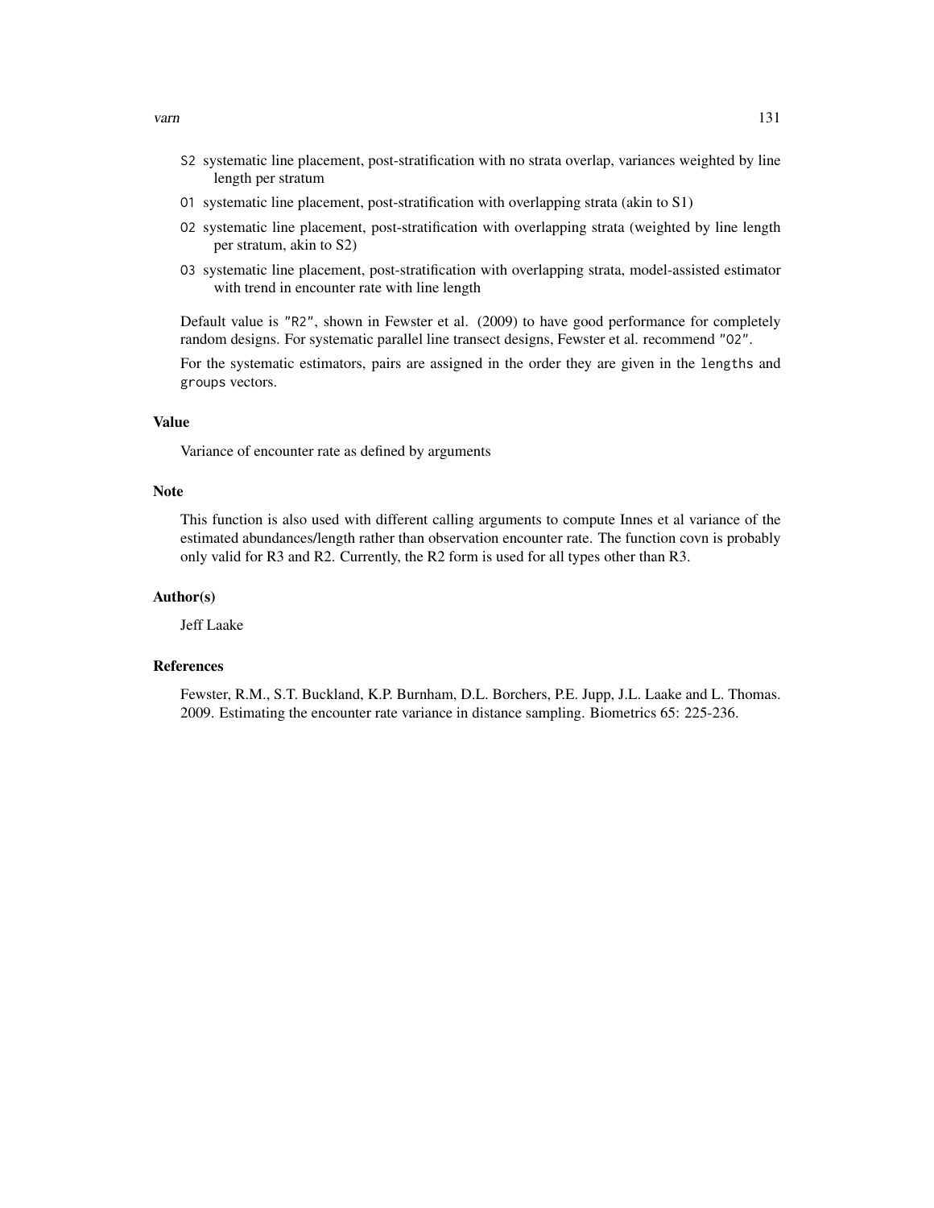- `S2` systematic line placement, post-stratification with no strata overlap, variances weighted by line length per stratum
- `O1` systematic line placement, post-stratification with overlapping strata (akin to S1)
- `O2` systematic line placement, post-stratification with overlapping strata (weighted by line length per stratum, akin to S2)
- `O3` systematic line placement, post-stratification with overlapping strata, model-assisted estimator with trend in encounter rate with line length

Default value is `"R2"`, shown in Fewster et al. (2009) to have good performance for completely random designs. For systematic parallel line transect designs, Fewster et al. recommend `"O2"`.

For the systematic estimators, pairs are assigned in the order they are given in the `lengths` and `groups` vectors.

## Value

Variance of encounter rate as defined by arguments

## Note

This function is also used with different calling arguments to compute Innes et al variance of the estimated abundances/length rather than observation encounter rate. The function covn is probably only valid for R3 and R2. Currently, the R2 form is used for all types other than R3.

## Author(s)

Jeff Laake

## References

Fewster, R.M., S.T. Buckland, K.P. Burnham, D.L. Borchers, P.E. Jupp, J.L. Laake and L. Thomas. 2009. Estimating the encounter rate variance in distance sampling. Biometrics 65: 225-236.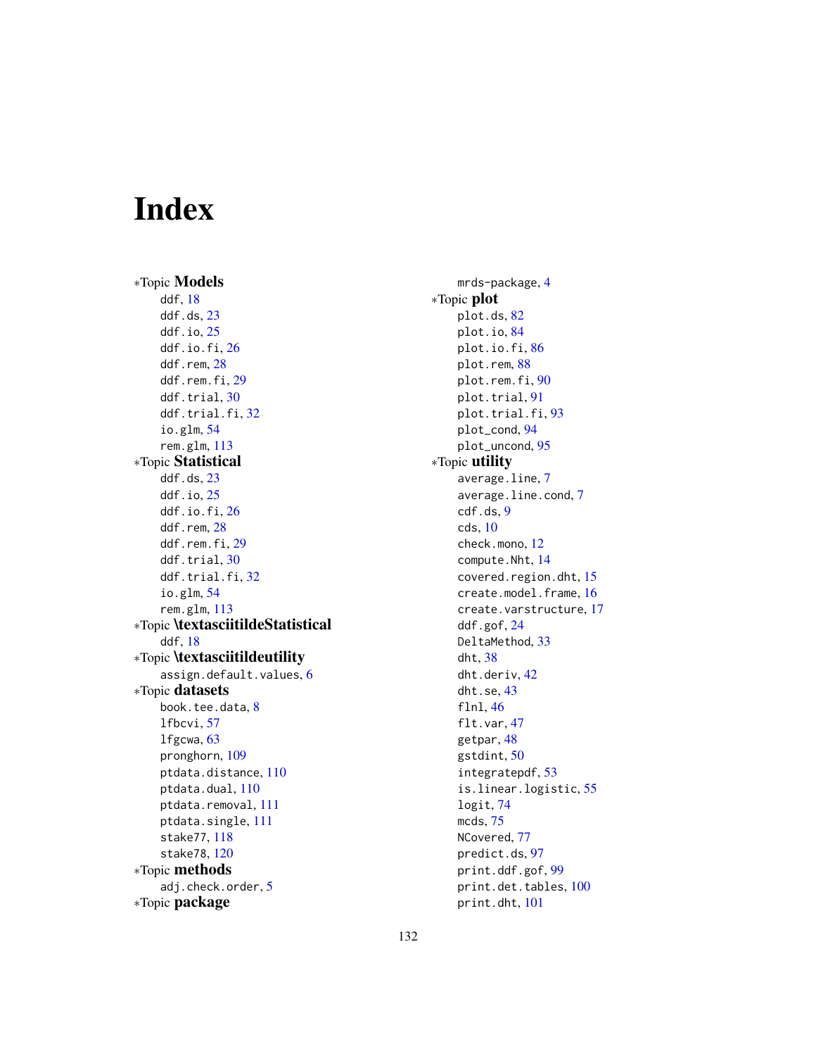# Index

∗Topic **Models**
- ddf, 18
- ddf.ds, 23
- ddf.io, 25
- ddf.io.fi, 26
- ddf.rem, 28
- ddf.rem.fi, 29
- ddf.trial, 30
- ddf.trial.fi, 32
- io.glm, 54
- rem.glm, 113

∗Topic **Statistical**
- ddf.ds, 23
- ddf.io, 25
- ddf.io.fi, 26
- ddf.rem, 28
- ddf.rem.fi, 29
- ddf.trial, 30
- ddf.trial.fi, 32
- io.glm, 54
- rem.glm, 113

∗Topic **\textasciitildeStatistical**
- ddf, 18

∗Topic **\textasciitildeutility**
- assign.default.values, 6

∗Topic **datasets**
- book.tee.data, 8
- lfbcvi, 57
- lfgcwa, 63
- pronghorn, 109
- ptdata.distance, 110
- ptdata.dual, 110
- ptdata.removal, 111
- ptdata.single, 111
- stake77, 118
- stake78, 120

∗Topic **methods**
- adj.check.order, 5

∗Topic **package**
- mrds-package, 4

∗Topic **plot**
- plot.ds, 82
- plot.io, 84
- plot.io.fi, 86
- plot.rem, 88
- plot.rem.fi, 90
- plot.trial, 91
- plot.trial.fi, 93
- plot_cond, 94
- plot_uncond, 95

∗Topic **utility**
- average.line, 7
- average.line.cond, 7
- cdf.ds, 9
- cds, 10
- check.mono, 12
- compute.Nht, 14
- covered.region.dht, 15
- create.model.frame, 16
- create.varstructure, 17
- ddf.gof, 24
- DeltaMethod, 33
- dht, 38
- dht.deriv, 42
- dht.se, 43
- flnl, 46
- flt.var, 47
- getpar, 48
- gstdint, 50
- integratepdf, 53
- is.linear.logistic, 55
- logit, 74
- mcds, 75
- NCovered, 77
- predict.ds, 97
- print.ddf.gof, 99
- print.det.tables, 100
- print.dht, 101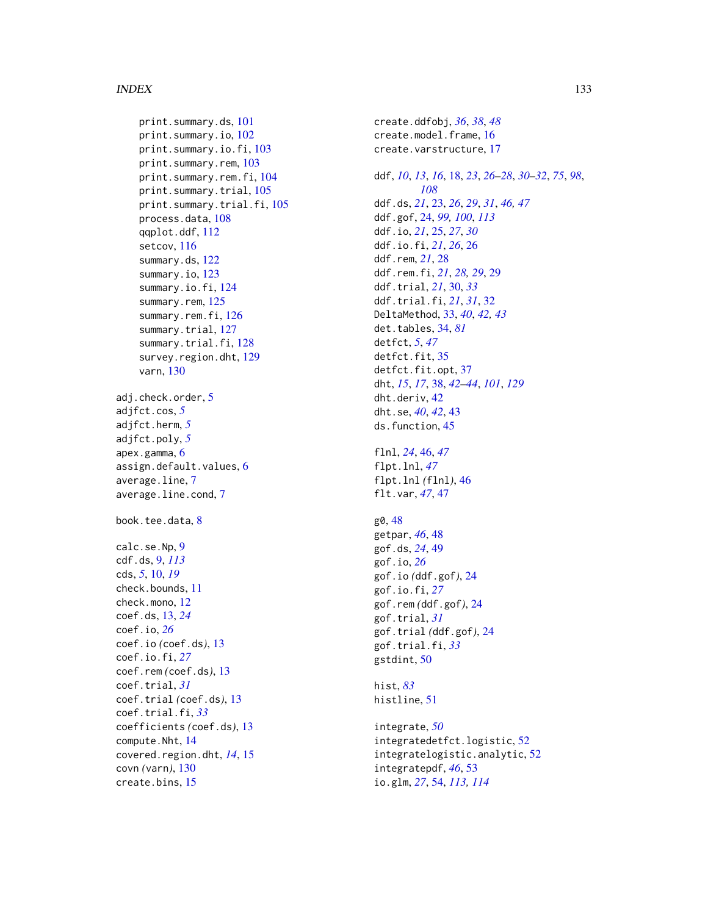print.summary.ds, 101
print.summary.io, 102
print.summary.io.fi, 103
print.summary.rem, 103
print.summary.rem.fi, 104
print.summary.trial, 105
print.summary.trial.fi, 105
process.data, 108
qqplot.ddf, 112
setcov, 116
summary.ds, 122
summary.io, 123
summary.io.fi, 124
summary.rem, 125
summary.rem.fi, 126
summary.trial, 127
summary.trial.fi, 128
survey.region.dht, 129
varn, 130

adj.check.order, 5
adjfct.cos, *5*
adjfct.herm, *5*
adjfct.poly, *5*
apex.gamma, 6
assign.default.values, 6
average.line, 7
average.line.cond, 7

book.tee.data, 8

calc.se.Np, 9
cdf.ds, 9, *113*
cds, *5*, 10, *19*
check.bounds, 11
check.mono, 12
coef.ds, 13, *24*
coef.io, *26*
coef.io *(*coef.ds*)*, 13
coef.io.fi, *27*
coef.rem *(*coef.ds*)*, 13
coef.trial, *31*
coef.trial *(*coef.ds*)*, 13
coef.trial.fi, *33*
coefficients *(*coef.ds*)*, 13
compute.Nht, 14
covered.region.dht, *14*, 15
covn *(*varn*)*, 130
create.bins, 15

create.ddfobj, *36*, *38*, *48*
create.model.frame, 16
create.varstructure, 17

ddf, *10*, *13*, *16*, 18, *23*, *26–28*, *30–32*, *75*, *98*, *108*
ddf.ds, *21*, 23, *26*, *29*, *31*, *46*, *47*
ddf.gof, 24, *99*, *100*, *113*
ddf.io, *21*, 25, *27*, *30*
ddf.io.fi, *21*, *26*, 26
ddf.rem, *21*, 28
ddf.rem.fi, *21*, *28*, *29*, 29
ddf.trial, *21*, 30, *33*
ddf.trial.fi, *21*, *31*, 32
DeltaMethod, 33, *40*, *42*, *43*
det.tables, 34, *81*
detfct, *5*, *47*
detfct.fit, 35
detfct.fit.opt, 37
dht, *15*, *17*, 38, *42–44*, *101*, *129*
dht.deriv, 42
dht.se, *40*, *42*, 43
ds.function, 45

flnl, *24*, 46, *47*
flpt.lnl, *47*
flpt.lnl *(*flnl*)*, 46
flt.var, *47*, 47

g0, 48
getpar, *46*, 48
gof.ds, *24*, 49
gof.io, *26*
gof.io *(*ddf.gof*)*, 24
gof.io.fi, *27*
gof.rem *(*ddf.gof*)*, 24
gof.trial, *31*
gof.trial *(*ddf.gof*)*, 24
gof.trial.fi, *33*
gstdint, 50

hist, *83*
histline, 51

integrate, *50*
integratedetfct.logistic, 52
integratelogistic.analytic, 52
integratepdf, *46*, 53
io.glm, *27*, 54, *113*, *114*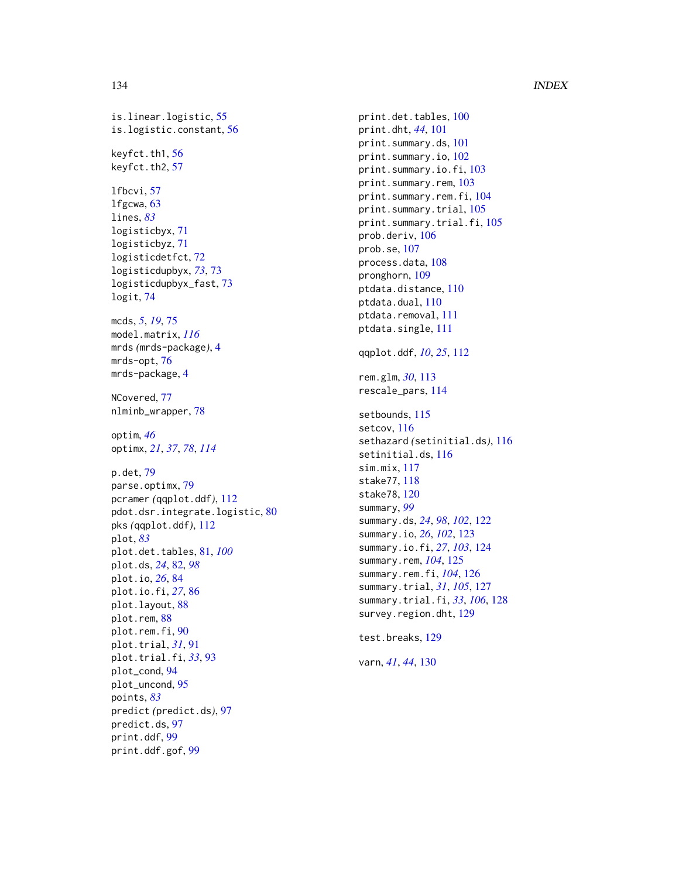is.linear.logistic, 55
is.logistic.constant, 56

keyfct.th1, 56
keyfct.th2, 57

lfbcvi, 57
lfgcwa, 63
lines, *83*
logisticbyx, 71
logisticbyz, 71
logisticdetfct, 72
logisticdupbyx, *73*, 73
logisticdupbyx_fast, 73
logit, 74

mcds, *5*, *19*, 75
model.matrix, *116*
mrds *(mrds-package)*, 4
mrds-opt, 76
mrds-package, 4

NCovered, 77
nlminb_wrapper, 78

optim, *46*
optimx, *21*, *37*, *78*, *114*

p.det, 79
parse.optimx, 79
pcramer *(qqplot.ddf)*, 112
pdot.dsr.integrate.logistic, 80
pks *(qqplot.ddf)*, 112
plot, *83*
plot.det.tables, 81, *100*
plot.ds, *24*, 82, *98*
plot.io, *26*, 84
plot.io.fi, *27*, 86
plot.layout, 88
plot.rem, 88
plot.rem.fi, 90
plot.trial, *31*, 91
plot.trial.fi, *33*, 93
plot_cond, 94
plot_uncond, 95
points, *83*
predict *(predict.ds)*, 97
predict.ds, 97
print.ddf, 99
print.ddf.gof, 99
print.det.tables, 100
print.dht, *44*, 101
print.summary.ds, 101
print.summary.io, 102
print.summary.io.fi, 103
print.summary.rem, 103
print.summary.rem.fi, 104
print.summary.trial, 105
print.summary.trial.fi, 105
prob.deriv, 106
prob.se, 107
process.data, 108
pronghorn, 109
ptdata.distance, 110
ptdata.dual, 110
ptdata.removal, 111
ptdata.single, 111

qqplot.ddf, *10*, *25*, 112

rem.glm, *30*, 113
rescale_pars, 114

setbounds, 115
setcov, 116
sethazard *(setinitial.ds)*, 116
setinitial.ds, 116
sim.mix, 117
stake77, 118
stake78, 120
summary, *99*
summary.ds, *24*, *98*, *102*, 122
summary.io, *26*, *102*, 123
summary.io.fi, *27*, *103*, 124
summary.rem, *104*, 125
summary.rem.fi, *104*, 126
summary.trial, *31*, *105*, 127
summary.trial.fi, *33*, *106*, 128
survey.region.dht, 129

test.breaks, 129

varn, *41*, *44*, 130